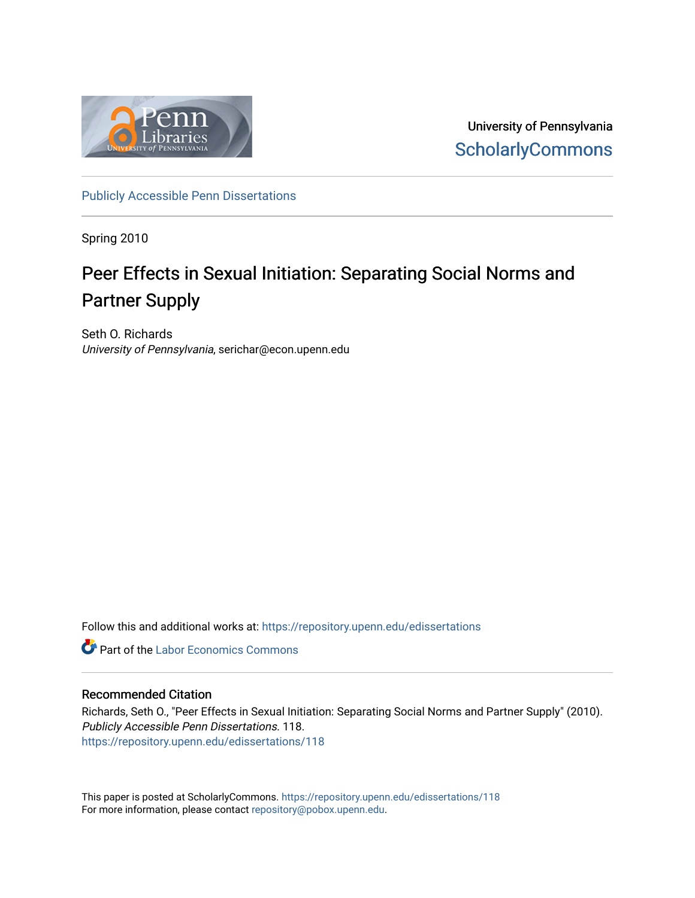University of Pennsylvania
ScholarlyCommons

Publicly Accessible Penn Dissertations

Spring 2010

# Peer Effects in Sexual Initiation: Separating Social Norms and Partner Supply

Seth O. Richards
*University of Pennsylvania*, serichar@econ.upenn.edu

Follow this and additional works at: https://repository.upenn.edu/edissertations

Part of the Labor Economics Commons

## Recommended Citation

Richards, Seth O., "Peer Effects in Sexual Initiation: Separating Social Norms and Partner Supply" (2010). *Publicly Accessible Penn Dissertations*. 118.
https://repository.upenn.edu/edissertations/118

This paper is posted at ScholarlyCommons. https://repository.upenn.edu/edissertations/118
For more information, please contact repository@pobox.upenn.edu.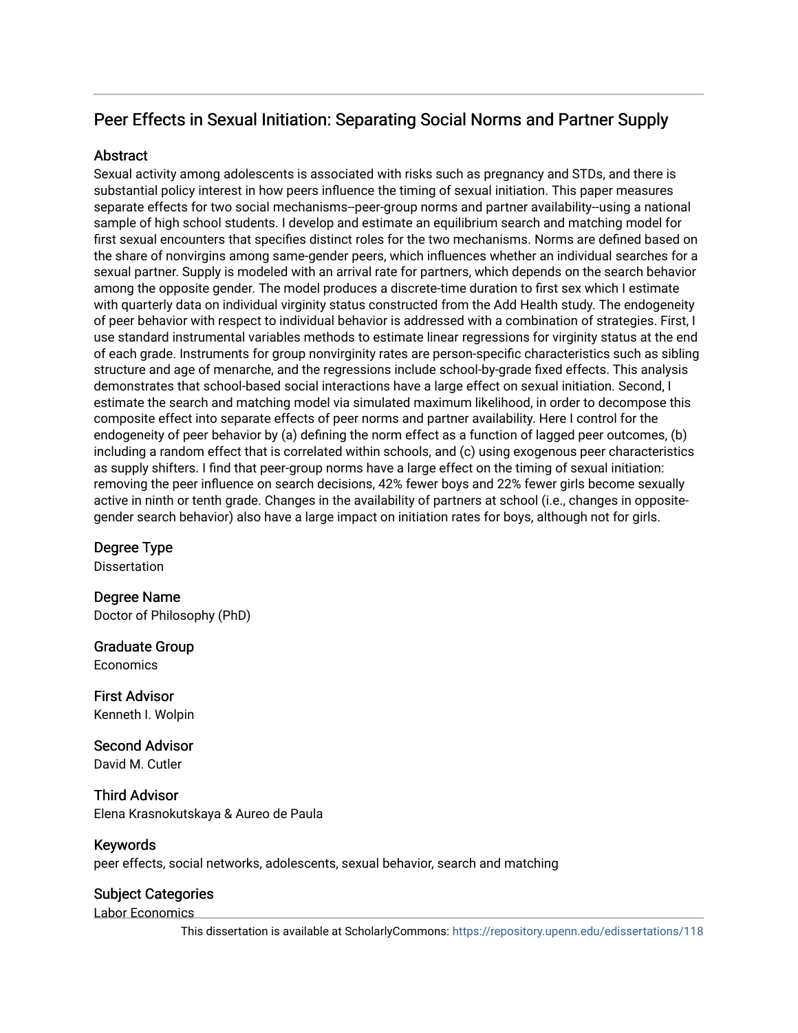## Peer Effects in Sexual Initiation: Separating Social Norms and Partner Supply

### Abstract

Sexual activity among adolescents is associated with risks such as pregnancy and STDs, and there is substantial policy interest in how peers influence the timing of sexual initiation. This paper measures separate effects for two social mechanisms--peer-group norms and partner availability--using a national sample of high school students. I develop and estimate an equilibrium search and matching model for first sexual encounters that specifies distinct roles for the two mechanisms. Norms are defined based on the share of nonvirgins among same-gender peers, which influences whether an individual searches for a sexual partner. Supply is modeled with an arrival rate for partners, which depends on the search behavior among the opposite gender. The model produces a discrete-time duration to first sex which I estimate with quarterly data on individual virginity status constructed from the Add Health study. The endogeneity of peer behavior with respect to individual behavior is addressed with a combination of strategies. First, I use standard instrumental variables methods to estimate linear regressions for virginity status at the end of each grade. Instruments for group nonvirginity rates are person-specific characteristics such as sibling structure and age of menarche, and the regressions include school-by-grade fixed effects. This analysis demonstrates that school-based social interactions have a large effect on sexual initiation. Second, I estimate the search and matching model via simulated maximum likelihood, in order to decompose this composite effect into separate effects of peer norms and partner availability. Here I control for the endogeneity of peer behavior by (a) defining the norm effect as a function of lagged peer outcomes, (b) including a random effect that is correlated within schools, and (c) using exogenous peer characteristics as supply shifters. I find that peer-group norms have a large effect on the timing of sexual initiation: removing the peer influence on search decisions, 42% fewer boys and 22% fewer girls become sexually active in ninth or tenth grade. Changes in the availability of partners at school (i.e., changes in opposite-gender search behavior) also have a large impact on initiation rates for boys, although not for girls.

### Degree Type

Dissertation

### Degree Name

Doctor of Philosophy (PhD)

### Graduate Group

Economics

### First Advisor

Kenneth I. Wolpin

### Second Advisor

David M. Cutler

### Third Advisor

Elena Krasnokutskaya & Aureo de Paula

### Keywords

peer effects, social networks, adolescents, sexual behavior, search and matching

### Subject Categories

Labor Economics

This dissertation is available at ScholarlyCommons: https://repository.upenn.edu/edissertations/118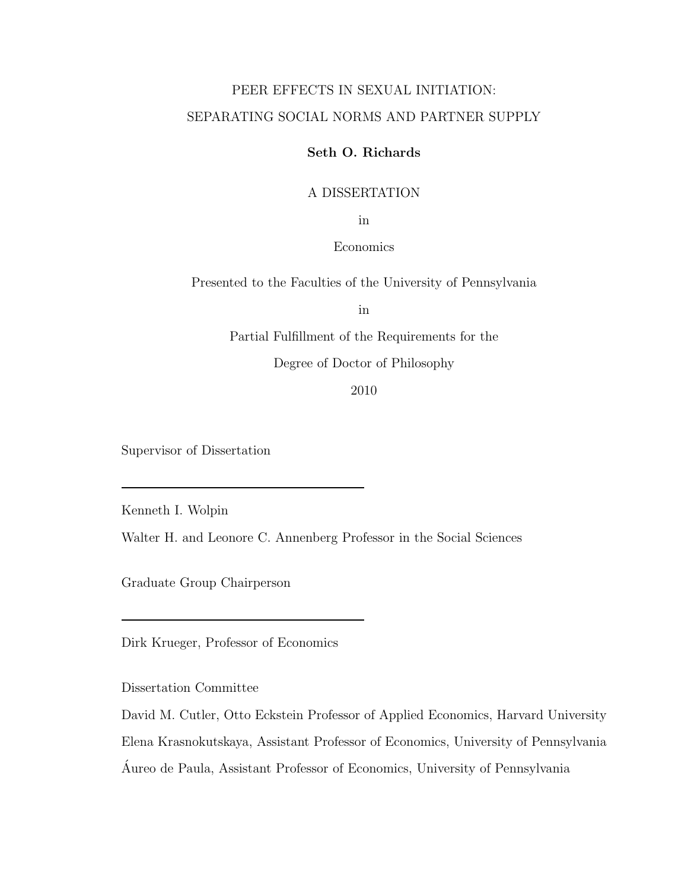# PEER EFFECTS IN SEXUAL INITIATION: SEPARATING SOCIAL NORMS AND PARTNER SUPPLY

**Seth O. Richards**

A DISSERTATION

in

Economics

Presented to the Faculties of the University of Pennsylvania

in

Partial Fulfillment of the Requirements for the

Degree of Doctor of Philosophy

2010

Supervisor of Dissertation

\_\_\_\_\_\_\_\_\_\_\_\_\_\_\_\_\_\_\_\_\_\_\_\_\_\_\_\_\_\_

Kenneth I. Wolpin

Walter H. and Leonore C. Annenberg Professor in the Social Sciences

Graduate Group Chairperson

\_\_\_\_\_\_\_\_\_\_\_\_\_\_\_\_\_\_\_\_\_\_\_\_\_\_\_\_\_\_

Dirk Krueger, Professor of Economics

Dissertation Committee

David M. Cutler, Otto Eckstein Professor of Applied Economics, Harvard University

Elena Krasnokutskaya, Assistant Professor of Economics, University of Pennsylvania

Áureo de Paula, Assistant Professor of Economics, University of Pennsylvania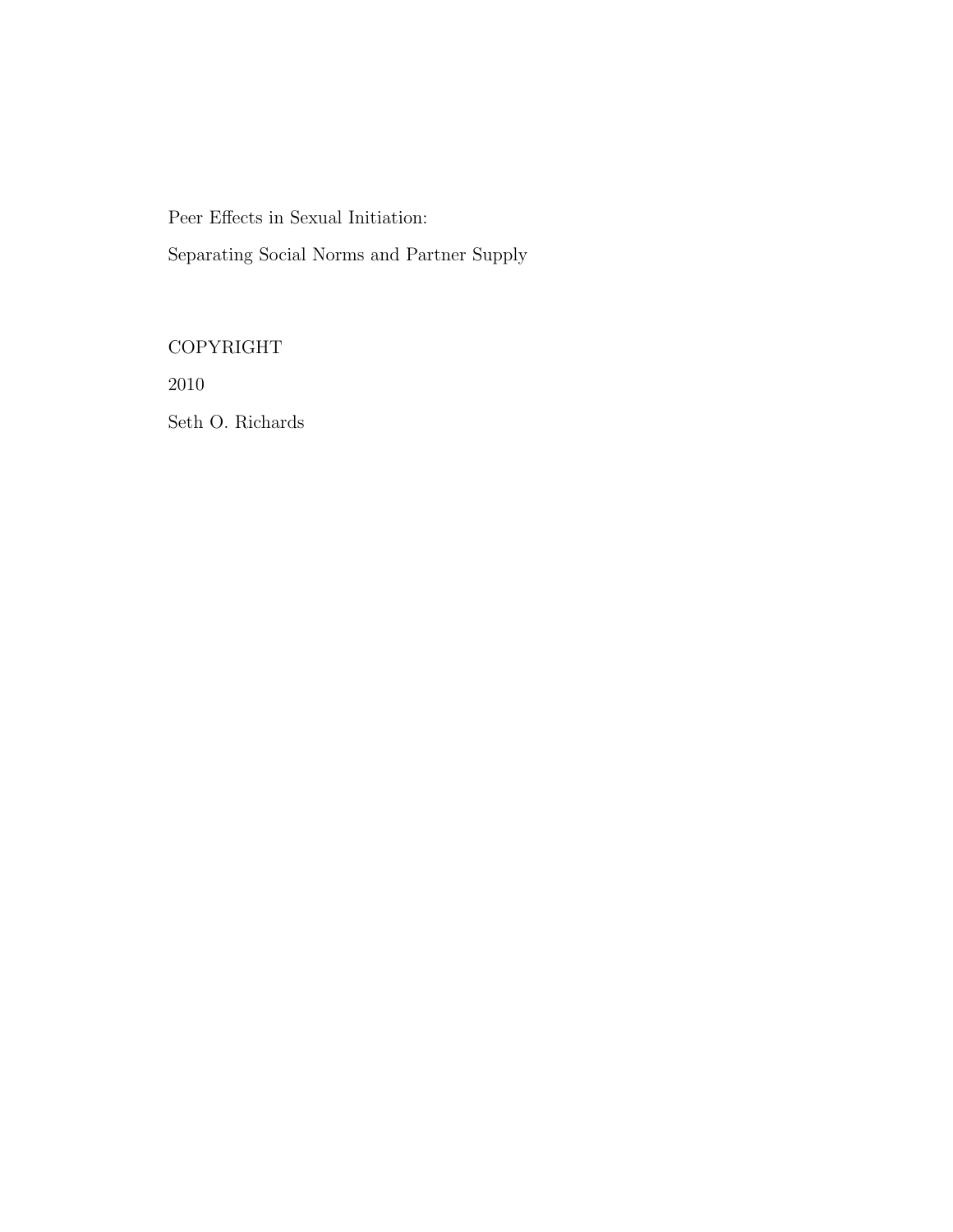Peer Effects in Sexual Initiation:

Separating Social Norms and Partner Supply

COPYRIGHT

2010

Seth O. Richards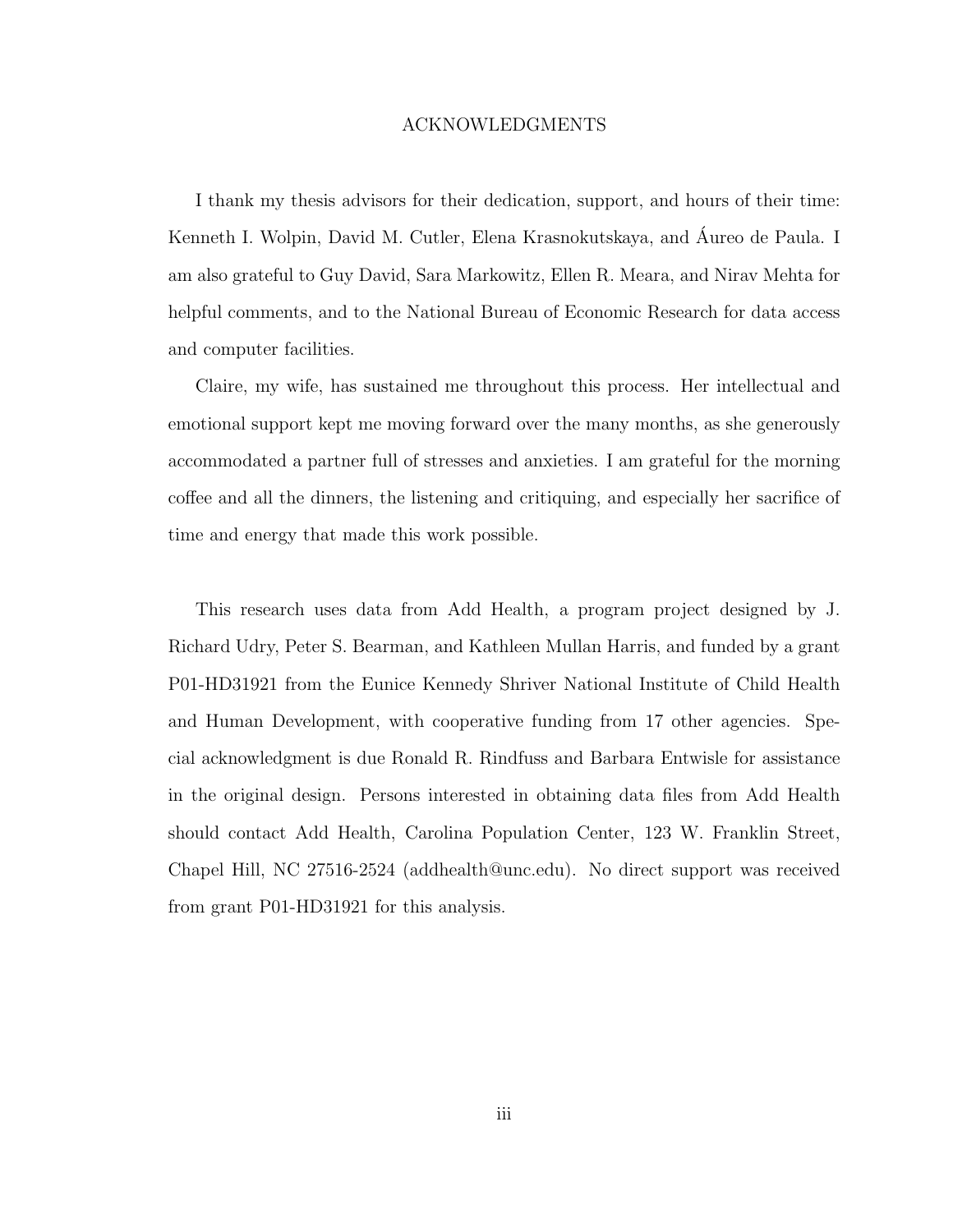# ACKNOWLEDGMENTS

I thank my thesis advisors for their dedication, support, and hours of their time: Kenneth I. Wolpin, David M. Cutler, Elena Krasnokutskaya, and Áureo de Paula. I am also grateful to Guy David, Sara Markowitz, Ellen R. Meara, and Nirav Mehta for helpful comments, and to the National Bureau of Economic Research for data access and computer facilities.

Claire, my wife, has sustained me throughout this process. Her intellectual and emotional support kept me moving forward over the many months, as she generously accommodated a partner full of stresses and anxieties. I am grateful for the morning coffee and all the dinners, the listening and critiquing, and especially her sacrifice of time and energy that made this work possible.

This research uses data from Add Health, a program project designed by J. Richard Udry, Peter S. Bearman, and Kathleen Mullan Harris, and funded by a grant P01-HD31921 from the Eunice Kennedy Shriver National Institute of Child Health and Human Development, with cooperative funding from 17 other agencies. Special acknowledgment is due Ronald R. Rindfuss and Barbara Entwisle for assistance in the original design. Persons interested in obtaining data files from Add Health should contact Add Health, Carolina Population Center, 123 W. Franklin Street, Chapel Hill, NC 27516-2524 (addhealth@unc.edu). No direct support was received from grant P01-HD31921 for this analysis.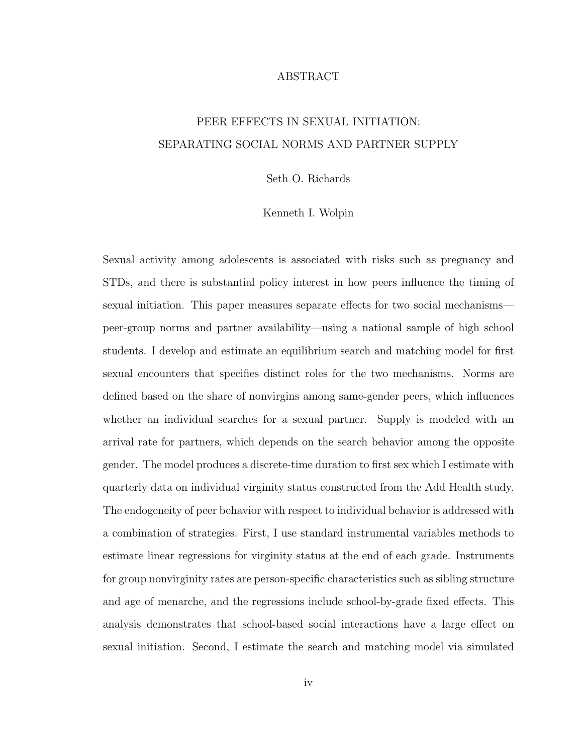# ABSTRACT

## PEER EFFECTS IN SEXUAL INITIATION: SEPARATING SOCIAL NORMS AND PARTNER SUPPLY

Seth O. Richards

Kenneth I. Wolpin

Sexual activity among adolescents is associated with risks such as pregnancy and STDs, and there is substantial policy interest in how peers influence the timing of sexual initiation. This paper measures separate effects for two social mechanisms—peer-group norms and partner availability—using a national sample of high school students. I develop and estimate an equilibrium search and matching model for first sexual encounters that specifies distinct roles for the two mechanisms. Norms are defined based on the share of nonvirgins among same-gender peers, which influences whether an individual searches for a sexual partner. Supply is modeled with an arrival rate for partners, which depends on the search behavior among the opposite gender. The model produces a discrete-time duration to first sex which I estimate with quarterly data on individual virginity status constructed from the Add Health study. The endogeneity of peer behavior with respect to individual behavior is addressed with a combination of strategies. First, I use standard instrumental variables methods to estimate linear regressions for virginity status at the end of each grade. Instruments for group nonvirginity rates are person-specific characteristics such as sibling structure and age of menarche, and the regressions include school-by-grade fixed effects. This analysis demonstrates that school-based social interactions have a large effect on sexual initiation. Second, I estimate the search and matching model via simulated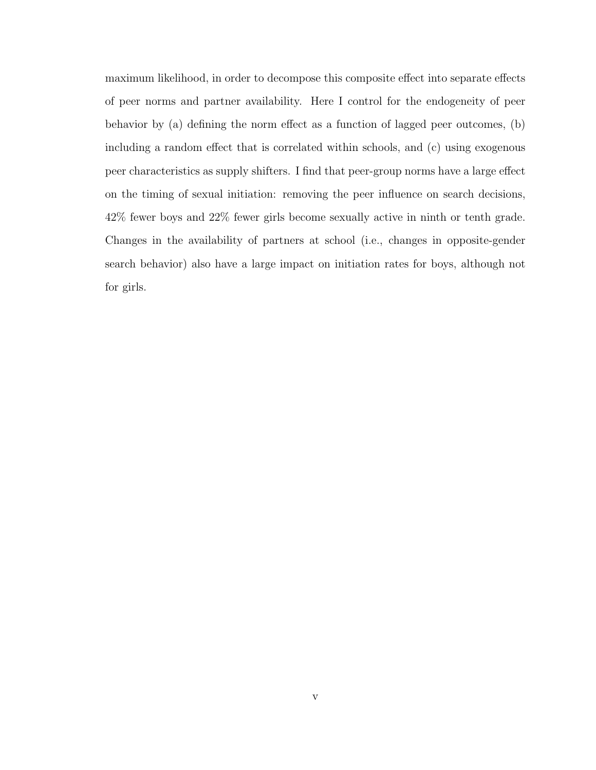maximum likelihood, in order to decompose this composite effect into separate effects of peer norms and partner availability. Here I control for the endogeneity of peer behavior by (a) defining the norm effect as a function of lagged peer outcomes, (b) including a random effect that is correlated within schools, and (c) using exogenous peer characteristics as supply shifters. I find that peer-group norms have a large effect on the timing of sexual initiation: removing the peer influence on search decisions, 42% fewer boys and 22% fewer girls become sexually active in ninth or tenth grade. Changes in the availability of partners at school (i.e., changes in opposite-gender search behavior) also have a large impact on initiation rates for boys, although not for girls.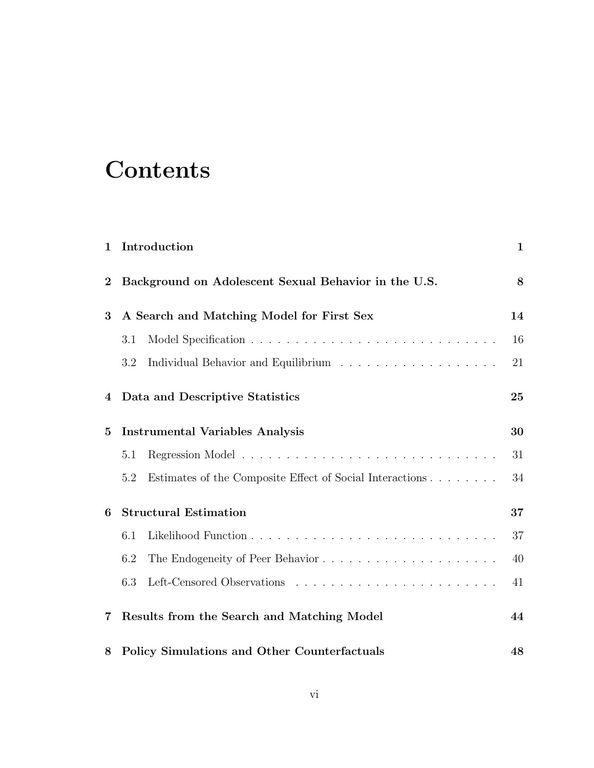# Contents

| | | |
|---|---|---|
| **1** | **Introduction** | **1** |
| **2** | **Background on Adolescent Sexual Behavior in the U.S.** | **8** |
| **3** | **A Search and Matching Model for First Sex** | **14** |
| | 3.1 Model Specification | 16 |
| | 3.2 Individual Behavior and Equilibrium | 21 |
| **4** | **Data and Descriptive Statistics** | **25** |
| **5** | **Instrumental Variables Analysis** | **30** |
| | 5.1 Regression Model | 31 |
| | 5.2 Estimates of the Composite Effect of Social Interactions | 34 |
| **6** | **Structural Estimation** | **37** |
| | 6.1 Likelihood Function | 37 |
| | 6.2 The Endogeneity of Peer Behavior | 40 |
| | 6.3 Left-Censored Observations | 41 |
| **7** | **Results from the Search and Matching Model** | **44** |
| **8** | **Policy Simulations and Other Counterfactuals** | **48** |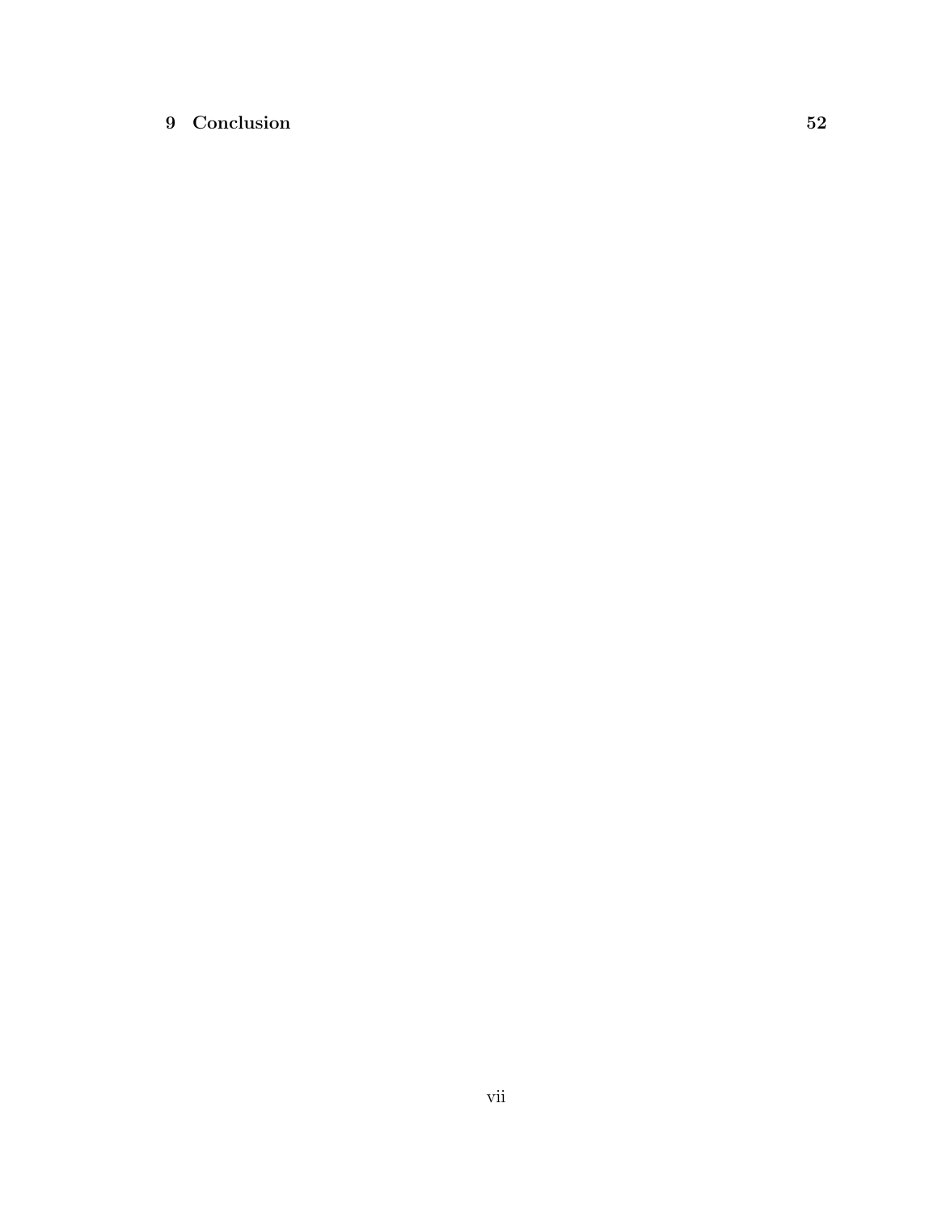**9 Conclusion** **52**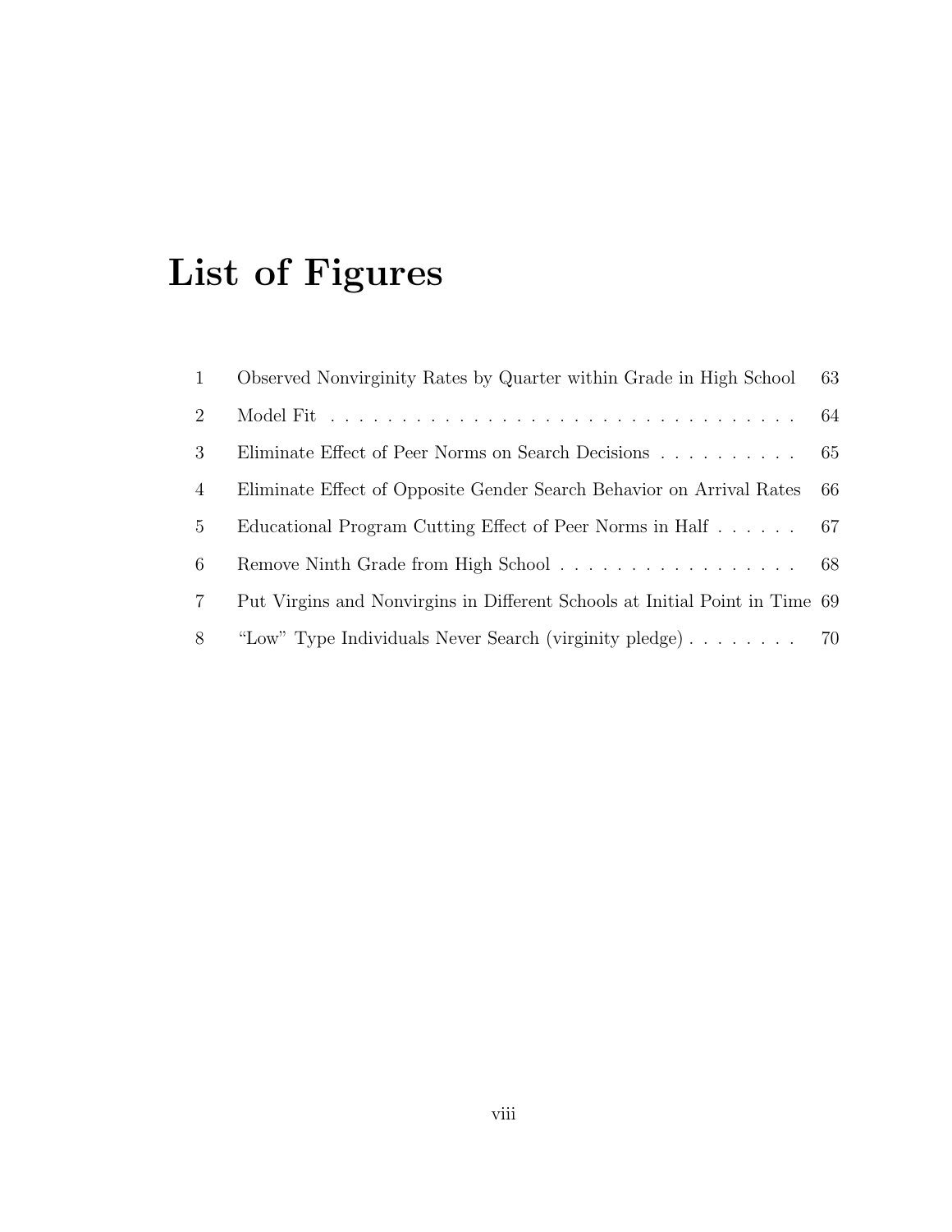# List of Figures

| | | |
|---|---|---|
| 1 | Observed Nonvirginity Rates by Quarter within Grade in High School | 63 |
| 2 | Model Fit | 64 |
| 3 | Eliminate Effect of Peer Norms on Search Decisions | 65 |
| 4 | Eliminate Effect of Opposite Gender Search Behavior on Arrival Rates | 66 |
| 5 | Educational Program Cutting Effect of Peer Norms in Half | 67 |
| 6 | Remove Ninth Grade from High School | 68 |
| 7 | Put Virgins and Nonvirgins in Different Schools at Initial Point in Time | 69 |
| 8 | "Low" Type Individuals Never Search (virginity pledge) | 70 |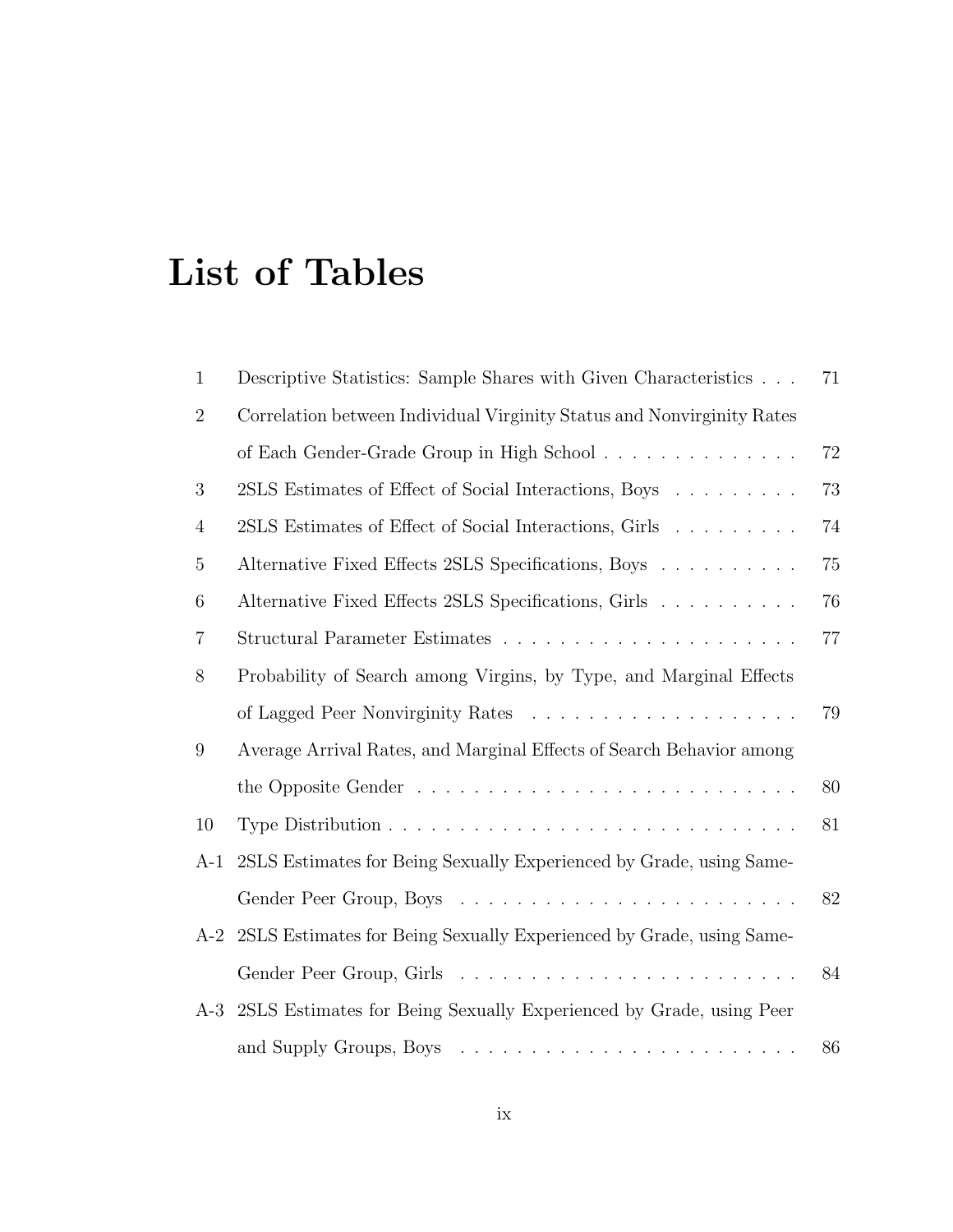# List of Tables

| | | |
|---|---|---|
| 1 | Descriptive Statistics: Sample Shares with Given Characteristics | 71 |
| 2 | Correlation between Individual Virginity Status and Nonvirginity Rates of Each Gender-Grade Group in High School | 72 |
| 3 | 2SLS Estimates of Effect of Social Interactions, Boys | 73 |
| 4 | 2SLS Estimates of Effect of Social Interactions, Girls | 74 |
| 5 | Alternative Fixed Effects 2SLS Specifications, Boys | 75 |
| 6 | Alternative Fixed Effects 2SLS Specifications, Girls | 76 |
| 7 | Structural Parameter Estimates | 77 |
| 8 | Probability of Search among Virgins, by Type, and Marginal Effects of Lagged Peer Nonvirginity Rates | 79 |
| 9 | Average Arrival Rates, and Marginal Effects of Search Behavior among the Opposite Gender | 80 |
| 10 | Type Distribution | 81 |
| A-1 | 2SLS Estimates for Being Sexually Experienced by Grade, using Same-Gender Peer Group, Boys | 82 |
| A-2 | 2SLS Estimates for Being Sexually Experienced by Grade, using Same-Gender Peer Group, Girls | 84 |
| A-3 | 2SLS Estimates for Being Sexually Experienced by Grade, using Peer and Supply Groups, Boys | 86 |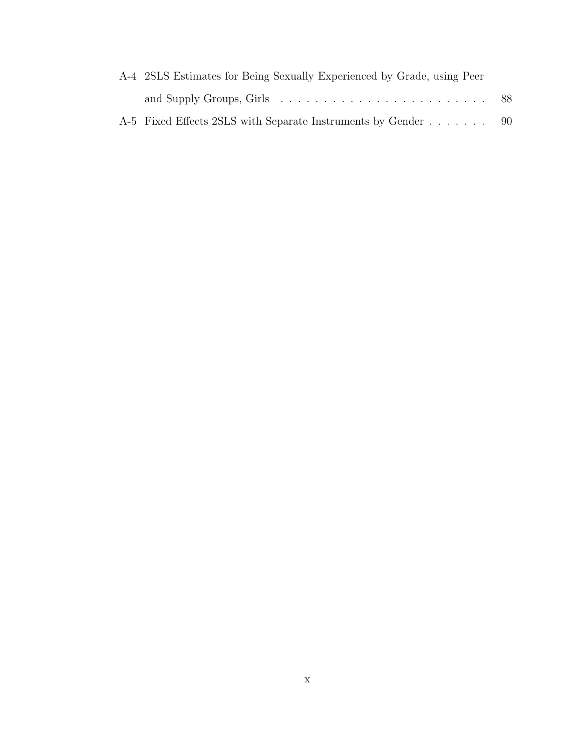A-4 2SLS Estimates for Being Sexually Experienced by Grade, using Peer and Supply Groups, Girls . . . . . . . . . . . . . . . . . . . . . . . . 88

A-5 Fixed Effects 2SLS with Separate Instruments by Gender . . . . . . . 90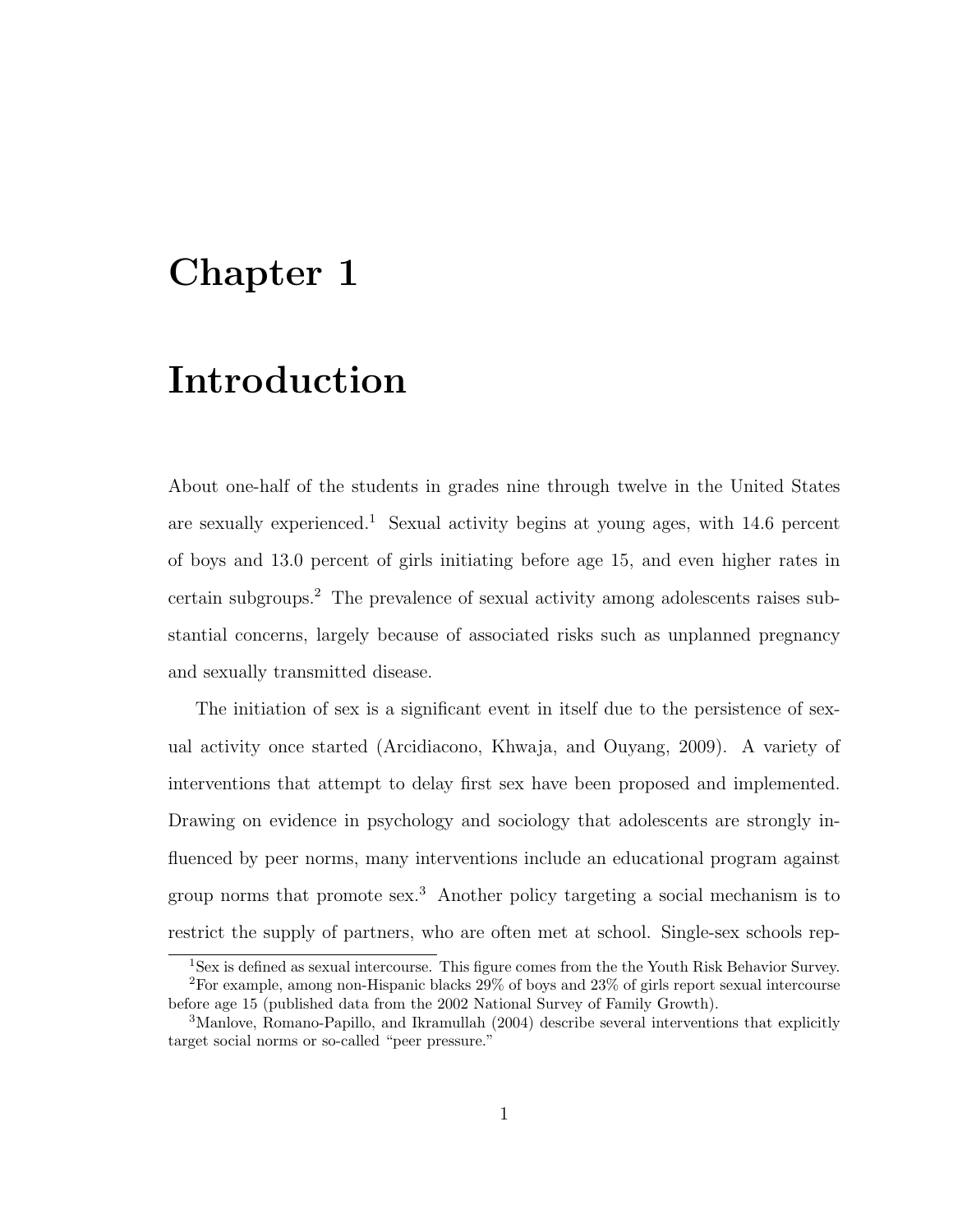# Chapter 1

# Introduction

About one-half of the students in grades nine through twelve in the United States are sexually experienced.[1] Sexual activity begins at young ages, with 14.6 percent of boys and 13.0 percent of girls initiating before age 15, and even higher rates in certain subgroups.[2] The prevalence of sexual activity among adolescents raises substantial concerns, largely because of associated risks such as unplanned pregnancy and sexually transmitted disease.

The initiation of sex is a significant event in itself due to the persistence of sexual activity once started (Arcidiacono, Khwaja, and Ouyang, 2009). A variety of interventions that attempt to delay first sex have been proposed and implemented. Drawing on evidence in psychology and sociology that adolescents are strongly influenced by peer norms, many interventions include an educational program against group norms that promote sex.[3] Another policy targeting a social mechanism is to restrict the supply of partners, who are often met at school. Single-sex schools rep-

[1] Sex is defined as sexual intercourse. This figure comes from the the Youth Risk Behavior Survey.

[2] For example, among non-Hispanic blacks 29% of boys and 23% of girls report sexual intercourse before age 15 (published data from the 2002 National Survey of Family Growth).

[3] Manlove, Romano-Papillo, and Ikramullah (2004) describe several interventions that explicitly target social norms or so-called "peer pressure."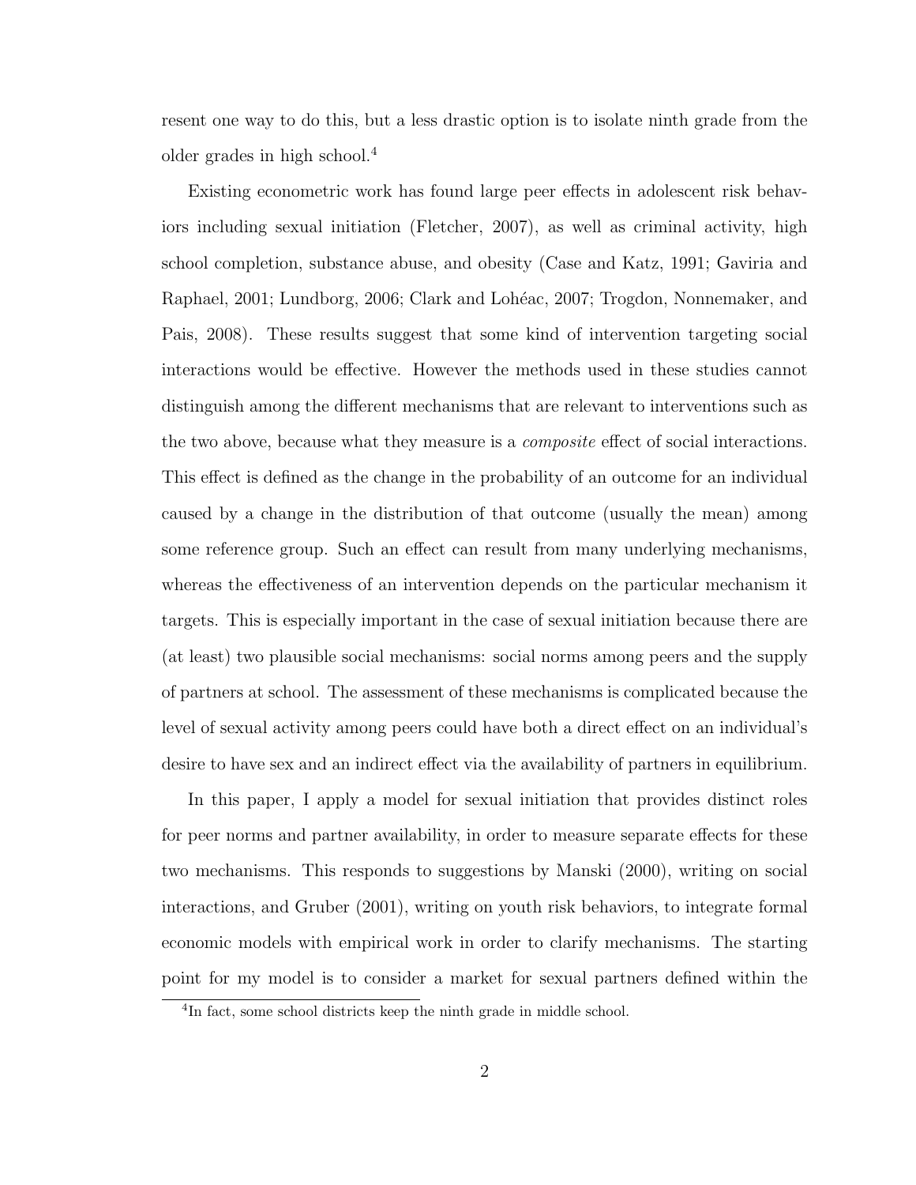resent one way to do this, but a less drastic option is to isolate ninth grade from the older grades in high school.[4]

Existing econometric work has found large peer effects in adolescent risk behaviors including sexual initiation (Fletcher, 2007), as well as criminal activity, high school completion, substance abuse, and obesity (Case and Katz, 1991; Gaviria and Raphael, 2001; Lundborg, 2006; Clark and Lohéac, 2007; Trogdon, Nonnemaker, and Pais, 2008). These results suggest that some kind of intervention targeting social interactions would be effective. However the methods used in these studies cannot distinguish among the different mechanisms that are relevant to interventions such as the two above, because what they measure is a *composite* effect of social interactions. This effect is defined as the change in the probability of an outcome for an individual caused by a change in the distribution of that outcome (usually the mean) among some reference group. Such an effect can result from many underlying mechanisms, whereas the effectiveness of an intervention depends on the particular mechanism it targets. This is especially important in the case of sexual initiation because there are (at least) two plausible social mechanisms: social norms among peers and the supply of partners at school. The assessment of these mechanisms is complicated because the level of sexual activity among peers could have both a direct effect on an individual's desire to have sex and an indirect effect via the availability of partners in equilibrium.

In this paper, I apply a model for sexual initiation that provides distinct roles for peer norms and partner availability, in order to measure separate effects for these two mechanisms. This responds to suggestions by Manski (2000), writing on social interactions, and Gruber (2001), writing on youth risk behaviors, to integrate formal economic models with empirical work in order to clarify mechanisms. The starting point for my model is to consider a market for sexual partners defined within the

[4] In fact, some school districts keep the ninth grade in middle school.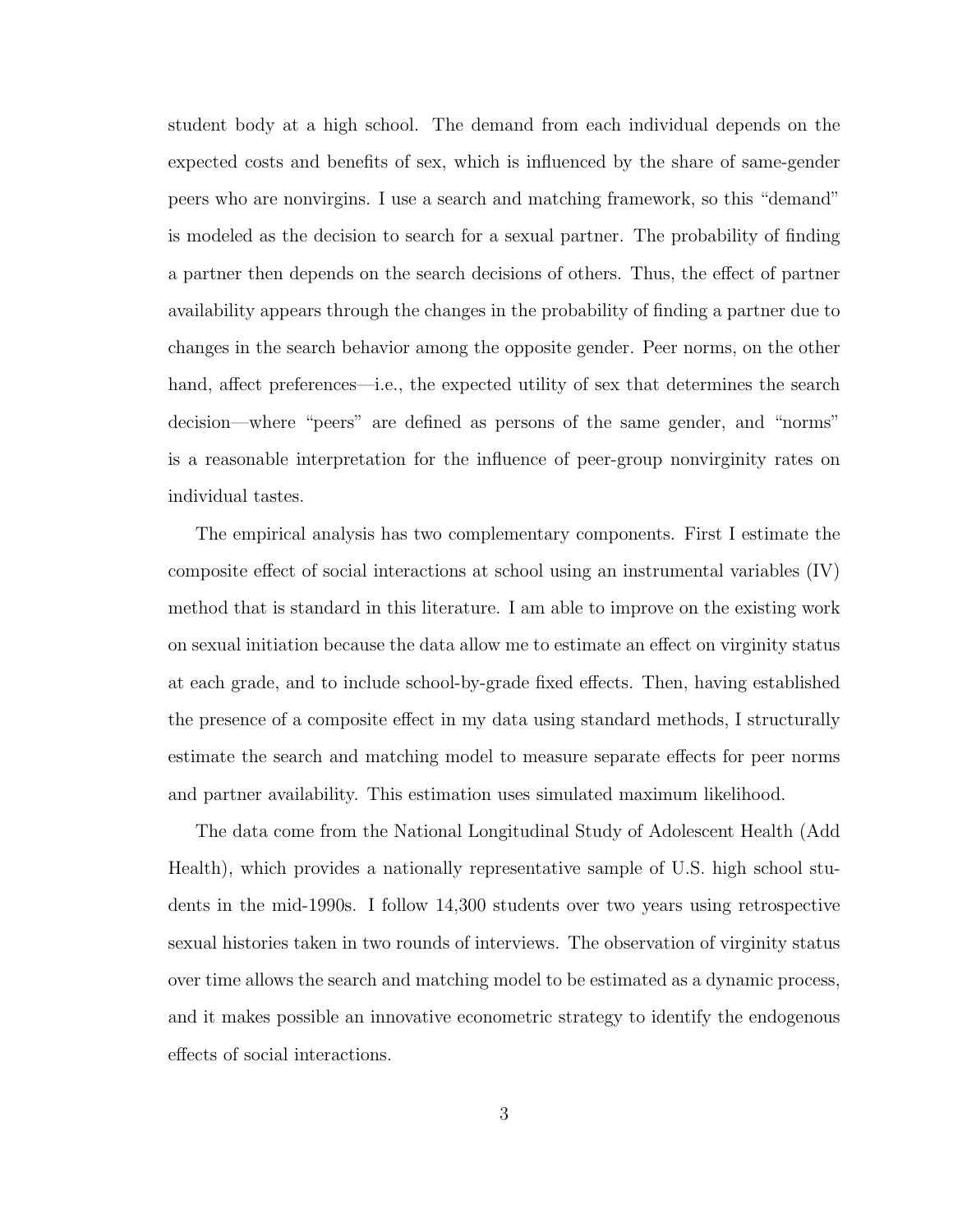student body at a high school. The demand from each individual depends on the expected costs and benefits of sex, which is influenced by the share of same-gender peers who are nonvirgins. I use a search and matching framework, so this "demand" is modeled as the decision to search for a sexual partner. The probability of finding a partner then depends on the search decisions of others. Thus, the effect of partner availability appears through the changes in the probability of finding a partner due to changes in the search behavior among the opposite gender. Peer norms, on the other hand, affect preferences—i.e., the expected utility of sex that determines the search decision—where "peers" are defined as persons of the same gender, and "norms" is a reasonable interpretation for the influence of peer-group nonvirginity rates on individual tastes.

The empirical analysis has two complementary components. First I estimate the composite effect of social interactions at school using an instrumental variables (IV) method that is standard in this literature. I am able to improve on the existing work on sexual initiation because the data allow me to estimate an effect on virginity status at each grade, and to include school-by-grade fixed effects. Then, having established the presence of a composite effect in my data using standard methods, I structurally estimate the search and matching model to measure separate effects for peer norms and partner availability. This estimation uses simulated maximum likelihood.

The data come from the National Longitudinal Study of Adolescent Health (Add Health), which provides a nationally representative sample of U.S. high school students in the mid-1990s. I follow 14,300 students over two years using retrospective sexual histories taken in two rounds of interviews. The observation of virginity status over time allows the search and matching model to be estimated as a dynamic process, and it makes possible an innovative econometric strategy to identify the endogenous effects of social interactions.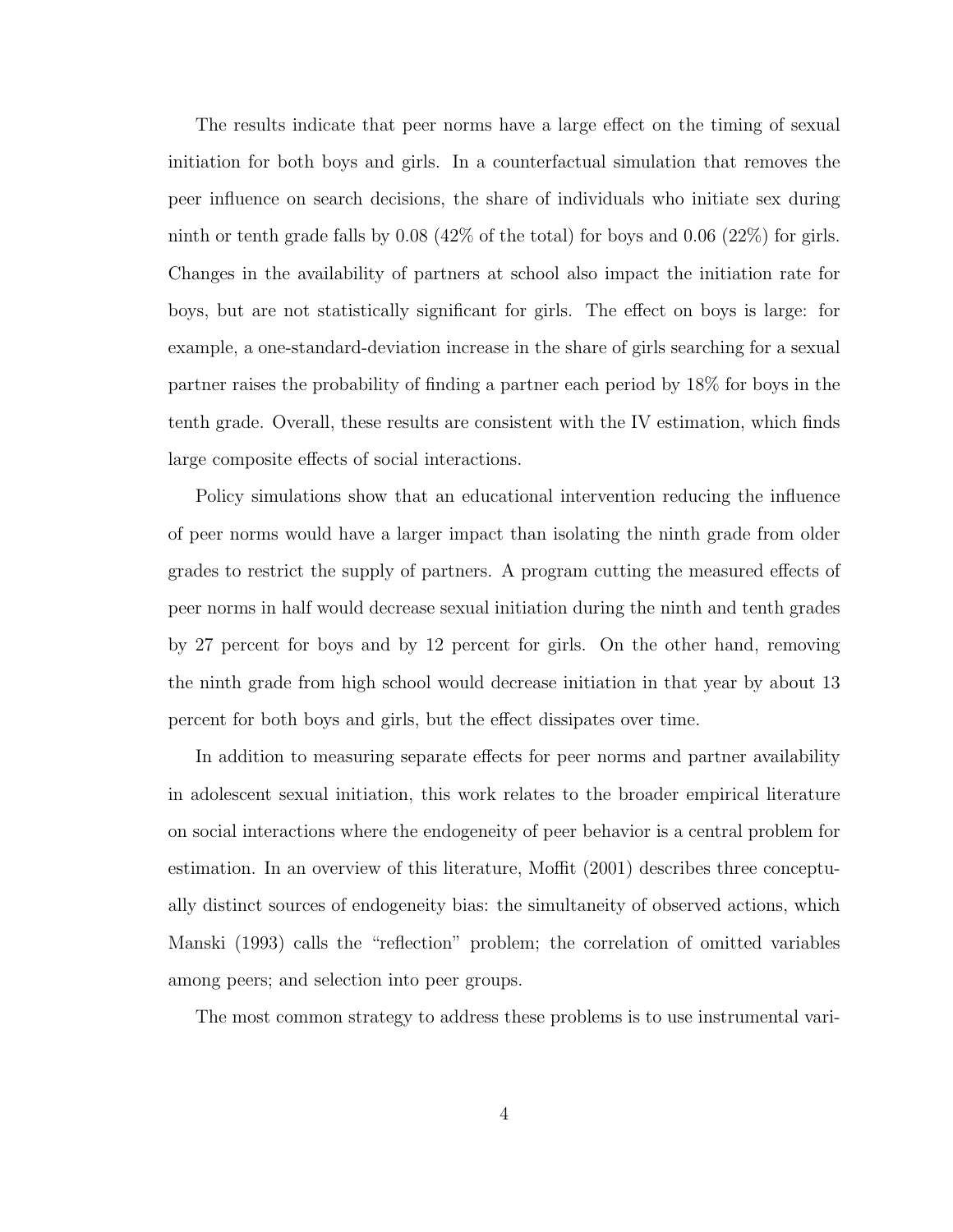The results indicate that peer norms have a large effect on the timing of sexual initiation for both boys and girls. In a counterfactual simulation that removes the peer influence on search decisions, the share of individuals who initiate sex during ninth or tenth grade falls by 0.08 (42% of the total) for boys and 0.06 (22%) for girls. Changes in the availability of partners at school also impact the initiation rate for boys, but are not statistically significant for girls. The effect on boys is large: for example, a one-standard-deviation increase in the share of girls searching for a sexual partner raises the probability of finding a partner each period by 18% for boys in the tenth grade. Overall, these results are consistent with the IV estimation, which finds large composite effects of social interactions.

Policy simulations show that an educational intervention reducing the influence of peer norms would have a larger impact than isolating the ninth grade from older grades to restrict the supply of partners. A program cutting the measured effects of peer norms in half would decrease sexual initiation during the ninth and tenth grades by 27 percent for boys and by 12 percent for girls. On the other hand, removing the ninth grade from high school would decrease initiation in that year by about 13 percent for both boys and girls, but the effect dissipates over time.

In addition to measuring separate effects for peer norms and partner availability in adolescent sexual initiation, this work relates to the broader empirical literature on social interactions where the endogeneity of peer behavior is a central problem for estimation. In an overview of this literature, Moffit (2001) describes three conceptually distinct sources of endogeneity bias: the simultaneity of observed actions, which Manski (1993) calls the "reflection" problem; the correlation of omitted variables among peers; and selection into peer groups.

The most common strategy to address these problems is to use instrumental vari-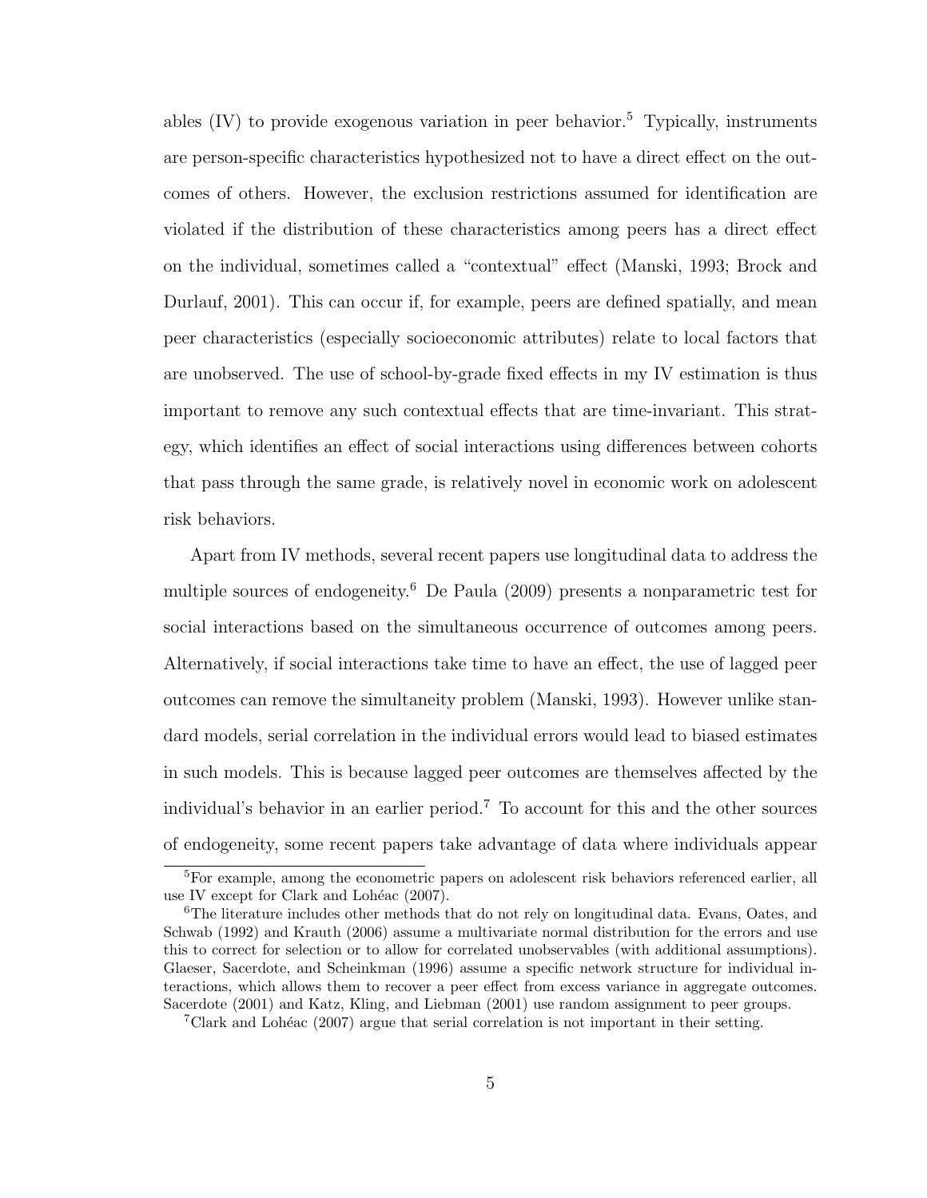ables (IV) to provide exogenous variation in peer behavior.[5] Typically, instruments are person-specific characteristics hypothesized not to have a direct effect on the outcomes of others. However, the exclusion restrictions assumed for identification are violated if the distribution of these characteristics among peers has a direct effect on the individual, sometimes called a "contextual" effect (Manski, 1993; Brock and Durlauf, 2001). This can occur if, for example, peers are defined spatially, and mean peer characteristics (especially socioeconomic attributes) relate to local factors that are unobserved. The use of school-by-grade fixed effects in my IV estimation is thus important to remove any such contextual effects that are time-invariant. This strategy, which identifies an effect of social interactions using differences between cohorts that pass through the same grade, is relatively novel in economic work on adolescent risk behaviors.

Apart from IV methods, several recent papers use longitudinal data to address the multiple sources of endogeneity.[6] De Paula (2009) presents a nonparametric test for social interactions based on the simultaneous occurrence of outcomes among peers. Alternatively, if social interactions take time to have an effect, the use of lagged peer outcomes can remove the simultaneity problem (Manski, 1993). However unlike standard models, serial correlation in the individual errors would lead to biased estimates in such models. This is because lagged peer outcomes are themselves affected by the individual's behavior in an earlier period.[7] To account for this and the other sources of endogeneity, some recent papers take advantage of data where individuals appear

---

[5] For example, among the econometric papers on adolescent risk behaviors referenced earlier, all use IV except for Clark and Lohéac (2007).

[6] The literature includes other methods that do not rely on longitudinal data. Evans, Oates, and Schwab (1992) and Krauth (2006) assume a multivariate normal distribution for the errors and use this to correct for selection or to allow for correlated unobservables (with additional assumptions). Glaeser, Sacerdote, and Scheinkman (1996) assume a specific network structure for individual interactions, which allows them to recover a peer effect from excess variance in aggregate outcomes. Sacerdote (2001) and Katz, Kling, and Liebman (2001) use random assignment to peer groups.

[7] Clark and Lohéac (2007) argue that serial correlation is not important in their setting.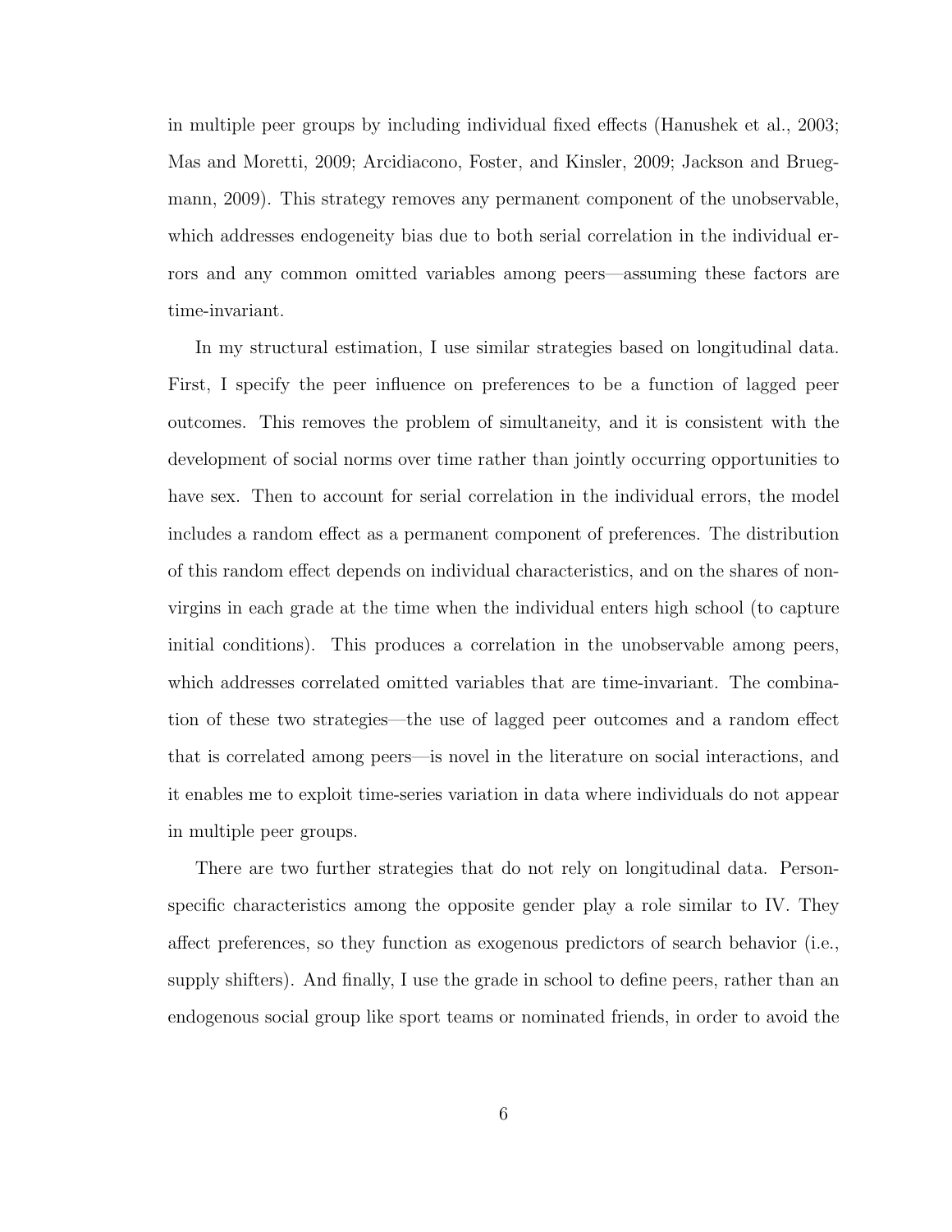in multiple peer groups by including individual fixed effects (Hanushek et al., 2003; Mas and Moretti, 2009; Arcidiacono, Foster, and Kinsler, 2009; Jackson and Bruegmann, 2009). This strategy removes any permanent component of the unobservable, which addresses endogeneity bias due to both serial correlation in the individual errors and any common omitted variables among peers—assuming these factors are time-invariant.

In my structural estimation, I use similar strategies based on longitudinal data. First, I specify the peer influence on preferences to be a function of lagged peer outcomes. This removes the problem of simultaneity, and it is consistent with the development of social norms over time rather than jointly occurring opportunities to have sex. Then to account for serial correlation in the individual errors, the model includes a random effect as a permanent component of preferences. The distribution of this random effect depends on individual characteristics, and on the shares of non-virgins in each grade at the time when the individual enters high school (to capture initial conditions). This produces a correlation in the unobservable among peers, which addresses correlated omitted variables that are time-invariant. The combination of these two strategies—the use of lagged peer outcomes and a random effect that is correlated among peers—is novel in the literature on social interactions, and it enables me to exploit time-series variation in data where individuals do not appear in multiple peer groups.

There are two further strategies that do not rely on longitudinal data. Person-specific characteristics among the opposite gender play a role similar to IV. They affect preferences, so they function as exogenous predictors of search behavior (i.e., supply shifters). And finally, I use the grade in school to define peers, rather than an endogenous social group like sport teams or nominated friends, in order to avoid the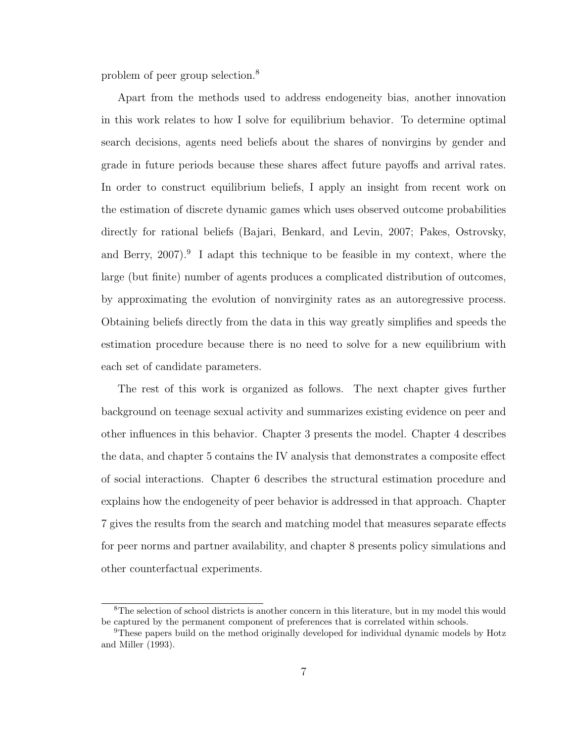problem of peer group selection.[8]

Apart from the methods used to address endogeneity bias, another innovation in this work relates to how I solve for equilibrium behavior. To determine optimal search decisions, agents need beliefs about the shares of nonvirgins by gender and grade in future periods because these shares affect future payoffs and arrival rates. In order to construct equilibrium beliefs, I apply an insight from recent work on the estimation of discrete dynamic games which uses observed outcome probabilities directly for rational beliefs (Bajari, Benkard, and Levin, 2007; Pakes, Ostrovsky, and Berry, 2007).[9] I adapt this technique to be feasible in my context, where the large (but finite) number of agents produces a complicated distribution of outcomes, by approximating the evolution of nonvirginity rates as an autoregressive process. Obtaining beliefs directly from the data in this way greatly simplifies and speeds the estimation procedure because there is no need to solve for a new equilibrium with each set of candidate parameters.

The rest of this work is organized as follows. The next chapter gives further background on teenage sexual activity and summarizes existing evidence on peer and other influences in this behavior. Chapter 3 presents the model. Chapter 4 describes the data, and chapter 5 contains the IV analysis that demonstrates a composite effect of social interactions. Chapter 6 describes the structural estimation procedure and explains how the endogeneity of peer behavior is addressed in that approach. Chapter 7 gives the results from the search and matching model that measures separate effects for peer norms and partner availability, and chapter 8 presents policy simulations and other counterfactual experiments.

---

[8] The selection of school districts is another concern in this literature, but in my model this would be captured by the permanent component of preferences that is correlated within schools.

[9] These papers build on the method originally developed for individual dynamic models by Hotz and Miller (1993).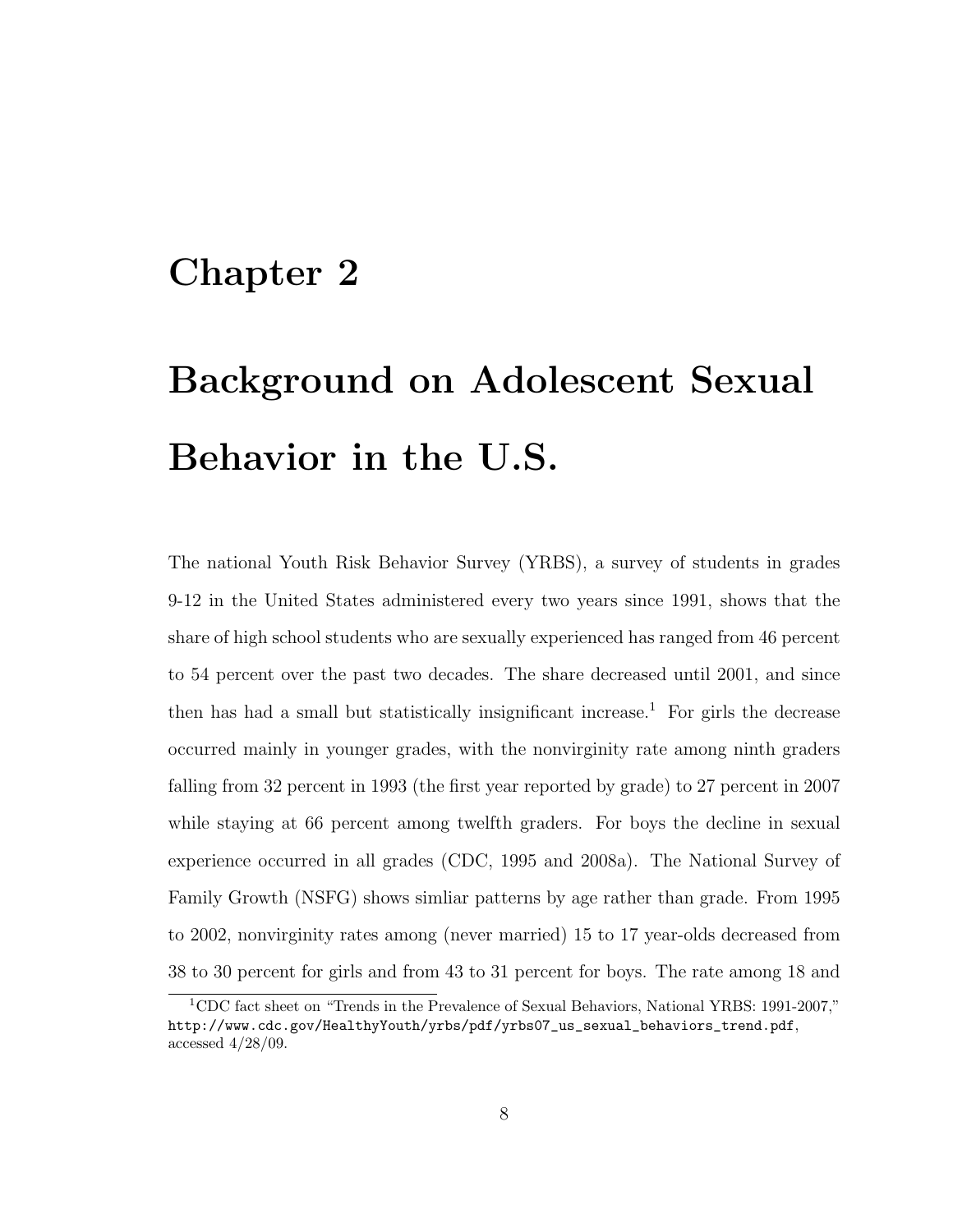# Chapter 2

# Background on Adolescent Sexual Behavior in the U.S.

The national Youth Risk Behavior Survey (YRBS), a survey of students in grades 9-12 in the United States administered every two years since 1991, shows that the share of high school students who are sexually experienced has ranged from 46 percent to 54 percent over the past two decades. The share decreased until 2001, and since then has had a small but statistically insignificant increase.[1] For girls the decrease occurred mainly in younger grades, with the nonvirginity rate among ninth graders falling from 32 percent in 1993 (the first year reported by grade) to 27 percent in 2007 while staying at 66 percent among twelfth graders. For boys the decline in sexual experience occurred in all grades (CDC, 1995 and 2008a). The National Survey of Family Growth (NSFG) shows simliar patterns by age rather than grade. From 1995 to 2002, nonvirginity rates among (never married) 15 to 17 year-olds decreased from 38 to 30 percent for girls and from 43 to 31 percent for boys. The rate among 18 and

[1] CDC fact sheet on "Trends in the Prevalence of Sexual Behaviors, National YRBS: 1991-2007," http://www.cdc.gov/HealthyYouth/yrbs/pdf/yrbs07_us_sexual_behaviors_trend.pdf, accessed 4/28/09.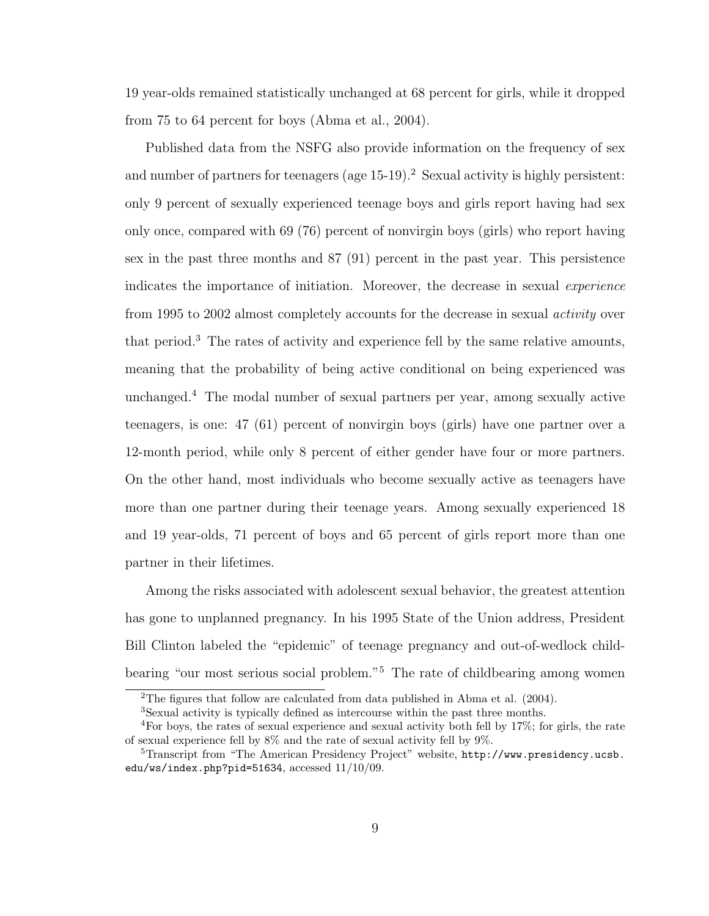19 year-olds remained statistically unchanged at 68 percent for girls, while it dropped from 75 to 64 percent for boys (Abma et al., 2004).

Published data from the NSFG also provide information on the frequency of sex and number of partners for teenagers (age 15-19).[2] Sexual activity is highly persistent: only 9 percent of sexually experienced teenage boys and girls report having had sex only once, compared with 69 (76) percent of nonvirgin boys (girls) who report having sex in the past three months and 87 (91) percent in the past year. This persistence indicates the importance of initiation. Moreover, the decrease in sexual *experience* from 1995 to 2002 almost completely accounts for the decrease in sexual *activity* over that period.[3] The rates of activity and experience fell by the same relative amounts, meaning that the probability of being active conditional on being experienced was unchanged.[4] The modal number of sexual partners per year, among sexually active teenagers, is one: 47 (61) percent of nonvirgin boys (girls) have one partner over a 12-month period, while only 8 percent of either gender have four or more partners. On the other hand, most individuals who become sexually active as teenagers have more than one partner during their teenage years. Among sexually experienced 18 and 19 year-olds, 71 percent of boys and 65 percent of girls report more than one partner in their lifetimes.

Among the risks associated with adolescent sexual behavior, the greatest attention has gone to unplanned pregnancy. In his 1995 State of the Union address, President Bill Clinton labeled the "epidemic" of teenage pregnancy and out-of-wedlock childbearing "our most serious social problem."[5] The rate of childbearing among women

[2] The figures that follow are calculated from data published in Abma et al. (2004).

[3] Sexual activity is typically defined as intercourse within the past three months.

[4] For boys, the rates of sexual experience and sexual activity both fell by 17%; for girls, the rate of sexual experience fell by 8% and the rate of sexual activity fell by 9%.

[5] Transcript from "The American Presidency Project" website, http://www.presidency.ucsb.edu/ws/index.php?pid=51634, accessed 11/10/09.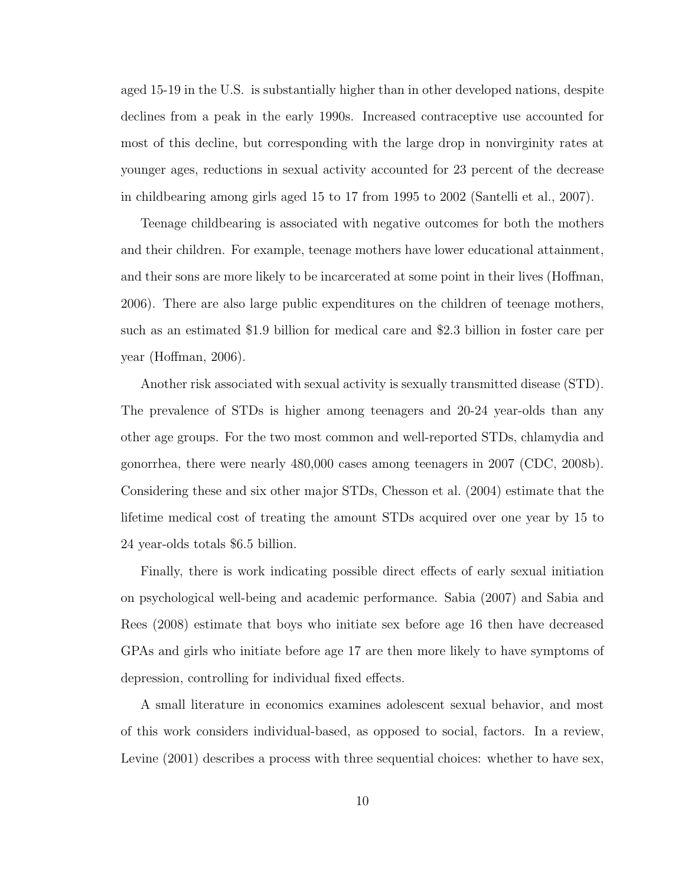aged 15-19 in the U.S. is substantially higher than in other developed nations, despite declines from a peak in the early 1990s. Increased contraceptive use accounted for most of this decline, but corresponding with the large drop in nonvirginity rates at younger ages, reductions in sexual activity accounted for 23 percent of the decrease in childbearing among girls aged 15 to 17 from 1995 to 2002 (Santelli et al., 2007).

Teenage childbearing is associated with negative outcomes for both the mothers and their children. For example, teenage mothers have lower educational attainment, and their sons are more likely to be incarcerated at some point in their lives (Hoffman, 2006). There are also large public expenditures on the children of teenage mothers, such as an estimated $1.9 billion for medical care and $2.3 billion in foster care per year (Hoffman, 2006).

Another risk associated with sexual activity is sexually transmitted disease (STD). The prevalence of STDs is higher among teenagers and 20-24 year-olds than any other age groups. For the two most common and well-reported STDs, chlamydia and gonorrhea, there were nearly 480,000 cases among teenagers in 2007 (CDC, 2008b). Considering these and six other major STDs, Chesson et al. (2004) estimate that the lifetime medical cost of treating the amount STDs acquired over one year by 15 to 24 year-olds totals $6.5 billion.

Finally, there is work indicating possible direct effects of early sexual initiation on psychological well-being and academic performance. Sabia (2007) and Sabia and Rees (2008) estimate that boys who initiate sex before age 16 then have decreased GPAs and girls who initiate before age 17 are then more likely to have symptoms of depression, controlling for individual fixed effects.

A small literature in economics examines adolescent sexual behavior, and most of this work considers individual-based, as opposed to social, factors. In a review, Levine (2001) describes a process with three sequential choices: whether to have sex,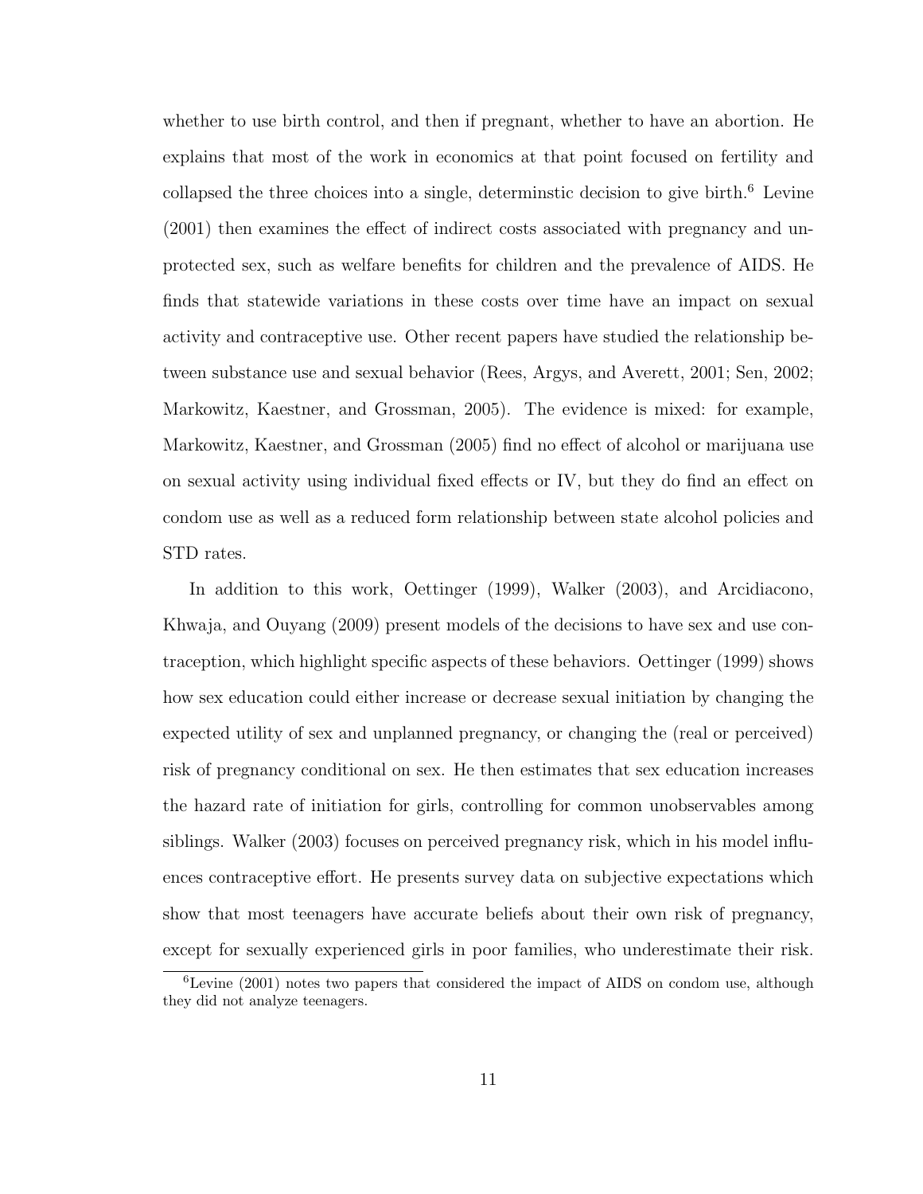whether to use birth control, and then if pregnant, whether to have an abortion. He explains that most of the work in economics at that point focused on fertility and collapsed the three choices into a single, determinstic decision to give birth.[6] Levine (2001) then examines the effect of indirect costs associated with pregnancy and unprotected sex, such as welfare benefits for children and the prevalence of AIDS. He finds that statewide variations in these costs over time have an impact on sexual activity and contraceptive use. Other recent papers have studied the relationship between substance use and sexual behavior (Rees, Argys, and Averett, 2001; Sen, 2002; Markowitz, Kaestner, and Grossman, 2005). The evidence is mixed: for example, Markowitz, Kaestner, and Grossman (2005) find no effect of alcohol or marijuana use on sexual activity using individual fixed effects or IV, but they do find an effect on condom use as well as a reduced form relationship between state alcohol policies and STD rates.

In addition to this work, Oettinger (1999), Walker (2003), and Arcidiacono, Khwaja, and Ouyang (2009) present models of the decisions to have sex and use contraception, which highlight specific aspects of these behaviors. Oettinger (1999) shows how sex education could either increase or decrease sexual initiation by changing the expected utility of sex and unplanned pregnancy, or changing the (real or perceived) risk of pregnancy conditional on sex. He then estimates that sex education increases the hazard rate of initiation for girls, controlling for common unobservables among siblings. Walker (2003) focuses on perceived pregnancy risk, which in his model influences contraceptive effort. He presents survey data on subjective expectations which show that most teenagers have accurate beliefs about their own risk of pregnancy, except for sexually experienced girls in poor families, who underestimate their risk.

[6] Levine (2001) notes two papers that considered the impact of AIDS on condom use, although they did not analyze teenagers.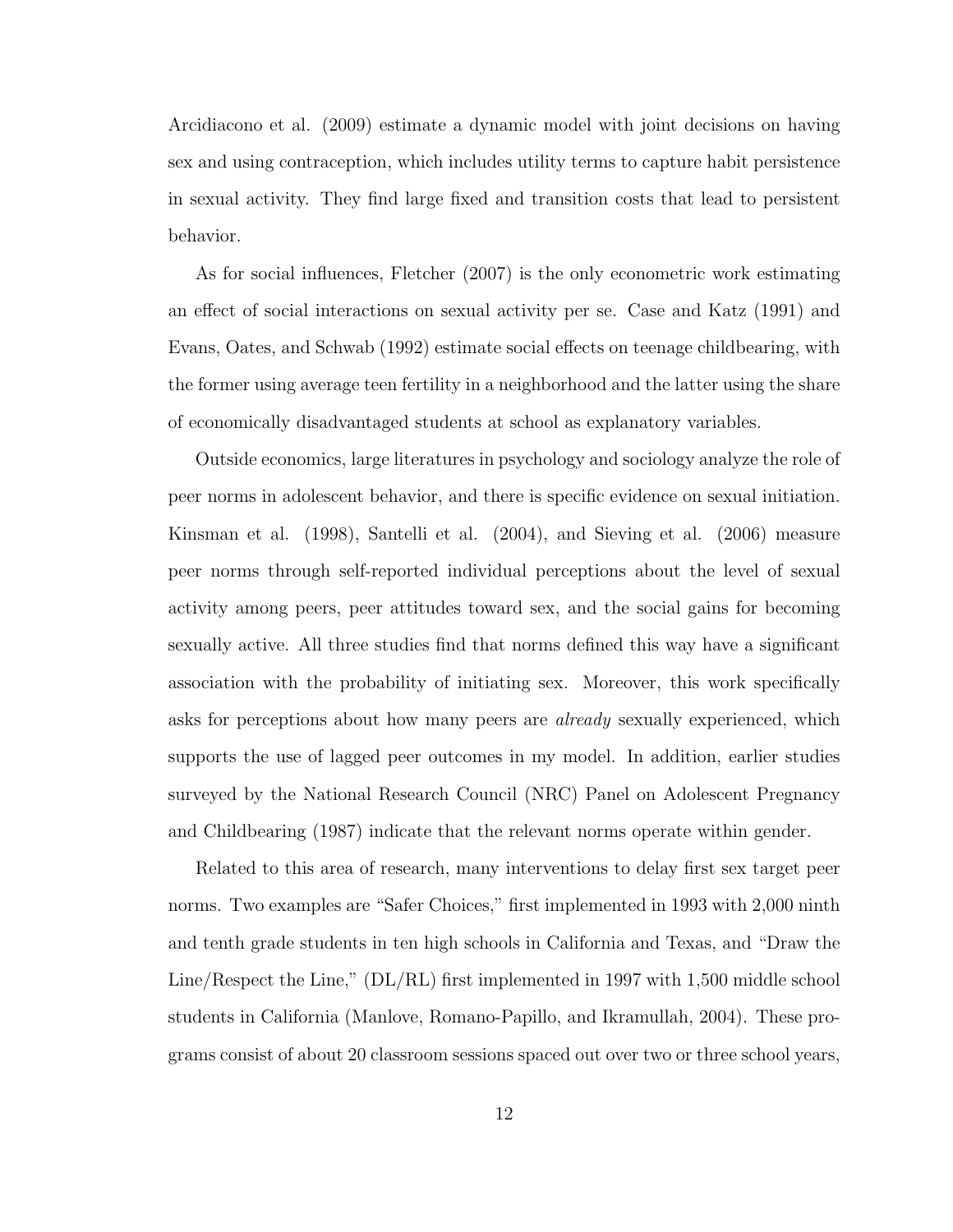Arcidiacono et al. (2009) estimate a dynamic model with joint decisions on having sex and using contraception, which includes utility terms to capture habit persistence in sexual activity. They find large fixed and transition costs that lead to persistent behavior.

As for social influences, Fletcher (2007) is the only econometric work estimating an effect of social interactions on sexual activity per se. Case and Katz (1991) and Evans, Oates, and Schwab (1992) estimate social effects on teenage childbearing, with the former using average teen fertility in a neighborhood and the latter using the share of economically disadvantaged students at school as explanatory variables.

Outside economics, large literatures in psychology and sociology analyze the role of peer norms in adolescent behavior, and there is specific evidence on sexual initiation. Kinsman et al. (1998), Santelli et al. (2004), and Sieving et al. (2006) measure peer norms through self-reported individual perceptions about the level of sexual activity among peers, peer attitudes toward sex, and the social gains for becoming sexually active. All three studies find that norms defined this way have a significant association with the probability of initiating sex. Moreover, this work specifically asks for perceptions about how many peers are *already* sexually experienced, which supports the use of lagged peer outcomes in my model. In addition, earlier studies surveyed by the National Research Council (NRC) Panel on Adolescent Pregnancy and Childbearing (1987) indicate that the relevant norms operate within gender.

Related to this area of research, many interventions to delay first sex target peer norms. Two examples are "Safer Choices," first implemented in 1993 with 2,000 ninth and tenth grade students in ten high schools in California and Texas, and "Draw the Line/Respect the Line," (DL/RL) first implemented in 1997 with 1,500 middle school students in California (Manlove, Romano-Papillo, and Ikramullah, 2004). These programs consist of about 20 classroom sessions spaced out over two or three school years,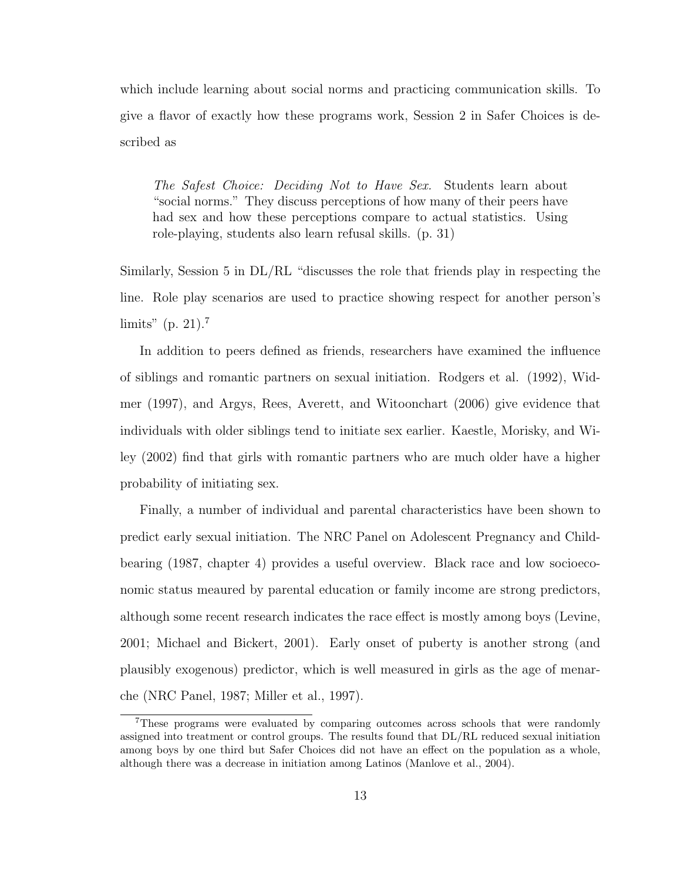which include learning about social norms and practicing communication skills. To give a flavor of exactly how these programs work, Session 2 in Safer Choices is described as

> *The Safest Choice: Deciding Not to Have Sex.* Students learn about "social norms." They discuss perceptions of how many of their peers have had sex and how these perceptions compare to actual statistics. Using role-playing, students also learn refusal skills. (p. 31)

Similarly, Session 5 in DL/RL "discusses the role that friends play in respecting the line. Role play scenarios are used to practice showing respect for another person's limits" (p. 21).[7]

In addition to peers defined as friends, researchers have examined the influence of siblings and romantic partners on sexual initiation. Rodgers et al. (1992), Widmer (1997), and Argys, Rees, Averett, and Witoonchart (2006) give evidence that individuals with older siblings tend to initiate sex earlier. Kaestle, Morisky, and Wiley (2002) find that girls with romantic partners who are much older have a higher probability of initiating sex.

Finally, a number of individual and parental characteristics have been shown to predict early sexual initiation. The NRC Panel on Adolescent Pregnancy and Childbearing (1987, chapter 4) provides a useful overview. Black race and low socioeconomic status meaured by parental education or family income are strong predictors, although some recent research indicates the race effect is mostly among boys (Levine, 2001; Michael and Bickert, 2001). Early onset of puberty is another strong (and plausibly exogenous) predictor, which is well measured in girls as the age of menarche (NRC Panel, 1987; Miller et al., 1997).

[7] These programs were evaluated by comparing outcomes across schools that were randomly assigned into treatment or control groups. The results found that DL/RL reduced sexual initiation among boys by one third but Safer Choices did not have an effect on the population as a whole, although there was a decrease in initiation among Latinos (Manlove et al., 2004).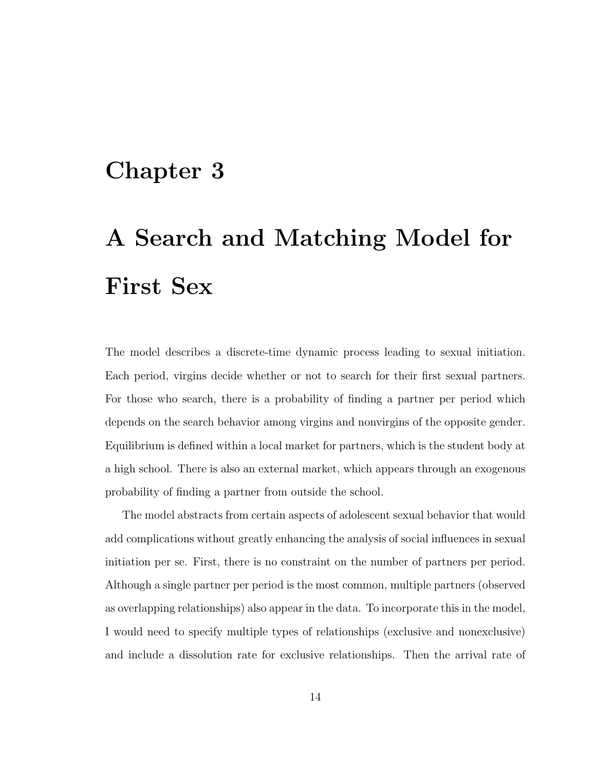# Chapter 3

# A Search and Matching Model for First Sex

The model describes a discrete-time dynamic process leading to sexual initiation. Each period, virgins decide whether or not to search for their first sexual partners. For those who search, there is a probability of finding a partner per period which depends on the search behavior among virgins and nonvirgins of the opposite gender. Equilibrium is defined within a local market for partners, which is the student body at a high school. There is also an external market, which appears through an exogenous probability of finding a partner from outside the school.

The model abstracts from certain aspects of adolescent sexual behavior that would add complications without greatly enhancing the analysis of social influences in sexual initiation per se. First, there is no constraint on the number of partners per period. Although a single partner per period is the most common, multiple partners (observed as overlapping relationships) also appear in the data. To incorporate this in the model, I would need to specify multiple types of relationships (exclusive and nonexclusive) and include a dissolution rate for exclusive relationships. Then the arrival rate of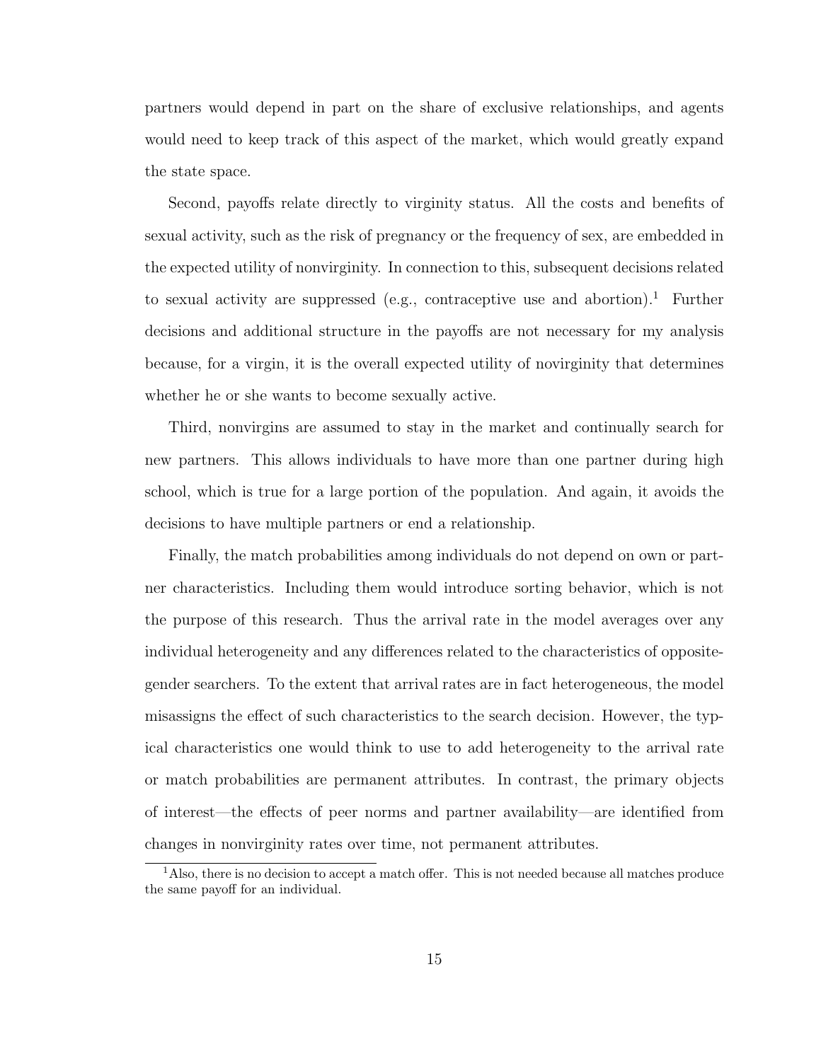partners would depend in part on the share of exclusive relationships, and agents would need to keep track of this aspect of the market, which would greatly expand the state space.

Second, payoffs relate directly to virginity status. All the costs and benefits of sexual activity, such as the risk of pregnancy or the frequency of sex, are embedded in the expected utility of nonvirginity. In connection to this, subsequent decisions related to sexual activity are suppressed (e.g., contraceptive use and abortion).[1] Further decisions and additional structure in the payoffs are not necessary for my analysis because, for a virgin, it is the overall expected utility of novirginity that determines whether he or she wants to become sexually active.

Third, nonvirgins are assumed to stay in the market and continually search for new partners. This allows individuals to have more than one partner during high school, which is true for a large portion of the population. And again, it avoids the decisions to have multiple partners or end a relationship.

Finally, the match probabilities among individuals do not depend on own or partner characteristics. Including them would introduce sorting behavior, which is not the purpose of this research. Thus the arrival rate in the model averages over any individual heterogeneity and any differences related to the characteristics of opposite-gender searchers. To the extent that arrival rates are in fact heterogeneous, the model misassigns the effect of such characteristics to the search decision. However, the typical characteristics one would think to use to add heterogeneity to the arrival rate or match probabilities are permanent attributes. In contrast, the primary objects of interest—the effects of peer norms and partner availability—are identified from changes in nonvirginity rates over time, not permanent attributes.

[1] Also, there is no decision to accept a match offer. This is not needed because all matches produce the same payoff for an individual.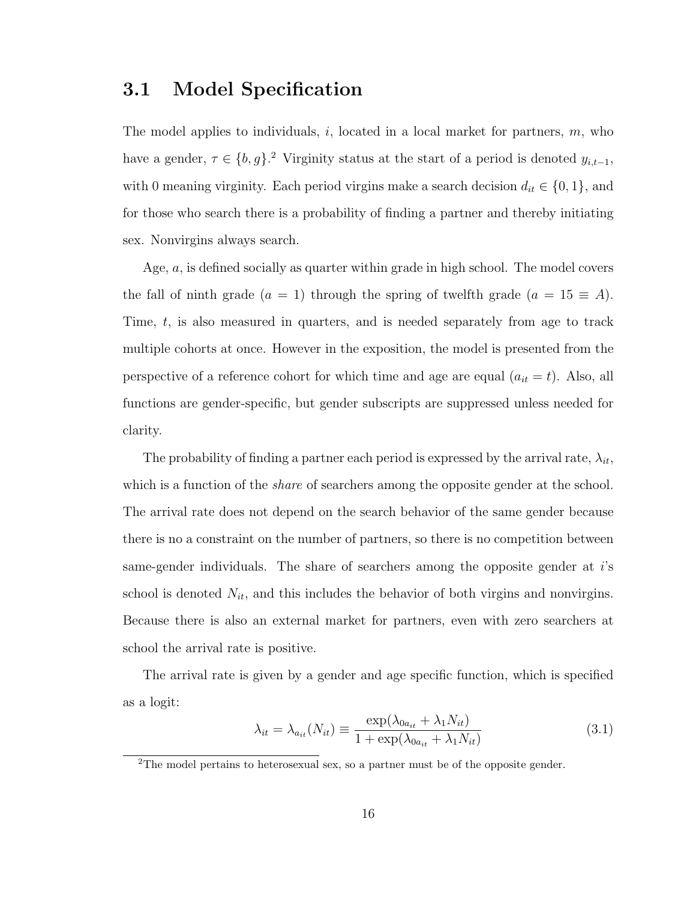## 3.1 Model Specification

The model applies to individuals, $i$, located in a local market for partners, $m$, who have a gender, $\tau \in \{b, g\}$.[2] Virginity status at the start of a period is denoted $y_{i,t-1}$, with 0 meaning virginity. Each period virgins make a search decision $d_{it} \in \{0, 1\}$, and for those who search there is a probability of finding a partner and thereby initiating sex. Nonvirgins always search.

Age, $a$, is defined socially as quarter within grade in high school. The model covers the fall of ninth grade ($a = 1$) through the spring of twelfth grade ($a = 15 \equiv A$). Time, $t$, is also measured in quarters, and is needed separately from age to track multiple cohorts at once. However in the exposition, the model is presented from the perspective of a reference cohort for which time and age are equal ($a_{it} = t$). Also, all functions are gender-specific, but gender subscripts are suppressed unless needed for clarity.

The probability of finding a partner each period is expressed by the arrival rate, $\lambda_{it}$, which is a function of the *share* of searchers among the opposite gender at the school. The arrival rate does not depend on the search behavior of the same gender because there is no a constraint on the number of partners, so there is no competition between same-gender individuals. The share of searchers among the opposite gender at $i$'s school is denoted $N_{it}$, and this includes the behavior of both virgins and nonvirgins. Because there is also an external market for partners, even with zero searchers at school the arrival rate is positive.

The arrival rate is given by a gender and age specific function, which is specified as a logit:

$$\lambda_{it} = \lambda_{a_{it}}(N_{it}) \equiv \frac{\exp(\lambda_{0a_{it}} + \lambda_1 N_{it})}{1 + \exp(\lambda_{0a_{it}} + \lambda_1 N_{it})} \tag{3.1}$$

[2] The model pertains to heterosexual sex, so a partner must be of the opposite gender.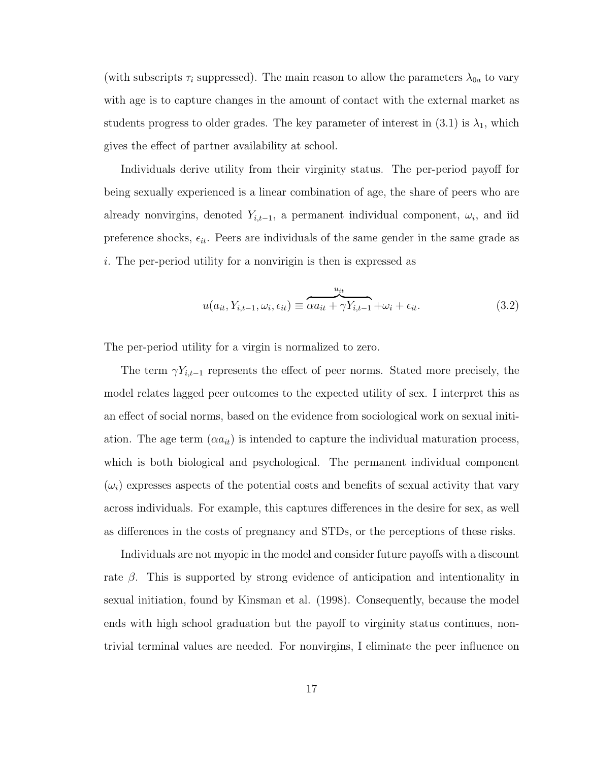(with subscripts $\tau_i$ suppressed). The main reason to allow the parameters $\lambda_{0a}$ to vary with age is to capture changes in the amount of contact with the external market as students progress to older grades. The key parameter of interest in (3.1) is $\lambda_1$, which gives the effect of partner availability at school.

Individuals derive utility from their virginity status. The per-period payoff for being sexually experienced is a linear combination of age, the share of peers who are already nonvirgins, denoted $Y_{i,t-1}$, a permanent individual component, $\omega_i$, and iid preference shocks, $\epsilon_{it}$. Peers are individuals of the same gender in the same grade as $i$. The per-period utility for a nonvirigin is then is expressed as

$$u(a_{it}, Y_{i,t-1}, \omega_i, \epsilon_{it}) \equiv \overbrace{\alpha a_{it} + \gamma Y_{i,t-1}}^{u_{it}} + \omega_i + \epsilon_{it}. \tag{3.2}$$

The per-period utility for a virgin is normalized to zero.

The term $\gamma Y_{i,t-1}$ represents the effect of peer norms. Stated more precisely, the model relates lagged peer outcomes to the expected utility of sex. I interpret this as an effect of social norms, based on the evidence from sociological work on sexual initiation. The age term ($\alpha a_{it}$) is intended to capture the individual maturation process, which is both biological and psychological. The permanent individual component ($\omega_i$) expresses aspects of the potential costs and benefits of sexual activity that vary across individuals. For example, this captures differences in the desire for sex, as well as differences in the costs of pregnancy and STDs, or the perceptions of these risks.

Individuals are not myopic in the model and consider future payoffs with a discount rate $\beta$. This is supported by strong evidence of anticipation and intentionality in sexual initiation, found by Kinsman et al. (1998). Consequently, because the model ends with high school graduation but the payoff to virginity status continues, non-trivial terminal values are needed. For nonvirgins, I eliminate the peer influence on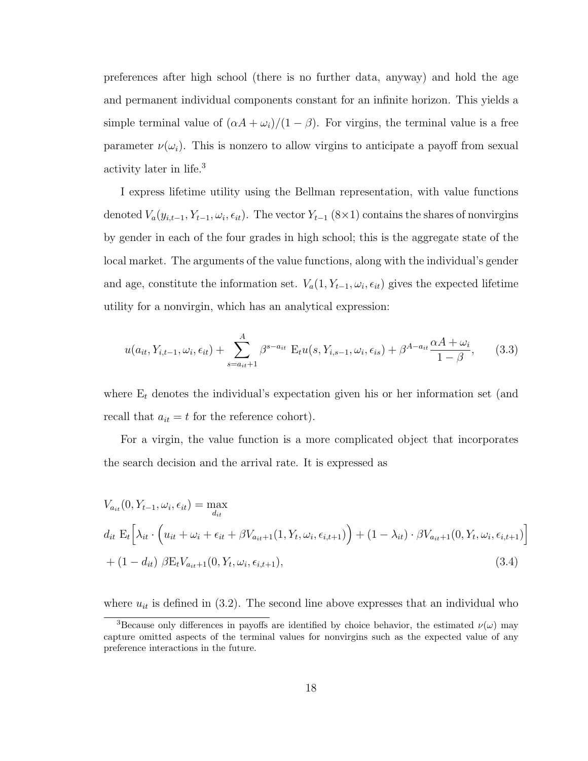preferences after high school (there is no further data, anyway) and hold the age and permanent individual components constant for an infinite horizon. This yields a simple terminal value of $(\alpha A + \omega_i)/(1-\beta)$. For virgins, the terminal value is a free parameter $\nu(\omega_i)$. This is nonzero to allow virgins to anticipate a payoff from sexual activity later in life.[3]

I express lifetime utility using the Bellman representation, with value functions denoted $V_a(y_{i,t-1}, Y_{t-1}, \omega_i, \epsilon_{it})$. The vector $Y_{t-1}$ ($8\times1$) contains the shares of nonvirgins by gender in each of the four grades in high school; this is the aggregate state of the local market. The arguments of the value functions, along with the individual's gender and age, constitute the information set. $V_a(1, Y_{t-1}, \omega_i, \epsilon_{it})$ gives the expected lifetime utility for a nonvirgin, which has an analytical expression:

$$u(a_{it}, Y_{i,t-1}, \omega_i, \epsilon_{it}) + \sum_{s=a_{it}+1}^{A} \beta^{s-a_{it}} \ \mathrm{E}_t u(s, Y_{i,s-1}, \omega_i, \epsilon_{is}) + \beta^{A-a_{it}} \frac{\alpha A + \omega_i}{1-\beta}, \qquad (3.3)$$

where $\mathrm{E}_t$ denotes the individual's expectation given his or her information set (and recall that $a_{it} = t$ for the reference cohort).

For a virgin, the value function is a more complicated object that incorporates the search decision and the arrival rate. It is expressed as

$$\begin{aligned}
&V_{a_{it}}(0, Y_{t-1}, \omega_i, \epsilon_{it}) = \max_{d_{it}} \\
&d_{it} \ \mathrm{E}_t\Big[\lambda_{it} \cdot \Big(u_{it} + \omega_i + \epsilon_{it} + \beta V_{a_{it}+1}(1, Y_t, \omega_i, \epsilon_{i,t+1})\Big) + (1-\lambda_{it}) \cdot \beta V_{a_{it}+1}(0, Y_t, \omega_i, \epsilon_{i,t+1})\Big] \\
&+ (1-d_{it}) \ \beta \mathrm{E}_t V_{a_{it}+1}(0, Y_t, \omega_i, \epsilon_{i,t+1}),
\end{aligned} \qquad (3.4)$$

where $u_{it}$ is defined in (3.2). The second line above expresses that an individual who

[3] Because only differences in payoffs are identified by choice behavior, the estimated $\nu(\omega)$ may capture omitted aspects of the terminal values for nonvirgins such as the expected value of any preference interactions in the future.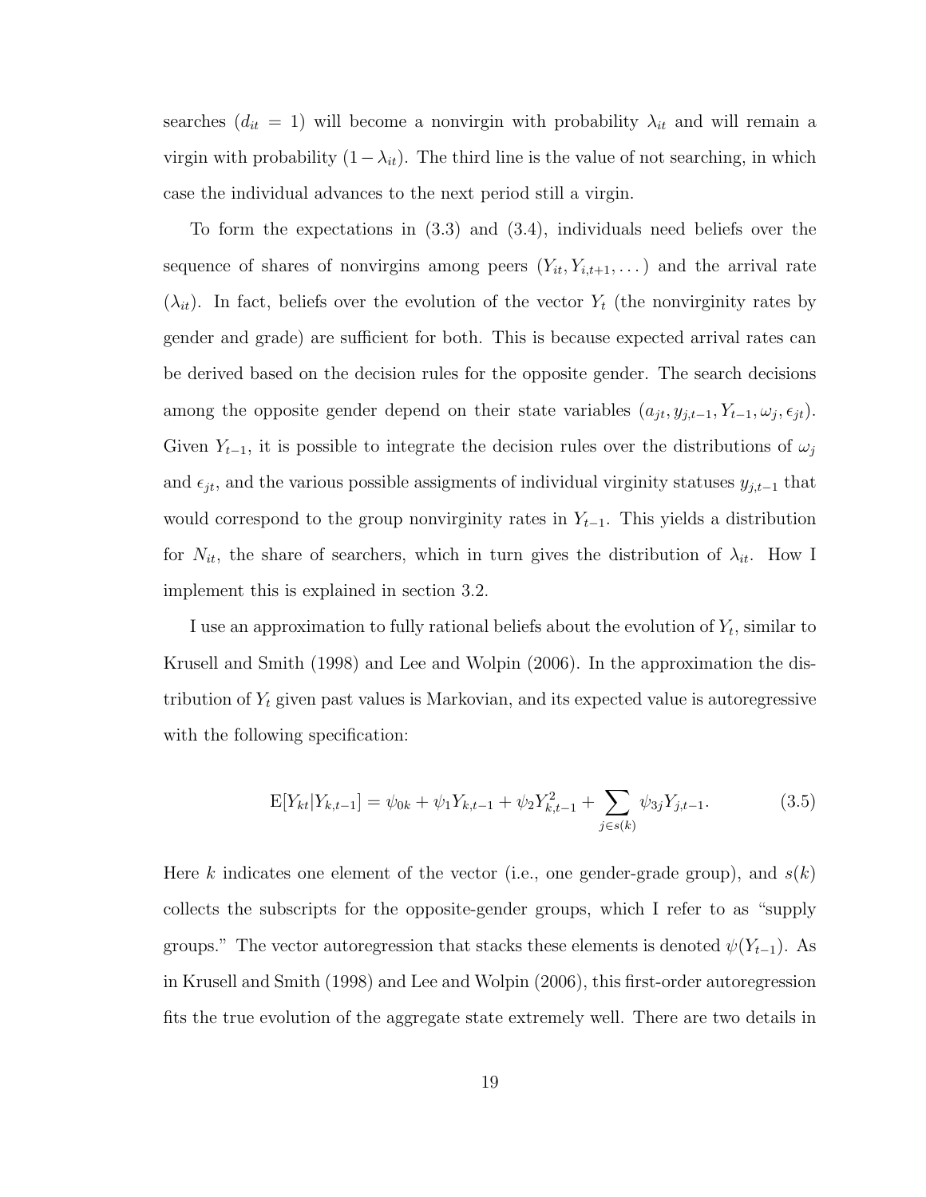searches ($d_{it} = 1$) will become a nonvirgin with probability $\lambda_{it}$ and will remain a virgin with probability $(1 - \lambda_{it})$. The third line is the value of not searching, in which case the individual advances to the next period still a virgin.

To form the expectations in (3.3) and (3.4), individuals need beliefs over the sequence of shares of nonvirgins among peers $(Y_{it}, Y_{i,t+1}, \dots)$ and the arrival rate $(\lambda_{it})$. In fact, beliefs over the evolution of the vector $Y_t$ (the nonvirginity rates by gender and grade) are sufficient for both. This is because expected arrival rates can be derived based on the decision rules for the opposite gender. The search decisions among the opposite gender depend on their state variables $(a_{jt}, y_{j,t-1}, Y_{t-1}, \omega_j, \epsilon_{jt})$. Given $Y_{t-1}$, it is possible to integrate the decision rules over the distributions of $\omega_j$ and $\epsilon_{jt}$, and the various possible assigments of individual virginity statuses $y_{j,t-1}$ that would correspond to the group nonvirginity rates in $Y_{t-1}$. This yields a distribution for $N_{it}$, the share of searchers, which in turn gives the distribution of $\lambda_{it}$. How I implement this is explained in section 3.2.

I use an approximation to fully rational beliefs about the evolution of $Y_t$, similar to Krusell and Smith (1998) and Lee and Wolpin (2006). In the approximation the distribution of $Y_t$ given past values is Markovian, and its expected value is autoregressive with the following specification:

$$\mathrm{E}[Y_{kt}|Y_{k,t-1}] = \psi_{0k} + \psi_1 Y_{k,t-1} + \psi_2 Y_{k,t-1}^2 + \sum_{j \in s(k)} \psi_{3j} Y_{j,t-1}. \tag{3.5}$$

Here $k$ indicates one element of the vector (i.e., one gender-grade group), and $s(k)$ collects the subscripts for the opposite-gender groups, which I refer to as "supply groups." The vector autoregression that stacks these elements is denoted $\psi(Y_{t-1})$. As in Krusell and Smith (1998) and Lee and Wolpin (2006), this first-order autoregression fits the true evolution of the aggregate state extremely well. There are two details in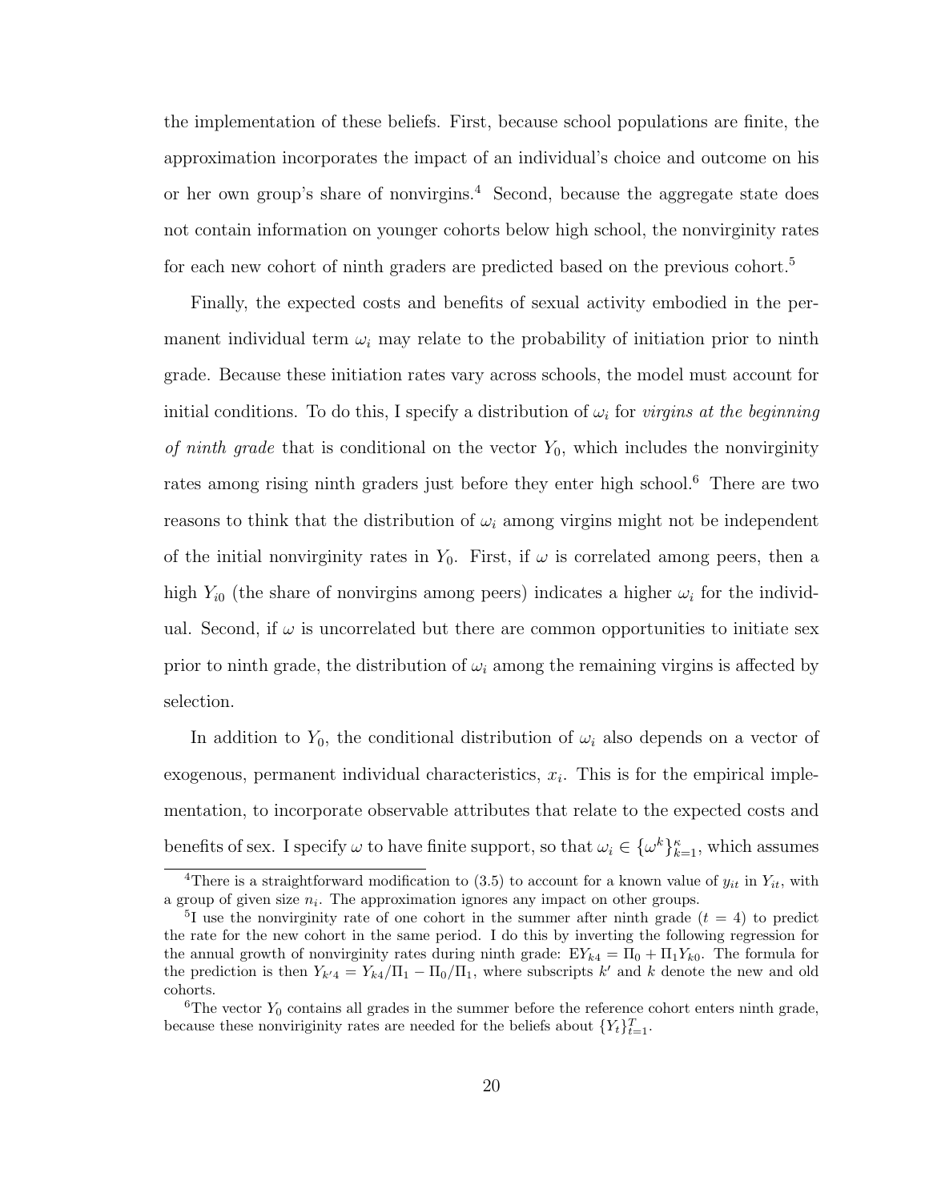the implementation of these beliefs. First, because school populations are finite, the approximation incorporates the impact of an individual's choice and outcome on his or her own group's share of nonvirgins.[4] Second, because the aggregate state does not contain information on younger cohorts below high school, the nonvirginity rates for each new cohort of ninth graders are predicted based on the previous cohort.[5]

Finally, the expected costs and benefits of sexual activity embodied in the permanent individual term $\omega_i$ may relate to the probability of initiation prior to ninth grade. Because these initiation rates vary across schools, the model must account for initial conditions. To do this, I specify a distribution of $\omega_i$ for *virgins at the beginning of ninth grade* that is conditional on the vector $Y_0$, which includes the nonvirginity rates among rising ninth graders just before they enter high school.[6] There are two reasons to think that the distribution of $\omega_i$ among virgins might not be independent of the initial nonvirginity rates in $Y_0$. First, if $\omega$ is correlated among peers, then a high $Y_{i0}$ (the share of nonvirgins among peers) indicates a higher $\omega_i$ for the individual. Second, if $\omega$ is uncorrelated but there are common opportunities to initiate sex prior to ninth grade, the distribution of $\omega_i$ among the remaining virgins is affected by selection.

In addition to $Y_0$, the conditional distribution of $\omega_i$ also depends on a vector of exogenous, permanent individual characteristics, $x_i$. This is for the empirical implementation, to incorporate observable attributes that relate to the expected costs and benefits of sex. I specify $\omega$ to have finite support, so that $\omega_i \in \{\omega^k\}_{k=1}^{\kappa}$, which assumes

[4] There is a straightforward modification to (3.5) to account for a known value of $y_{it}$ in $Y_{it}$, with a group of given size $n_i$. The approximation ignores any impact on other groups.

[5] I use the nonvirginity rate of one cohort in the summer after ninth grade ($t = 4$) to predict the rate for the new cohort in the same period. I do this by inverting the following regression for the annual growth of nonvirginity rates during ninth grade: $\mathrm{E}Y_{k4} = \Pi_0 + \Pi_1 Y_{k0}$. The formula for the prediction is then $Y_{k'4} = Y_{k4}/\Pi_1 - \Pi_0/\Pi_1$, where subscripts $k'$ and $k$ denote the new and old cohorts.

[6] The vector $Y_0$ contains all grades in the summer before the reference cohort enters ninth grade, because these nonviriginity rates are needed for the beliefs about $\{Y_t\}_{t=1}^{T}$.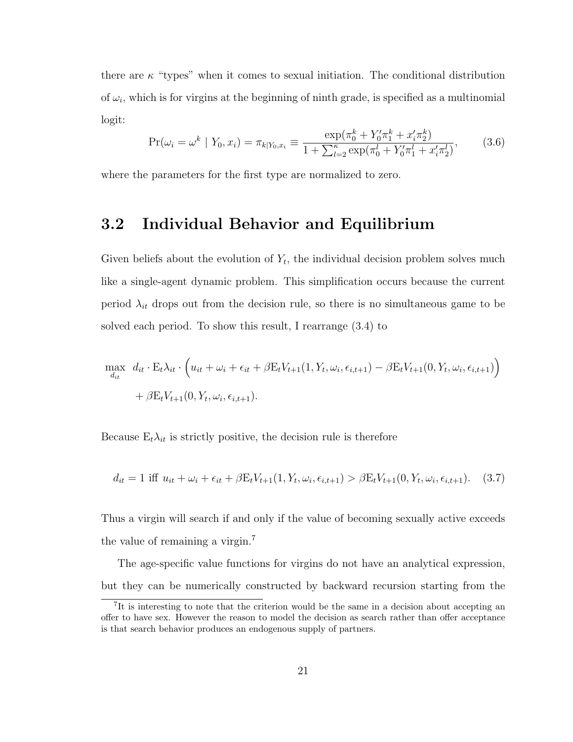there are $\kappa$ "types" when it comes to sexual initiation. The conditional distribution of $\omega_i$, which is for virgins at the beginning of ninth grade, is specified as a multinomial logit:

$$\Pr(\omega_i = \omega^k \mid Y_0, x_i) = \pi_{k|Y_0,x_i} \equiv \frac{\exp(\pi_0^k + Y_0'\pi_1^k + x_i'\pi_2^k)}{1 + \sum_{l=2}^{\kappa} \exp(\pi_0^l + Y_0'\pi_1^l + x_i'\pi_2^l)}, \tag{3.6}$$

where the parameters for the first type are normalized to zero.

## 3.2 Individual Behavior and Equilibrium

Given beliefs about the evolution of $Y_t$, the individual decision problem solves much like a single-agent dynamic problem. This simplification occurs because the current period $\lambda_{it}$ drops out from the decision rule, so there is no simultaneous game to be solved each period. To show this result, I rearrange (3.4) to

$$\max_{d_{it}} \; d_{it} \cdot \mathrm{E}_t\lambda_{it} \cdot \Big(u_{it} + \omega_i + \epsilon_{it} + \beta \mathrm{E}_t V_{t+1}(1, Y_t, \omega_i, \epsilon_{i,t+1}) - \beta \mathrm{E}_t V_{t+1}(0, Y_t, \omega_i, \epsilon_{i,t+1})\Big)$$
$$+ \beta \mathrm{E}_t V_{t+1}(0, Y_t, \omega_i, \epsilon_{i,t+1}).$$

Because $\mathrm{E}_t\lambda_{it}$ is strictly positive, the decision rule is therefore

$$d_{it} = 1 \text{ iff } u_{it} + \omega_i + \epsilon_{it} + \beta \mathrm{E}_t V_{t+1}(1, Y_t, \omega_i, \epsilon_{i,t+1}) > \beta \mathrm{E}_t V_{t+1}(0, Y_t, \omega_i, \epsilon_{i,t+1}). \tag{3.7}$$

Thus a virgin will search if and only if the value of becoming sexually active exceeds the value of remaining a virgin.[7]

The age-specific value functions for virgins do not have an analytical expression, but they can be numerically constructed by backward recursion starting from the

[7] It is interesting to note that the criterion would be the same in a decision about accepting an offer to have sex. However the reason to model the decision as search rather than offer acceptance is that search behavior produces an endogenous supply of partners.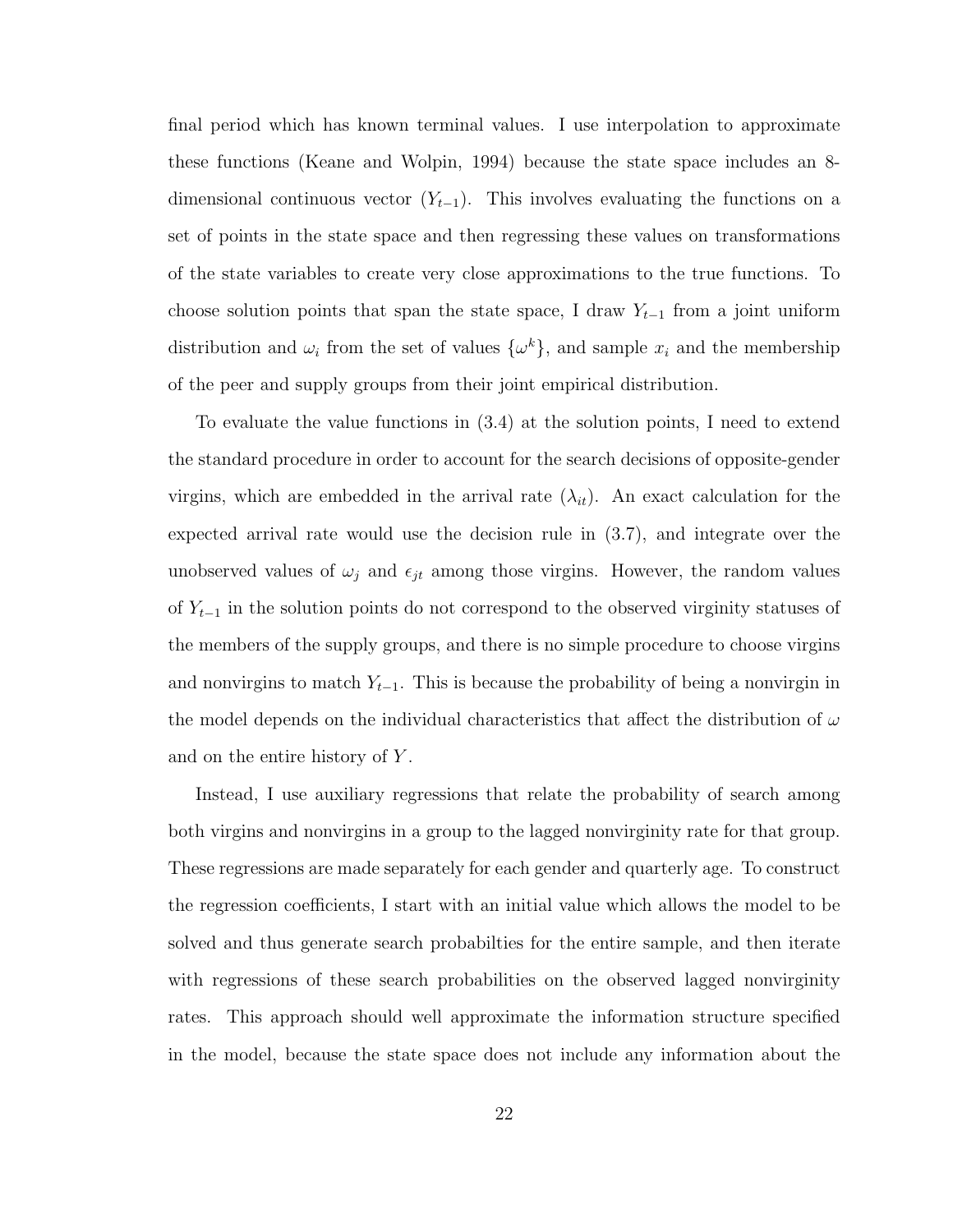final period which has known terminal values. I use interpolation to approximate these functions (Keane and Wolpin, 1994) because the state space includes an 8-dimensional continuous vector ($Y_{t-1}$). This involves evaluating the functions on a set of points in the state space and then regressing these values on transformations of the state variables to create very close approximations to the true functions. To choose solution points that span the state space, I draw $Y_{t-1}$ from a joint uniform distribution and $\omega_i$ from the set of values $\{\omega^k\}$, and sample $x_i$ and the membership of the peer and supply groups from their joint empirical distribution.

To evaluate the value functions in (3.4) at the solution points, I need to extend the standard procedure in order to account for the search decisions of opposite-gender virgins, which are embedded in the arrival rate ($\lambda_{it}$). An exact calculation for the expected arrival rate would use the decision rule in (3.7), and integrate over the unobserved values of $\omega_j$ and $\epsilon_{jt}$ among those virgins. However, the random values of $Y_{t-1}$ in the solution points do not correspond to the observed virginity statuses of the members of the supply groups, and there is no simple procedure to choose virgins and nonvirgins to match $Y_{t-1}$. This is because the probability of being a nonvirgin in the model depends on the individual characteristics that affect the distribution of $\omega$ and on the entire history of $Y$.

Instead, I use auxiliary regressions that relate the probability of search among both virgins and nonvirgins in a group to the lagged nonvirginity rate for that group. These regressions are made separately for each gender and quarterly age. To construct the regression coefficients, I start with an initial value which allows the model to be solved and thus generate search probabilties for the entire sample, and then iterate with regressions of these search probabilities on the observed lagged nonvirginity rates. This approach should well approximate the information structure specified in the model, because the state space does not include any information about the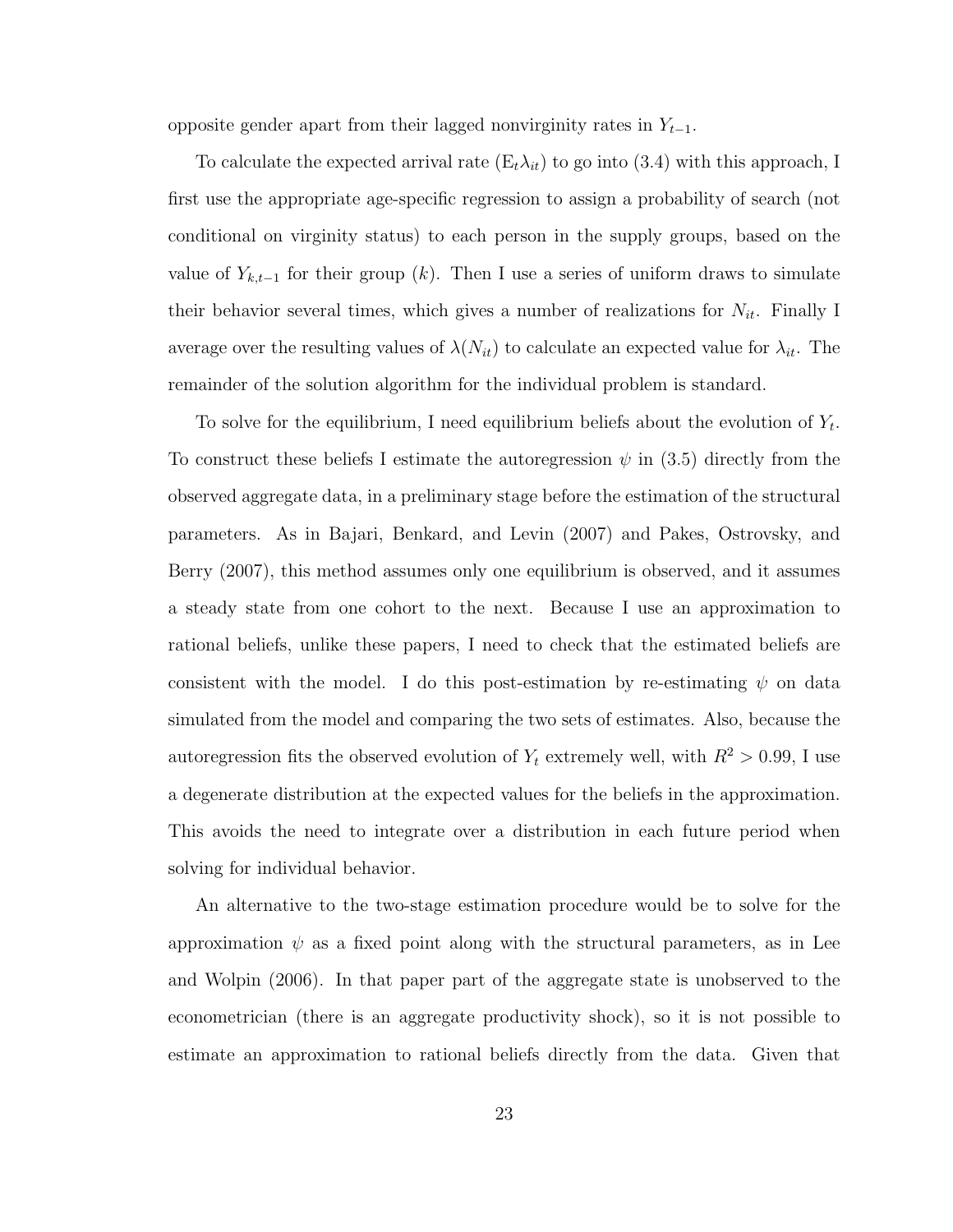opposite gender apart from their lagged nonvirginity rates in $Y_{t-1}$.

To calculate the expected arrival rate ($\mathrm{E}_t\lambda_{it}$) to go into (3.4) with this approach, I first use the appropriate age-specific regression to assign a probability of search (not conditional on virginity status) to each person in the supply groups, based on the value of $Y_{k,t-1}$ for their group ($k$). Then I use a series of uniform draws to simulate their behavior several times, which gives a number of realizations for $N_{it}$. Finally I average over the resulting values of $\lambda(N_{it})$ to calculate an expected value for $\lambda_{it}$. The remainder of the solution algorithm for the individual problem is standard.

To solve for the equilibrium, I need equilibrium beliefs about the evolution of $Y_t$. To construct these beliefs I estimate the autoregression $\psi$ in (3.5) directly from the observed aggregate data, in a preliminary stage before the estimation of the structural parameters. As in Bajari, Benkard, and Levin (2007) and Pakes, Ostrovsky, and Berry (2007), this method assumes only one equilibrium is observed, and it assumes a steady state from one cohort to the next. Because I use an approximation to rational beliefs, unlike these papers, I need to check that the estimated beliefs are consistent with the model. I do this post-estimation by re-estimating $\psi$ on data simulated from the model and comparing the two sets of estimates. Also, because the autoregression fits the observed evolution of $Y_t$ extremely well, with $R^2 > 0.99$, I use a degenerate distribution at the expected values for the beliefs in the approximation. This avoids the need to integrate over a distribution in each future period when solving for individual behavior.

An alternative to the two-stage estimation procedure would be to solve for the approximation $\psi$ as a fixed point along with the structural parameters, as in Lee and Wolpin (2006). In that paper part of the aggregate state is unobserved to the econometrician (there is an aggregate productivity shock), so it is not possible to estimate an approximation to rational beliefs directly from the data. Given that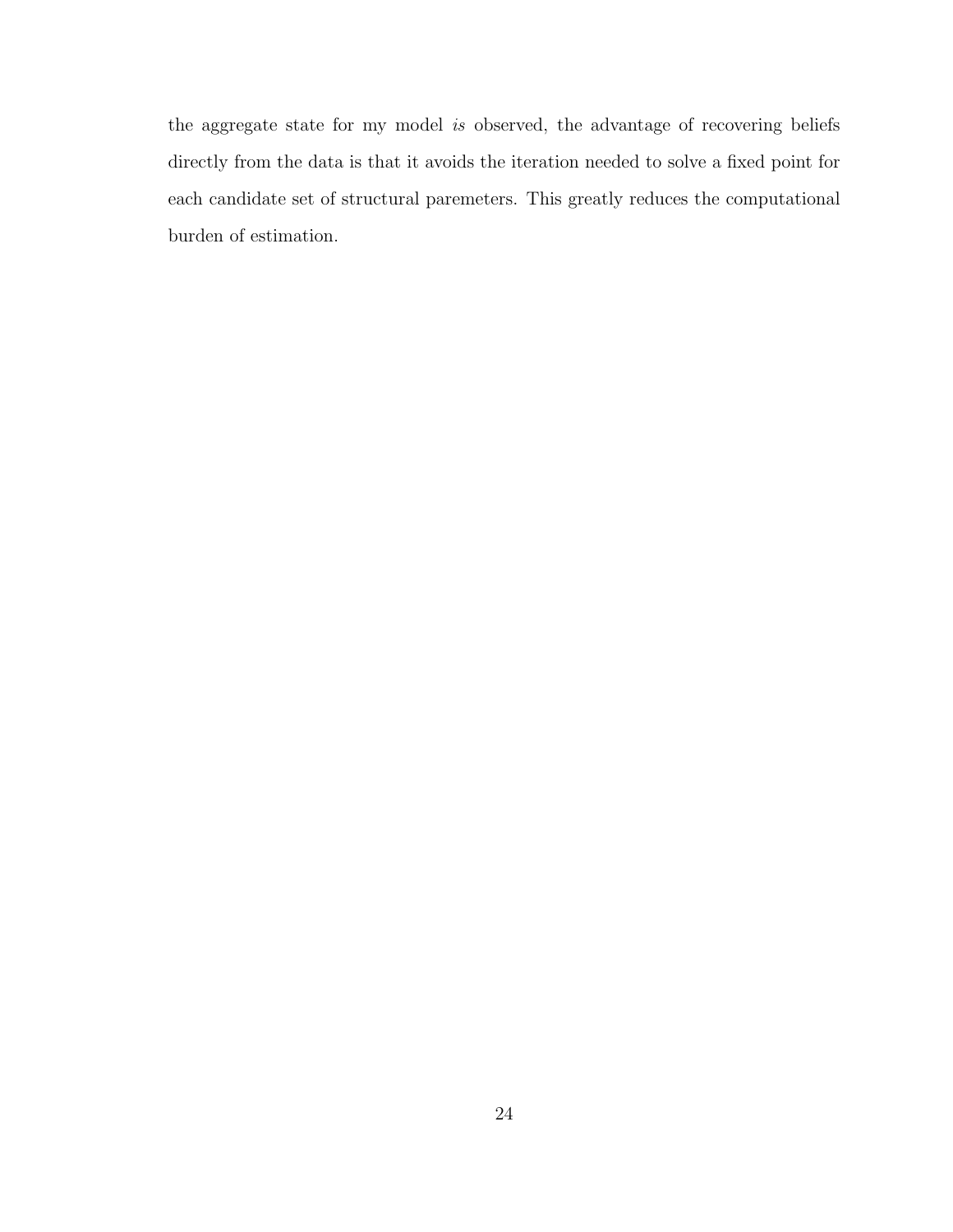the aggregate state for my model *is* observed, the advantage of recovering beliefs directly from the data is that it avoids the iteration needed to solve a fixed point for each candidate set of structural paremeters. This greatly reduces the computational burden of estimation.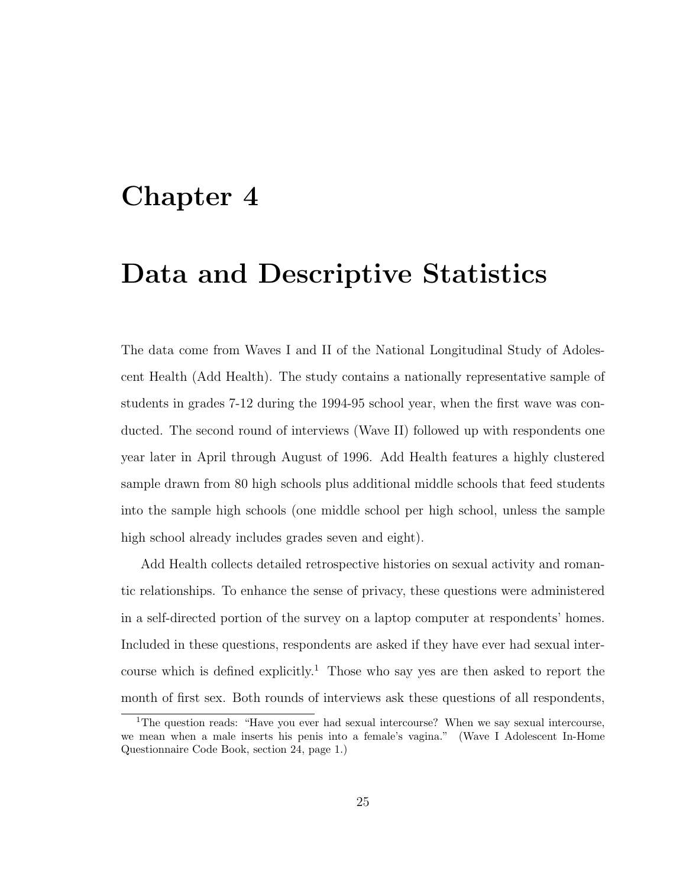# Chapter 4

# Data and Descriptive Statistics

The data come from Waves I and II of the National Longitudinal Study of Adolescent Health (Add Health). The study contains a nationally representative sample of students in grades 7-12 during the 1994-95 school year, when the first wave was conducted. The second round of interviews (Wave II) followed up with respondents one year later in April through August of 1996. Add Health features a highly clustered sample drawn from 80 high schools plus additional middle schools that feed students into the sample high schools (one middle school per high school, unless the sample high school already includes grades seven and eight).

Add Health collects detailed retrospective histories on sexual activity and romantic relationships. To enhance the sense of privacy, these questions were administered in a self-directed portion of the survey on a laptop computer at respondents' homes. Included in these questions, respondents are asked if they have ever had sexual intercourse which is defined explicitly.[1] Those who say yes are then asked to report the month of first sex. Both rounds of interviews ask these questions of all respondents,

[1] The question reads: "Have you ever had sexual intercourse? When we say sexual intercourse, we mean when a male inserts his penis into a female's vagina." (Wave I Adolescent In-Home Questionnaire Code Book, section 24, page 1.)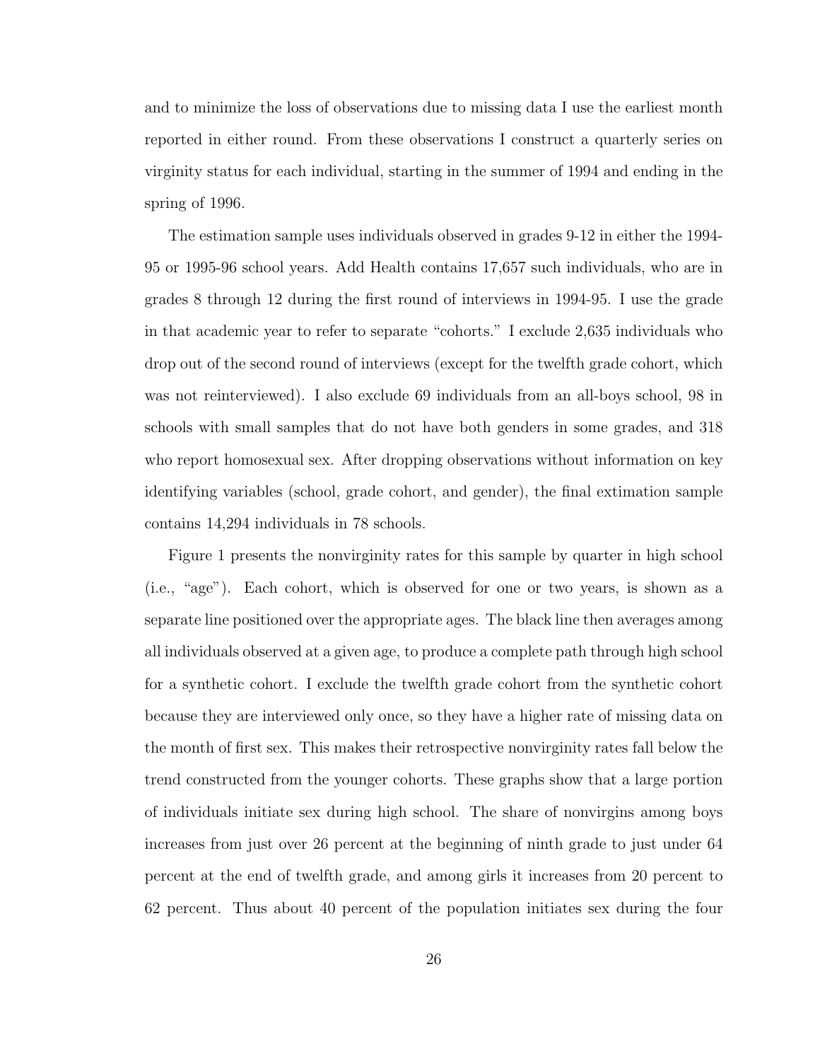and to minimize the loss of observations due to missing data I use the earliest month reported in either round. From these observations I construct a quarterly series on virginity status for each individual, starting in the summer of 1994 and ending in the spring of 1996.

The estimation sample uses individuals observed in grades 9-12 in either the 1994-95 or 1995-96 school years. Add Health contains 17,657 such individuals, who are in grades 8 through 12 during the first round of interviews in 1994-95. I use the grade in that academic year to refer to separate "cohorts." I exclude 2,635 individuals who drop out of the second round of interviews (except for the twelfth grade cohort, which was not reinterviewed). I also exclude 69 individuals from an all-boys school, 98 in schools with small samples that do not have both genders in some grades, and 318 who report homosexual sex. After dropping observations without information on key identifying variables (school, grade cohort, and gender), the final extimation sample contains 14,294 individuals in 78 schools.

Figure 1 presents the nonvirginity rates for this sample by quarter in high school (i.e., "age"). Each cohort, which is observed for one or two years, is shown as a separate line positioned over the appropriate ages. The black line then averages among all individuals observed at a given age, to produce a complete path through high school for a synthetic cohort. I exclude the twelfth grade cohort from the synthetic cohort because they are interviewed only once, so they have a higher rate of missing data on the month of first sex. This makes their retrospective nonvirginity rates fall below the trend constructed from the younger cohorts. These graphs show that a large portion of individuals initiate sex during high school. The share of nonvirgins among boys increases from just over 26 percent at the beginning of ninth grade to just under 64 percent at the end of twelfth grade, and among girls it increases from 20 percent to 62 percent. Thus about 40 percent of the population initiates sex during the four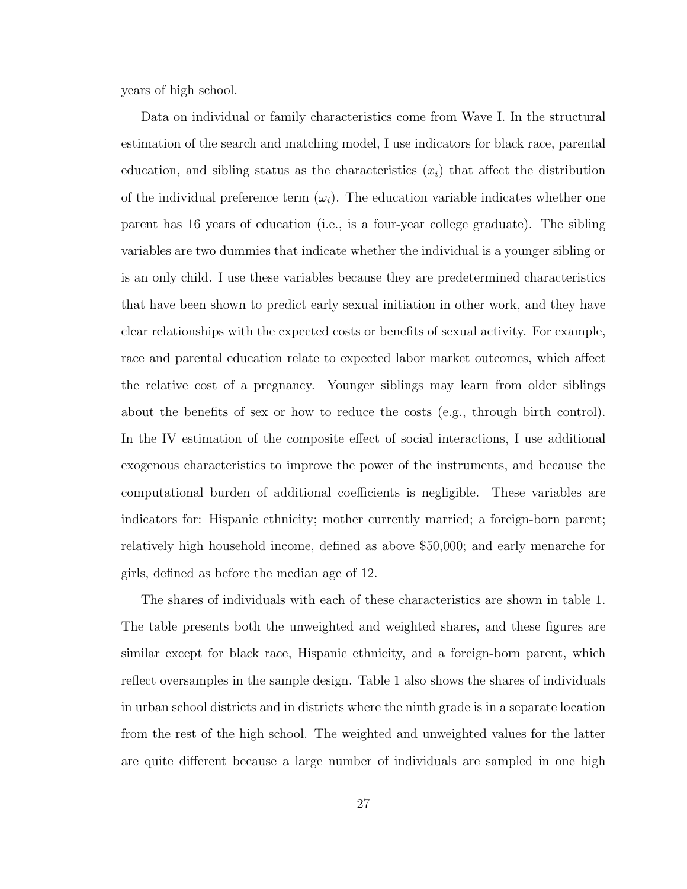years of high school.

Data on individual or family characteristics come from Wave I. In the structural estimation of the search and matching model, I use indicators for black race, parental education, and sibling status as the characteristics ($x_i$) that affect the distribution of the individual preference term ($\omega_i$). The education variable indicates whether one parent has 16 years of education (i.e., is a four-year college graduate). The sibling variables are two dummies that indicate whether the individual is a younger sibling or is an only child. I use these variables because they are predetermined characteristics that have been shown to predict early sexual initiation in other work, and they have clear relationships with the expected costs or benefits of sexual activity. For example, race and parental education relate to expected labor market outcomes, which affect the relative cost of a pregnancy. Younger siblings may learn from older siblings about the benefits of sex or how to reduce the costs (e.g., through birth control). In the IV estimation of the composite effect of social interactions, I use additional exogenous characteristics to improve the power of the instruments, and because the computational burden of additional coefficients is negligible. These variables are indicators for: Hispanic ethnicity; mother currently married; a foreign-born parent; relatively high household income, defined as above $50,000; and early menarche for girls, defined as before the median age of 12.

The shares of individuals with each of these characteristics are shown in table 1. The table presents both the unweighted and weighted shares, and these figures are similar except for black race, Hispanic ethnicity, and a foreign-born parent, which reflect oversamples in the sample design. Table 1 also shows the shares of individuals in urban school districts and in districts where the ninth grade is in a separate location from the rest of the high school. The weighted and unweighted values for the latter are quite different because a large number of individuals are sampled in one high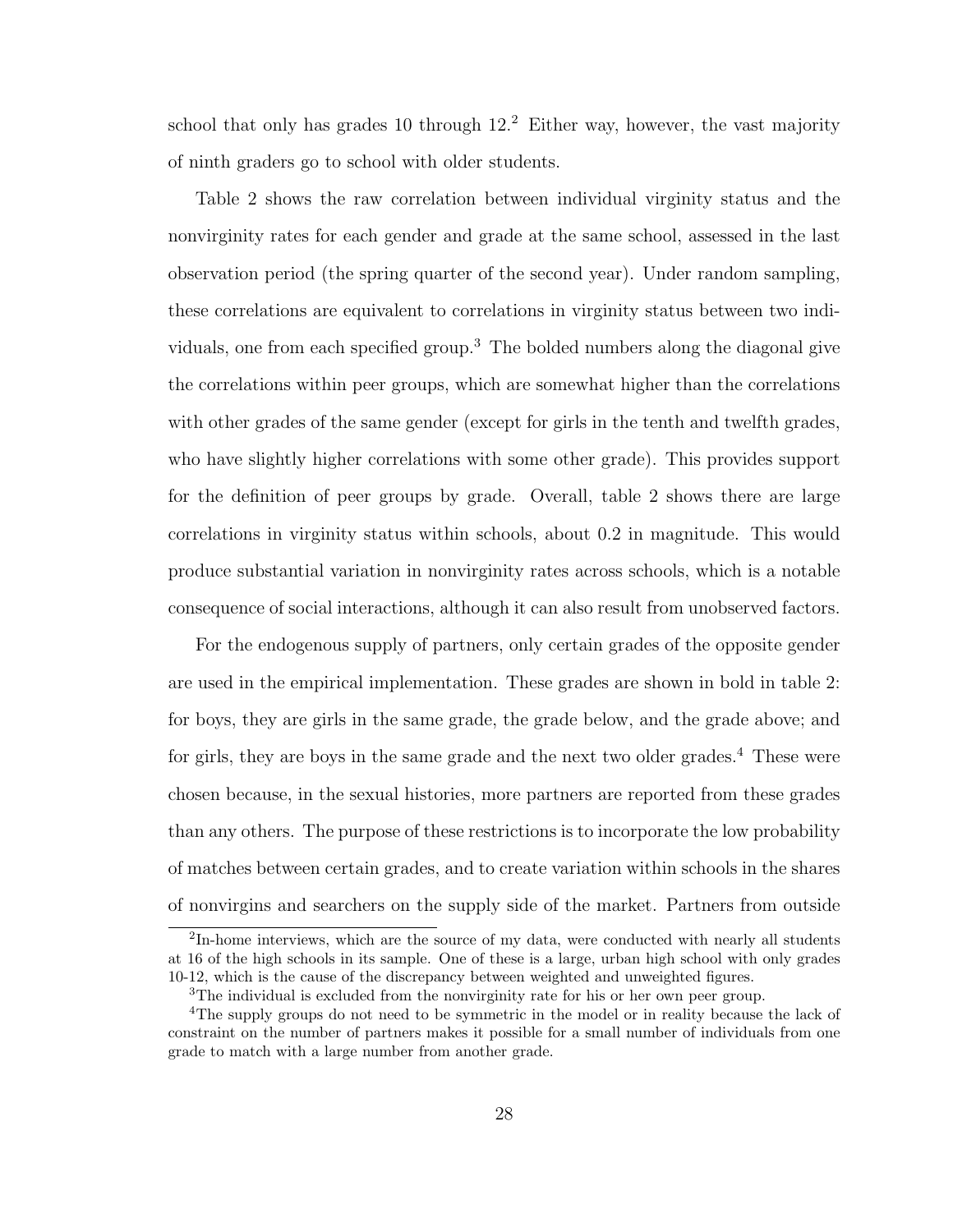school that only has grades 10 through 12.[2] Either way, however, the vast majority of ninth graders go to school with older students.

Table 2 shows the raw correlation between individual virginity status and the nonvirginity rates for each gender and grade at the same school, assessed in the last observation period (the spring quarter of the second year). Under random sampling, these correlations are equivalent to correlations in virginity status between two individuals, one from each specified group.[3] The bolded numbers along the diagonal give the correlations within peer groups, which are somewhat higher than the correlations with other grades of the same gender (except for girls in the tenth and twelfth grades, who have slightly higher correlations with some other grade). This provides support for the definition of peer groups by grade. Overall, table 2 shows there are large correlations in virginity status within schools, about 0.2 in magnitude. This would produce substantial variation in nonvirginity rates across schools, which is a notable consequence of social interactions, although it can also result from unobserved factors.

For the endogenous supply of partners, only certain grades of the opposite gender are used in the empirical implementation. These grades are shown in bold in table 2: for boys, they are girls in the same grade, the grade below, and the grade above; and for girls, they are boys in the same grade and the next two older grades.[4] These were chosen because, in the sexual histories, more partners are reported from these grades than any others. The purpose of these restrictions is to incorporate the low probability of matches between certain grades, and to create variation within schools in the shares of nonvirgins and searchers on the supply side of the market. Partners from outside

[2] In-home interviews, which are the source of my data, were conducted with nearly all students at 16 of the high schools in its sample. One of these is a large, urban high school with only grades 10-12, which is the cause of the discrepancy between weighted and unweighted figures.

[3] The individual is excluded from the nonvirginity rate for his or her own peer group.

[4] The supply groups do not need to be symmetric in the model or in reality because the lack of constraint on the number of partners makes it possible for a small number of individuals from one grade to match with a large number from another grade.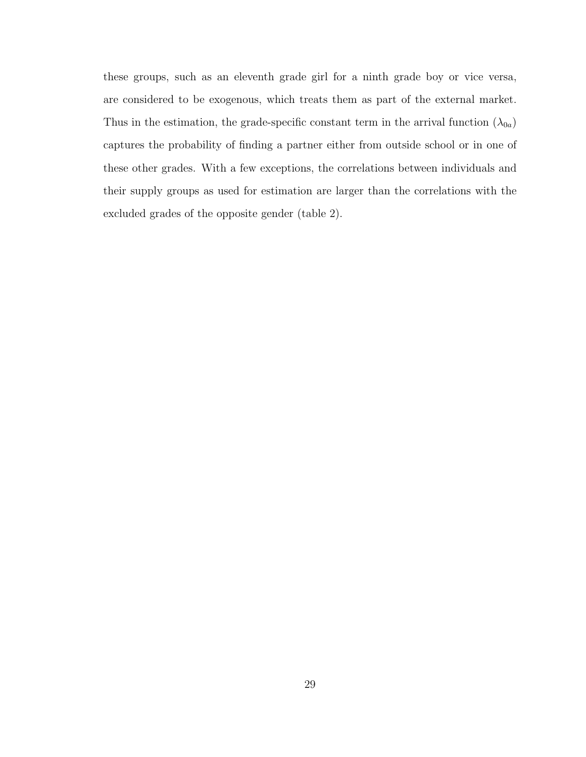these groups, such as an eleventh grade girl for a ninth grade boy or vice versa, are considered to be exogenous, which treats them as part of the external market. Thus in the estimation, the grade-specific constant term in the arrival function ($\lambda_{0a}$) captures the probability of finding a partner either from outside school or in one of these other grades. With a few exceptions, the correlations between individuals and their supply groups as used for estimation are larger than the correlations with the excluded grades of the opposite gender (table 2).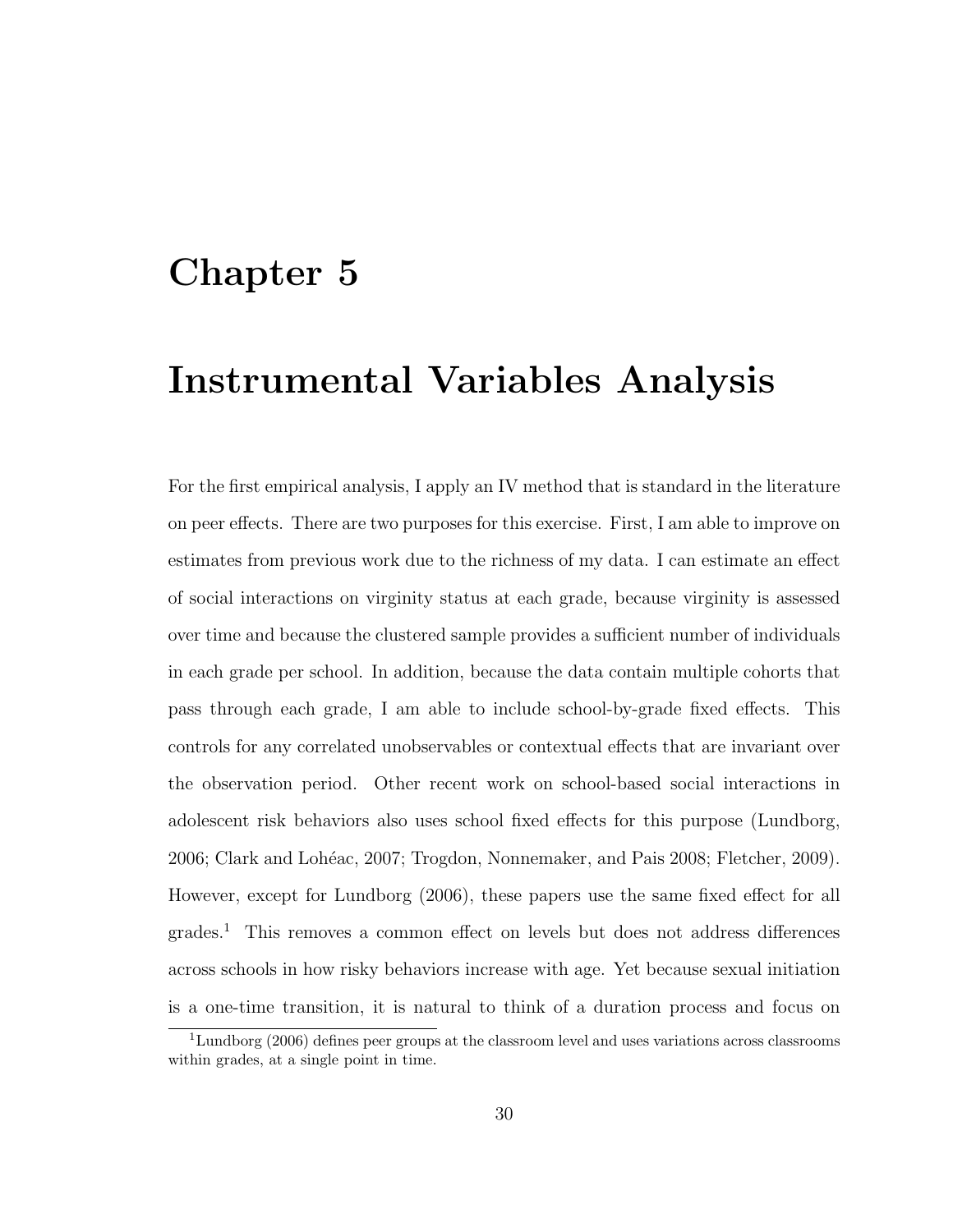# Chapter 5

# Instrumental Variables Analysis

For the first empirical analysis, I apply an IV method that is standard in the literature on peer effects. There are two purposes for this exercise. First, I am able to improve on estimates from previous work due to the richness of my data. I can estimate an effect of social interactions on virginity status at each grade, because virginity is assessed over time and because the clustered sample provides a sufficient number of individuals in each grade per school. In addition, because the data contain multiple cohorts that pass through each grade, I am able to include school-by-grade fixed effects. This controls for any correlated unobservables or contextual effects that are invariant over the observation period. Other recent work on school-based social interactions in adolescent risk behaviors also uses school fixed effects for this purpose (Lundborg, 2006; Clark and Lohéac, 2007; Trogdon, Nonnemaker, and Pais 2008; Fletcher, 2009). However, except for Lundborg (2006), these papers use the same fixed effect for all grades.[1] This removes a common effect on levels but does not address differences across schools in how risky behaviors increase with age. Yet because sexual initiation is a one-time transition, it is natural to think of a duration process and focus on

[1] Lundborg (2006) defines peer groups at the classroom level and uses variations across classrooms within grades, at a single point in time.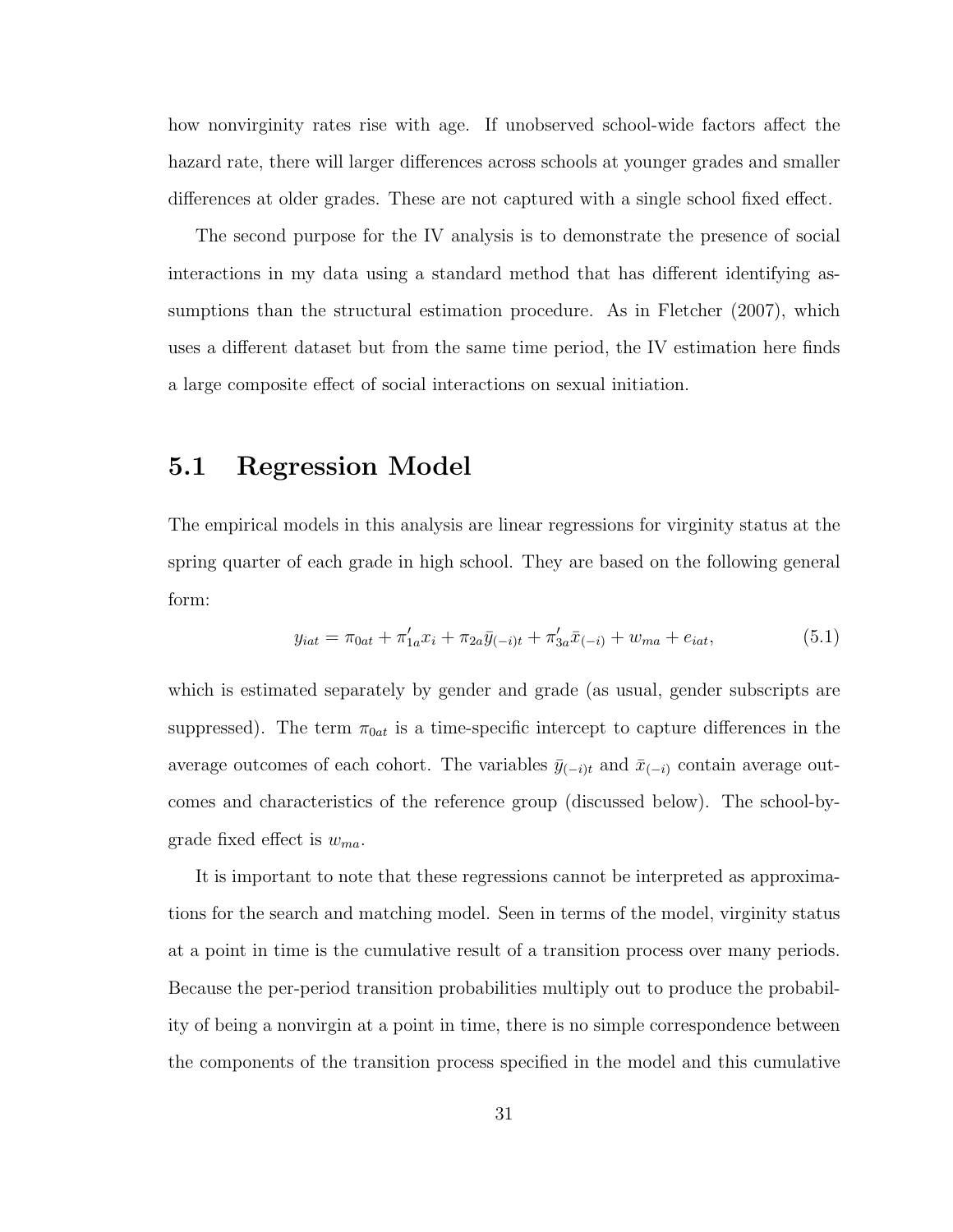how nonvirginity rates rise with age. If unobserved school-wide factors affect the hazard rate, there will larger differences across schools at younger grades and smaller differences at older grades. These are not captured with a single school fixed effect.

The second purpose for the IV analysis is to demonstrate the presence of social interactions in my data using a standard method that has different identifying assumptions than the structural estimation procedure. As in Fletcher (2007), which uses a different dataset but from the same time period, the IV estimation here finds a large composite effect of social interactions on sexual initiation.

## 5.1 Regression Model

The empirical models in this analysis are linear regressions for virginity status at the spring quarter of each grade in high school. They are based on the following general form:

$$y_{iat} = \pi_{0at} + \pi'_{1a} x_i + \pi_{2a} \bar{y}_{(-i)t} + \pi'_{3a} \bar{x}_{(-i)} + w_{ma} + e_{iat}, \tag{5.1}$$

which is estimated separately by gender and grade (as usual, gender subscripts are suppressed). The term $\pi_{0at}$ is a time-specific intercept to capture differences in the average outcomes of each cohort. The variables $\bar{y}_{(-i)t}$ and $\bar{x}_{(-i)}$ contain average outcomes and characteristics of the reference group (discussed below). The school-by-grade fixed effect is $w_{ma}$.

It is important to note that these regressions cannot be interpreted as approximations for the search and matching model. Seen in terms of the model, virginity status at a point in time is the cumulative result of a transition process over many periods. Because the per-period transition probabilities multiply out to produce the probability of being a nonvirgin at a point in time, there is no simple correspondence between the components of the transition process specified in the model and this cumulative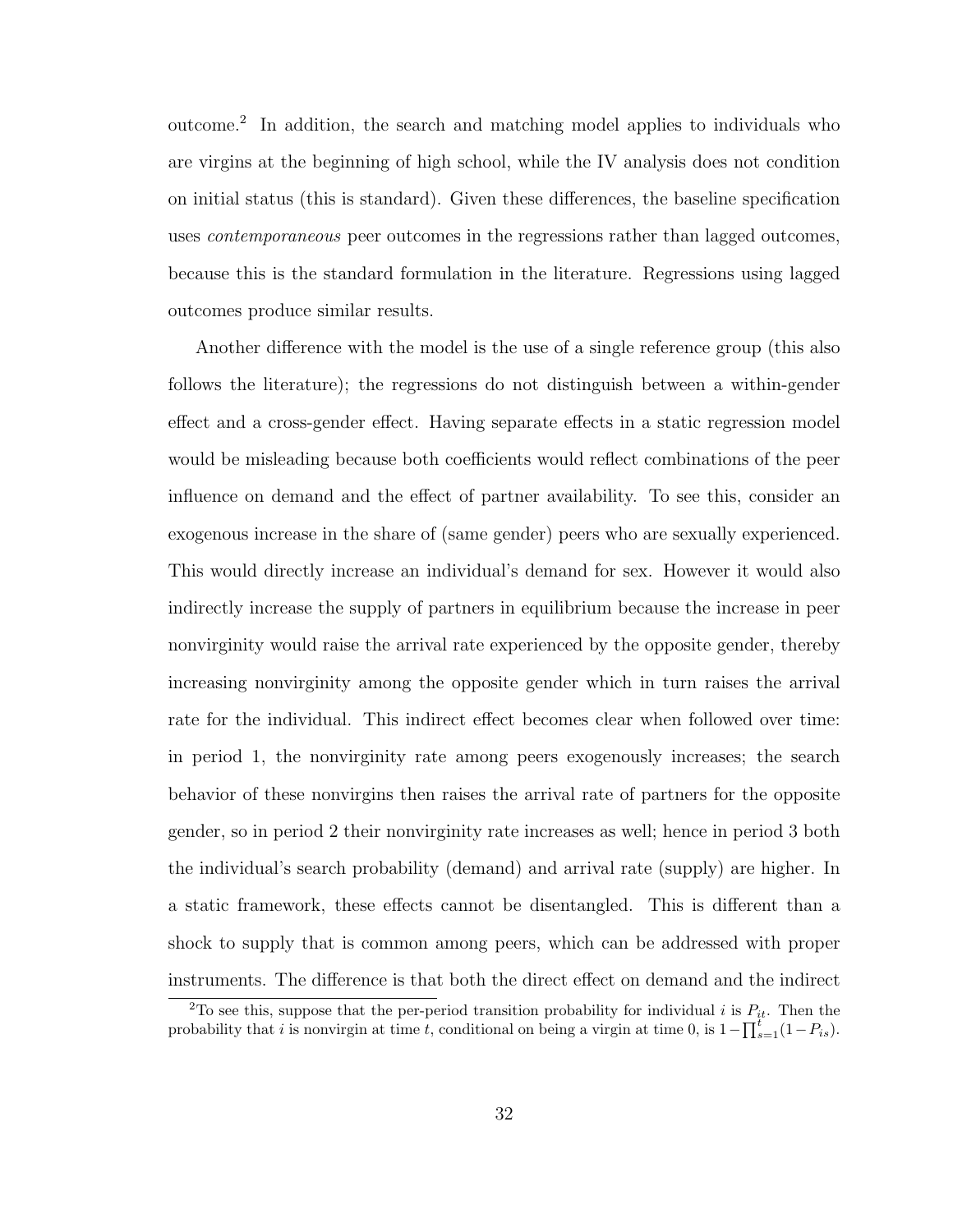outcome.[2] In addition, the search and matching model applies to individuals who are virgins at the beginning of high school, while the IV analysis does not condition on initial status (this is standard). Given these differences, the baseline specification uses *contemporaneous* peer outcomes in the regressions rather than lagged outcomes, because this is the standard formulation in the literature. Regressions using lagged outcomes produce similar results.

Another difference with the model is the use of a single reference group (this also follows the literature); the regressions do not distinguish between a within-gender effect and a cross-gender effect. Having separate effects in a static regression model would be misleading because both coefficients would reflect combinations of the peer influence on demand and the effect of partner availability. To see this, consider an exogenous increase in the share of (same gender) peers who are sexually experienced. This would directly increase an individual's demand for sex. However it would also indirectly increase the supply of partners in equilibrium because the increase in peer nonvirginity would raise the arrival rate experienced by the opposite gender, thereby increasing nonvirginity among the opposite gender which in turn raises the arrival rate for the individual. This indirect effect becomes clear when followed over time: in period 1, the nonvirginity rate among peers exogenously increases; the search behavior of these nonvirgins then raises the arrival rate of partners for the opposite gender, so in period 2 their nonvirginity rate increases as well; hence in period 3 both the individual's search probability (demand) and arrival rate (supply) are higher. In a static framework, these effects cannot be disentangled. This is different than a shock to supply that is common among peers, which can be addressed with proper instruments. The difference is that both the direct effect on demand and the indirect

[2] To see this, suppose that the per-period transition probability for individual $i$ is $P_{it}$. Then the probability that $i$ is nonvirgin at time $t$, conditional on being a virgin at time 0, is $1-\prod_{s=1}^{t}(1-P_{is})$.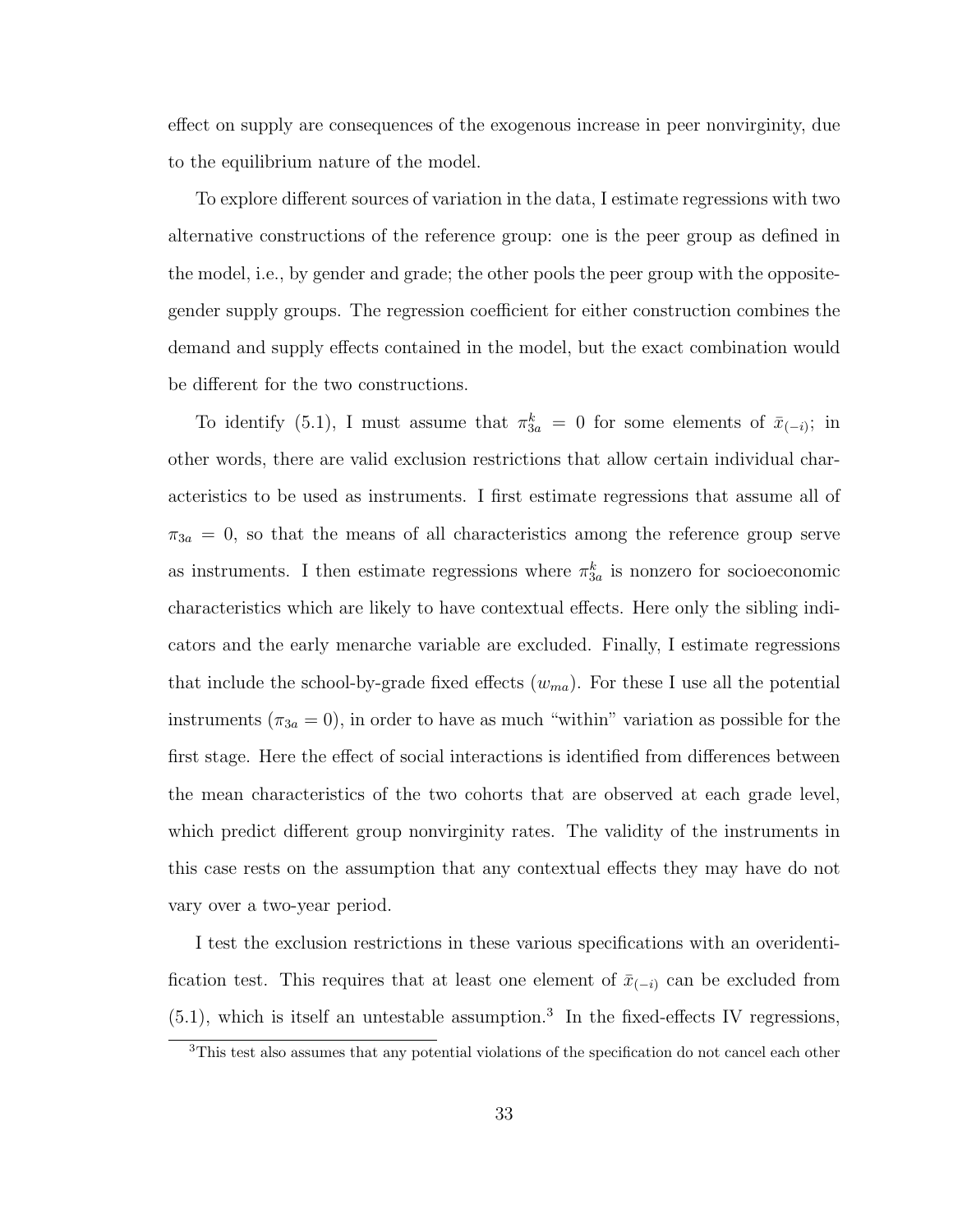effect on supply are consequences of the exogenous increase in peer nonvirginity, due to the equilibrium nature of the model.

To explore different sources of variation in the data, I estimate regressions with two alternative constructions of the reference group: one is the peer group as defined in the model, i.e., by gender and grade; the other pools the peer group with the opposite-gender supply groups. The regression coefficient for either construction combines the demand and supply effects contained in the model, but the exact combination would be different for the two constructions.

To identify (5.1), I must assume that $\pi_{3a}^{k} = 0$ for some elements of $\bar{x}_{(-i)}$; in other words, there are valid exclusion restrictions that allow certain individual characteristics to be used as instruments. I first estimate regressions that assume all of $\pi_{3a} = 0$, so that the means of all characteristics among the reference group serve as instruments. I then estimate regressions where $\pi_{3a}^{k}$ is nonzero for socioeconomic characteristics which are likely to have contextual effects. Here only the sibling indicators and the early menarche variable are excluded. Finally, I estimate regressions that include the school-by-grade fixed effects ($w_{ma}$). For these I use all the potential instruments ($\pi_{3a} = 0$), in order to have as much "within" variation as possible for the first stage. Here the effect of social interactions is identified from differences between the mean characteristics of the two cohorts that are observed at each grade level, which predict different group nonvirginity rates. The validity of the instruments in this case rests on the assumption that any contextual effects they may have do not vary over a two-year period.

I test the exclusion restrictions in these various specifications with an overidentification test. This requires that at least one element of $\bar{x}_{(-i)}$ can be excluded from (5.1), which is itself an untestable assumption.[3] In the fixed-effects IV regressions,

[3] This test also assumes that any potential violations of the specification do not cancel each other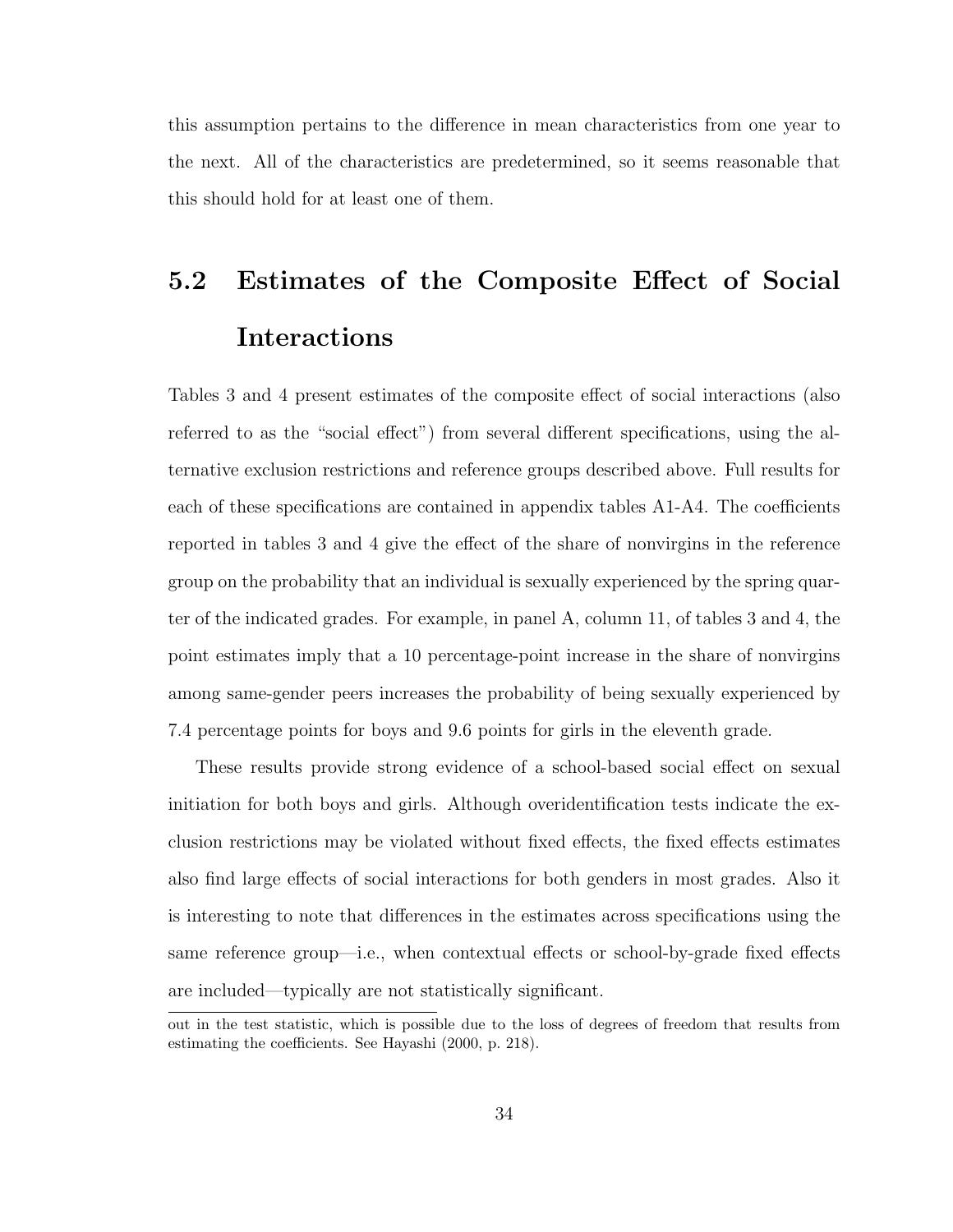this assumption pertains to the difference in mean characteristics from one year to the next. All of the characteristics are predetermined, so it seems reasonable that this should hold for at least one of them.

## 5.2 Estimates of the Composite Effect of Social Interactions

Tables 3 and 4 present estimates of the composite effect of social interactions (also referred to as the "social effect") from several different specifications, using the alternative exclusion restrictions and reference groups described above. Full results for each of these specifications are contained in appendix tables A1-A4. The coefficients reported in tables 3 and 4 give the effect of the share of nonvirgins in the reference group on the probability that an individual is sexually experienced by the spring quarter of the indicated grades. For example, in panel A, column 11, of tables 3 and 4, the point estimates imply that a 10 percentage-point increase in the share of nonvirgins among same-gender peers increases the probability of being sexually experienced by 7.4 percentage points for boys and 9.6 points for girls in the eleventh grade.

These results provide strong evidence of a school-based social effect on sexual initiation for both boys and girls. Although overidentification tests indicate the exclusion restrictions may be violated without fixed effects, the fixed effects estimates also find large effects of social interactions for both genders in most grades. Also it is interesting to note that differences in the estimates across specifications using the same reference group—i.e., when contextual effects or school-by-grade fixed effects are included—typically are not statistically significant.

---

out in the test statistic, which is possible due to the loss of degrees of freedom that results from estimating the coefficients. See Hayashi (2000, p. 218).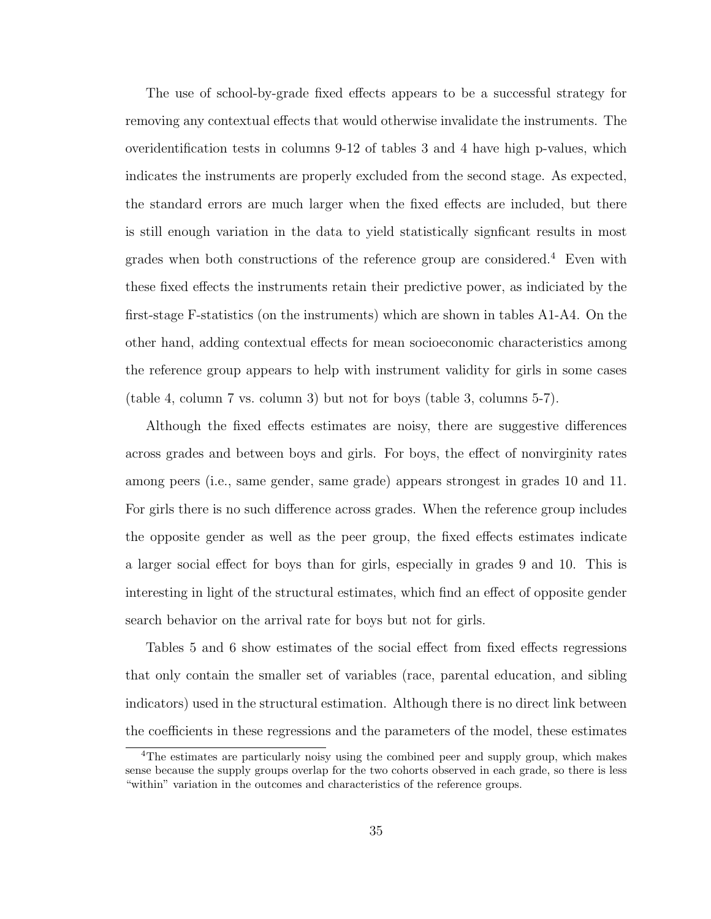The use of school-by-grade fixed effects appears to be a successful strategy for removing any contextual effects that would otherwise invalidate the instruments. The overidentification tests in columns 9-12 of tables 3 and 4 have high p-values, which indicates the instruments are properly excluded from the second stage. As expected, the standard errors are much larger when the fixed effects are included, but there is still enough variation in the data to yield statistically signficant results in most grades when both constructions of the reference group are considered.[4] Even with these fixed effects the instruments retain their predictive power, as indiciated by the first-stage F-statistics (on the instruments) which are shown in tables A1-A4. On the other hand, adding contextual effects for mean socioeconomic characteristics among the reference group appears to help with instrument validity for girls in some cases (table 4, column 7 vs. column 3) but not for boys (table 3, columns 5-7).

Although the fixed effects estimates are noisy, there are suggestive differences across grades and between boys and girls. For boys, the effect of nonvirginity rates among peers (i.e., same gender, same grade) appears strongest in grades 10 and 11. For girls there is no such difference across grades. When the reference group includes the opposite gender as well as the peer group, the fixed effects estimates indicate a larger social effect for boys than for girls, especially in grades 9 and 10. This is interesting in light of the structural estimates, which find an effect of opposite gender search behavior on the arrival rate for boys but not for girls.

Tables 5 and 6 show estimates of the social effect from fixed effects regressions that only contain the smaller set of variables (race, parental education, and sibling indicators) used in the structural estimation. Although there is no direct link between the coefficients in these regressions and the parameters of the model, these estimates

[4]The estimates are particularly noisy using the combined peer and supply group, which makes sense because the supply groups overlap for the two cohorts observed in each grade, so there is less "within" variation in the outcomes and characteristics of the reference groups.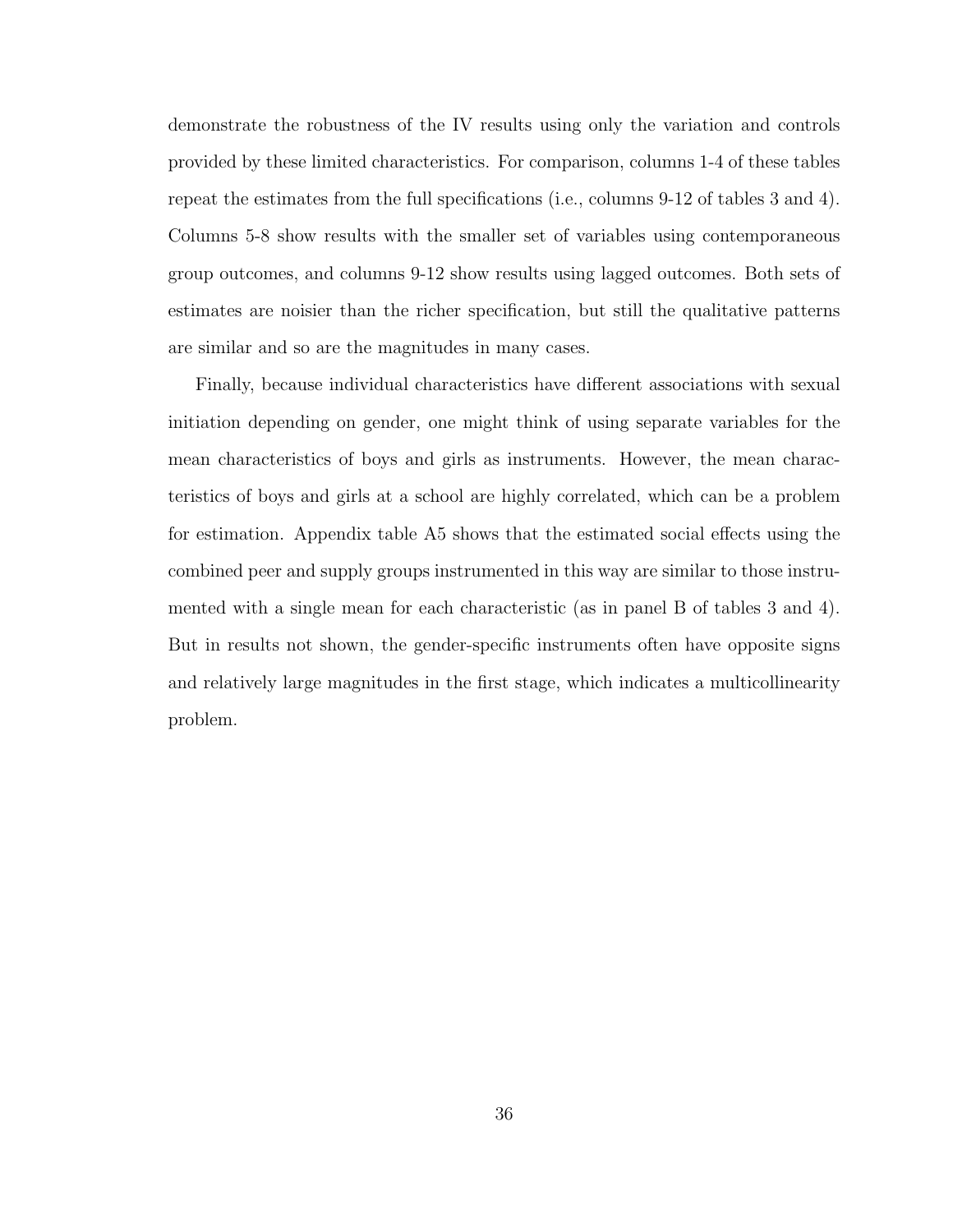demonstrate the robustness of the IV results using only the variation and controls provided by these limited characteristics. For comparison, columns 1-4 of these tables repeat the estimates from the full specifications (i.e., columns 9-12 of tables 3 and 4). Columns 5-8 show results with the smaller set of variables using contemporaneous group outcomes, and columns 9-12 show results using lagged outcomes. Both sets of estimates are noisier than the richer specification, but still the qualitative patterns are similar and so are the magnitudes in many cases.

Finally, because individual characteristics have different associations with sexual initiation depending on gender, one might think of using separate variables for the mean characteristics of boys and girls as instruments. However, the mean characteristics of boys and girls at a school are highly correlated, which can be a problem for estimation. Appendix table A5 shows that the estimated social effects using the combined peer and supply groups instrumented in this way are similar to those instrumented with a single mean for each characteristic (as in panel B of tables 3 and 4). But in results not shown, the gender-specific instruments often have opposite signs and relatively large magnitudes in the first stage, which indicates a multicollinearity problem.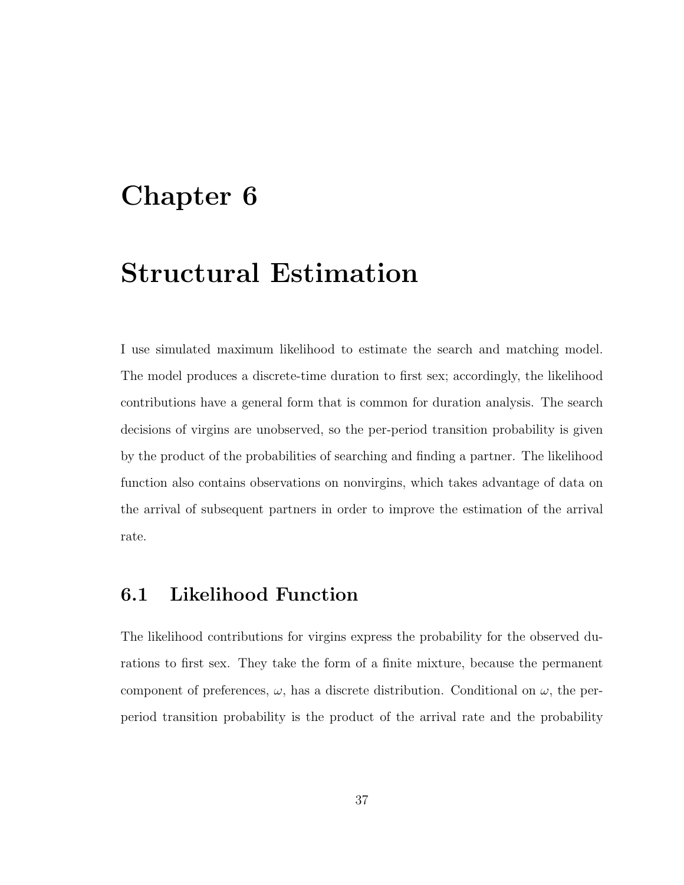# Chapter 6

# Structural Estimation

I use simulated maximum likelihood to estimate the search and matching model. The model produces a discrete-time duration to first sex; accordingly, the likelihood contributions have a general form that is common for duration analysis. The search decisions of virgins are unobserved, so the per-period transition probability is given by the product of the probabilities of searching and finding a partner. The likelihood function also contains observations on nonvirgins, which takes advantage of data on the arrival of subsequent partners in order to improve the estimation of the arrival rate.

## 6.1 Likelihood Function

The likelihood contributions for virgins express the probability for the observed durations to first sex. They take the form of a finite mixture, because the permanent component of preferences, $\omega$, has a discrete distribution. Conditional on $\omega$, the per-period transition probability is the product of the arrival rate and the probability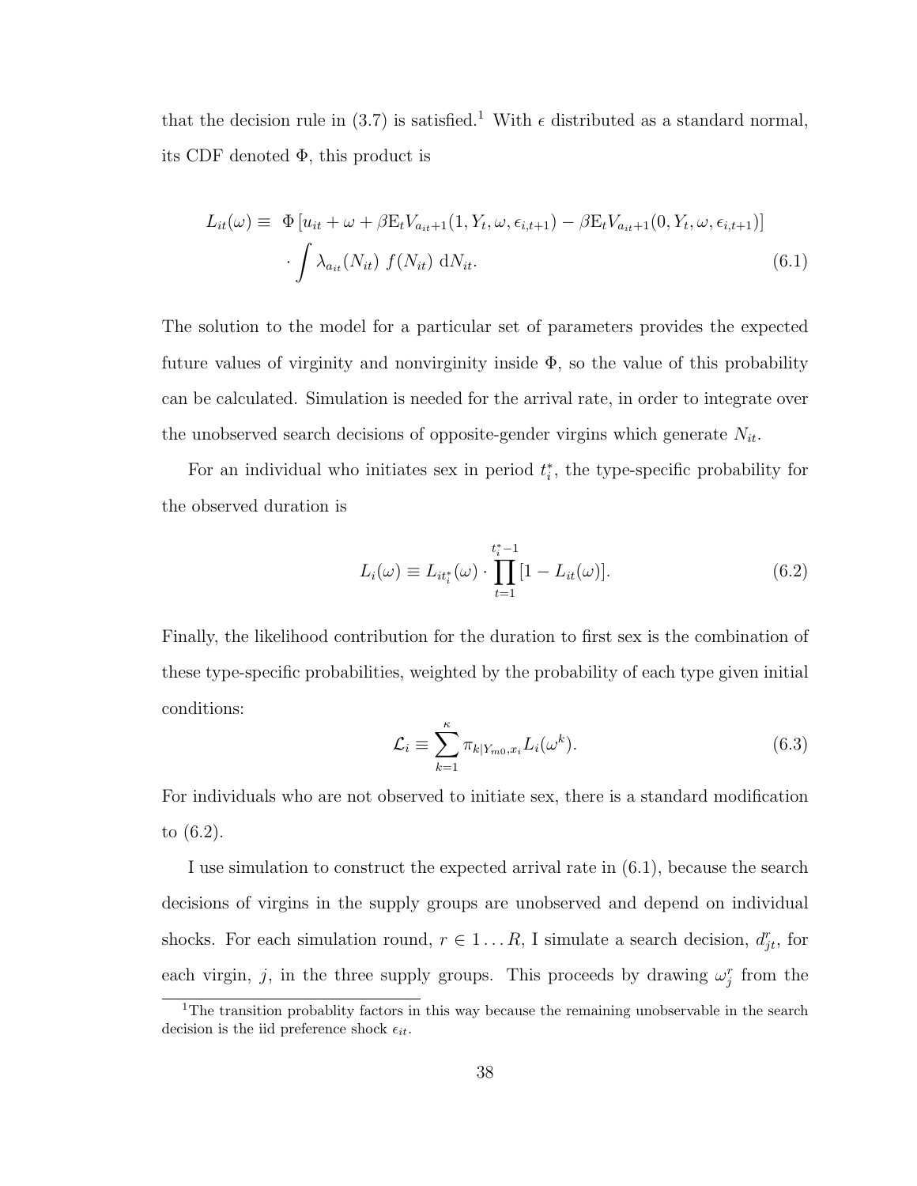that the decision rule in (3.7) is satisfied.[1] With $\epsilon$ distributed as a standard normal, its CDF denoted $\Phi$, this product is

$$
\begin{aligned}
L_{it}(\omega) \equiv\ & \Phi\left[u_{it} + \omega + \beta \mathrm{E}_t V_{a_{it}+1}(1, Y_t, \omega, \epsilon_{i,t+1}) - \beta \mathrm{E}_t V_{a_{it}+1}(0, Y_t, \omega, \epsilon_{i,t+1})\right] \\
& \cdot \int \lambda_{a_{it}}(N_{it})\ f(N_{it})\ \mathrm{d}N_{it}.
\end{aligned} \tag{6.1}
$$

The solution to the model for a particular set of parameters provides the expected future values of virginity and nonvirginity inside $\Phi$, so the value of this probability can be calculated. Simulation is needed for the arrival rate, in order to integrate over the unobserved search decisions of opposite-gender virgins which generate $N_{it}$.

For an individual who initiates sex in period $t_i^*$, the type-specific probability for the observed duration is

$$
L_i(\omega) \equiv L_{it_i^*}(\omega) \cdot \prod_{t=1}^{t_i^*-1} [1 - L_{it}(\omega)]. \tag{6.2}
$$

Finally, the likelihood contribution for the duration to first sex is the combination of these type-specific probabilities, weighted by the probability of each type given initial conditions:

$$
\mathcal{L}_i \equiv \sum_{k=1}^{\kappa} \pi_{k|Y_{m0},x_i} L_i(\omega^k). \tag{6.3}
$$

For individuals who are not observed to initiate sex, there is a standard modification to (6.2).

I use simulation to construct the expected arrival rate in (6.1), because the search decisions of virgins in the supply groups are unobserved and depend on individual shocks. For each simulation round, $r \in 1 \ldots R$, I simulate a search decision, $d_{jt}^r$, for each virgin, $j$, in the three supply groups. This proceeds by drawing $\omega_j^r$ from the

[1] The transition probablity factors in this way because the remaining unobservable in the search decision is the iid preference shock $\epsilon_{it}$.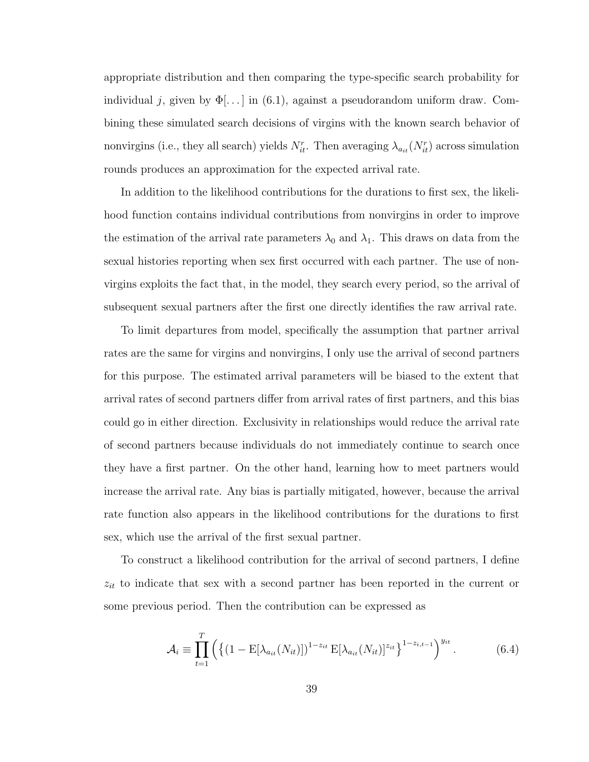appropriate distribution and then comparing the type-specific search probability for individual $j$, given by $\Phi[\dots]$ in (6.1), against a pseudorandom uniform draw. Combining these simulated search decisions of virgins with the known search behavior of nonvirgins (i.e., they all search) yields $N_{it}^r$. Then averaging $\lambda_{a_{it}}(N_{it}^r)$ across simulation rounds produces an approximation for the expected arrival rate.

In addition to the likelihood contributions for the durations to first sex, the likelihood function contains individual contributions from nonvirgins in order to improve the estimation of the arrival rate parameters $\lambda_0$ and $\lambda_1$. This draws on data from the sexual histories reporting when sex first occurred with each partner. The use of nonvirgins exploits the fact that, in the model, they search every period, so the arrival of subsequent sexual partners after the first one directly identifies the raw arrival rate.

To limit departures from model, specifically the assumption that partner arrival rates are the same for virgins and nonvirgins, I only use the arrival of second partners for this purpose. The estimated arrival parameters will be biased to the extent that arrival rates of second partners differ from arrival rates of first partners, and this bias could go in either direction. Exclusivity in relationships would reduce the arrival rate of second partners because individuals do not immediately continue to search once they have a first partner. On the other hand, learning how to meet partners would increase the arrival rate. Any bias is partially mitigated, however, because the arrival rate function also appears in the likelihood contributions for the durations to first sex, which use the arrival of the first sexual partner.

To construct a likelihood contribution for the arrival of second partners, I define $z_{it}$ to indicate that sex with a second partner has been reported in the current or some previous period. Then the contribution can be expressed as

$$\mathcal{A}_i \equiv \prod_{t=1}^{T} \left( \left\{ \left(1 - \mathrm{E}[\lambda_{a_{it}}(N_{it})]\right)^{1-z_{it}} \mathrm{E}[\lambda_{a_{it}}(N_{it})]^{z_{it}} \right\}^{1-z_{i,t-1}} \right)^{y_{it}} . \tag{6.4}$$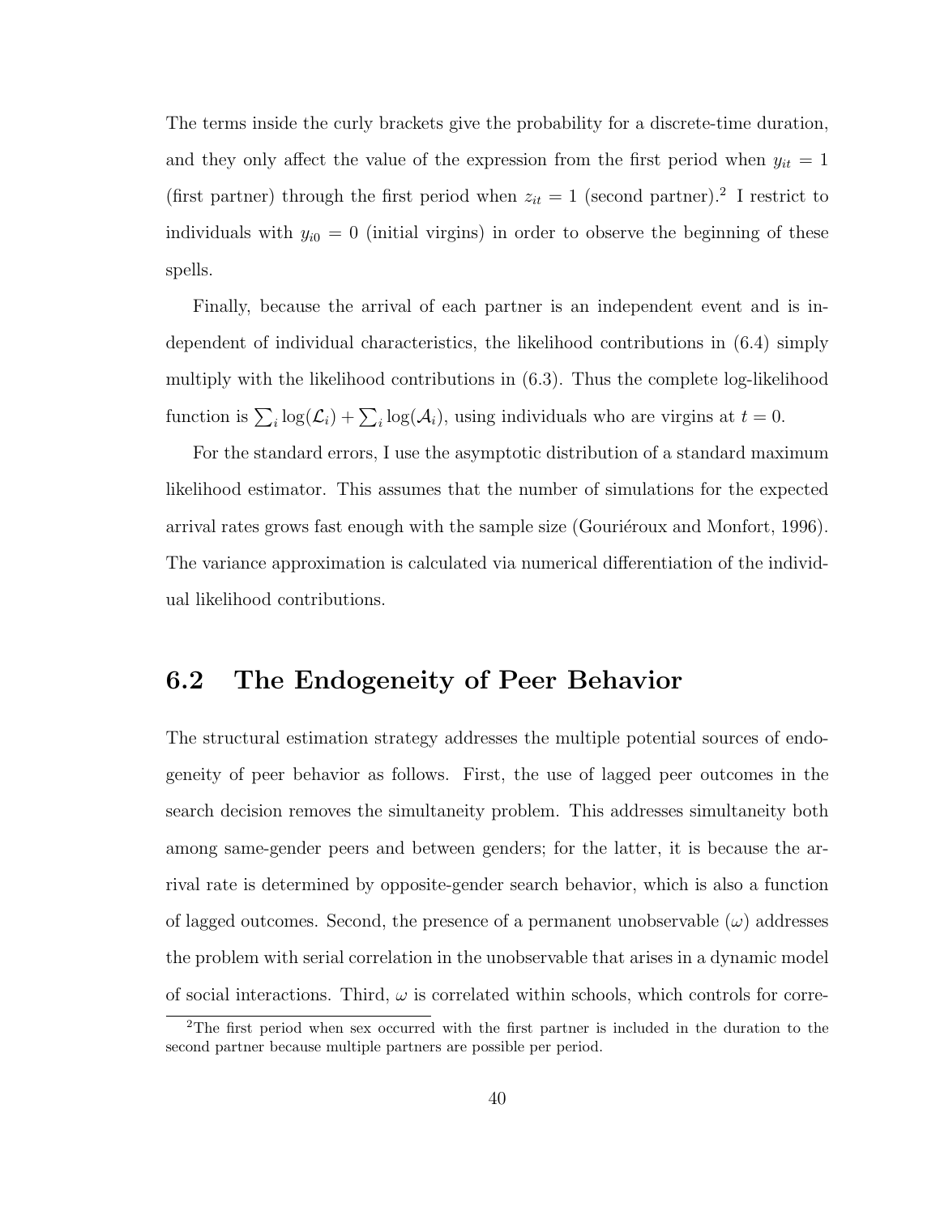The terms inside the curly brackets give the probability for a discrete-time duration, and they only affect the value of the expression from the first period when $y_{it} = 1$ (first partner) through the first period when $z_{it} = 1$ (second partner).[2] I restrict to individuals with $y_{i0} = 0$ (initial virgins) in order to observe the beginning of these spells.

Finally, because the arrival of each partner is an independent event and is independent of individual characteristics, the likelihood contributions in (6.4) simply multiply with the likelihood contributions in (6.3). Thus the complete log-likelihood function is $\sum_i \log(\mathcal{L}_i) + \sum_i \log(\mathcal{A}_i)$, using individuals who are virgins at $t = 0$.

For the standard errors, I use the asymptotic distribution of a standard maximum likelihood estimator. This assumes that the number of simulations for the expected arrival rates grows fast enough with the sample size (Gouriéroux and Monfort, 1996). The variance approximation is calculated via numerical differentiation of the individual likelihood contributions.

## 6.2 The Endogeneity of Peer Behavior

The structural estimation strategy addresses the multiple potential sources of endogeneity of peer behavior as follows. First, the use of lagged peer outcomes in the search decision removes the simultaneity problem. This addresses simultaneity both among same-gender peers and between genders; for the latter, it is because the arrival rate is determined by opposite-gender search behavior, which is also a function of lagged outcomes. Second, the presence of a permanent unobservable ($\omega$) addresses the problem with serial correlation in the unobservable that arises in a dynamic model of social interactions. Third, $\omega$ is correlated within schools, which controls for corre-

[2] The first period when sex occurred with the first partner is included in the duration to the second partner because multiple partners are possible per period.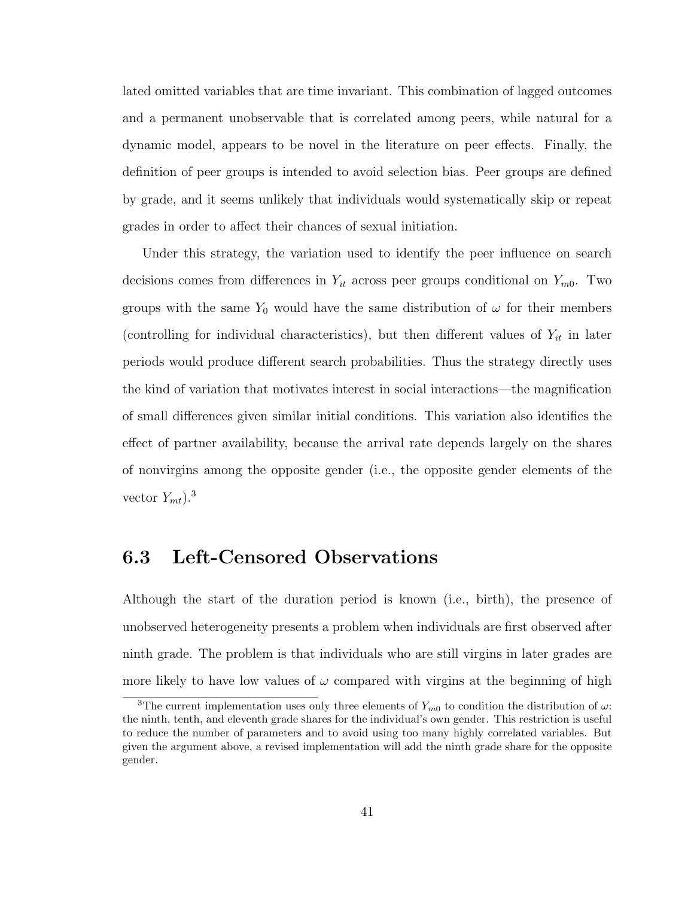lated omitted variables that are time invariant. This combination of lagged outcomes and a permanent unobservable that is correlated among peers, while natural for a dynamic model, appears to be novel in the literature on peer effects. Finally, the definition of peer groups is intended to avoid selection bias. Peer groups are defined by grade, and it seems unlikely that individuals would systematically skip or repeat grades in order to affect their chances of sexual initiation.

Under this strategy, the variation used to identify the peer influence on search decisions comes from differences in $Y_{it}$ across peer groups conditional on $Y_{m0}$. Two groups with the same $Y_0$ would have the same distribution of $\omega$ for their members (controlling for individual characteristics), but then different values of $Y_{it}$ in later periods would produce different search probabilities. Thus the strategy directly uses the kind of variation that motivates interest in social interactions—the magnification of small differences given similar initial conditions. This variation also identifies the effect of partner availability, because the arrival rate depends largely on the shares of nonvirgins among the opposite gender (i.e., the opposite gender elements of the vector $Y_{mt}$).[3]

## 6.3 Left-Censored Observations

Although the start of the duration period is known (i.e., birth), the presence of unobserved heterogeneity presents a problem when individuals are first observed after ninth grade. The problem is that individuals who are still virgins in later grades are more likely to have low values of $\omega$ compared with virgins at the beginning of high

[3]The current implementation uses only three elements of $Y_{m0}$ to condition the distribution of $\omega$: the ninth, tenth, and eleventh grade shares for the individual's own gender. This restriction is useful to reduce the number of parameters and to avoid using too many highly correlated variables. But given the argument above, a revised implementation will add the ninth grade share for the opposite gender.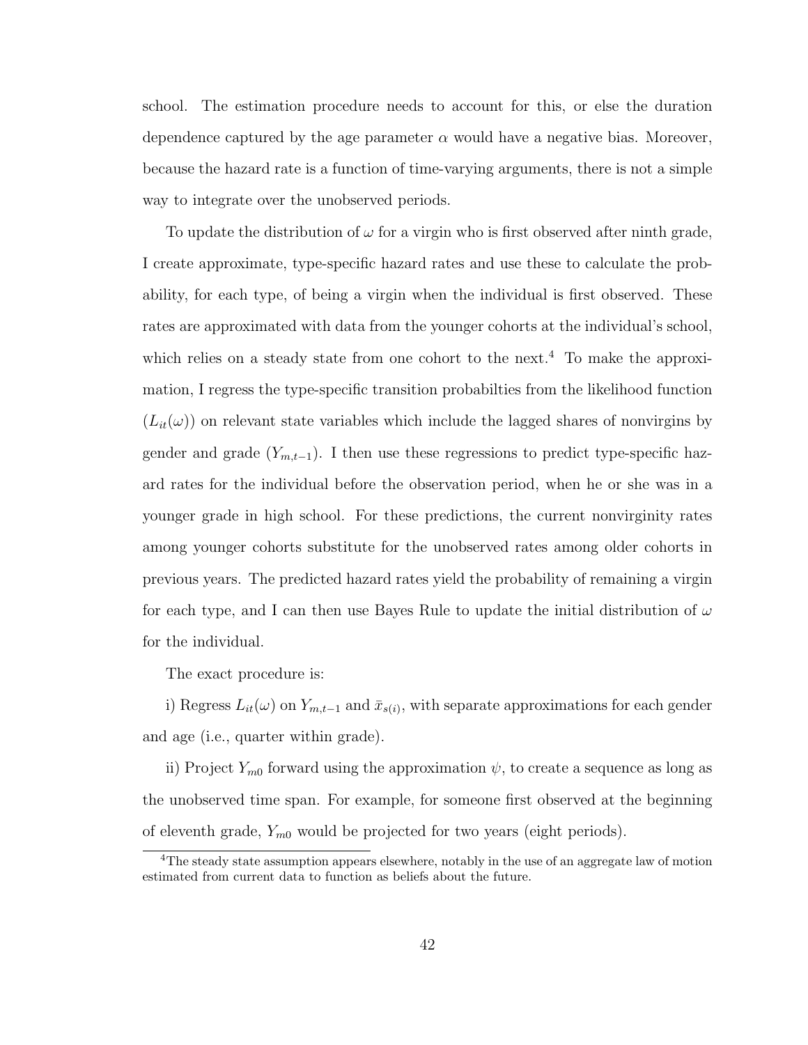school. The estimation procedure needs to account for this, or else the duration dependence captured by the age parameter $\alpha$ would have a negative bias. Moreover, because the hazard rate is a function of time-varying arguments, there is not a simple way to integrate over the unobserved periods.

To update the distribution of $\omega$ for a virgin who is first observed after ninth grade, I create approximate, type-specific hazard rates and use these to calculate the probability, for each type, of being a virgin when the individual is first observed. These rates are approximated with data from the younger cohorts at the individual's school, which relies on a steady state from one cohort to the next.[4] To make the approximation, I regress the type-specific transition probabilties from the likelihood function ($L_{it}(\omega)$) on relevant state variables which include the lagged shares of nonvirgins by gender and grade ($Y_{m,t-1}$). I then use these regressions to predict type-specific hazard rates for the individual before the observation period, when he or she was in a younger grade in high school. For these predictions, the current nonvirginity rates among younger cohorts substitute for the unobserved rates among older cohorts in previous years. The predicted hazard rates yield the probability of remaining a virgin for each type, and I can then use Bayes Rule to update the initial distribution of $\omega$ for the individual.

The exact procedure is:

i) Regress $L_{it}(\omega)$ on $Y_{m,t-1}$ and $\bar{x}_{s(i)}$, with separate approximations for each gender and age (i.e., quarter within grade).

ii) Project $Y_{m0}$ forward using the approximation $\psi$, to create a sequence as long as the unobserved time span. For example, for someone first observed at the beginning of eleventh grade, $Y_{m0}$ would be projected for two years (eight periods).

[4]The steady state assumption appears elsewhere, notably in the use of an aggregate law of motion estimated from current data to function as beliefs about the future.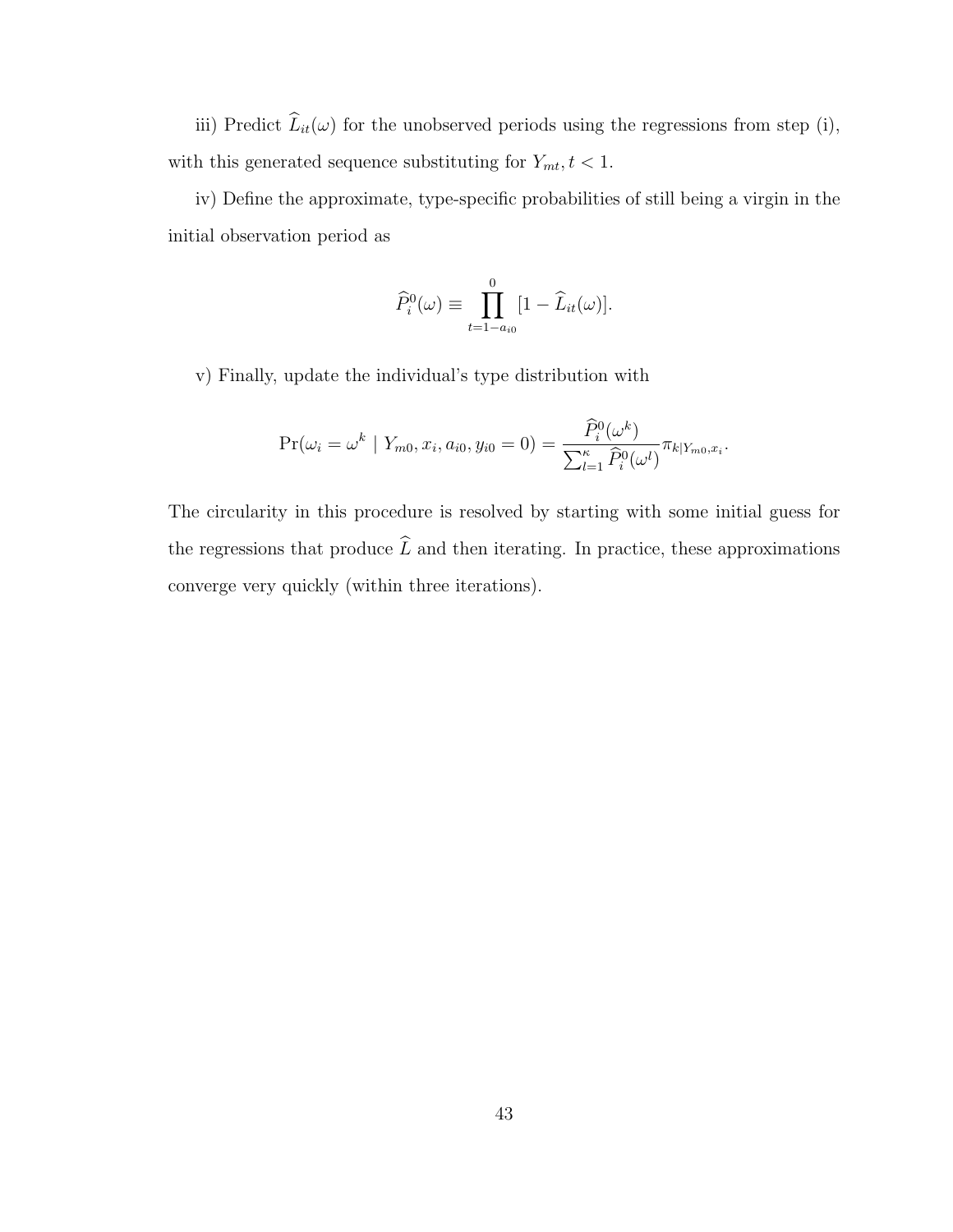iii) Predict $\widehat{L}_{it}(\omega)$ for the unobserved periods using the regressions from step (i), with this generated sequence substituting for $Y_{mt}, t < 1$.

iv) Define the approximate, type-specific probabilities of still being a virgin in the initial observation period as

$$\widehat{P}_i^0(\omega) \equiv \prod_{t=1-a_{i0}}^{0} [1 - \widehat{L}_{it}(\omega)].$$

v) Finally, update the individual's type distribution with

$$\Pr(\omega_i = \omega^k \mid Y_{m0}, x_i, a_{i0}, y_{i0} = 0) = \frac{\widehat{P}_i^0(\omega^k)}{\sum_{l=1}^{\kappa} \widehat{P}_i^0(\omega^l)} \pi_{k|Y_{m0},x_i}.$$

The circularity in this procedure is resolved by starting with some initial guess for the regressions that produce $\widehat{L}$ and then iterating. In practice, these approximations converge very quickly (within three iterations).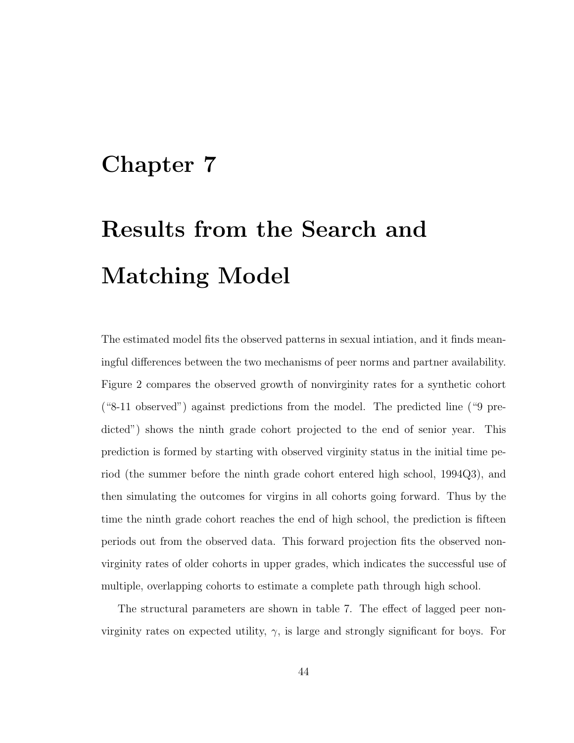# Chapter 7

# Results from the Search and Matching Model

The estimated model fits the observed patterns in sexual intiation, and it finds meaningful differences between the two mechanisms of peer norms and partner availability. Figure 2 compares the observed growth of nonvirginity rates for a synthetic cohort ("8-11 observed") against predictions from the model. The predicted line ("9 predicted") shows the ninth grade cohort projected to the end of senior year. This prediction is formed by starting with observed virginity status in the initial time period (the summer before the ninth grade cohort entered high school, 1994Q3), and then simulating the outcomes for virgins in all cohorts going forward. Thus by the time the ninth grade cohort reaches the end of high school, the prediction is fifteen periods out from the observed data. This forward projection fits the observed nonvirginity rates of older cohorts in upper grades, which indicates the successful use of multiple, overlapping cohorts to estimate a complete path through high school.

The structural parameters are shown in table 7. The effect of lagged peer nonvirginity rates on expected utility, $\gamma$, is large and strongly significant for boys. For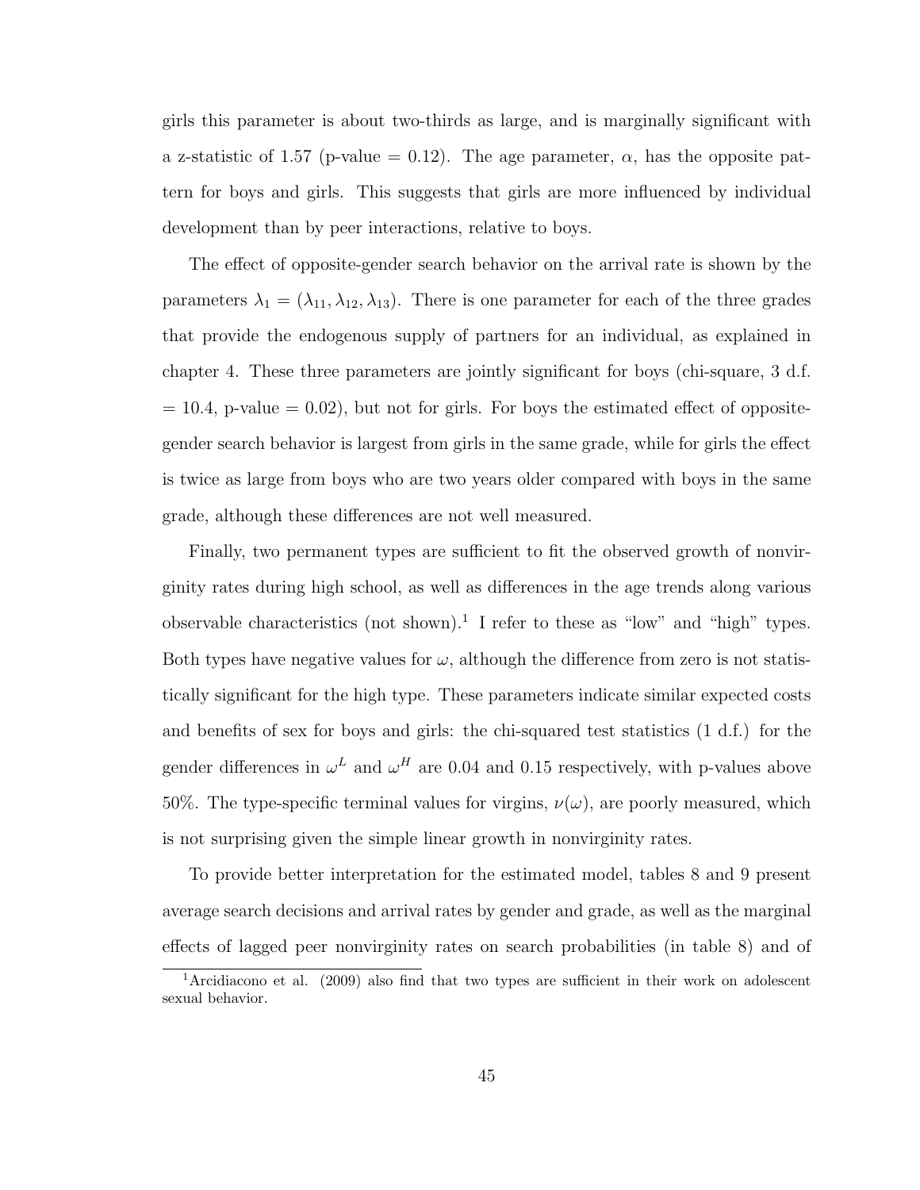girls this parameter is about two-thirds as large, and is marginally significant with a z-statistic of 1.57 (p-value = 0.12). The age parameter, $\alpha$, has the opposite pattern for boys and girls. This suggests that girls are more influenced by individual development than by peer interactions, relative to boys.

The effect of opposite-gender search behavior on the arrival rate is shown by the parameters $\lambda_1 = (\lambda_{11}, \lambda_{12}, \lambda_{13})$. There is one parameter for each of the three grades that provide the endogenous supply of partners for an individual, as explained in chapter 4. These three parameters are jointly significant for boys (chi-square, 3 d.f. = 10.4, p-value = 0.02), but not for girls. For boys the estimated effect of opposite-gender search behavior is largest from girls in the same grade, while for girls the effect is twice as large from boys who are two years older compared with boys in the same grade, although these differences are not well measured.

Finally, two permanent types are sufficient to fit the observed growth of nonvirginity rates during high school, as well as differences in the age trends along various observable characteristics (not shown).[1] I refer to these as "low" and "high" types. Both types have negative values for $\omega$, although the difference from zero is not statistically significant for the high type. These parameters indicate similar expected costs and benefits of sex for boys and girls: the chi-squared test statistics (1 d.f.) for the gender differences in $\omega^L$ and $\omega^H$ are 0.04 and 0.15 respectively, with p-values above 50%. The type-specific terminal values for virgins, $\nu(\omega)$, are poorly measured, which is not surprising given the simple linear growth in nonvirginity rates.

To provide better interpretation for the estimated model, tables 8 and 9 present average search decisions and arrival rates by gender and grade, as well as the marginal effects of lagged peer nonvirginity rates on search probabilities (in table 8) and of

[1] Arcidiacono et al. (2009) also find that two types are sufficient in their work on adolescent sexual behavior.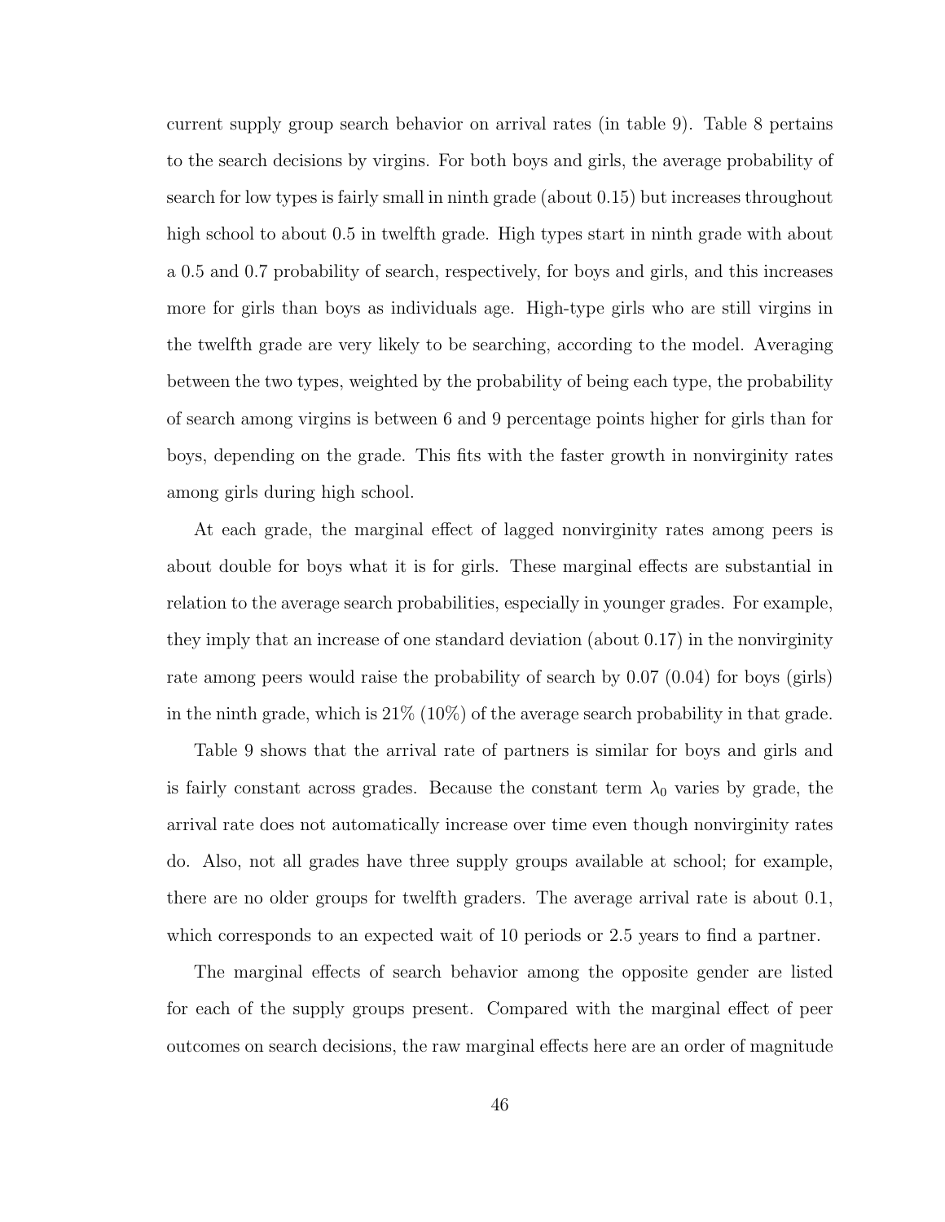current supply group search behavior on arrival rates (in table 9). Table 8 pertains to the search decisions by virgins. For both boys and girls, the average probability of search for low types is fairly small in ninth grade (about 0.15) but increases throughout high school to about 0.5 in twelfth grade. High types start in ninth grade with about a 0.5 and 0.7 probability of search, respectively, for boys and girls, and this increases more for girls than boys as individuals age. High-type girls who are still virgins in the twelfth grade are very likely to be searching, according to the model. Averaging between the two types, weighted by the probability of being each type, the probability of search among virgins is between 6 and 9 percentage points higher for girls than for boys, depending on the grade. This fits with the faster growth in nonvirginity rates among girls during high school.

At each grade, the marginal effect of lagged nonvirginity rates among peers is about double for boys what it is for girls. These marginal effects are substantial in relation to the average search probabilities, especially in younger grades. For example, they imply that an increase of one standard deviation (about 0.17) in the nonvirginity rate among peers would raise the probability of search by 0.07 (0.04) for boys (girls) in the ninth grade, which is 21% (10%) of the average search probability in that grade.

Table 9 shows that the arrival rate of partners is similar for boys and girls and is fairly constant across grades. Because the constant term $\lambda_0$ varies by grade, the arrival rate does not automatically increase over time even though nonvirginity rates do. Also, not all grades have three supply groups available at school; for example, there are no older groups for twelfth graders. The average arrival rate is about 0.1, which corresponds to an expected wait of 10 periods or 2.5 years to find a partner.

The marginal effects of search behavior among the opposite gender are listed for each of the supply groups present. Compared with the marginal effect of peer outcomes on search decisions, the raw marginal effects here are an order of magnitude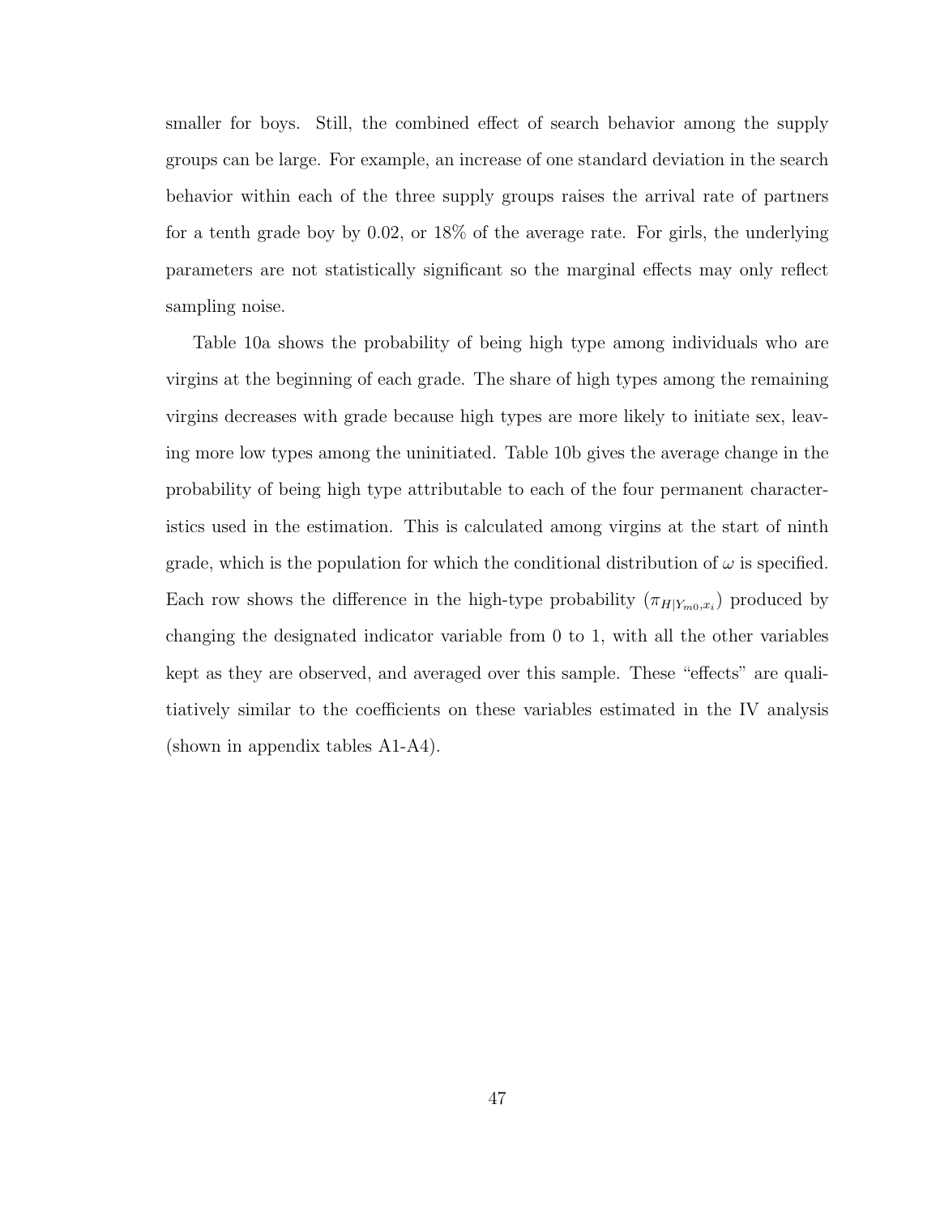smaller for boys. Still, the combined effect of search behavior among the supply groups can be large. For example, an increase of one standard deviation in the search behavior within each of the three supply groups raises the arrival rate of partners for a tenth grade boy by 0.02, or 18% of the average rate. For girls, the underlying parameters are not statistically significant so the marginal effects may only reflect sampling noise.

Table 10a shows the probability of being high type among individuals who are virgins at the beginning of each grade. The share of high types among the remaining virgins decreases with grade because high types are more likely to initiate sex, leaving more low types among the uninitiated. Table 10b gives the average change in the probability of being high type attributable to each of the four permanent characteristics used in the estimation. This is calculated among virgins at the start of ninth grade, which is the population for which the conditional distribution of $\omega$ is specified. Each row shows the difference in the high-type probability ($\pi_{H|Y_{m0},x_i}$) produced by changing the designated indicator variable from 0 to 1, with all the other variables kept as they are observed, and averaged over this sample. These "effects" are qualitiatively similar to the coefficients on these variables estimated in the IV analysis (shown in appendix tables A1-A4).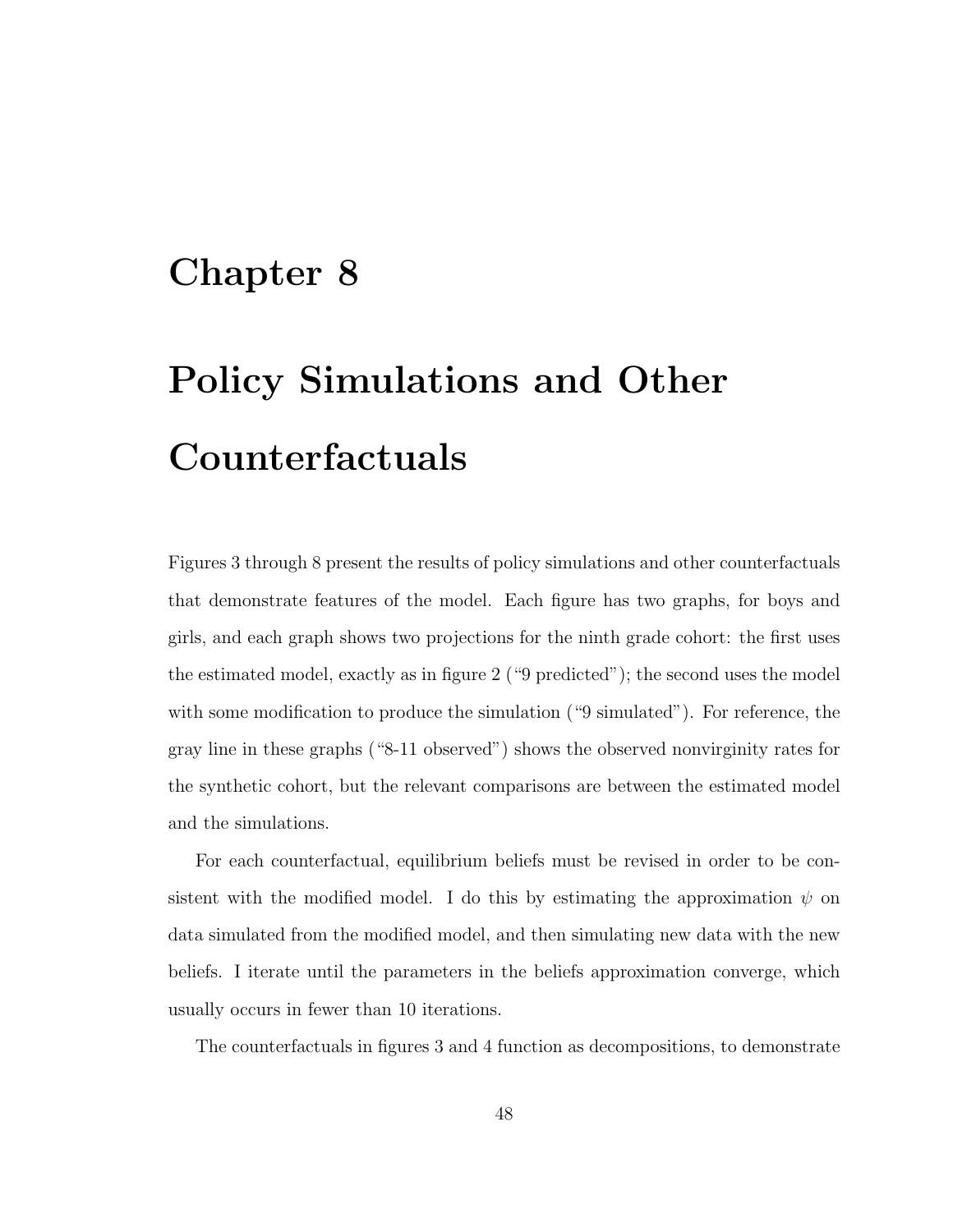# Chapter 8

# Policy Simulations and Other Counterfactuals

Figures 3 through 8 present the results of policy simulations and other counterfactuals that demonstrate features of the model. Each figure has two graphs, for boys and girls, and each graph shows two projections for the ninth grade cohort: the first uses the estimated model, exactly as in figure 2 ("9 predicted"); the second uses the model with some modification to produce the simulation ("9 simulated"). For reference, the gray line in these graphs ("8-11 observed") shows the observed nonvirginity rates for the synthetic cohort, but the relevant comparisons are between the estimated model and the simulations.

For each counterfactual, equilibrium beliefs must be revised in order to be consistent with the modified model. I do this by estimating the approximation $\psi$ on data simulated from the modified model, and then simulating new data with the new beliefs. I iterate until the parameters in the beliefs approximation converge, which usually occurs in fewer than 10 iterations.

The counterfactuals in figures 3 and 4 function as decompositions, to demonstrate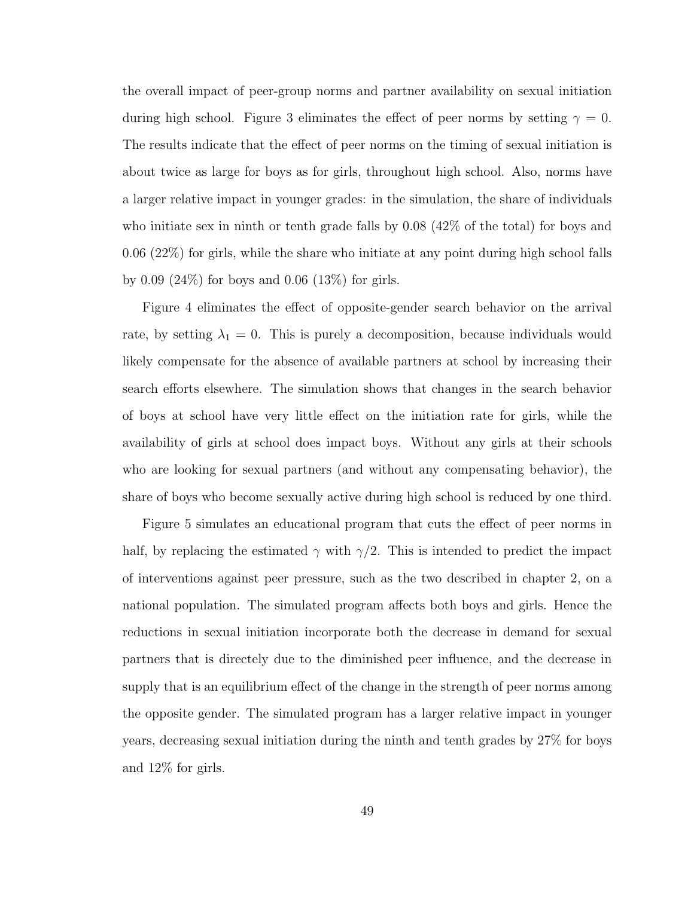the overall impact of peer-group norms and partner availability on sexual initiation during high school. Figure 3 eliminates the effect of peer norms by setting $\gamma = 0$. The results indicate that the effect of peer norms on the timing of sexual initiation is about twice as large for boys as for girls, throughout high school. Also, norms have a larger relative impact in younger grades: in the simulation, the share of individuals who initiate sex in ninth or tenth grade falls by 0.08 (42% of the total) for boys and 0.06 (22%) for girls, while the share who initiate at any point during high school falls by 0.09 (24%) for boys and 0.06 (13%) for girls.

Figure 4 eliminates the effect of opposite-gender search behavior on the arrival rate, by setting $\lambda_1 = 0$. This is purely a decomposition, because individuals would likely compensate for the absence of available partners at school by increasing their search efforts elsewhere. The simulation shows that changes in the search behavior of boys at school have very little effect on the initiation rate for girls, while the availability of girls at school does impact boys. Without any girls at their schools who are looking for sexual partners (and without any compensating behavior), the share of boys who become sexually active during high school is reduced by one third.

Figure 5 simulates an educational program that cuts the effect of peer norms in half, by replacing the estimated $\gamma$ with $\gamma/2$. This is intended to predict the impact of interventions against peer pressure, such as the two described in chapter 2, on a national population. The simulated program affects both boys and girls. Hence the reductions in sexual initiation incorporate both the decrease in demand for sexual partners that is directely due to the diminished peer influence, and the decrease in supply that is an equilibrium effect of the change in the strength of peer norms among the opposite gender. The simulated program has a larger relative impact in younger years, decreasing sexual initiation during the ninth and tenth grades by 27% for boys and 12% for girls.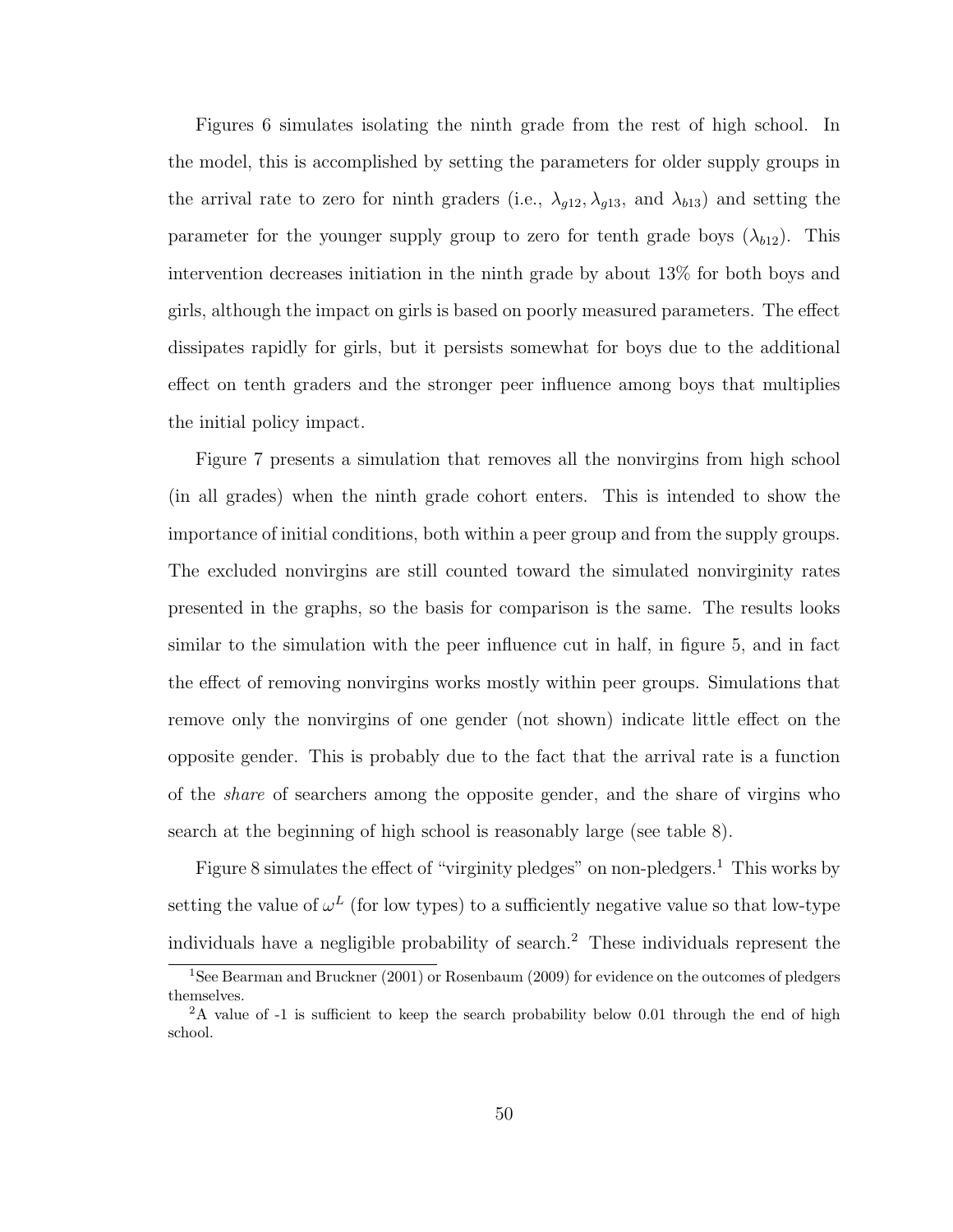Figures 6 simulates isolating the ninth grade from the rest of high school. In the model, this is accomplished by setting the parameters for older supply groups in the arrival rate to zero for ninth graders (i.e., $\lambda_{g12}, \lambda_{g13}$, and $\lambda_{b13}$) and setting the parameter for the younger supply group to zero for tenth grade boys ($\lambda_{b12}$). This intervention decreases initiation in the ninth grade by about 13% for both boys and girls, although the impact on girls is based on poorly measured parameters. The effect dissipates rapidly for girls, but it persists somewhat for boys due to the additional effect on tenth graders and the stronger peer influence among boys that multiplies the initial policy impact.

Figure 7 presents a simulation that removes all the nonvirgins from high school (in all grades) when the ninth grade cohort enters. This is intended to show the importance of initial conditions, both within a peer group and from the supply groups. The excluded nonvirgins are still counted toward the simulated nonvirginity rates presented in the graphs, so the basis for comparison is the same. The results looks similar to the simulation with the peer influence cut in half, in figure 5, and in fact the effect of removing nonvirgins works mostly within peer groups. Simulations that remove only the nonvirgins of one gender (not shown) indicate little effect on the opposite gender. This is probably due to the fact that the arrival rate is a function of the *share* of searchers among the opposite gender, and the share of virgins who search at the beginning of high school is reasonably large (see table 8).

Figure 8 simulates the effect of "virginity pledges" on non-pledgers.[1] This works by setting the value of $\omega^L$ (for low types) to a sufficiently negative value so that low-type individuals have a negligible probability of search.[2] These individuals represent the

[1] See Bearman and Bruckner (2001) or Rosenbaum (2009) for evidence on the outcomes of pledgers themselves.

[2] A value of -1 is sufficient to keep the search probability below 0.01 through the end of high school.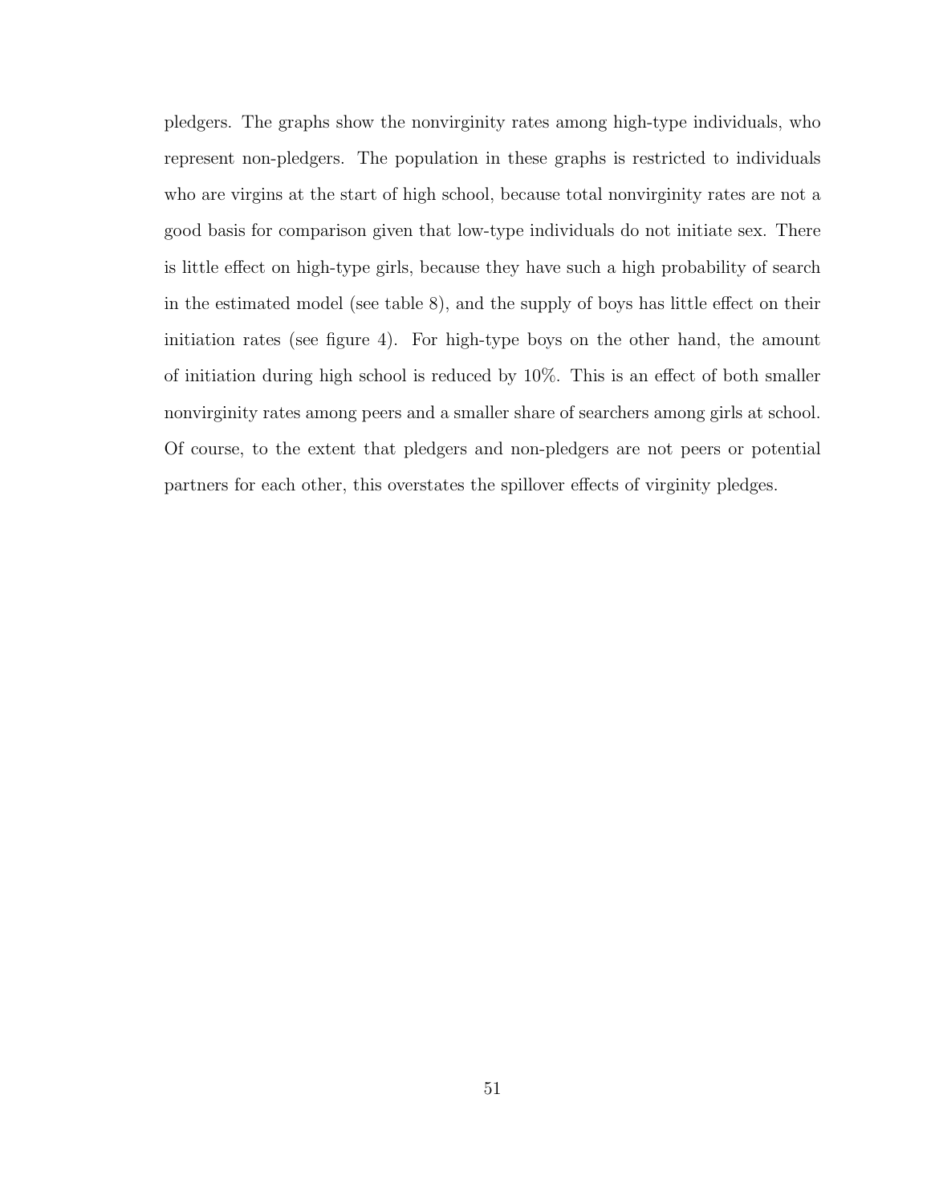pledgers. The graphs show the nonvirginity rates among high-type individuals, who represent non-pledgers. The population in these graphs is restricted to individuals who are virgins at the start of high school, because total nonvirginity rates are not a good basis for comparison given that low-type individuals do not initiate sex. There is little effect on high-type girls, because they have such a high probability of search in the estimated model (see table 8), and the supply of boys has little effect on their initiation rates (see figure 4). For high-type boys on the other hand, the amount of initiation during high school is reduced by 10%. This is an effect of both smaller nonvirginity rates among peers and a smaller share of searchers among girls at school. Of course, to the extent that pledgers and non-pledgers are not peers or potential partners for each other, this overstates the spillover effects of virginity pledges.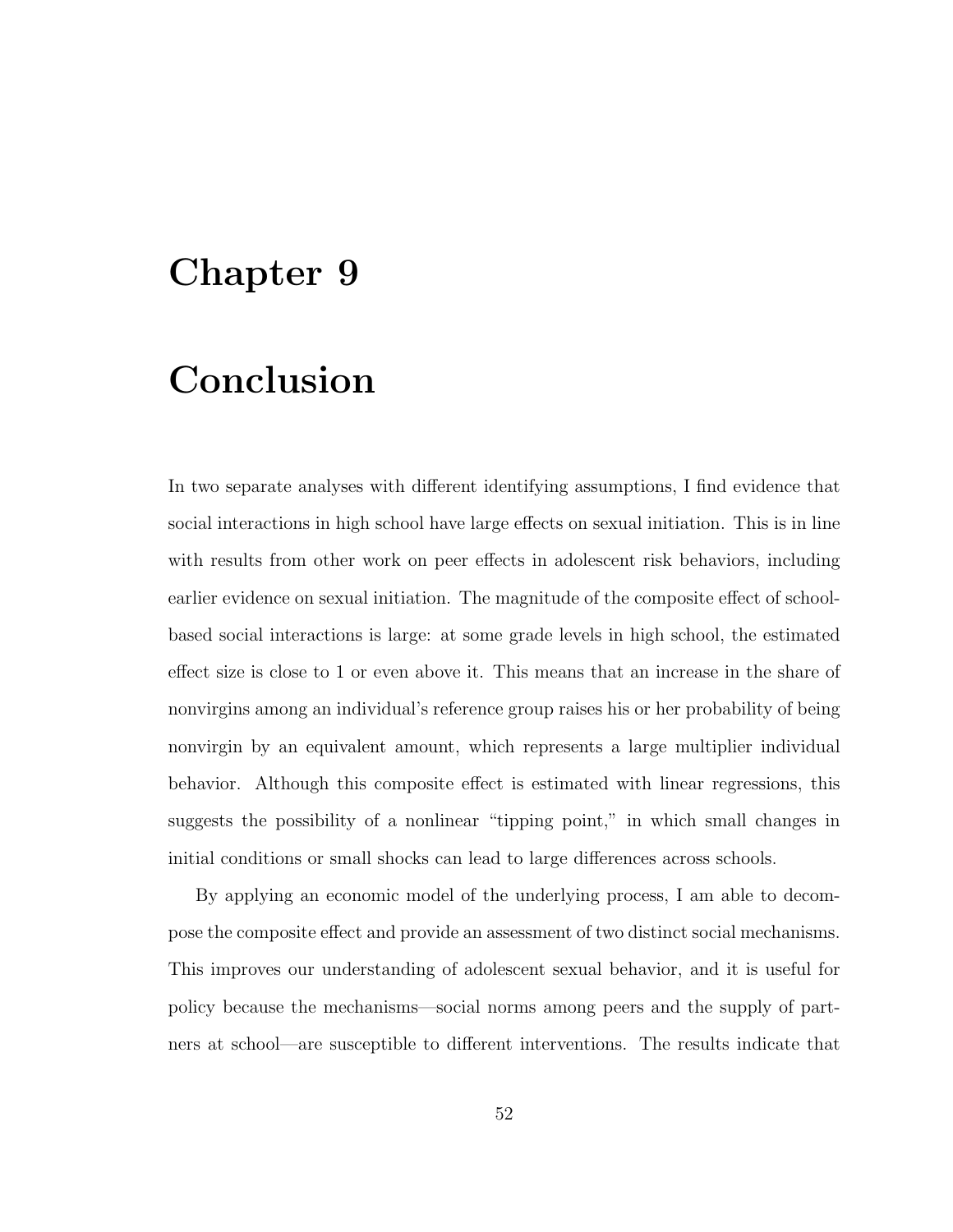# Chapter 9

# Conclusion

In two separate analyses with different identifying assumptions, I find evidence that social interactions in high school have large effects on sexual initiation. This is in line with results from other work on peer effects in adolescent risk behaviors, including earlier evidence on sexual initiation. The magnitude of the composite effect of school-based social interactions is large: at some grade levels in high school, the estimated effect size is close to 1 or even above it. This means that an increase in the share of nonvirgins among an individual's reference group raises his or her probability of being nonvirgin by an equivalent amount, which represents a large multiplier individual behavior. Although this composite effect is estimated with linear regressions, this suggests the possibility of a nonlinear "tipping point," in which small changes in initial conditions or small shocks can lead to large differences across schools.

By applying an economic model of the underlying process, I am able to decompose the composite effect and provide an assessment of two distinct social mechanisms. This improves our understanding of adolescent sexual behavior, and it is useful for policy because the mechanisms—social norms among peers and the supply of partners at school—are susceptible to different interventions. The results indicate that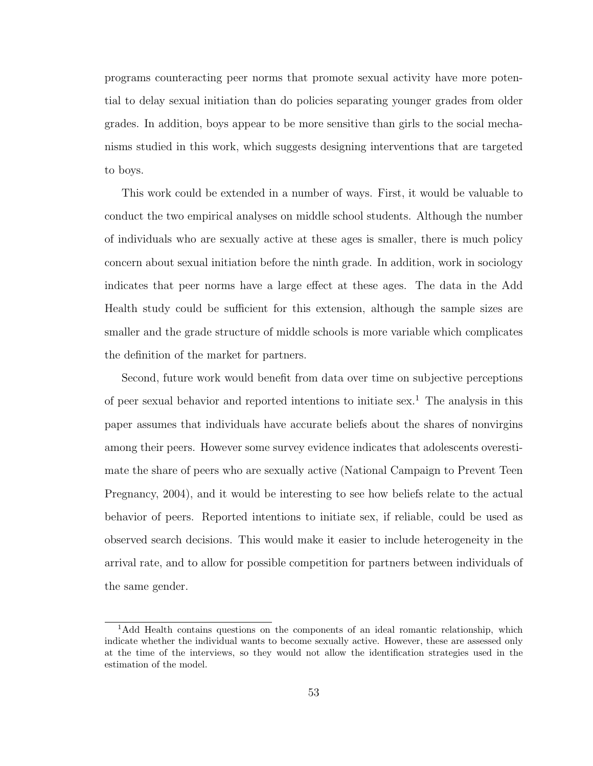programs counteracting peer norms that promote sexual activity have more potential to delay sexual initiation than do policies separating younger grades from older grades. In addition, boys appear to be more sensitive than girls to the social mechanisms studied in this work, which suggests designing interventions that are targeted to boys.

This work could be extended in a number of ways. First, it would be valuable to conduct the two empirical analyses on middle school students. Although the number of individuals who are sexually active at these ages is smaller, there is much policy concern about sexual initiation before the ninth grade. In addition, work in sociology indicates that peer norms have a large effect at these ages. The data in the Add Health study could be sufficient for this extension, although the sample sizes are smaller and the grade structure of middle schools is more variable which complicates the definition of the market for partners.

Second, future work would benefit from data over time on subjective perceptions of peer sexual behavior and reported intentions to initiate sex.[1] The analysis in this paper assumes that individuals have accurate beliefs about the shares of nonvirgins among their peers. However some survey evidence indicates that adolescents overestimate the share of peers who are sexually active (National Campaign to Prevent Teen Pregnancy, 2004), and it would be interesting to see how beliefs relate to the actual behavior of peers. Reported intentions to initiate sex, if reliable, could be used as observed search decisions. This would make it easier to include heterogeneity in the arrival rate, and to allow for possible competition for partners between individuals of the same gender.

[1] Add Health contains questions on the components of an ideal romantic relationship, which indicate whether the individual wants to become sexually active. However, these are assessed only at the time of the interviews, so they would not allow the identification strategies used in the estimation of the model.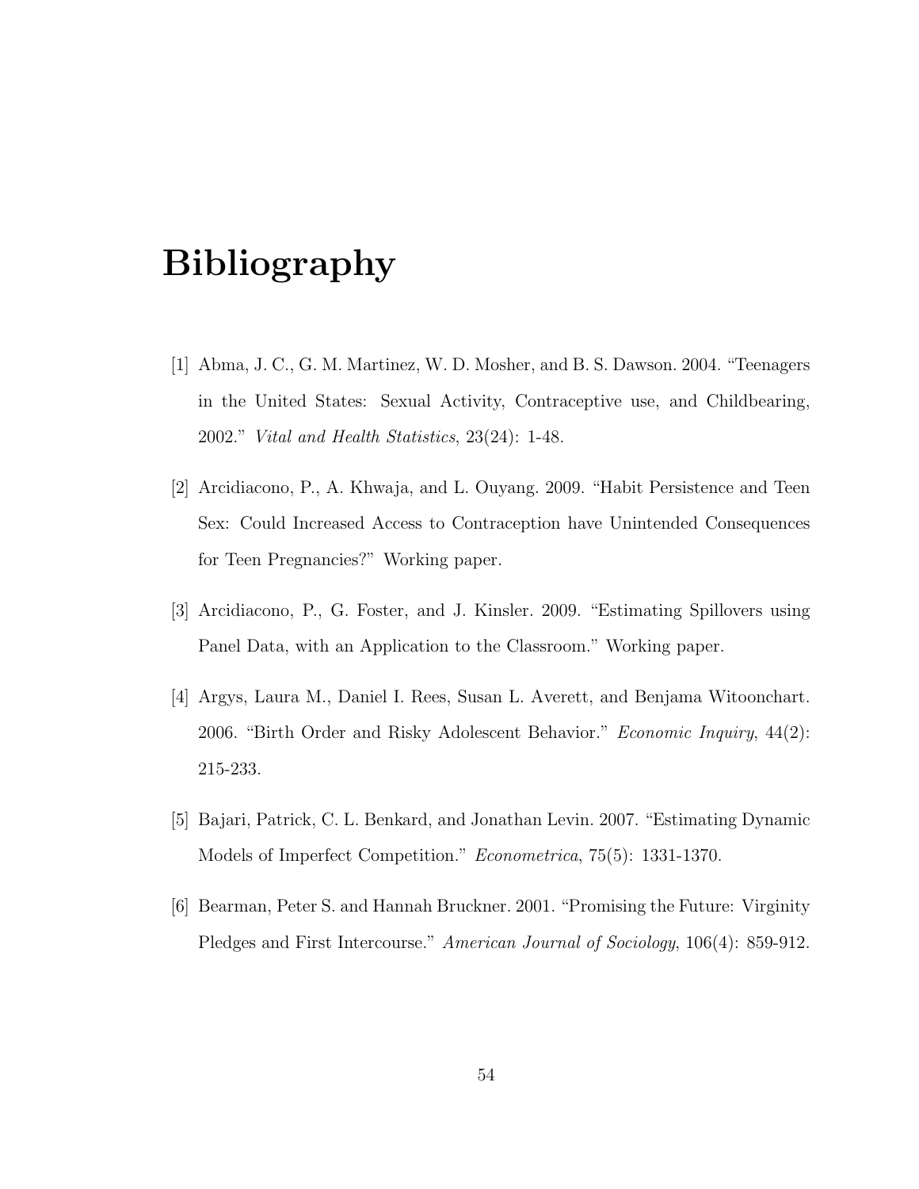# Bibliography

[1] Abma, J. C., G. M. Martinez, W. D. Mosher, and B. S. Dawson. 2004. "Teenagers in the United States: Sexual Activity, Contraceptive use, and Childbearing, 2002." *Vital and Health Statistics*, 23(24): 1-48.

[2] Arcidiacono, P., A. Khwaja, and L. Ouyang. 2009. "Habit Persistence and Teen Sex: Could Increased Access to Contraception have Unintended Consequences for Teen Pregnancies?" Working paper.

[3] Arcidiacono, P., G. Foster, and J. Kinsler. 2009. "Estimating Spillovers using Panel Data, with an Application to the Classroom." Working paper.

[4] Argys, Laura M., Daniel I. Rees, Susan L. Averett, and Benjama Witoonchart. 2006. "Birth Order and Risky Adolescent Behavior." *Economic Inquiry*, 44(2): 215-233.

[5] Bajari, Patrick, C. L. Benkard, and Jonathan Levin. 2007. "Estimating Dynamic Models of Imperfect Competition." *Econometrica*, 75(5): 1331-1370.

[6] Bearman, Peter S. and Hannah Bruckner. 2001. "Promising the Future: Virginity Pledges and First Intercourse." *American Journal of Sociology*, 106(4): 859-912.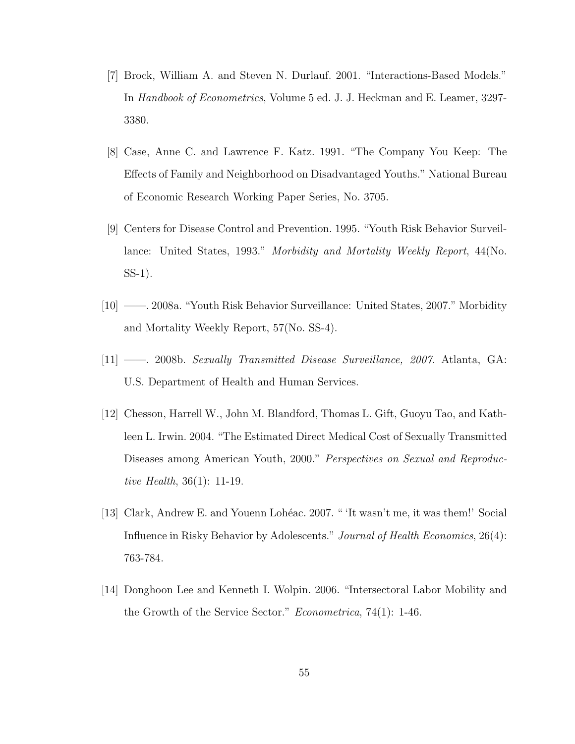[7] Brock, William A. and Steven N. Durlauf. 2001. "Interactions-Based Models." In *Handbook of Econometrics*, Volume 5 ed. J. J. Heckman and E. Leamer, 3297-3380.

[8] Case, Anne C. and Lawrence F. Katz. 1991. "The Company You Keep: The Effects of Family and Neighborhood on Disadvantaged Youths." National Bureau of Economic Research Working Paper Series, No. 3705.

[9] Centers for Disease Control and Prevention. 1995. "Youth Risk Behavior Surveillance: United States, 1993." *Morbidity and Mortality Weekly Report*, 44(No. SS-1).

[10] ——. 2008a. "Youth Risk Behavior Surveillance: United States, 2007." Morbidity and Mortality Weekly Report, 57(No. SS-4).

[11] ——. 2008b. *Sexually Transmitted Disease Surveillance, 2007.* Atlanta, GA: U.S. Department of Health and Human Services.

[12] Chesson, Harrell W., John M. Blandford, Thomas L. Gift, Guoyu Tao, and Kathleen L. Irwin. 2004. "The Estimated Direct Medical Cost of Sexually Transmitted Diseases among American Youth, 2000." *Perspectives on Sexual and Reproductive Health*, 36(1): 11-19.

[13] Clark, Andrew E. and Youenn Lohéac. 2007. " 'It wasn't me, it was them!' Social Influence in Risky Behavior by Adolescents." *Journal of Health Economics*, 26(4): 763-784.

[14] Donghoon Lee and Kenneth I. Wolpin. 2006. "Intersectoral Labor Mobility and the Growth of the Service Sector." *Econometrica*, 74(1): 1-46.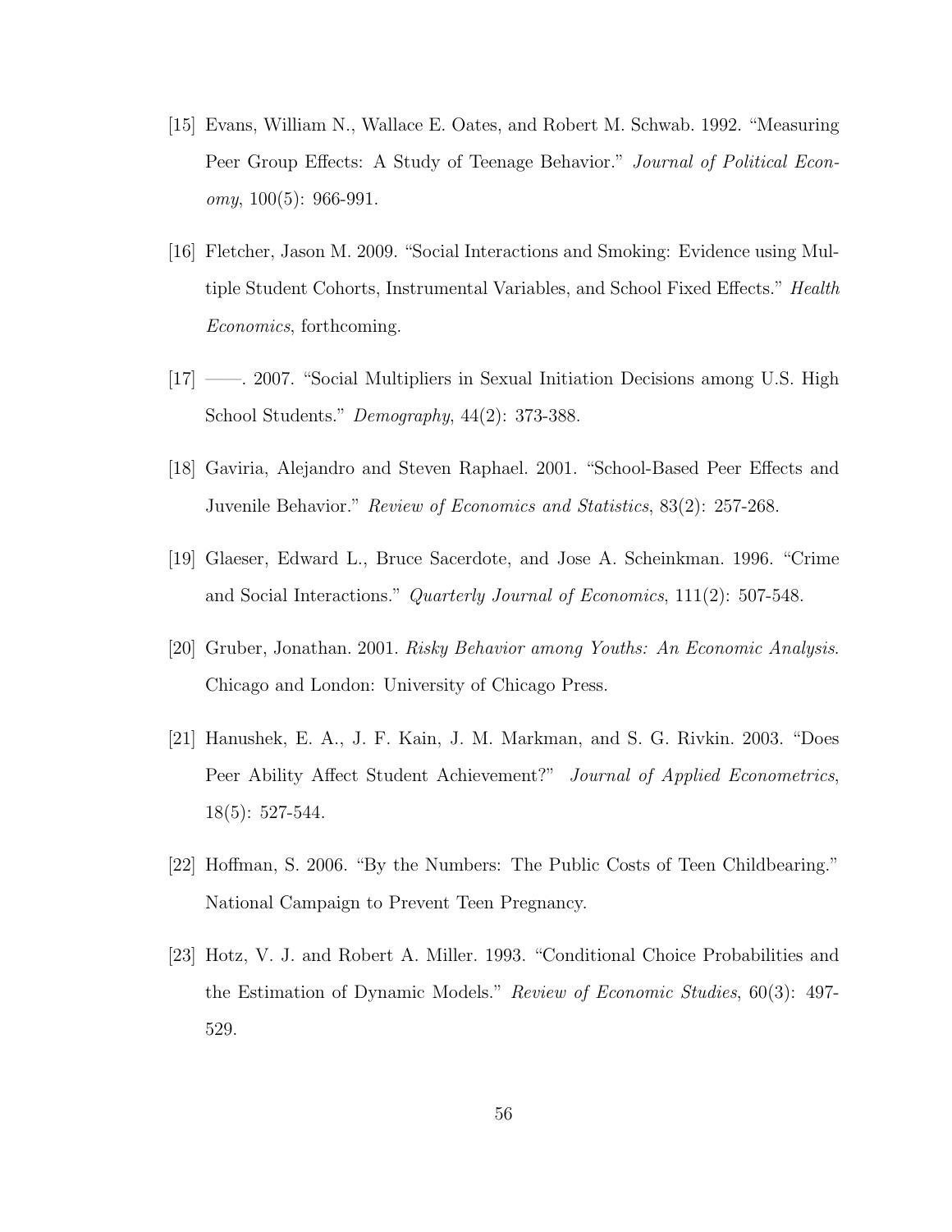[15] Evans, William N., Wallace E. Oates, and Robert M. Schwab. 1992. "Measuring Peer Group Effects: A Study of Teenage Behavior." *Journal of Political Economy*, 100(5): 966-991.

[16] Fletcher, Jason M. 2009. "Social Interactions and Smoking: Evidence using Multiple Student Cohorts, Instrumental Variables, and School Fixed Effects." *Health Economics*, forthcoming.

[17] ——. 2007. "Social Multipliers in Sexual Initiation Decisions among U.S. High School Students." *Demography*, 44(2): 373-388.

[18] Gaviria, Alejandro and Steven Raphael. 2001. "School-Based Peer Effects and Juvenile Behavior." *Review of Economics and Statistics*, 83(2): 257-268.

[19] Glaeser, Edward L., Bruce Sacerdote, and Jose A. Scheinkman. 1996. "Crime and Social Interactions." *Quarterly Journal of Economics*, 111(2): 507-548.

[20] Gruber, Jonathan. 2001. *Risky Behavior among Youths: An Economic Analysis*. Chicago and London: University of Chicago Press.

[21] Hanushek, E. A., J. F. Kain, J. M. Markman, and S. G. Rivkin. 2003. "Does Peer Ability Affect Student Achievement?" *Journal of Applied Econometrics*, 18(5): 527-544.

[22] Hoffman, S. 2006. "By the Numbers: The Public Costs of Teen Childbearing." National Campaign to Prevent Teen Pregnancy.

[23] Hotz, V. J. and Robert A. Miller. 1993. "Conditional Choice Probabilities and the Estimation of Dynamic Models." *Review of Economic Studies*, 60(3): 497-529.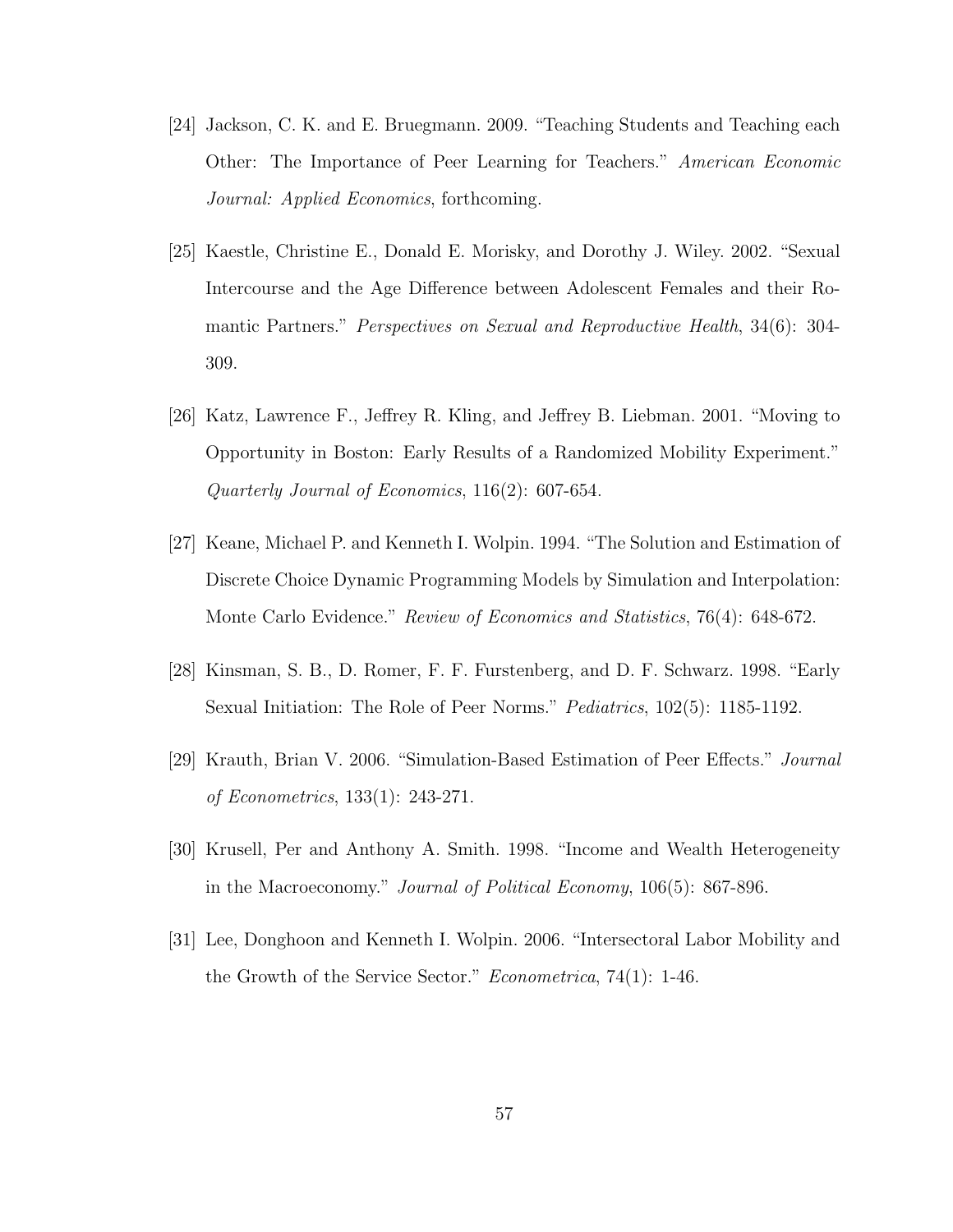[24] Jackson, C. K. and E. Bruegmann. 2009. "Teaching Students and Teaching each Other: The Importance of Peer Learning for Teachers." *American Economic Journal: Applied Economics*, forthcoming.

[25] Kaestle, Christine E., Donald E. Morisky, and Dorothy J. Wiley. 2002. "Sexual Intercourse and the Age Difference between Adolescent Females and their Romantic Partners." *Perspectives on Sexual and Reproductive Health*, 34(6): 304-309.

[26] Katz, Lawrence F., Jeffrey R. Kling, and Jeffrey B. Liebman. 2001. "Moving to Opportunity in Boston: Early Results of a Randomized Mobility Experiment." *Quarterly Journal of Economics*, 116(2): 607-654.

[27] Keane, Michael P. and Kenneth I. Wolpin. 1994. "The Solution and Estimation of Discrete Choice Dynamic Programming Models by Simulation and Interpolation: Monte Carlo Evidence." *Review of Economics and Statistics*, 76(4): 648-672.

[28] Kinsman, S. B., D. Romer, F. F. Furstenberg, and D. F. Schwarz. 1998. "Early Sexual Initiation: The Role of Peer Norms." *Pediatrics*, 102(5): 1185-1192.

[29] Krauth, Brian V. 2006. "Simulation-Based Estimation of Peer Effects." *Journal of Econometrics*, 133(1): 243-271.

[30] Krusell, Per and Anthony A. Smith. 1998. "Income and Wealth Heterogeneity in the Macroeconomy." *Journal of Political Economy*, 106(5): 867-896.

[31] Lee, Donghoon and Kenneth I. Wolpin. 2006. "Intersectoral Labor Mobility and the Growth of the Service Sector." *Econometrica*, 74(1): 1-46.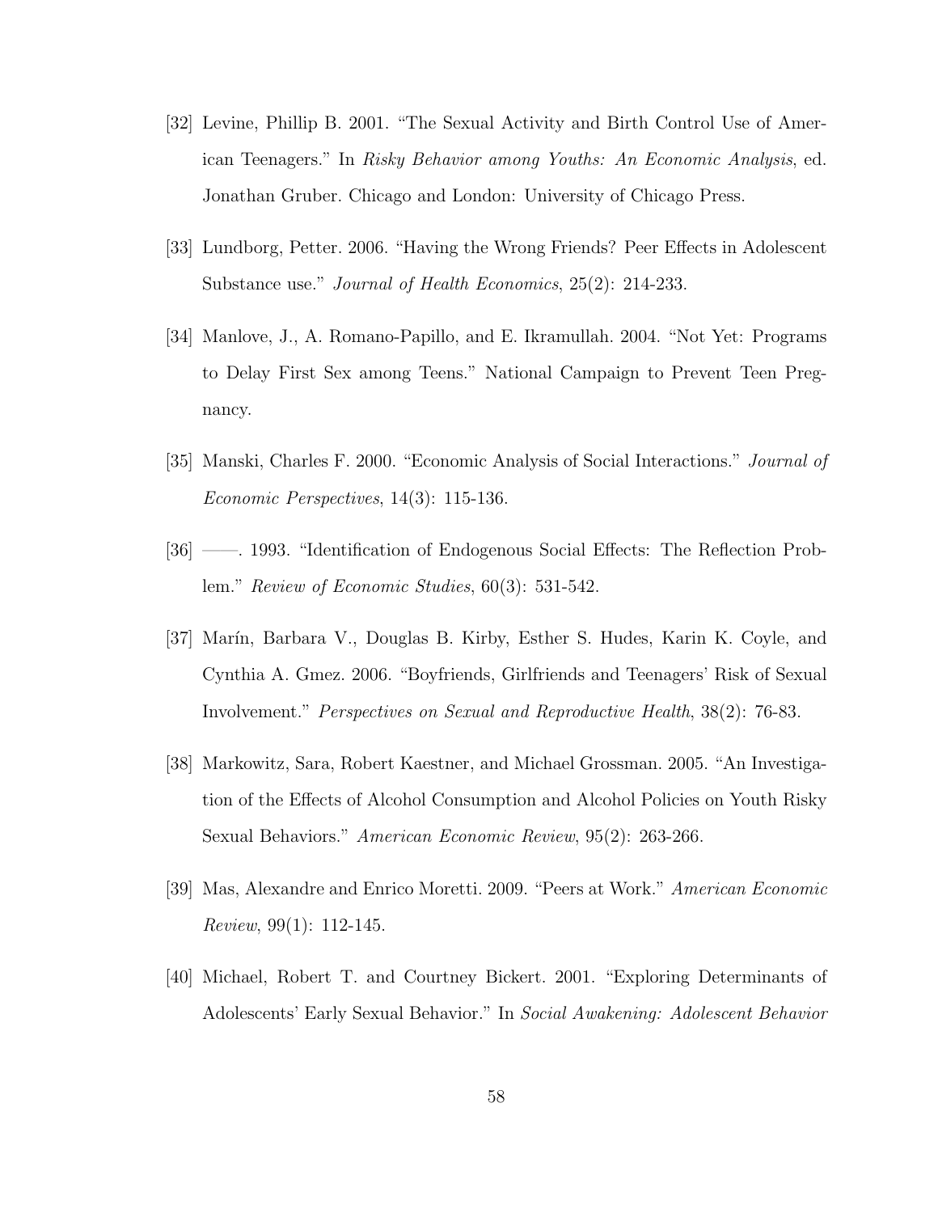[32] Levine, Phillip B. 2001. "The Sexual Activity and Birth Control Use of American Teenagers." In *Risky Behavior among Youths: An Economic Analysis*, ed. Jonathan Gruber. Chicago and London: University of Chicago Press.

[33] Lundborg, Petter. 2006. "Having the Wrong Friends? Peer Effects in Adolescent Substance use." *Journal of Health Economics*, 25(2): 214-233.

[34] Manlove, J., A. Romano-Papillo, and E. Ikramullah. 2004. "Not Yet: Programs to Delay First Sex among Teens." National Campaign to Prevent Teen Pregnancy.

[35] Manski, Charles F. 2000. "Economic Analysis of Social Interactions." *Journal of Economic Perspectives*, 14(3): 115-136.

[36] ——. 1993. "Identification of Endogenous Social Effects: The Reflection Problem." *Review of Economic Studies*, 60(3): 531-542.

[37] Marín, Barbara V., Douglas B. Kirby, Esther S. Hudes, Karin K. Coyle, and Cynthia A. Gmez. 2006. "Boyfriends, Girlfriends and Teenagers' Risk of Sexual Involvement." *Perspectives on Sexual and Reproductive Health*, 38(2): 76-83.

[38] Markowitz, Sara, Robert Kaestner, and Michael Grossman. 2005. "An Investigation of the Effects of Alcohol Consumption and Alcohol Policies on Youth Risky Sexual Behaviors." *American Economic Review*, 95(2): 263-266.

[39] Mas, Alexandre and Enrico Moretti. 2009. "Peers at Work." *American Economic Review*, 99(1): 112-145.

[40] Michael, Robert T. and Courtney Bickert. 2001. "Exploring Determinants of Adolescents' Early Sexual Behavior." In *Social Awakening: Adolescent Behavior*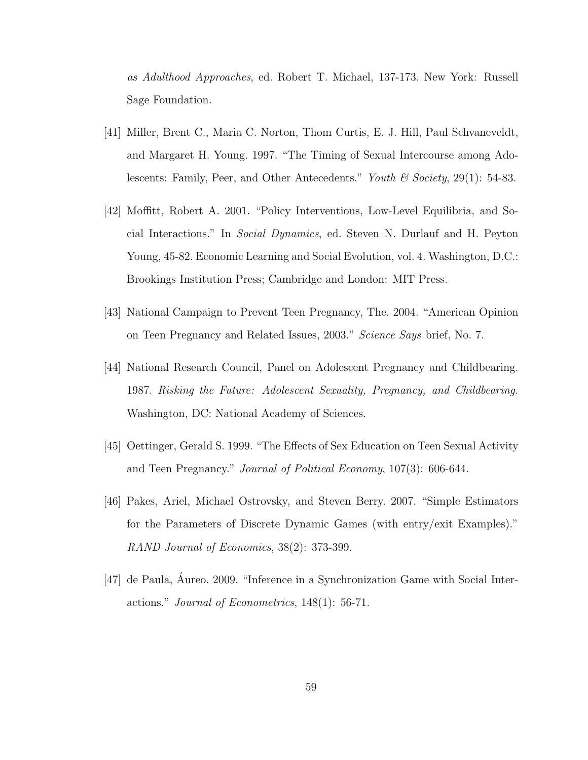*as Adulthood Approaches*, ed. Robert T. Michael, 137-173. New York: Russell Sage Foundation.

[41] Miller, Brent C., Maria C. Norton, Thom Curtis, E. J. Hill, Paul Schvaneveldt, and Margaret H. Young. 1997. "The Timing of Sexual Intercourse among Adolescents: Family, Peer, and Other Antecedents." *Youth & Society*, 29(1): 54-83.

[42] Moffitt, Robert A. 2001. "Policy Interventions, Low-Level Equilibria, and Social Interactions." In *Social Dynamics*, ed. Steven N. Durlauf and H. Peyton Young, 45-82. Economic Learning and Social Evolution, vol. 4. Washington, D.C.: Brookings Institution Press; Cambridge and London: MIT Press.

[43] National Campaign to Prevent Teen Pregnancy, The. 2004. "American Opinion on Teen Pregnancy and Related Issues, 2003." *Science Says* brief, No. 7.

[44] National Research Council, Panel on Adolescent Pregnancy and Childbearing. 1987. *Risking the Future: Adolescent Sexuality, Pregnancy, and Childbearing.* Washington, DC: National Academy of Sciences.

[45] Oettinger, Gerald S. 1999. "The Effects of Sex Education on Teen Sexual Activity and Teen Pregnancy." *Journal of Political Economy*, 107(3): 606-644.

[46] Pakes, Ariel, Michael Ostrovsky, and Steven Berry. 2007. "Simple Estimators for the Parameters of Discrete Dynamic Games (with entry/exit Examples)." *RAND Journal of Economics*, 38(2): 373-399.

[47] de Paula, Áureo. 2009. "Inference in a Synchronization Game with Social Interactions." *Journal of Econometrics*, 148(1): 56-71.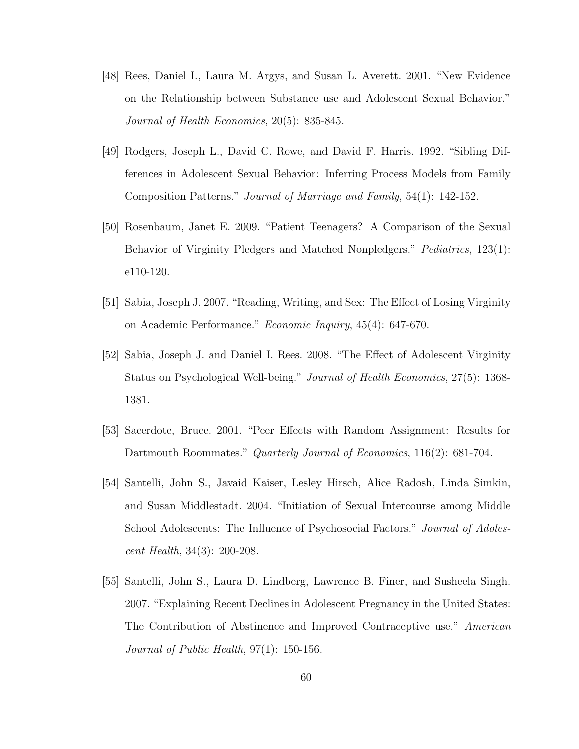[48] Rees, Daniel I., Laura M. Argys, and Susan L. Averett. 2001. "New Evidence on the Relationship between Substance use and Adolescent Sexual Behavior." *Journal of Health Economics*, 20(5): 835-845.

[49] Rodgers, Joseph L., David C. Rowe, and David F. Harris. 1992. "Sibling Differences in Adolescent Sexual Behavior: Inferring Process Models from Family Composition Patterns." *Journal of Marriage and Family*, 54(1): 142-152.

[50] Rosenbaum, Janet E. 2009. "Patient Teenagers? A Comparison of the Sexual Behavior of Virginity Pledgers and Matched Nonpledgers." *Pediatrics*, 123(1): e110-120.

[51] Sabia, Joseph J. 2007. "Reading, Writing, and Sex: The Effect of Losing Virginity on Academic Performance." *Economic Inquiry*, 45(4): 647-670.

[52] Sabia, Joseph J. and Daniel I. Rees. 2008. "The Effect of Adolescent Virginity Status on Psychological Well-being." *Journal of Health Economics*, 27(5): 1368-1381.

[53] Sacerdote, Bruce. 2001. "Peer Effects with Random Assignment: Results for Dartmouth Roommates." *Quarterly Journal of Economics*, 116(2): 681-704.

[54] Santelli, John S., Javaid Kaiser, Lesley Hirsch, Alice Radosh, Linda Simkin, and Susan Middlestadt. 2004. "Initiation of Sexual Intercourse among Middle School Adolescents: The Influence of Psychosocial Factors." *Journal of Adolescent Health*, 34(3): 200-208.

[55] Santelli, John S., Laura D. Lindberg, Lawrence B. Finer, and Susheela Singh. 2007. "Explaining Recent Declines in Adolescent Pregnancy in the United States: The Contribution of Abstinence and Improved Contraceptive use." *American Journal of Public Health*, 97(1): 150-156.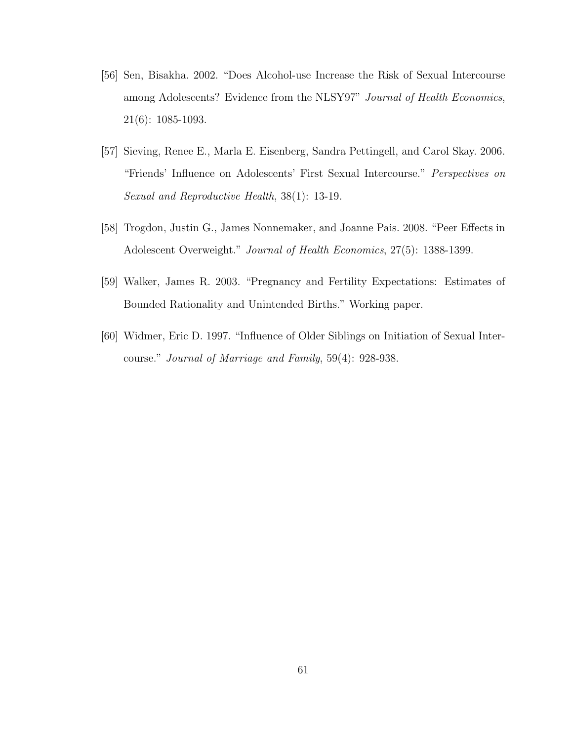[56] Sen, Bisakha. 2002. "Does Alcohol-use Increase the Risk of Sexual Intercourse among Adolescents? Evidence from the NLSY97" *Journal of Health Economics*, 21(6): 1085-1093.

[57] Sieving, Renee E., Marla E. Eisenberg, Sandra Pettingell, and Carol Skay. 2006. "Friends' Influence on Adolescents' First Sexual Intercourse." *Perspectives on Sexual and Reproductive Health*, 38(1): 13-19.

[58] Trogdon, Justin G., James Nonnemaker, and Joanne Pais. 2008. "Peer Effects in Adolescent Overweight." *Journal of Health Economics*, 27(5): 1388-1399.

[59] Walker, James R. 2003. "Pregnancy and Fertility Expectations: Estimates of Bounded Rationality and Unintended Births." Working paper.

[60] Widmer, Eric D. 1997. "Influence of Older Siblings on Initiation of Sexual Intercourse." *Journal of Marriage and Family*, 59(4): 928-938.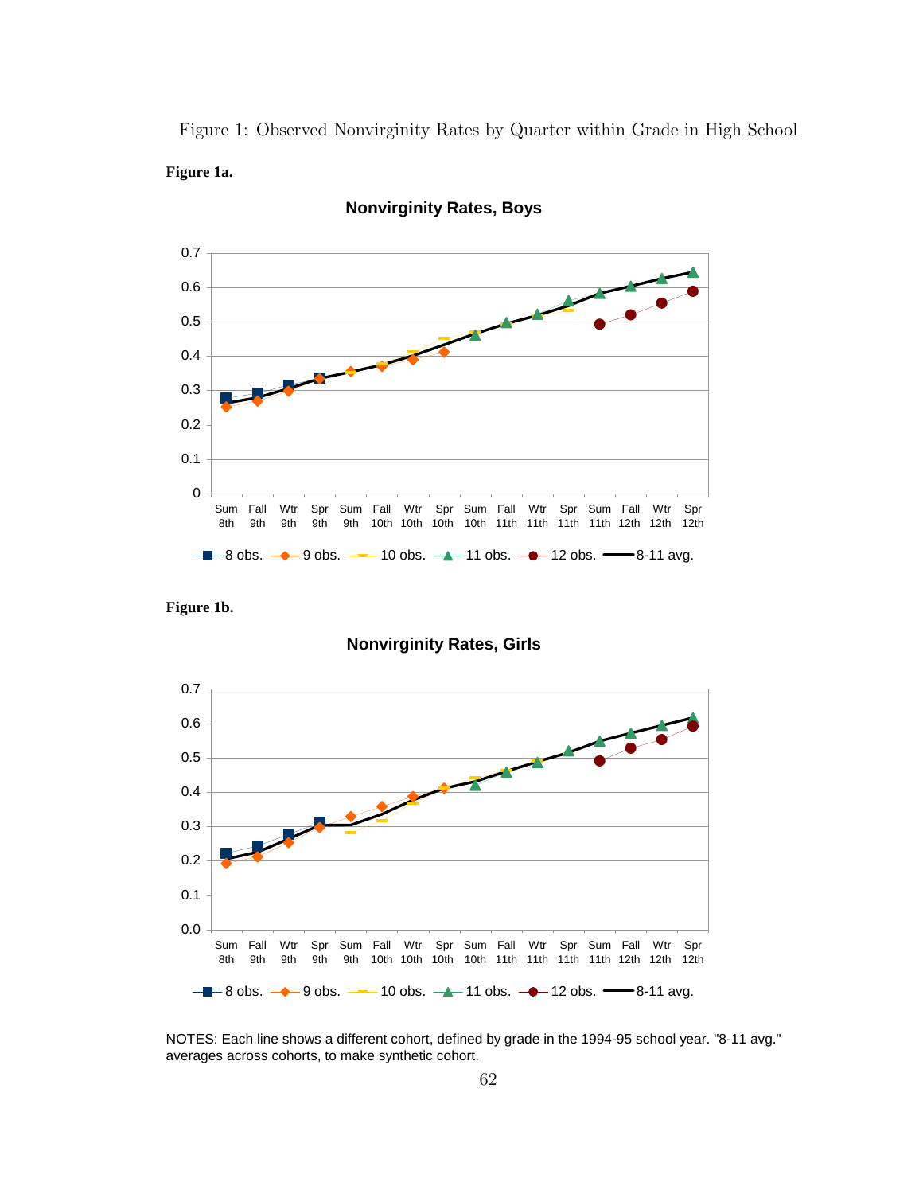Figure 1: Observed Nonvirginity Rates by Quarter within Grade in High School

**Figure 1a.**

**Nonvirginity Rates, Boys**

**Figure 1b.**

**Nonvirginity Rates, Girls**

NOTES: Each line shows a different cohort, defined by grade in the 1994-95 school year. "8-11 avg." averages across cohorts, to make synthetic cohort.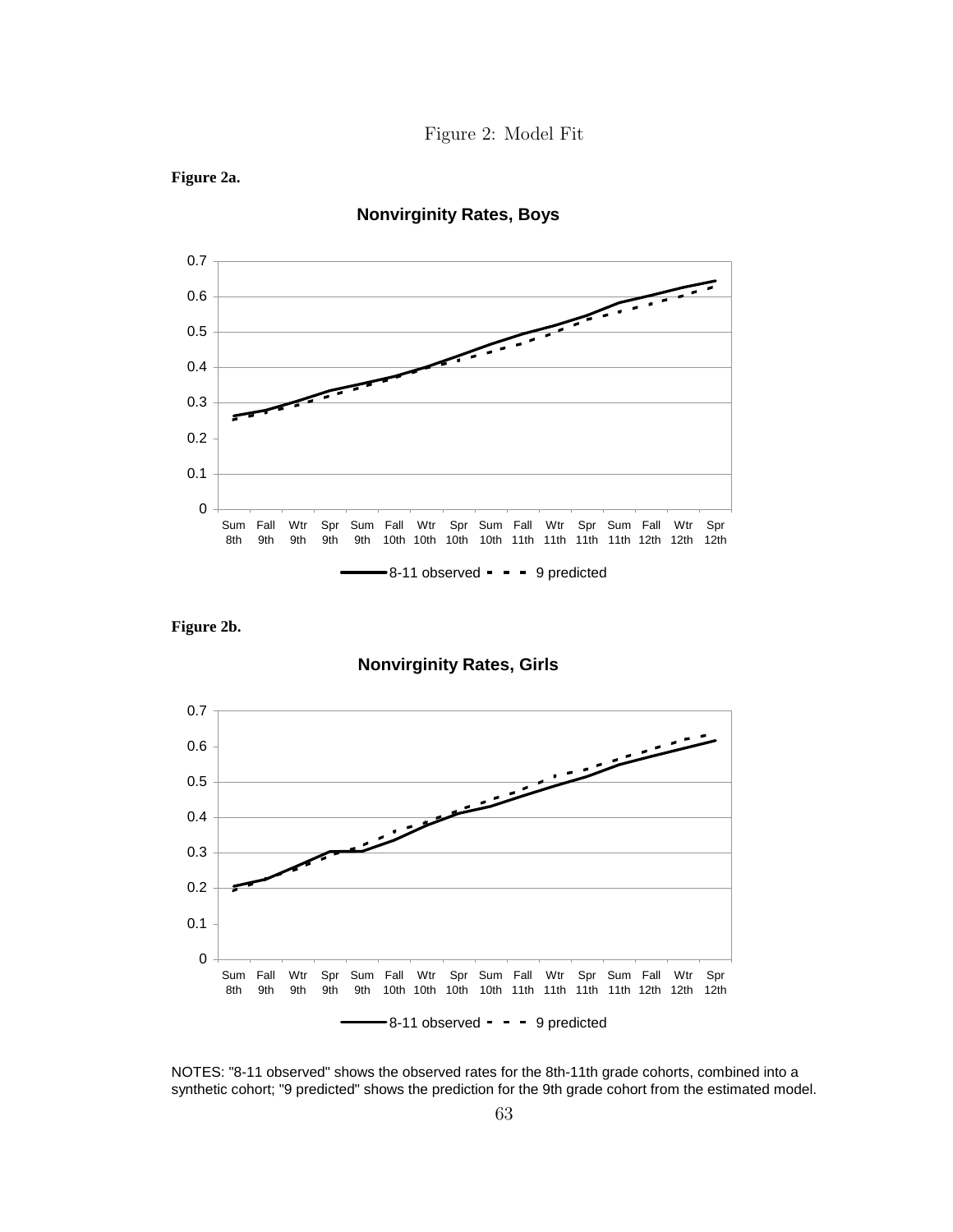Figure 2: Model Fit

**Figure 2a.**

**Nonvirginity Rates, Boys**

**Figure 2b.**

**Nonvirginity Rates, Girls**

NOTES: "8-11 observed" shows the observed rates for the 8th-11th grade cohorts, combined into a synthetic cohort; "9 predicted" shows the prediction for the 9th grade cohort from the estimated model.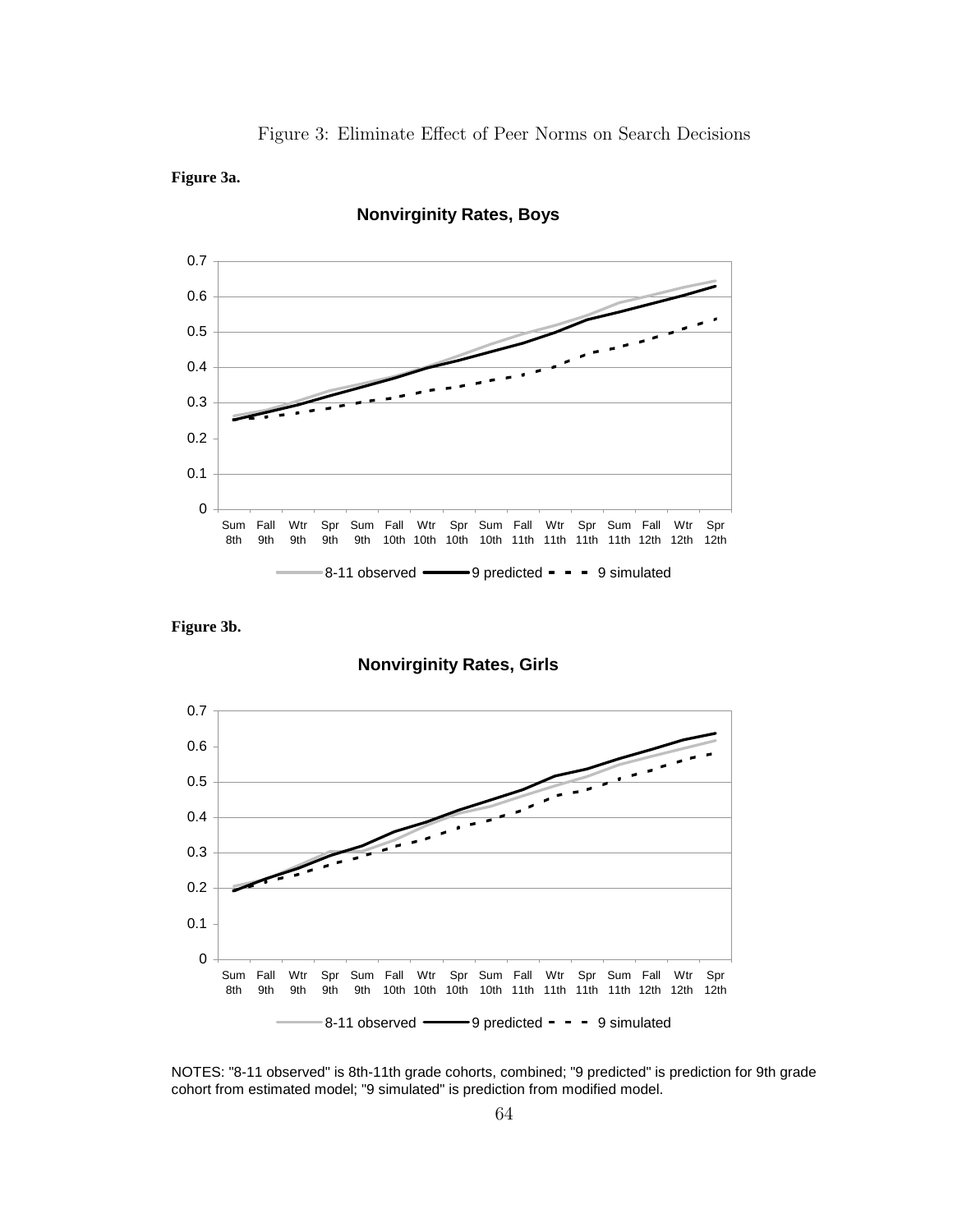Figure 3: Eliminate Effect of Peer Norms on Search Decisions

**Figure 3a.**

**Nonvirginity Rates, Boys**

**Figure 3b.**

**Nonvirginity Rates, Girls**

NOTES: "8-11 observed" is 8th-11th grade cohorts, combined; "9 predicted" is prediction for 9th grade cohort from estimated model; "9 simulated" is prediction from modified model.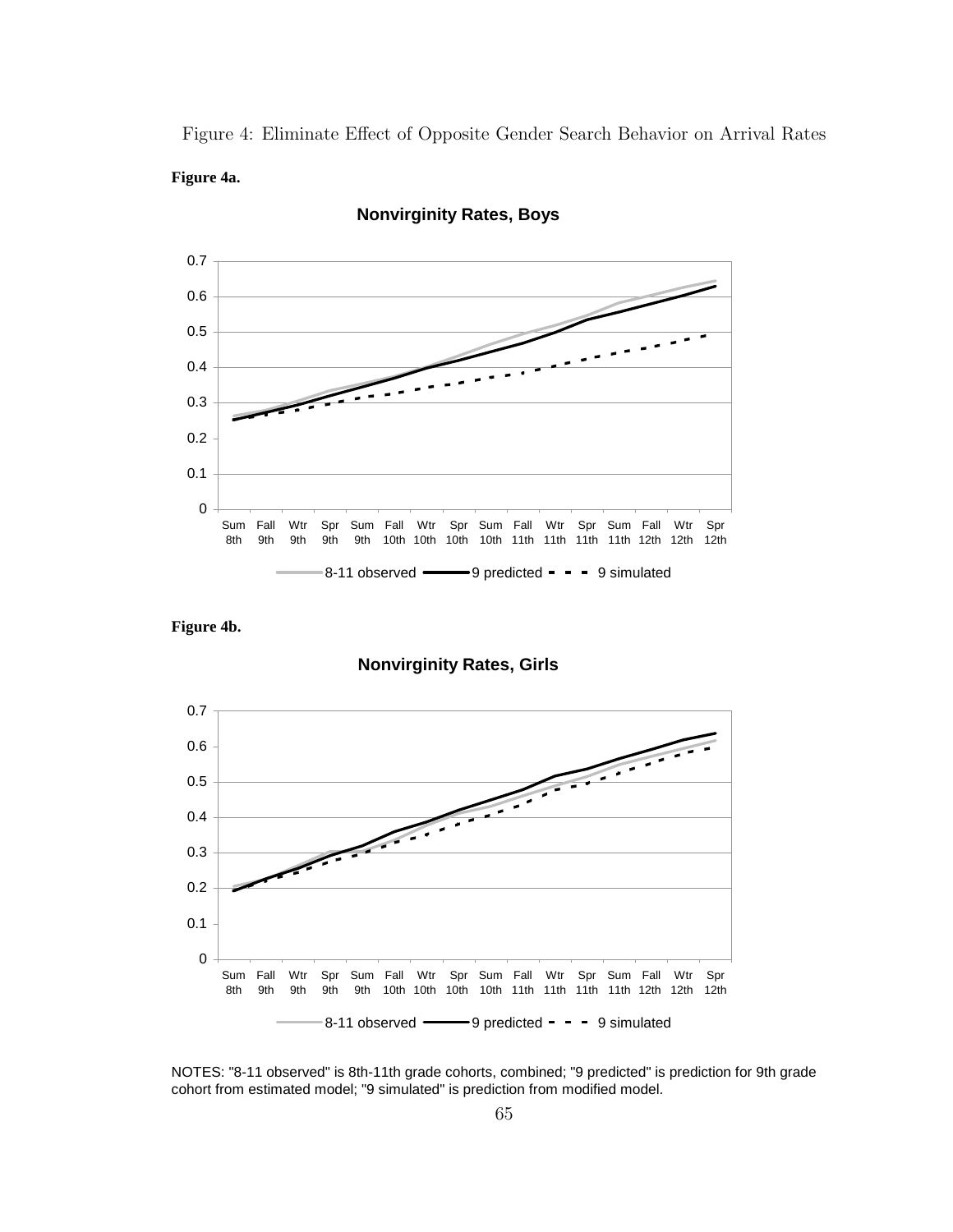Figure 4: Eliminate Effect of Opposite Gender Search Behavior on Arrival Rates

**Figure 4a.**

**Nonvirginity Rates, Boys**

**Figure 4b.**

**Nonvirginity Rates, Girls**

NOTES: "8-11 observed" is 8th-11th grade cohorts, combined; "9 predicted" is prediction for 9th grade cohort from estimated model; "9 simulated" is prediction from modified model.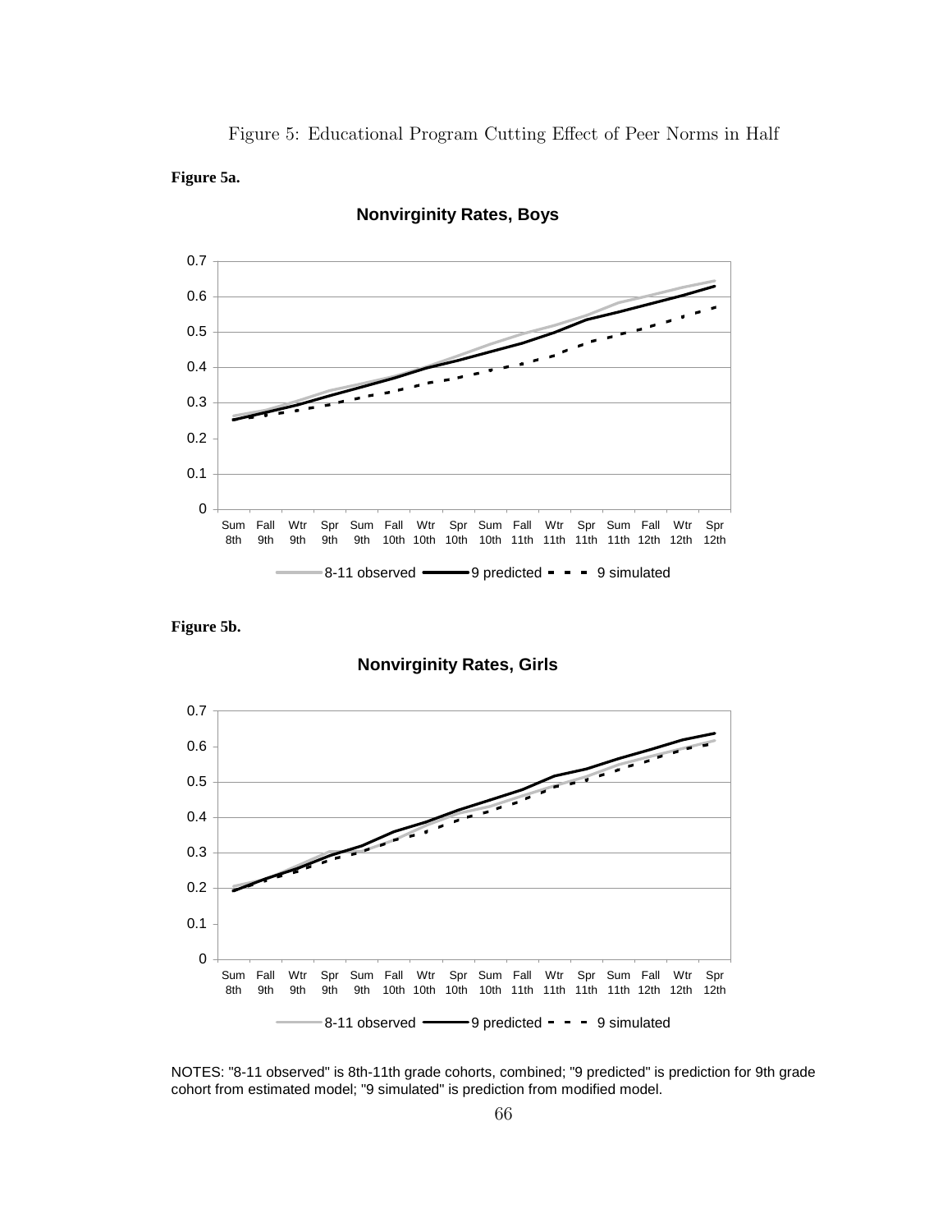Figure 5: Educational Program Cutting Effect of Peer Norms in Half

**Figure 5a.**

**Nonvirginity Rates, Boys**

**Figure 5b.**

**Nonvirginity Rates, Girls**

NOTES: "8-11 observed" is 8th-11th grade cohorts, combined; "9 predicted" is prediction for 9th grade cohort from estimated model; "9 simulated" is prediction from modified model.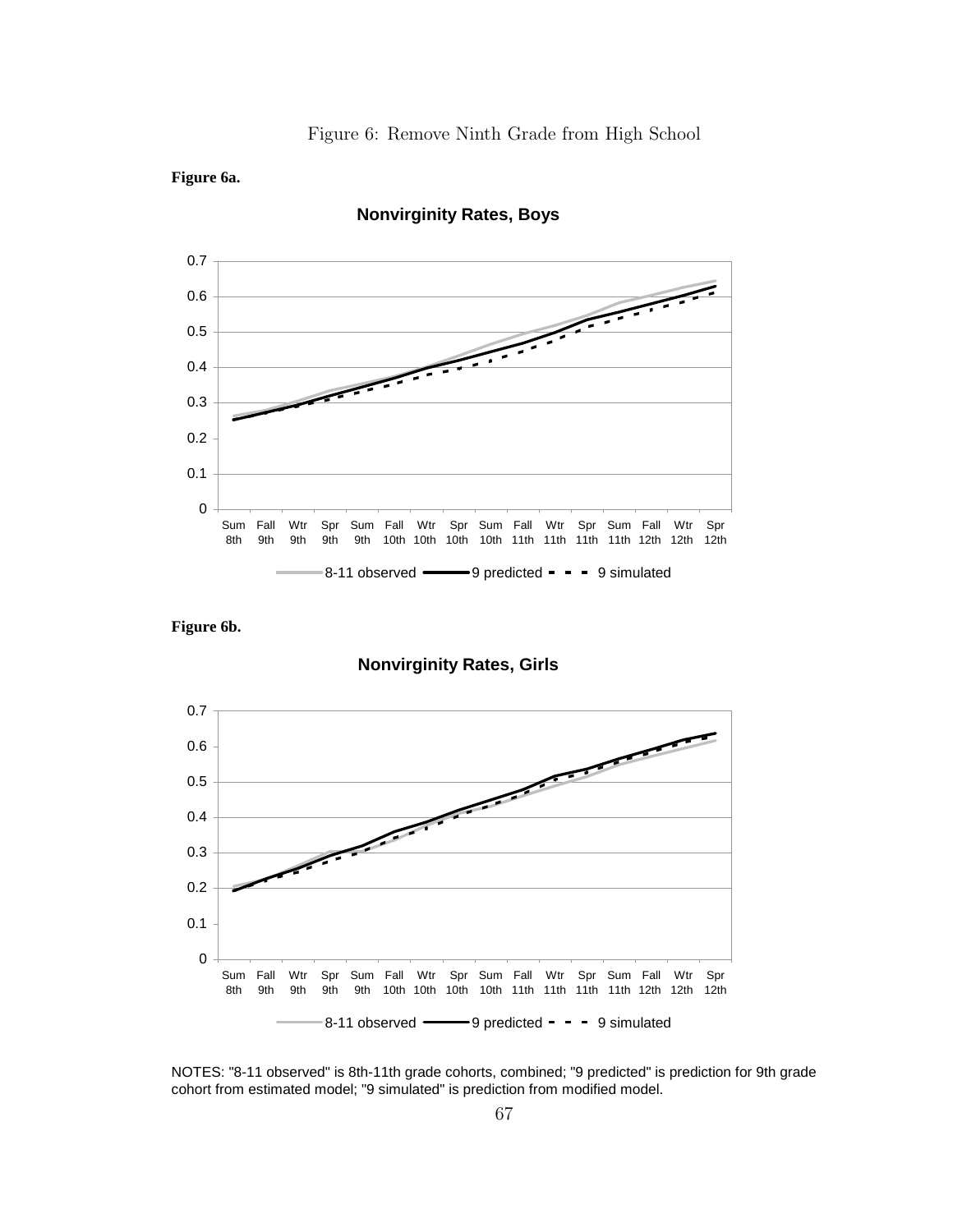Figure 6: Remove Ninth Grade from High School

**Figure 6a.**

**Nonvirginity Rates, Boys**

**Figure 6b.**

**Nonvirginity Rates, Girls**

NOTES: "8-11 observed" is 8th-11th grade cohorts, combined; "9 predicted" is prediction for 9th grade cohort from estimated model; "9 simulated" is prediction from modified model.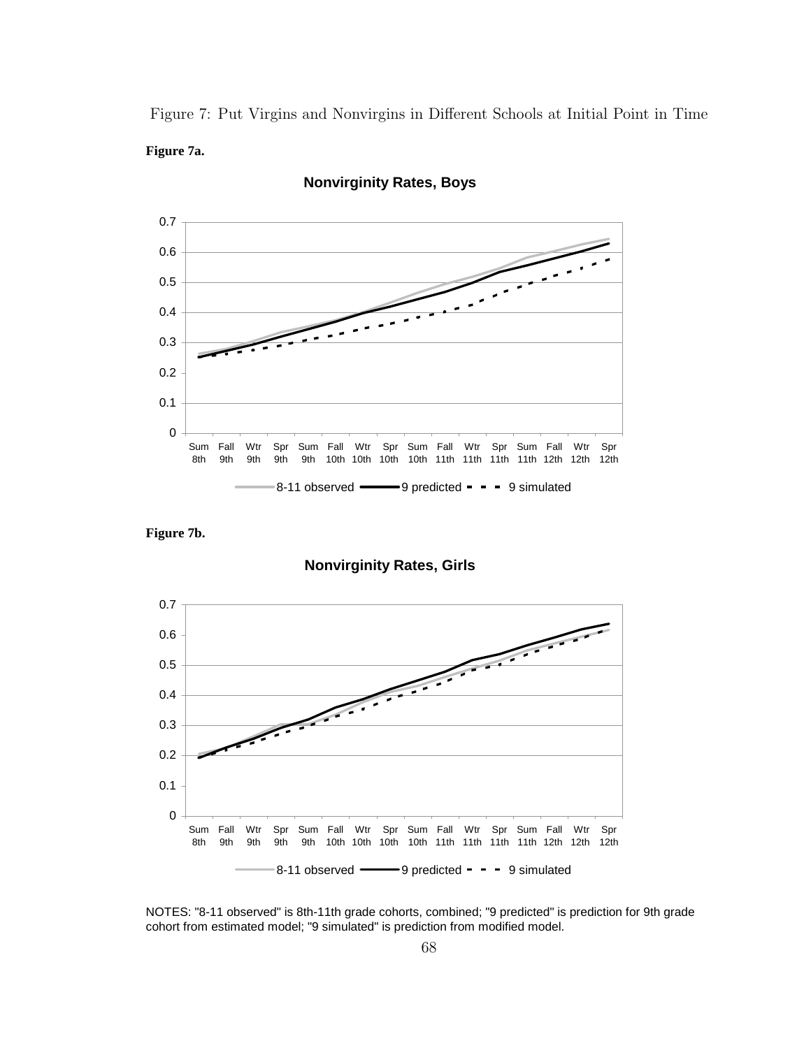Figure 7: Put Virgins and Nonvirgins in Different Schools at Initial Point in Time

**Figure 7a.**

**Nonvirginity Rates, Boys**

**Figure 7b.**

**Nonvirginity Rates, Girls**

NOTES: "8-11 observed" is 8th-11th grade cohorts, combined; "9 predicted" is prediction for 9th grade cohort from estimated model; "9 simulated" is prediction from modified model.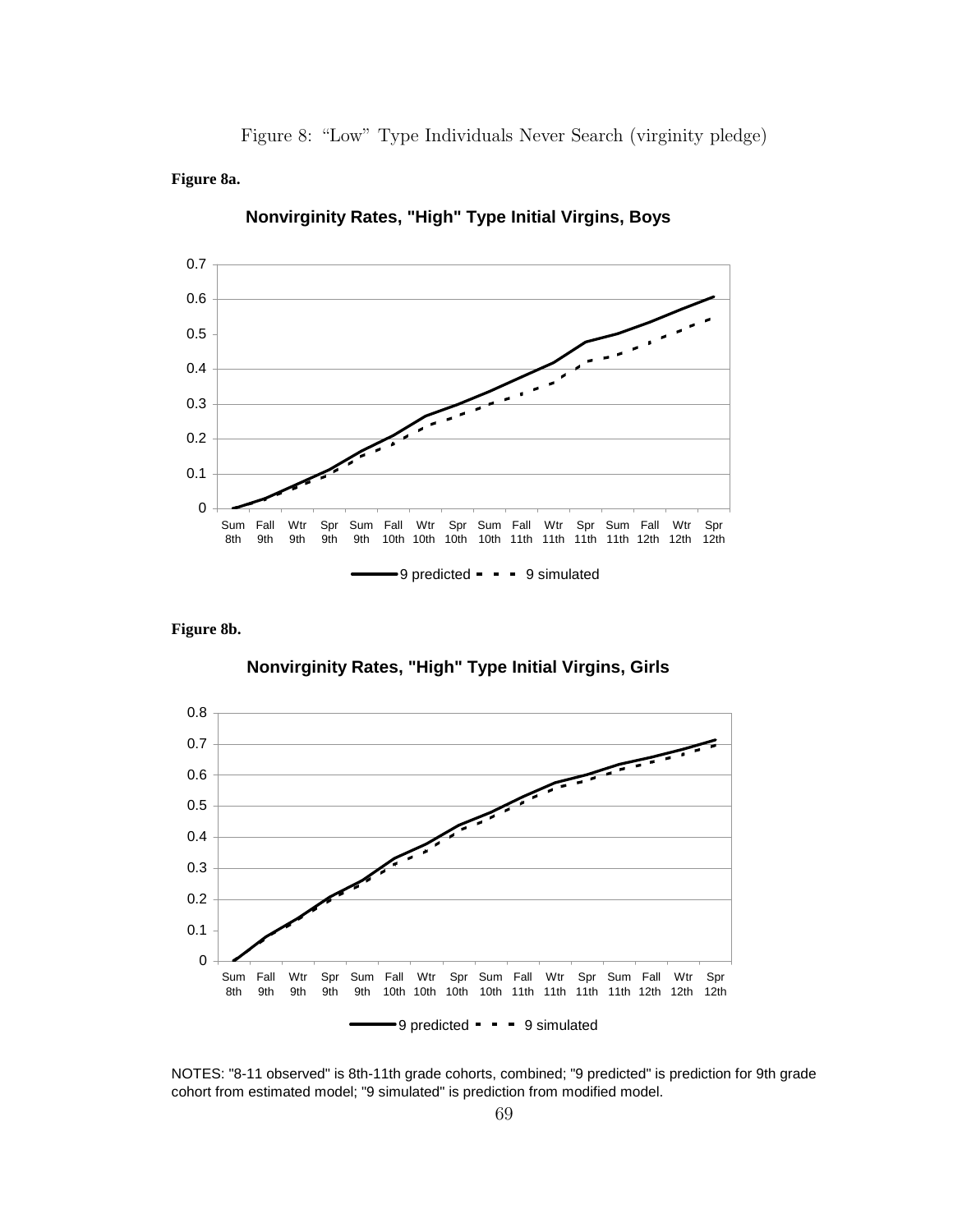Figure 8: "Low" Type Individuals Never Search (virginity pledge)

**Figure 8a.**

**Nonvirginity Rates, "High" Type Initial Virgins, Boys**

**Figure 8b.**

**Nonvirginity Rates, "High" Type Initial Virgins, Girls**

NOTES: "8-11 observed" is 8th-11th grade cohorts, combined; "9 predicted" is prediction for 9th grade cohort from estimated model; "9 simulated" is prediction from modified model.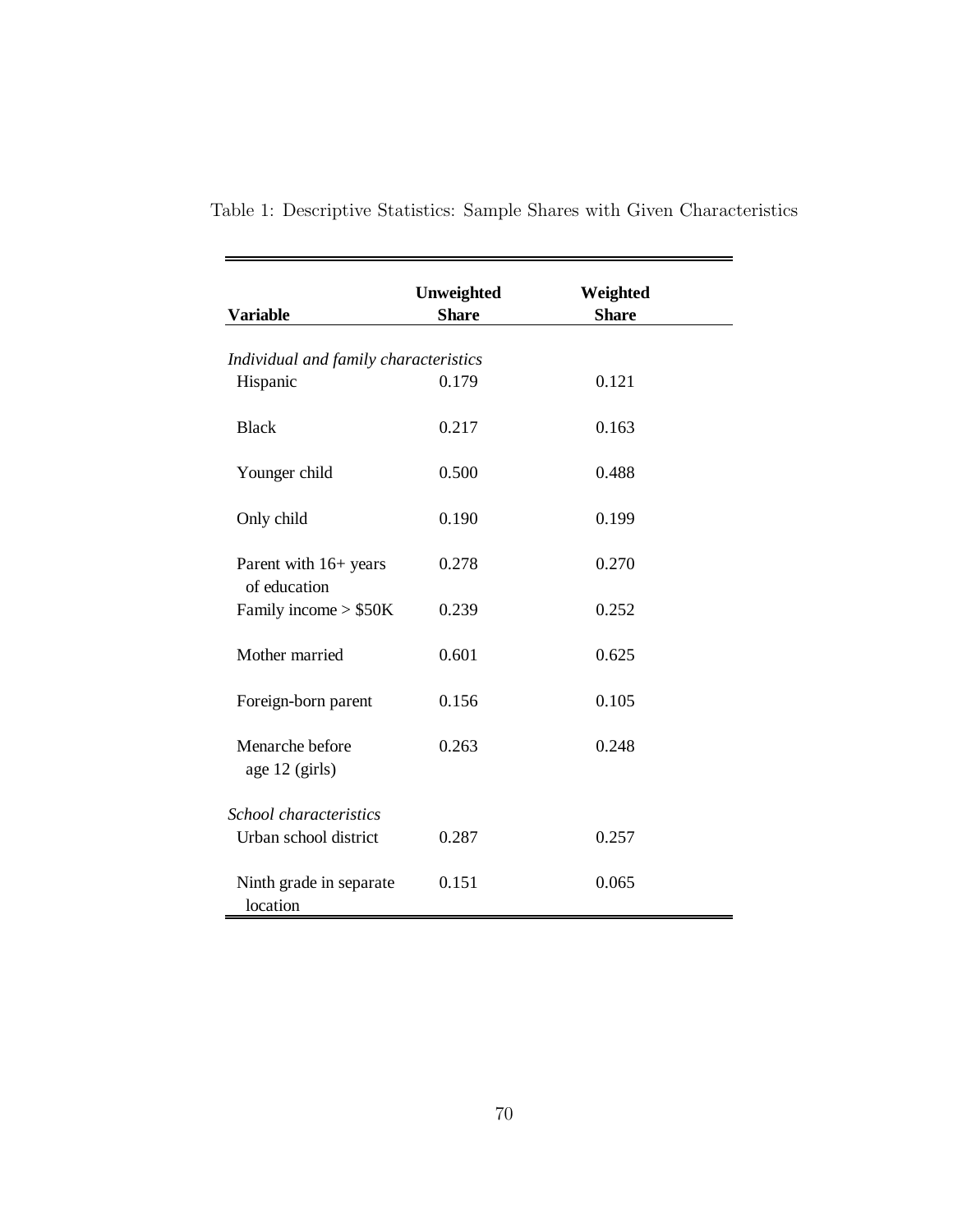Table 1: Descriptive Statistics: Sample Shares with Given Characteristics

| Variable | Unweighted Share | Weighted Share |
|---|---|---|
| *Individual and family characteristics* | | |
| Hispanic | 0.179 | 0.121 |
| Black | 0.217 | 0.163 |
| Younger child | 0.500 | 0.488 |
| Only child | 0.190 | 0.199 |
| Parent with 16+ years of education | 0.278 | 0.270 |
| Family income > $50K | 0.239 | 0.252 |
| Mother married | 0.601 | 0.625 |
| Foreign-born parent | 0.156 | 0.105 |
| Menarche before age 12 (girls) | 0.263 | 0.248 |
| *School characteristics* | | |
| Urban school district | 0.287 | 0.257 |
| Ninth grade in separate location | 0.151 | 0.065 |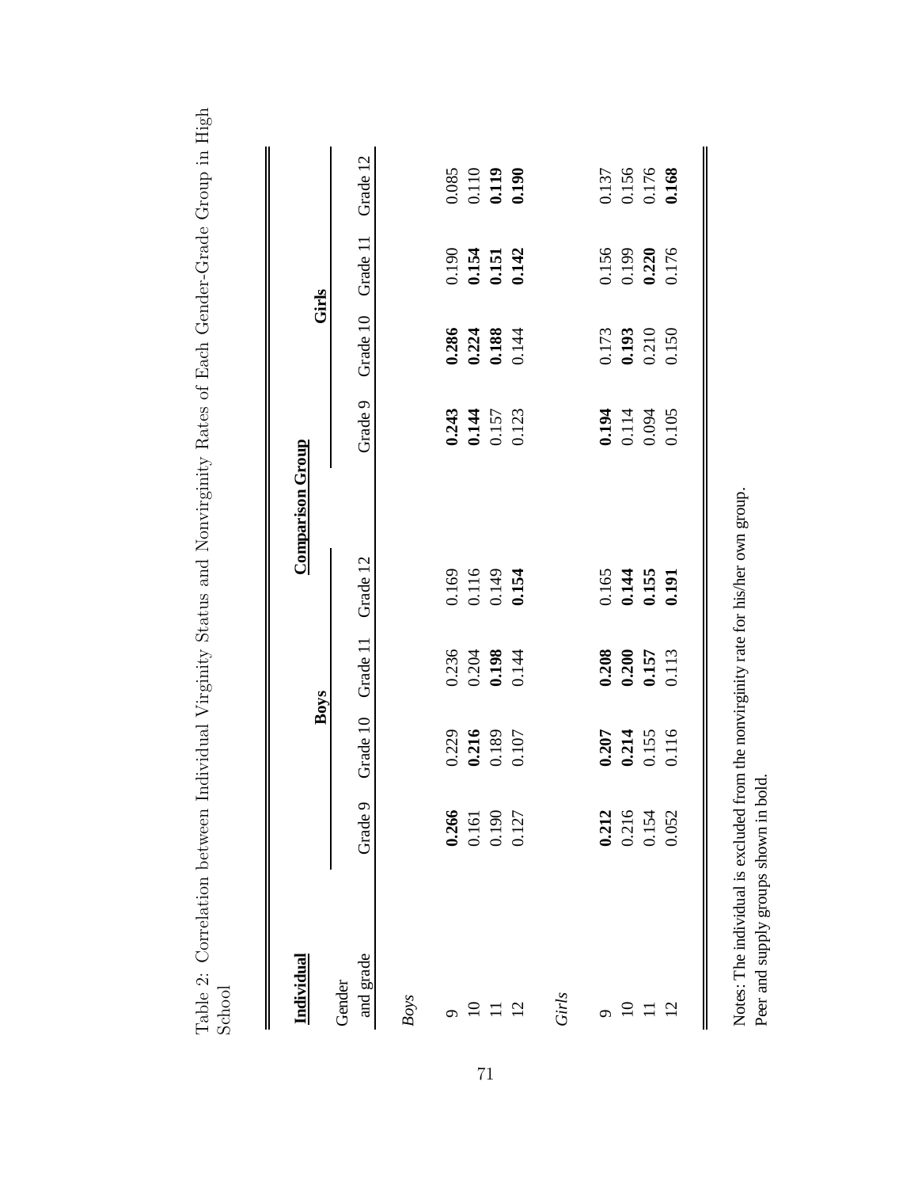Table 2: Correlation between Individual Virginity Status and Nonvirginity Rates of Each Gender-Grade Group in High School

| **Individual** | **Comparison Group** | | | | | | | |
|---|---|---|---|---|---|---|---|---|
| | **Boys** | | | | **Girls** | | | |
| Gender and grade | Grade 9 | Grade 10 | Grade 11 | Grade 12 | Grade 9 | Grade 10 | Grade 11 | Grade 12 |
| *Boys* | | | | | | | | |
| 9 | **0.266** | 0.229 | 0.236 | 0.169 | **0.243** | **0.286** | 0.190 | 0.085 |
| 10 | 0.161 | **0.216** | 0.204 | 0.116 | **0.144** | **0.224** | **0.154** | 0.110 |
| 11 | 0.190 | 0.189 | **0.198** | 0.149 | 0.157 | **0.188** | **0.151** | **0.119** |
| 12 | 0.127 | 0.107 | 0.144 | **0.154** | 0.123 | 0.144 | **0.142** | **0.190** |
| *Girls* | | | | | | | | |
| 9 | **0.212** | **0.207** | **0.208** | 0.165 | **0.194** | 0.173 | 0.156 | 0.137 |
| 10 | 0.216 | **0.214** | **0.200** | **0.144** | 0.114 | **0.193** | 0.199 | 0.156 |
| 11 | 0.154 | 0.155 | **0.157** | **0.155** | 0.094 | 0.210 | **0.220** | 0.176 |
| 12 | 0.052 | 0.116 | 0.113 | **0.191** | 0.105 | 0.150 | 0.176 | **0.168** |

Notes: The individual is excluded from the nonvirginity rate for his/her own group. Peer and supply groups shown in bold.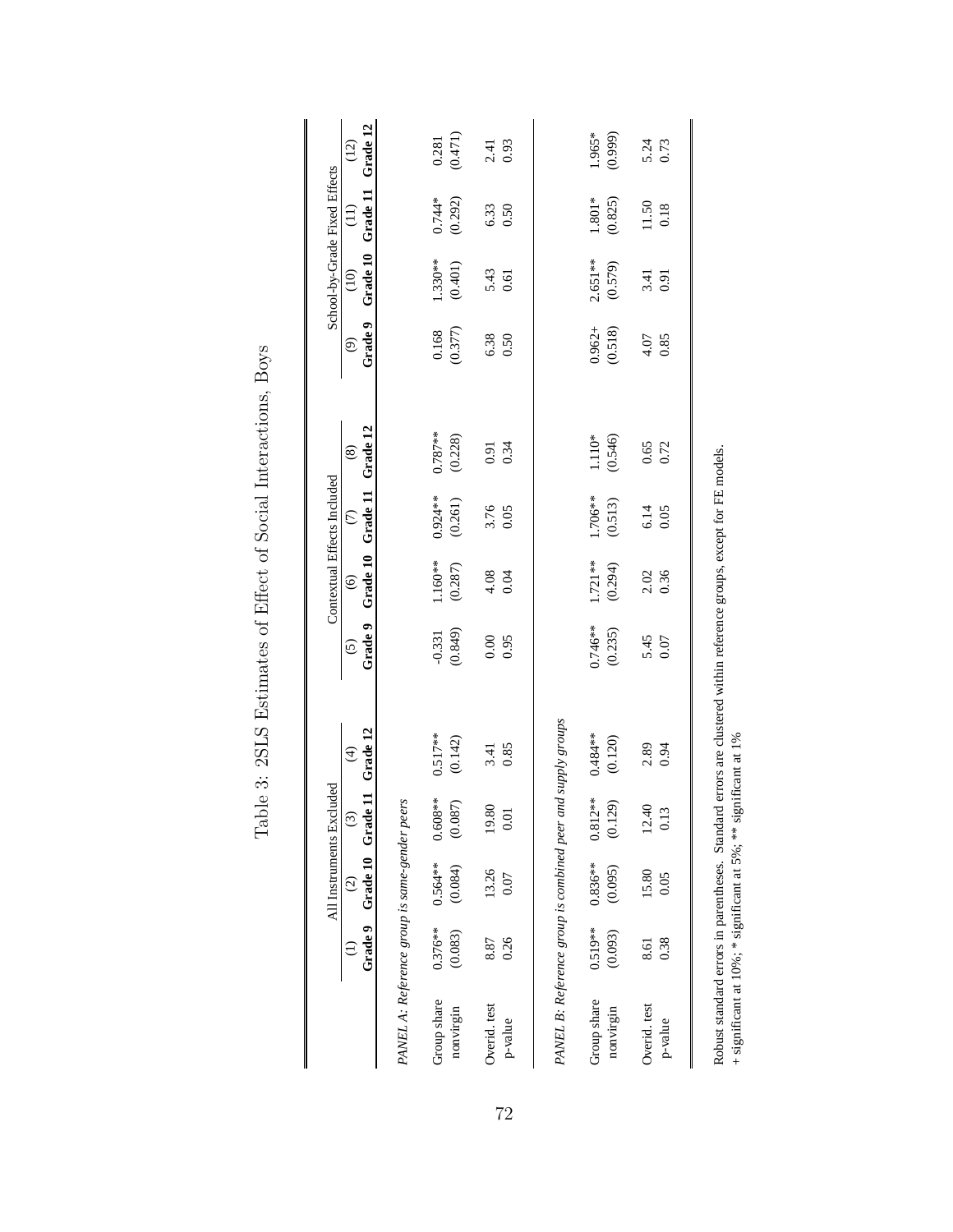# Table 3: 2SLS Estimates of Effect of Social Interactions, Boys

| | All Instruments Excluded | | | | Contextual Effects Included | | | | School-by-Grade Fixed Effects | | | |
|---|---|---|---|---|---|---|---|---|---|---|---|---|
| | (1) Grade 9 | (2) Grade 10 | (3) Grade 11 | (4) Grade 12 | (5) Grade 9 | (6) Grade 10 | (7) Grade 11 | (8) Grade 12 | (9) Grade 9 | (10) Grade 10 | (11) Grade 11 | (12) Grade 12 |
| *PANEL A: Reference group is same-gender peers* | | | | | | | | | | | | |
| Group share nonvirgin | 0.376** | 0.564** | 0.608** | 0.517** | -0.331 | 1.160** | 0.924** | 0.787** | 0.168 | 1.330** | 0.744* | 0.281 |
| | (0.083) | (0.084) | (0.087) | (0.142) | (0.849) | (0.287) | (0.261) | (0.228) | (0.377) | (0.401) | (0.292) | (0.471) |
| Overid. test | 8.87 | 13.26 | 19.80 | 3.41 | 0.00 | 4.08 | 3.76 | 0.91 | 6.38 | 5.43 | 6.33 | 2.41 |
| p-value | 0.26 | 0.07 | 0.01 | 0.85 | 0.95 | 0.04 | 0.05 | 0.34 | 0.50 | 0.61 | 0.50 | 0.93 |
| *PANEL B: Reference group is combined peer and supply groups* | | | | | | | | | | | | |
| Group share nonvirgin | 0.519** | 0.836** | 0.812** | 0.484** | 0.746** | 1.721** | 1.706** | 1.110* | 0.962+ | 2.651** | 1.801* | 1.965* |
| | (0.093) | (0.095) | (0.129) | (0.120) | (0.235) | (0.294) | (0.513) | (0.546) | (0.518) | (0.579) | (0.825) | (0.999) |
| Overid. test | 8.61 | 15.80 | 12.40 | 2.89 | 5.45 | 2.02 | 6.14 | 0.65 | 4.07 | 3.41 | 11.50 | 5.24 |
| p-value | 0.38 | 0.05 | 0.13 | 0.94 | 0.07 | 0.36 | 0.05 | 0.72 | 0.85 | 0.91 | 0.18 | 0.73 |

Robust standard errors in parentheses. Standard errors are clustered within reference groups, except for FE models.
+ significant at 10%; * significant at 5%; ** significant at 1%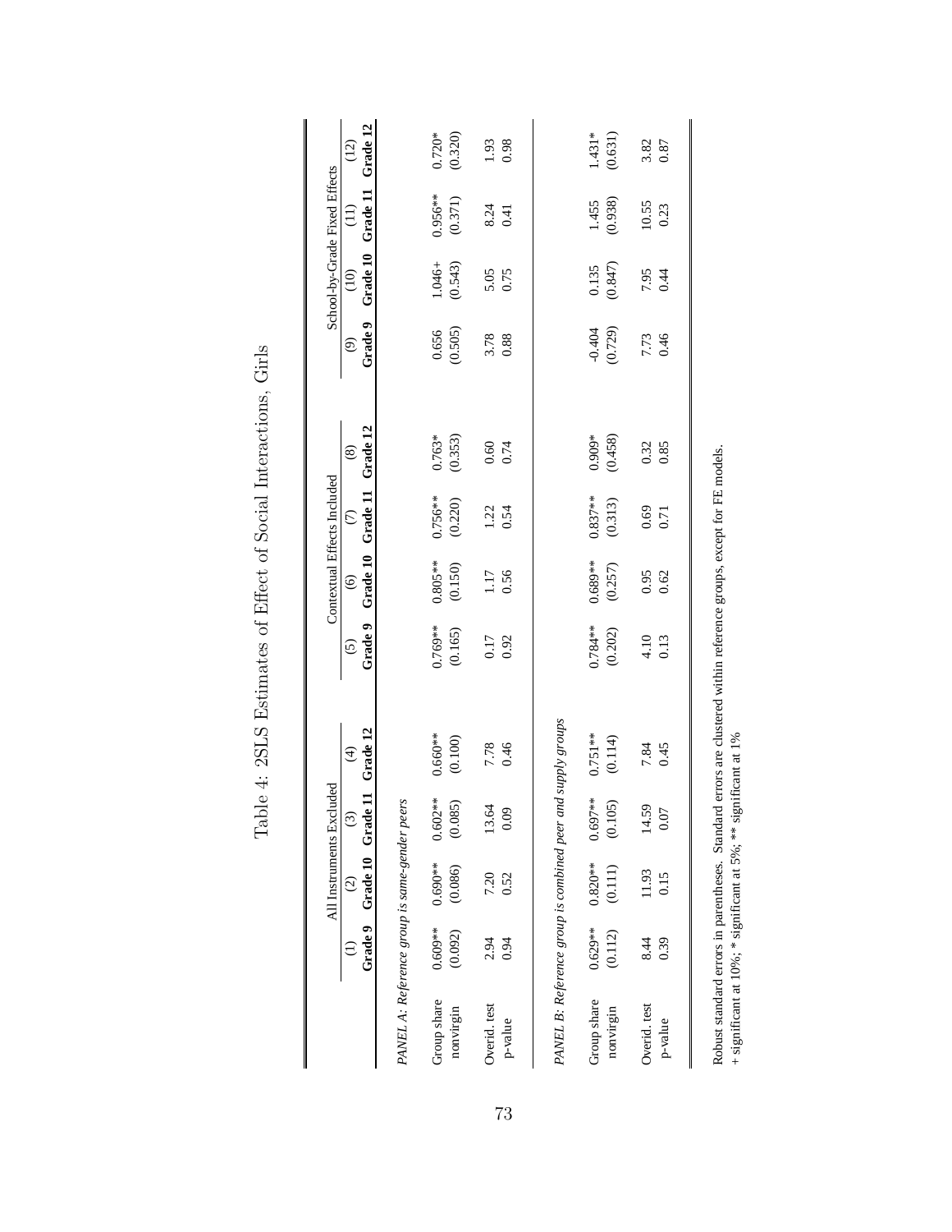# Table 4: 2SLS Estimates of Effect of Social Interactions, Girls

| | All Instruments Excluded | | | | Contextual Effects Included | | | | School-by-Grade Fixed Effects | | | |
|---|---|---|---|---|---|---|---|---|---|---|---|---|
| | (1) | (2) | (3) | (4) | (5) | (6) | (7) | (8) | (9) | (10) | (11) | (12) |
| | **Grade 9** | **Grade 10** | **Grade 11** | **Grade 12** | **Grade 9** | **Grade 10** | **Grade 11** | **Grade 12** | **Grade 9** | **Grade 10** | **Grade 11** | **Grade 12** |
| *PANEL A: Reference group is same-gender peers* | | | | | | | | | | | | |
| Group share nonvirgin | 0.609** | 0.690** | 0.602** | 0.660** | 0.769** | 0.805** | 0.756** | 0.763* | 0.656 | 1.046+ | 0.956** | 0.720* |
| | (0.092) | (0.086) | (0.085) | (0.100) | (0.165) | (0.150) | (0.220) | (0.353) | (0.505) | (0.543) | (0.371) | (0.320) |
| Overid. test | 2.94 | 7.20 | 13.64 | 7.78 | 0.17 | 1.17 | 1.22 | 0.60 | 3.78 | 5.05 | 8.24 | 1.93 |
| p-value | 0.94 | 0.52 | 0.09 | 0.46 | 0.92 | 0.56 | 0.54 | 0.74 | 0.88 | 0.75 | 0.41 | 0.98 |
| *PANEL B: Reference group is combined peer and supply groups* | | | | | | | | | | | | |
| Group share nonvirgin | 0.629** | 0.820** | 0.697** | 0.751** | 0.784** | 0.689** | 0.837** | 0.909* | -0.404 | 0.135 | 1.455 | 1.431* |
| | (0.112) | (0.111) | (0.105) | (0.114) | (0.202) | (0.257) | (0.313) | (0.458) | (0.729) | (0.847) | (0.938) | (0.631) |
| Overid. test | 8.44 | 11.93 | 14.59 | 7.84 | 4.10 | 0.95 | 0.69 | 0.32 | 7.73 | 7.95 | 10.55 | 3.82 |
| p-value | 0.39 | 0.15 | 0.07 | 0.45 | 0.13 | 0.62 | 0.71 | 0.85 | 0.46 | 0.44 | 0.23 | 0.87 |

Robust standard errors in parentheses. Standard errors are clustered within reference groups, except for FE models.
+ significant at 10%; * significant at 5%; ** significant at 1%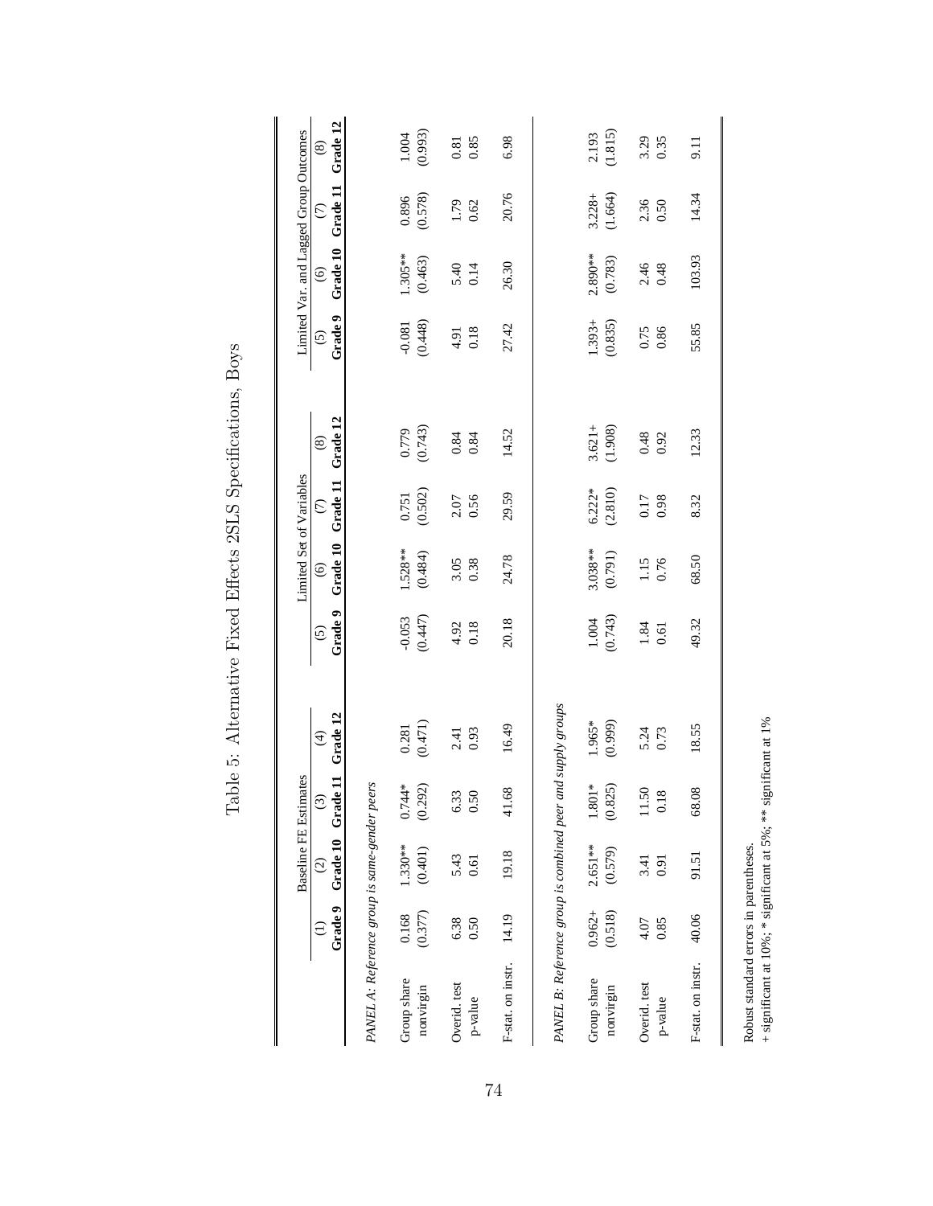# Table 5: Alternative Fixed Effects 2SLS Specifications, Boys

| | Baseline FE Estimates | | | | Limited Set of Variables | | | | Limited Var. and Lagged Group Outcomes | | | |
|---|---|---|---|---|---|---|---|---|---|---|---|---|
| | (1) Grade 9 | (2) Grade 10 | (3) Grade 11 | (4) Grade 12 | (5) Grade 9 | (6) Grade 10 | (7) Grade 11 | (8) Grade 12 | (5) Grade 9 | (6) Grade 10 | (7) Grade 11 | (8) Grade 12 |
| *PANEL A: Reference group is same-gender peers* | | | | | | | | | | | | |
| Group share nonvirgin | 0.168 | 1.330** | 0.744* | 0.281 | -0.053 | 1.528** | 0.751 | 0.779 | -0.081 | 1.305** | 0.896 | 1.004 |
| | (0.377) | (0.401) | (0.292) | (0.471) | (0.447) | (0.484) | (0.502) | (0.743) | (0.448) | (0.463) | (0.578) | (0.993) |
| Overid. test | 6.38 | 5.43 | 6.33 | 2.41 | 4.92 | 3.05 | 2.07 | 0.84 | 4.91 | 5.40 | 1.79 | 0.81 |
| p-value | 0.50 | 0.61 | 0.50 | 0.93 | 0.18 | 0.38 | 0.56 | 0.84 | 0.18 | 0.14 | 0.62 | 0.85 |
| F-stat. on instr. | 14.19 | 19.18 | 41.68 | 16.49 | 20.18 | 24.78 | 29.59 | 14.52 | 27.42 | 26.30 | 20.76 | 6.98 |
| *PANEL B: Reference group is combined peer and supply groups* | | | | | | | | | | | | |
| Group share nonvirgin | 0.962+ | 2.651** | 1.801* | 1.965* | 1.004 | 3.038** | 6.222* | 3.621+ | 1.393+ | 2.890** | 3.228+ | 2.193 |
| | (0.518) | (0.579) | (0.825) | (0.999) | (0.743) | (0.791) | (2.810) | (1.908) | (0.835) | (0.783) | (1.664) | (1.815) |
| Overid. test | 4.07 | 3.41 | 11.50 | 5.24 | 1.84 | 1.15 | 0.17 | 0.48 | 0.75 | 2.46 | 2.36 | 3.29 |
| p-value | 0.85 | 0.91 | 0.18 | 0.73 | 0.61 | 0.76 | 0.98 | 0.92 | 0.86 | 0.48 | 0.50 | 0.35 |
| F-stat. on instr. | 40.06 | 91.51 | 68.08 | 18.55 | 49.32 | 68.50 | 8.32 | 12.33 | 55.85 | 103.93 | 14.34 | 9.11 |

Robust standard errors in parentheses.
+ significant at 10%; * significant at 5%; ** significant at 1%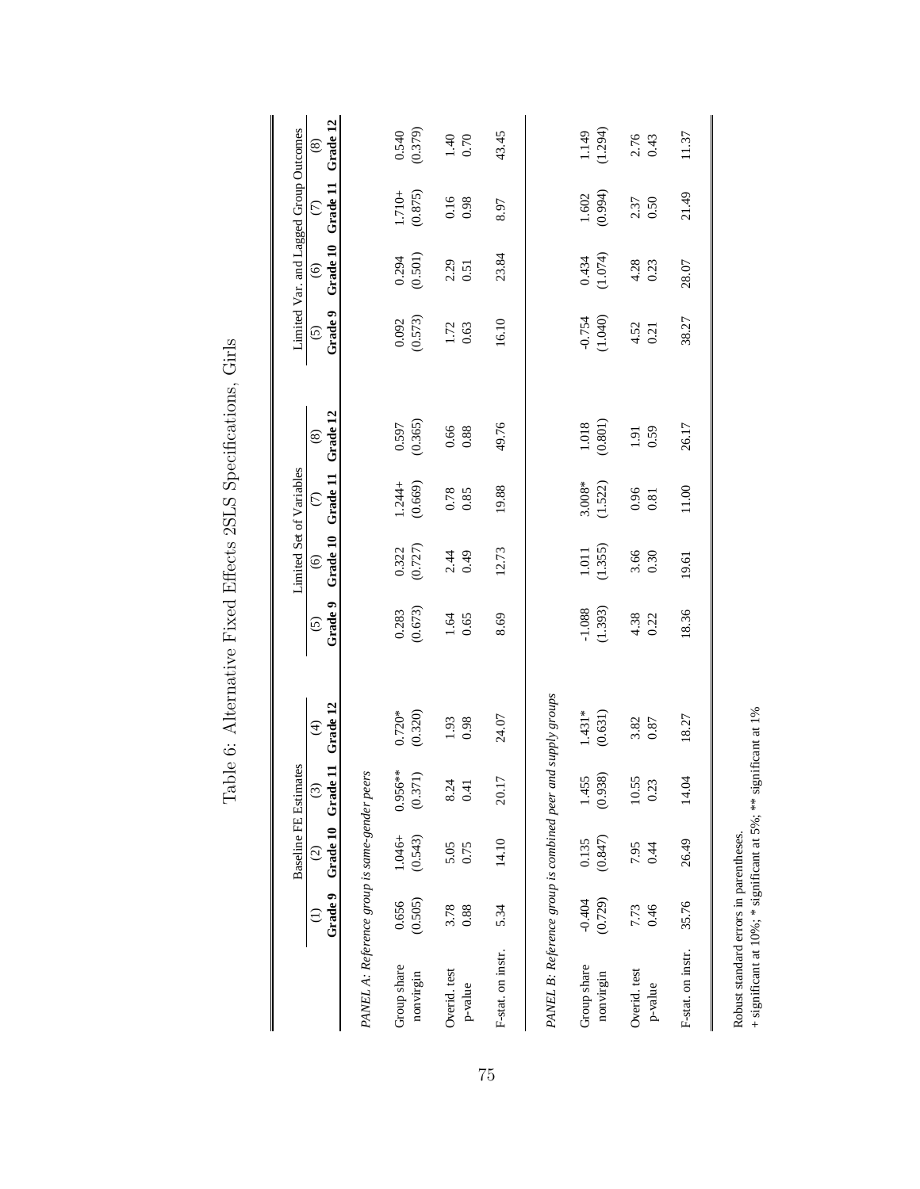# Table 6: Alternative Fixed Effects 2SLS Specifications, Girls

| | Baseline FE Estimates | | | | Limited Set of Variables | | | | Limited Var. and Lagged Group Outcomes | | | |
|---|---|---|---|---|---|---|---|---|---|---|---|---|
| | (1) Grade 9 | (2) Grade 10 | (3) Grade 11 | (4) Grade 12 | (5) Grade 9 | (6) Grade 10 | (7) Grade 11 | (8) Grade 12 | (5) Grade 9 | (6) Grade 10 | (7) Grade 11 | (8) Grade 12 |
| *PANEL A: Reference group is same-gender peers* | | | | | | | | | | | | |
| Group share nonvirgin | 0.656 | 1.046+ | 0.956** | 0.720* | 0.283 | 0.322 | 1.244+ | 0.597 | 0.092 | 0.294 | 1.710+ | 0.540 |
| | (0.505) | (0.543) | (0.371) | (0.320) | (0.673) | (0.727) | (0.669) | (0.365) | (0.573) | (0.501) | (0.875) | (0.379) |
| Overid. test | 3.78 | 5.05 | 8.24 | 1.93 | 1.64 | 2.44 | 0.78 | 0.66 | 1.72 | 2.29 | 0.16 | 1.40 |
| p-value | 0.88 | 0.75 | 0.41 | 0.98 | 0.65 | 0.49 | 0.85 | 0.88 | 0.63 | 0.51 | 0.98 | 0.70 |
| F-stat. on instr. | 5.34 | 14.10 | 20.17 | 24.07 | 8.69 | 12.73 | 19.88 | 49.76 | 16.10 | 23.84 | 8.97 | 43.45 |
| *PANEL B: Reference group is combined peer and supply groups* | | | | | | | | | | | | |
| Group share nonvirgin | -0.404 | 0.135 | 1.455 | 1.431* | -1.088 | 1.011 | 3.008* | 1.018 | -0.754 | 0.434 | 1.602 | 1.149 |
| | (0.729) | (0.847) | (0.938) | (0.631) | (1.393) | (1.355) | (1.522) | (0.801) | (1.040) | (1.074) | (0.994) | (1.294) |
| Overid. test | 7.73 | 7.95 | 10.55 | 3.82 | 4.38 | 3.66 | 0.96 | 1.91 | 4.52 | 4.28 | 2.37 | 2.76 |
| p-value | 0.46 | 0.44 | 0.23 | 0.87 | 0.22 | 0.30 | 0.81 | 0.59 | 0.21 | 0.23 | 0.50 | 0.43 |
| F-stat. on instr. | 35.76 | 26.49 | 14.04 | 18.27 | 18.36 | 19.61 | 11.00 | 26.17 | 38.27 | 28.07 | 21.49 | 11.37 |

Robust standard errors in parentheses.
+ significant at 10%; * significant at 5%; ** significant at 1%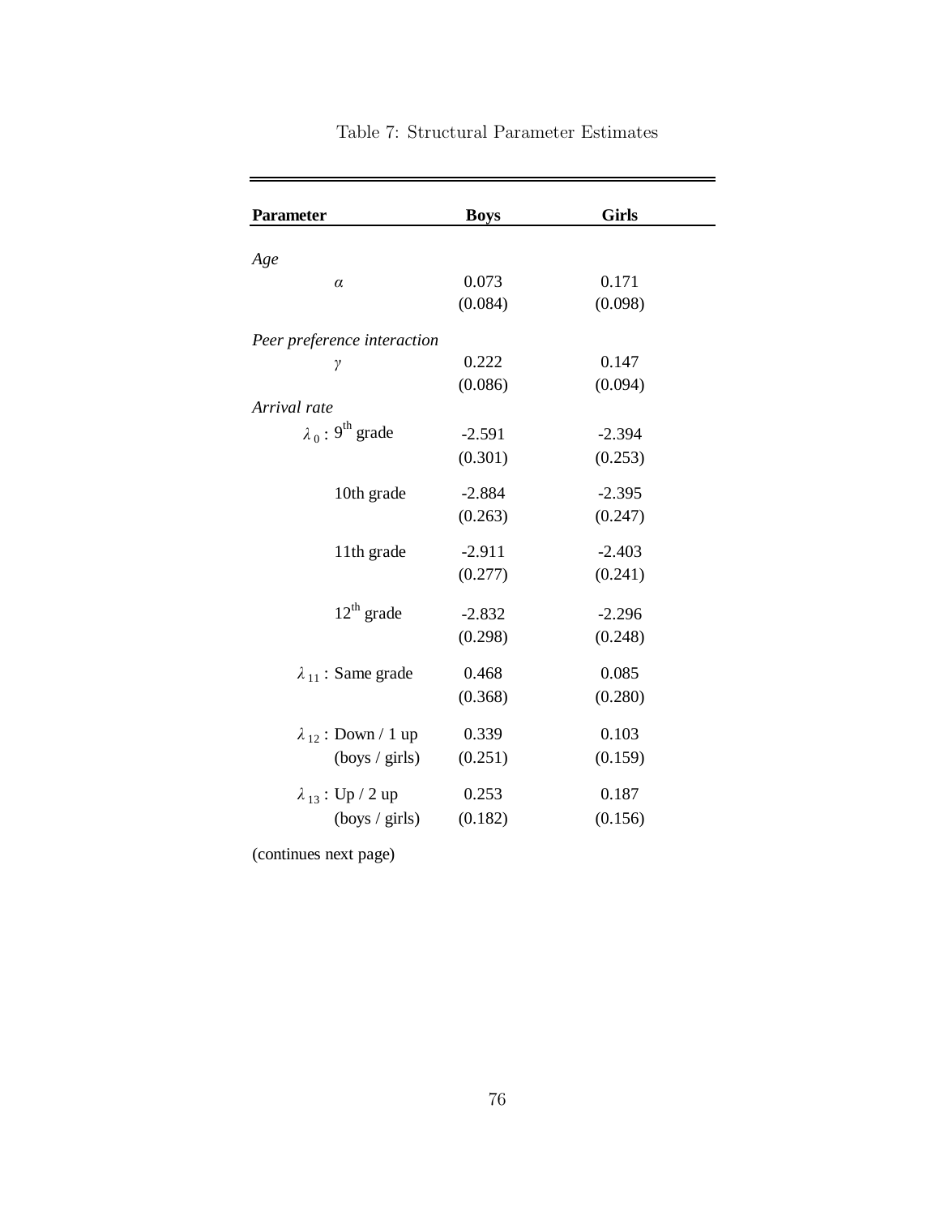Table 7: Structural Parameter Estimates

| **Parameter** | | **Boys** | **Girls** |
|---|---|---|---|
| *Age* | | | |
| | $\alpha$ | 0.073 | 0.171 |
| | | (0.084) | (0.098) |
| *Peer preference interaction* | | | |
| | $\gamma$ | 0.222 | 0.147 |
| | | (0.086) | (0.094) |
| *Arrival rate* | | | |
| | $\lambda_0$ : $9^{th}$ grade | -2.591 | -2.394 |
| | | (0.301) | (0.253) |
| | 10th grade | -2.884 | -2.395 |
| | | (0.263) | (0.247) |
| | 11th grade | -2.911 | -2.403 |
| | | (0.277) | (0.241) |
| | $12^{th}$ grade | -2.832 | -2.296 |
| | | (0.298) | (0.248) |
| | $\lambda_{11}$ : Same grade | 0.468 | 0.085 |
| | | (0.368) | (0.280) |
| | $\lambda_{12}$ : Down / 1 up | 0.339 | 0.103 |
| | (boys / girls) | (0.251) | (0.159) |
| | $\lambda_{13}$ : Up / 2 up | 0.253 | 0.187 |
| | (boys / girls) | (0.182) | (0.156) |

(continues next page)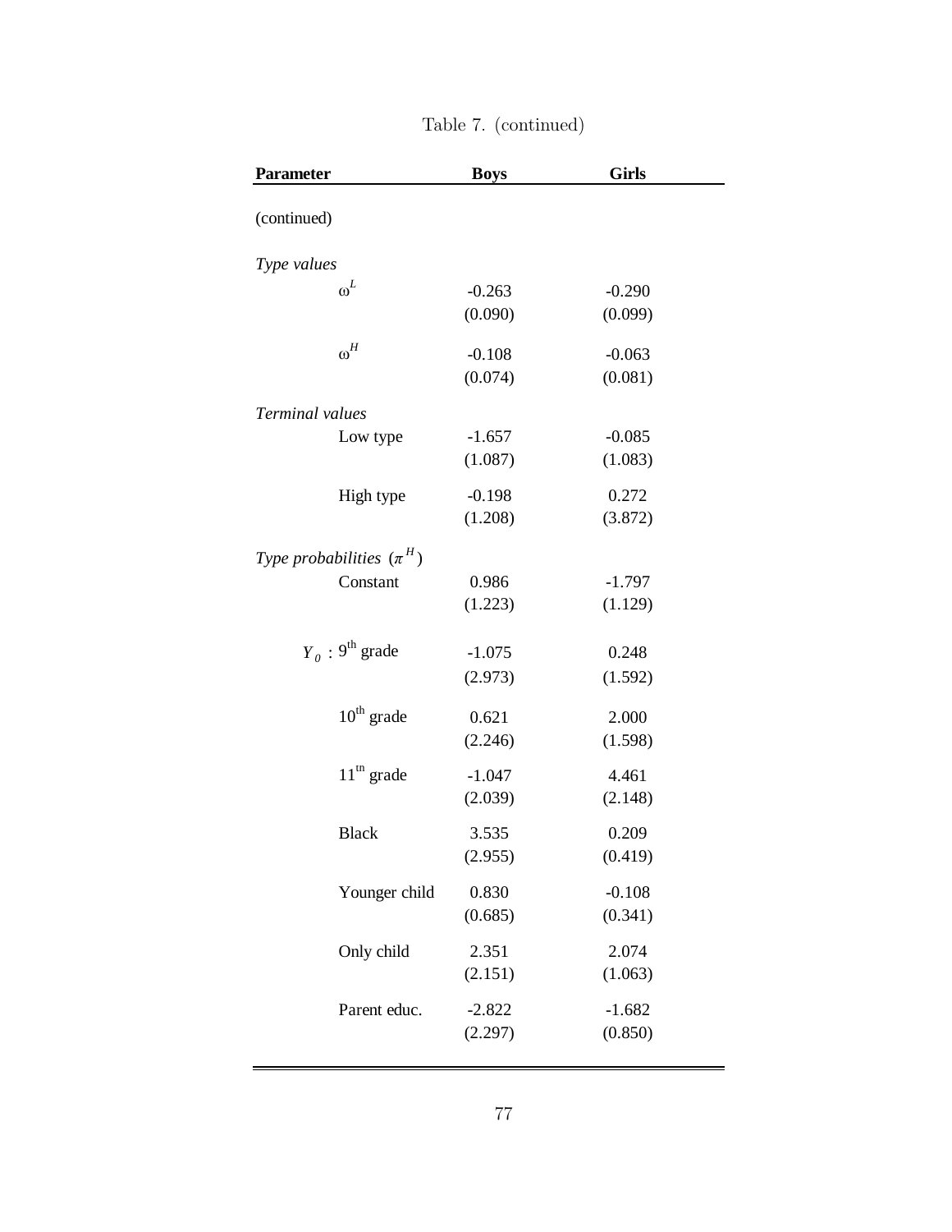Table 7. (continued)

| Parameter | Boys | Girls |
|---|---|---|
| (continued) | | |
| *Type values* | | |
| $\omega^L$ | -0.263 | -0.290 |
| | (0.090) | (0.099) |
| $\omega^H$ | -0.108 | -0.063 |
| | (0.074) | (0.081) |
| *Terminal values* | | |
| Low type | -1.657 | -0.085 |
| | (1.087) | (1.083) |
| High type | -0.198 | 0.272 |
| | (1.208) | (3.872) |
| *Type probabilities* ($\pi^H$) | | |
| Constant | 0.986 | -1.797 |
| | (1.223) | (1.129) |
| $Y_0$ : 9th grade | -1.075 | 0.248 |
| | (2.973) | (1.592) |
| 10th grade | 0.621 | 2.000 |
| | (2.246) | (1.598) |
| 11tn grade | -1.047 | 4.461 |
| | (2.039) | (2.148) |
| Black | 3.535 | 0.209 |
| | (2.955) | (0.419) |
| Younger child | 0.830 | -0.108 |
| | (0.685) | (0.341) |
| Only child | 2.351 | 2.074 |
| | (2.151) | (1.063) |
| Parent educ. | -2.822 | -1.682 |
| | (2.297) | (0.850) |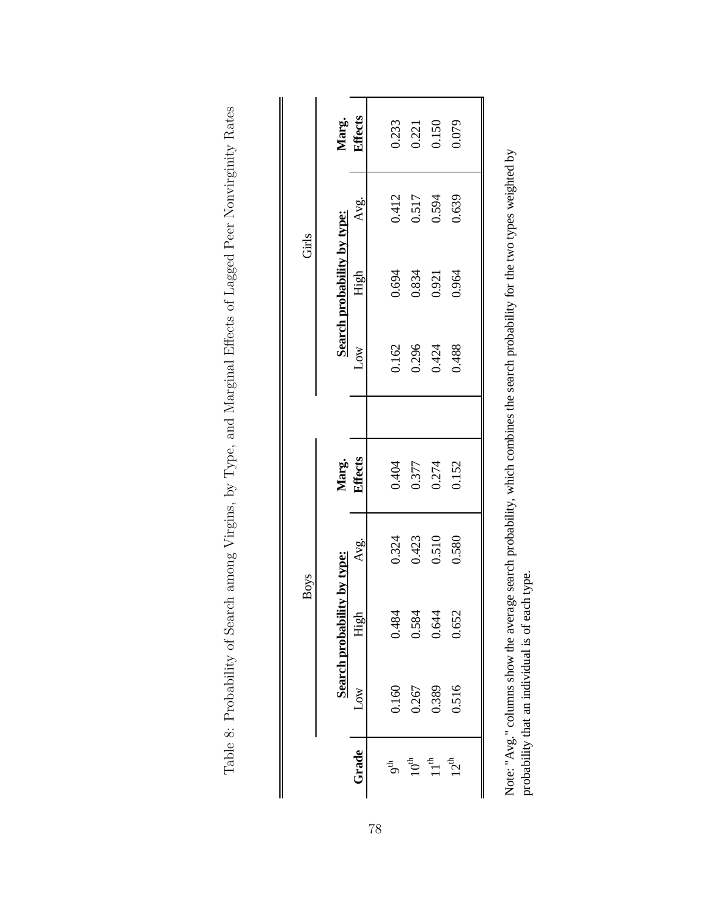Table 8: Probability of Search among Virgins, by Type, and Marginal Effects of Lagged Peer Nonvirginity Rates

| Grade | Boys | | | | Girls | | | |
|---|---|---|---|---|---|---|---|---|
| | **Search probability by type:** | | | **Marg. Effects** | **Search probability by type:** | | | **Marg. Effects** |
| | Low | High | Avg. | | Low | High | Avg. | |
| $9^{th}$ | 0.160 | 0.484 | 0.324 | 0.404 | 0.162 | 0.694 | 0.412 | 0.233 |
| $10^{th}$ | 0.267 | 0.584 | 0.423 | 0.377 | 0.296 | 0.834 | 0.517 | 0.221 |
| $11^{th}$ | 0.389 | 0.644 | 0.510 | 0.274 | 0.424 | 0.921 | 0.594 | 0.150 |
| $12^{th}$ | 0.516 | 0.652 | 0.580 | 0.152 | 0.488 | 0.964 | 0.639 | 0.079 |

Note: "Avg." columns show the average search probability, which combines the search probability for the two types weighted by probability that an individual is of each type.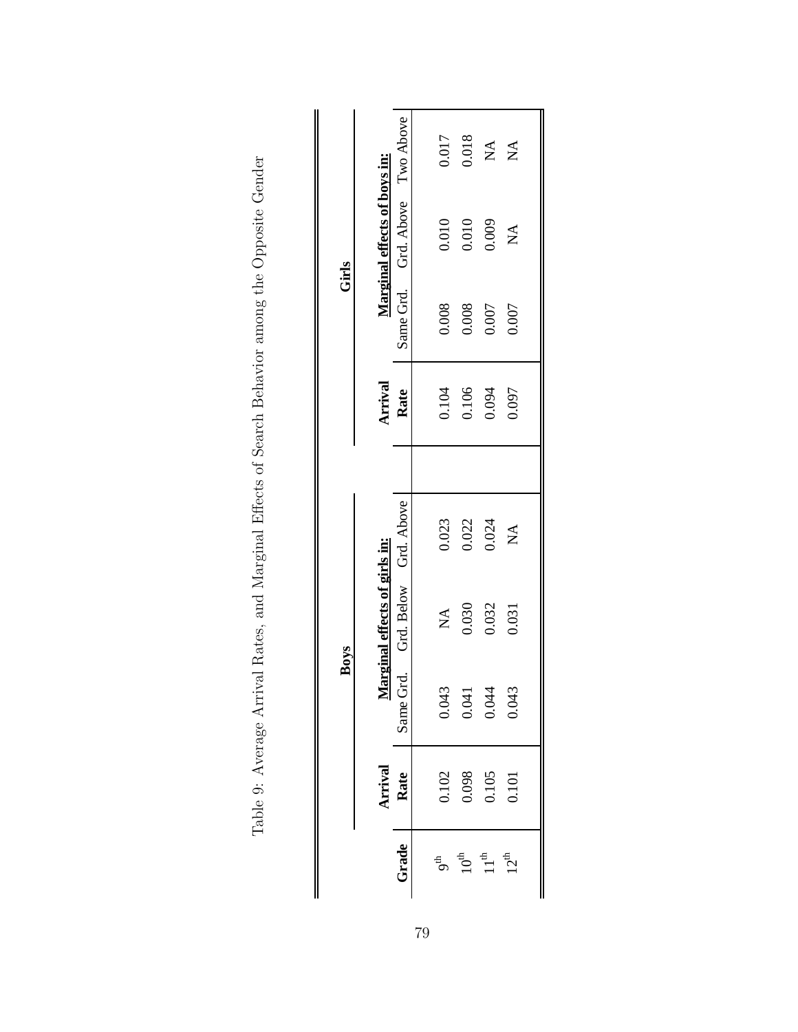Table 9: Average Arrival Rates, and Marginal Effects of Search Behavior among the Opposite Gender

| | Boys | | | | Girls | | | |
|---|---|---|---|---|---|---|---|---|
| | Arrival | Marginal effects of girls in: | | | Arrival | Marginal effects of boys in: | | |
| Grade | Rate | Same Grd. | Grd. Below | Grd. Above | Rate | Same Grd. | Grd. Above | Two Above |
| 9th | 0.102 | 0.043 | NA | 0.023 | 0.104 | 0.008 | 0.010 | 0.017 |
| 10th | 0.098 | 0.041 | 0.030 | 0.022 | 0.106 | 0.008 | 0.010 | 0.018 |
| 11th | 0.105 | 0.044 | 0.032 | 0.024 | 0.094 | 0.007 | 0.009 | NA |
| 12th | 0.101 | 0.043 | 0.031 | NA | 0.097 | 0.007 | NA | NA |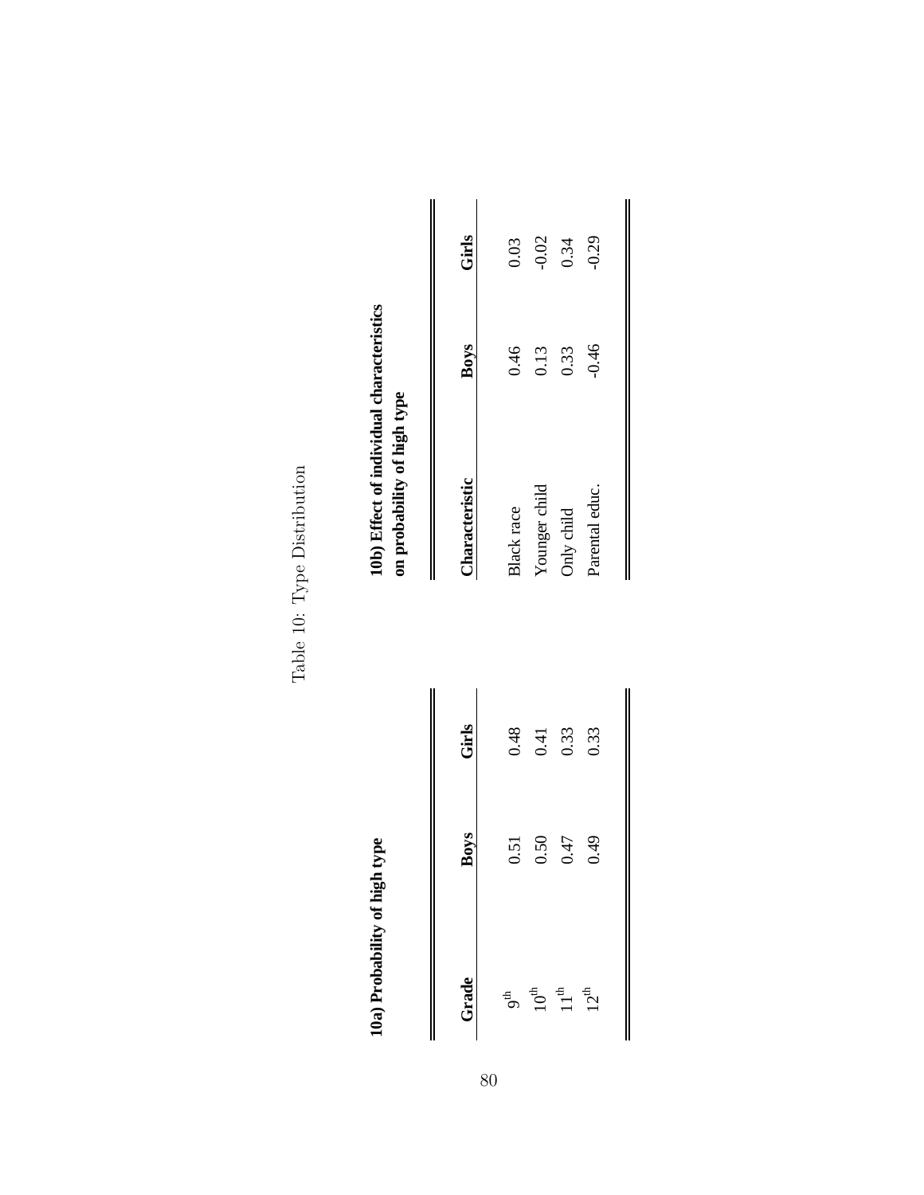Table 10: Type Distribution

**10a) Probability of high type**

| Grade | Boys | Girls |
|---|---|---|
| 9th | 0.51 | 0.48 |
| 10th | 0.50 | 0.41 |
| 11th | 0.47 | 0.33 |
| 12th | 0.49 | 0.33 |

**10b) Effect of individual characteristics on probability of high type**

| Characteristic | Boys | Girls |
|---|---|---|
| Black race | 0.46 | 0.03 |
| Younger child | 0.13 | -0.02 |
| Only child | 0.33 | 0.34 |
| Parental educ. | -0.46 | -0.29 |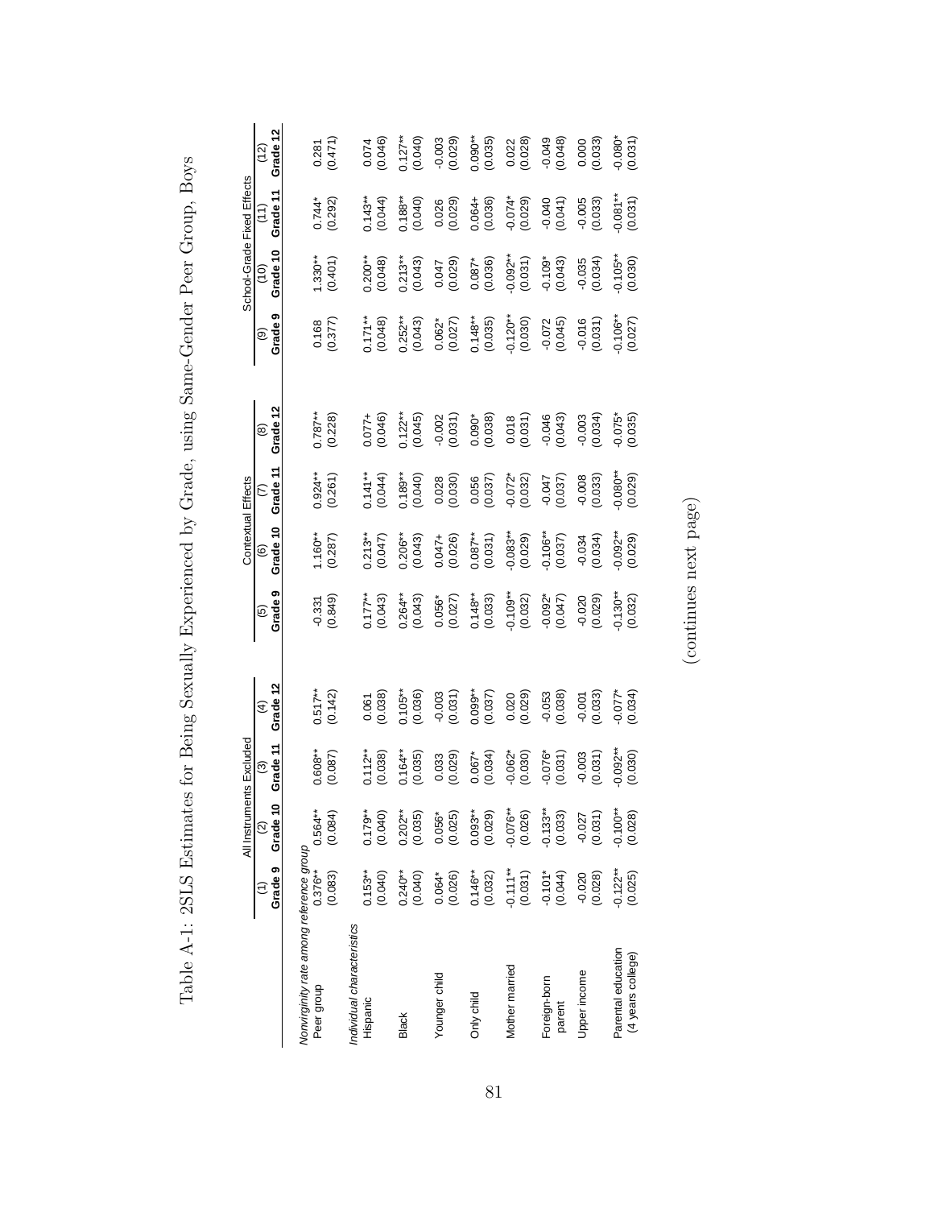Table A-1: 2SLS Estimates for Being Sexually Experienced by Grade, using Same-Gender Peer Group, Boys

| | All Instruments Excluded | | | | Contextual Effects | | | | School-Grade Fixed Effects | | | |
|---|---|---|---|---|---|---|---|---|---|---|---|---|
| | (1) Grade 9 | (2) Grade 10 | (3) Grade 11 | (4) Grade 12 | (5) Grade 9 | (6) Grade 10 | (7) Grade 11 | (8) Grade 12 | (9) Grade 9 | (10) Grade 10 | (11) Grade 11 | (12) Grade 12 |
| *Nonvirginity rate among reference group* | | | | | | | | | | | | |
| Peer group | 0.376** | 0.564** | 0.608** | 0.517** | -0.331 | 1.160** | 0.924** | 0.787** | 0.168 | 1.330** | 0.744* | 0.281 |
| | (0.083) | (0.084) | (0.087) | (0.142) | (0.849) | (0.287) | (0.261) | (0.228) | (0.377) | (0.401) | (0.292) | (0.471) |
| *Individual characteristics* | | | | | | | | | | | | |
| Hispanic | 0.153** | 0.179** | 0.112** | 0.061 | 0.177** | 0.213** | 0.141** | 0.077+ | 0.171** | 0.200** | 0.143** | 0.074 |
| | (0.040) | (0.040) | (0.038) | (0.038) | (0.043) | (0.047) | (0.044) | (0.046) | (0.048) | (0.048) | (0.044) | (0.046) |
| Black | 0.240** | 0.202** | 0.164** | 0.105** | 0.264** | 0.206** | 0.189** | 0.122** | 0.252** | 0.213** | 0.188** | 0.127** |
| | (0.040) | (0.035) | (0.035) | (0.036) | (0.043) | (0.043) | (0.040) | (0.045) | (0.043) | (0.043) | (0.040) | (0.040) |
| Younger child | 0.064* | 0.056* | 0.033 | -0.003 | 0.056* | 0.047+ | 0.028 | -0.002 | 0.062* | 0.047 | 0.026 | -0.003 |
| | (0.026) | (0.025) | (0.029) | (0.031) | (0.027) | (0.026) | (0.030) | (0.031) | (0.027) | (0.029) | (0.029) | (0.029) |
| Only child | 0.146** | 0.093** | 0.067* | 0.099** | 0.148** | 0.087** | 0.056 | 0.090* | 0.148** | 0.087* | 0.064+ | 0.090** |
| | (0.032) | (0.029) | (0.034) | (0.037) | (0.033) | (0.031) | (0.037) | (0.038) | (0.035) | (0.036) | (0.036) | (0.035) |
| Mother married | -0.111** | -0.076** | -0.062* | 0.020 | -0.109** | -0.083** | -0.072* | 0.018 | -0.120** | -0.092** | -0.074* | 0.022 |
| | (0.031) | (0.026) | (0.030) | (0.029) | (0.032) | (0.029) | (0.032) | (0.031) | (0.030) | (0.031) | (0.029) | (0.028) |
| Foreign-born parent | -0.101* | -0.133** | -0.076* | -0.053 | -0.092* | -0.106** | -0.047 | -0.046 | -0.072 | -0.109* | -0.040 | -0.049 |
| | (0.044) | (0.033) | (0.031) | (0.038) | (0.047) | (0.037) | (0.037) | (0.043) | (0.045) | (0.043) | (0.041) | (0.048) |
| Upper income | -0.020 | -0.027 | -0.003 | -0.001 | -0.020 | -0.034 | -0.008 | -0.003 | -0.016 | -0.035 | -0.005 | 0.000 |
| | (0.028) | (0.031) | (0.031) | (0.033) | (0.029) | (0.034) | (0.033) | (0.034) | (0.031) | (0.034) | (0.033) | (0.033) |
| Parental education (4 years college) | -0.122** | -0.100** | -0.092** | -0.077* | -0.130** | -0.092** | -0.080** | -0.075* | -0.106** | -0.105** | -0.081** | -0.080* |
| | (0.025) | (0.028) | (0.030) | (0.034) | (0.032) | (0.029) | (0.029) | (0.035) | (0.027) | (0.030) | (0.031) | (0.031) |

(continues next page)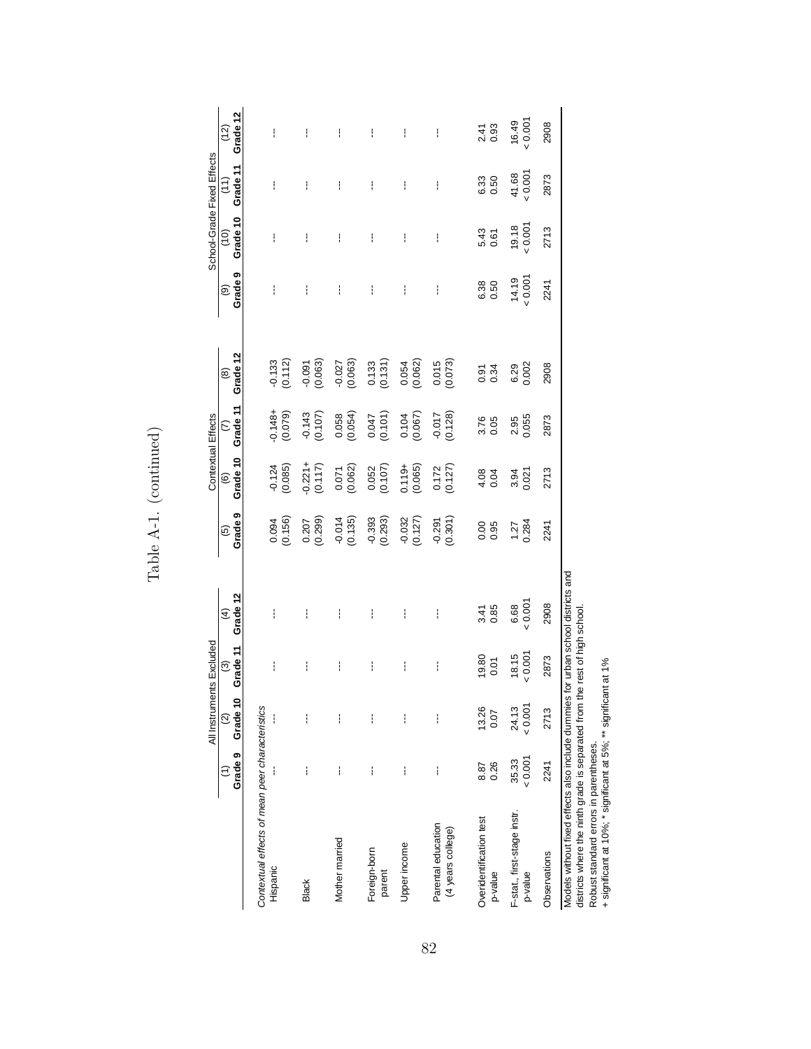Table A-1. (continued)

| | All Instruments Excluded | | | | Contextual Effects | | | | School-Grade Fixed Effects | | | |
|---|---|---|---|---|---|---|---|---|---|---|---|---|
| | (1) Grade 9 | (2) Grade 10 | (3) Grade 11 | (4) Grade 12 | (5) Grade 9 | (6) Grade 10 | (7) Grade 11 | (8) Grade 12 | (9) Grade 9 | (10) Grade 10 | (11) Grade 11 | (12) Grade 12 |
| *Contextual effects of mean peer characteristics* | | | | | | | | | | | | |
| Hispanic | --- | --- | --- | --- | 0.094 | -0.124 | -0.148+ | -0.133 | --- | --- | --- | --- |
| | | | | | (0.156) | (0.085) | (0.079) | (0.112) | | | | |
| Black | --- | --- | --- | --- | 0.207 | -0.221+ | -0.143 | -0.091 | --- | --- | --- | --- |
| | | | | | (0.299) | (0.117) | (0.107) | (0.063) | | | | |
| Mother married | --- | --- | --- | --- | -0.014 | 0.071 | 0.058 | -0.027 | --- | --- | --- | --- |
| | | | | | (0.135) | (0.062) | (0.054) | (0.063) | | | | |
| Foreign-born parent | --- | --- | --- | --- | -0.393 | 0.052 | 0.047 | 0.133 | --- | --- | --- | --- |
| | | | | | (0.293) | (0.107) | (0.101) | (0.131) | | | | |
| Upper income | --- | --- | --- | --- | -0.032 | 0.119+ | 0.104 | 0.054 | --- | --- | --- | --- |
| | | | | | (0.127) | (0.065) | (0.067) | (0.062) | | | | |
| Parental education (4 years college) | --- | --- | --- | --- | -0.291 | 0.172 | -0.017 | 0.015 | --- | --- | --- | --- |
| | | | | | (0.301) | (0.127) | (0.128) | (0.073) | | | | |
| Overidentification test | 8.87 | 13.26 | 19.80 | 3.41 | 0.00 | 4.08 | 3.76 | 0.91 | 6.38 | 5.43 | 6.33 | 2.41 |
| p-value | 0.26 | 0.07 | 0.01 | 0.85 | 0.95 | 0.04 | 0.05 | 0.34 | 0.50 | 0.61 | 0.50 | 0.93 |
| F-stat., first-stage instr. | 35.33 | 24.13 | 18.15 | 6.68 | 1.27 | 3.94 | 2.95 | 6.29 | 14.19 | 19.18 | 41.68 | 16.49 |
| p-value | < 0.001 | < 0.001 | < 0.001 | < 0.001 | 0.284 | 0.021 | 0.055 | 0.002 | < 0.001 | < 0.001 | < 0.001 | < 0.001 |
| Observations | 2241 | 2713 | 2873 | 2908 | 2241 | 2713 | 2873 | 2908 | 2241 | 2713 | 2873 | 2908 |

Models without fixed effects also include dummies for urban school districts and districts where the ninth grade is separated from the rest of high school.
Robust standard errors in parentheses.
+ significant at 10%; * significant at 5%; ** significant at 1%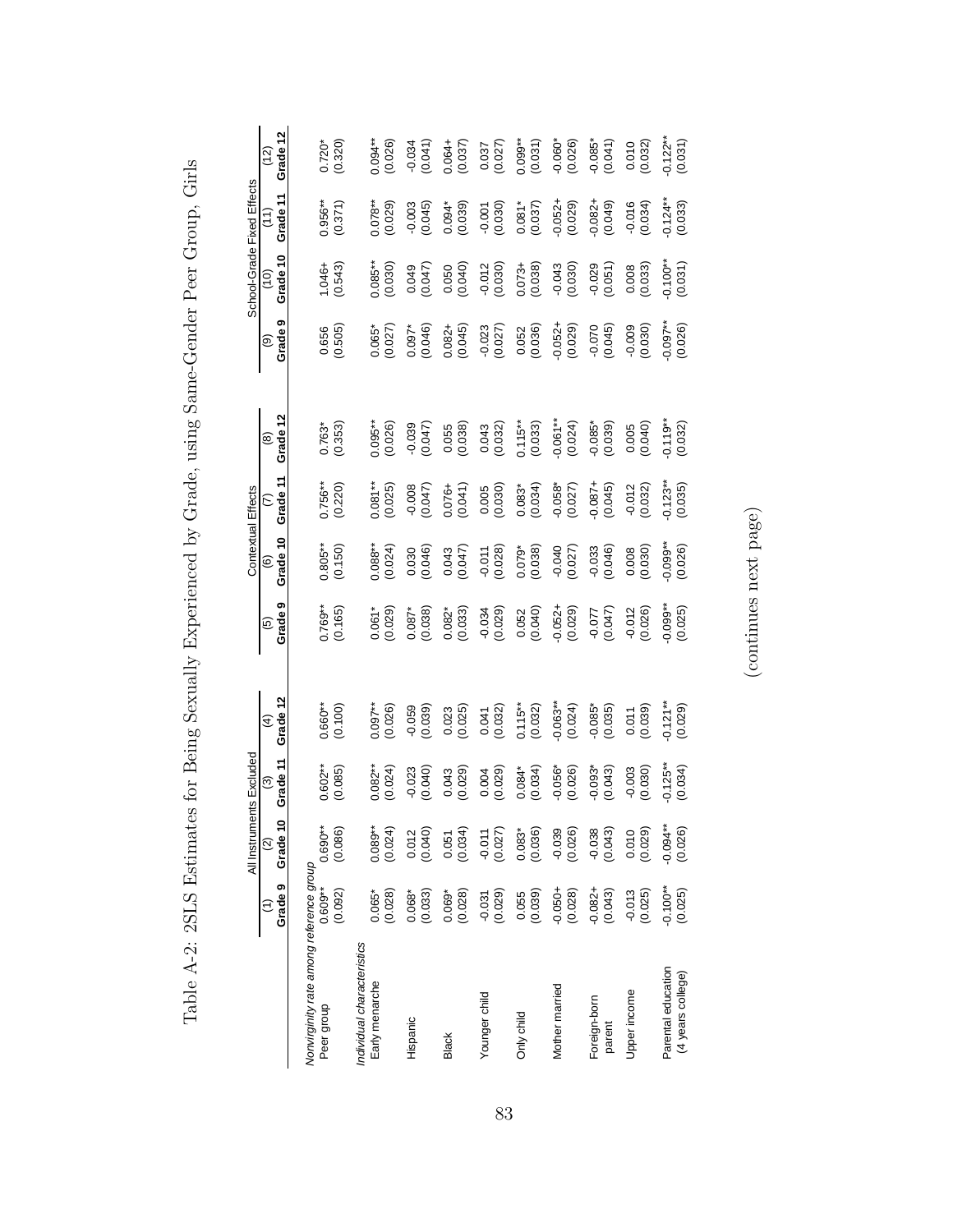Table A-2: 2SLS Estimates for Being Sexually Experienced by Grade, using Same-Gender Peer Group, Girls

| | All Instruments Excluded | | | | Contextual Effects | | | | School-Grade Fixed Effects | | | |
|---|---|---|---|---|---|---|---|---|---|---|---|---|
| | (1) Grade 9 | (2) Grade 10 | (3) Grade 11 | (4) Grade 12 | (5) Grade 9 | (6) Grade 10 | (7) Grade 11 | (8) Grade 12 | (9) Grade 9 | (10) Grade 10 | (11) Grade 11 | (12) Grade 12 |
| *Nonvirginity rate among reference group* | | | | | | | | | | | | |
| Peer group | 0.609** | 0.690** | 0.602** | 0.660** | 0.769** | 0.805** | 0.756** | 0.763* | 0.656 | 1.046+ | 0.956** | 0.720* |
| | (0.092) | (0.086) | (0.085) | (0.100) | (0.165) | (0.150) | (0.220) | (0.353) | (0.505) | (0.543) | (0.371) | (0.320) |
| *Individual characteristics* | | | | | | | | | | | | |
| Early menarche | 0.065* | 0.089** | 0.082** | 0.097** | 0.061* | 0.088** | 0.081** | 0.095** | 0.065* | 0.085** | 0.078** | 0.094** |
| | (0.028) | (0.024) | (0.024) | (0.026) | (0.029) | (0.024) | (0.025) | (0.026) | (0.027) | (0.030) | (0.029) | (0.026) |
| Hispanic | 0.068* | 0.012 | -0.023 | -0.059 | 0.087* | 0.030 | -0.008 | -0.039 | 0.097* | 0.049 | -0.003 | -0.034 |
| | (0.033) | (0.040) | (0.040) | (0.039) | (0.038) | (0.046) | (0.047) | (0.047) | (0.046) | (0.047) | (0.045) | (0.041) |
| Black | 0.069* | 0.051 | 0.043 | 0.023 | 0.082* | 0.043 | 0.076+ | 0.055 | 0.082+ | 0.050 | 0.094* | 0.064+ |
| | (0.028) | (0.034) | (0.029) | (0.025) | (0.033) | (0.047) | (0.041) | (0.038) | (0.045) | (0.040) | (0.039) | (0.037) |
| Younger child | -0.031 | -0.011 | 0.004 | 0.041 | -0.034 | -0.011 | 0.005 | 0.043 | -0.023 | -0.012 | -0.001 | 0.037 |
| | (0.029) | (0.027) | (0.029) | (0.032) | (0.029) | (0.028) | (0.030) | (0.032) | (0.027) | (0.030) | (0.030) | (0.027) |
| Only child | 0.055 | 0.083* | 0.084* | 0.115** | 0.052 | 0.079* | 0.083* | 0.115** | 0.052 | 0.073+ | 0.081* | 0.099** |
| | (0.039) | (0.036) | (0.034) | (0.032) | (0.040) | (0.038) | (0.034) | (0.033) | (0.036) | (0.038) | (0.037) | (0.031) |
| Mother married | -0.050+ | -0.039 | -0.056* | -0.063** | -0.052+ | -0.040 | -0.058* | -0.061** | -0.052+ | -0.043 | -0.052+ | -0.060* |
| | (0.028) | (0.026) | (0.026) | (0.024) | (0.029) | (0.027) | (0.027) | (0.024) | (0.029) | (0.030) | (0.029) | (0.026) |
| Foreign-born parent | -0.082+ | -0.038 | -0.093* | -0.085* | -0.077 | -0.033 | -0.087+ | -0.085* | -0.070 | -0.029 | -0.082+ | -0.085* |
| | (0.043) | (0.043) | (0.043) | (0.035) | (0.047) | (0.046) | (0.045) | (0.039) | (0.045) | (0.051) | (0.049) | (0.041) |
| Upper income | -0.013 | 0.010 | -0.003 | 0.011 | -0.012 | 0.008 | -0.012 | 0.005 | -0.009 | 0.008 | -0.016 | 0.010 |
| | (0.025) | (0.029) | (0.030) | (0.039) | (0.026) | (0.030) | (0.032) | (0.040) | (0.030) | (0.033) | (0.034) | (0.032) |
| Parental education (4 years college) | -0.100** | -0.094** | -0.125** | -0.121** | -0.099** | -0.099** | -0.123** | -0.119** | -0.097** | -0.100** | -0.124** | -0.122** |
| | (0.025) | (0.026) | (0.034) | (0.029) | (0.025) | (0.026) | (0.035) | (0.032) | (0.026) | (0.031) | (0.033) | (0.031) |

(continues next page)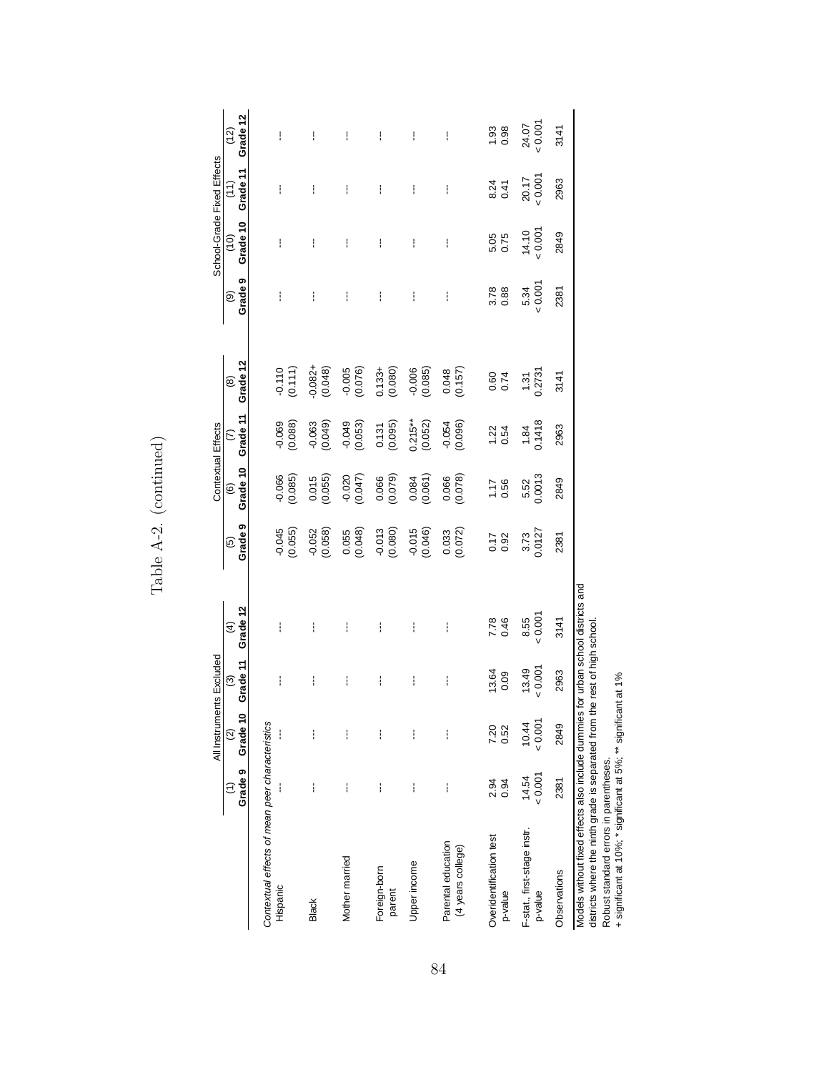# Table A-2. (continued)

| | All Instruments Excluded | | | | Contextual Effects | | | | School-Grade Fixed Effects | | | |
|---|---|---|---|---|---|---|---|---|---|---|---|---|
| | (1) Grade 9 | (2) Grade 10 | (3) Grade 11 | (4) Grade 12 | (5) Grade 9 | (6) Grade 10 | (7) Grade 11 | (8) Grade 12 | (9) Grade 9 | (10) Grade 10 | (11) Grade 11 | (12) Grade 12 |
| *Contextual effects of mean peer characteristics* | | | | | | | | | | | | |
| Hispanic | --- | --- | --- | --- | -0.045 | -0.066 | -0.069 | -0.110 | --- | --- | --- | --- |
| | | | | | (0.055) | (0.085) | (0.088) | (0.111) | | | | |
| Black | --- | --- | --- | --- | -0.052 | 0.015 | -0.063 | -0.082+ | --- | --- | --- | --- |
| | | | | | (0.058) | (0.055) | (0.049) | (0.048) | | | | |
| Mother married | --- | --- | --- | --- | 0.055 | -0.020 | -0.049 | -0.005 | --- | --- | --- | --- |
| | | | | | (0.048) | (0.047) | (0.053) | (0.076) | | | | |
| Foreign-born parent | --- | --- | --- | --- | -0.013 | 0.066 | 0.131 | 0.133+ | --- | --- | --- | --- |
| | | | | | (0.080) | (0.079) | (0.095) | (0.080) | | | | |
| Upper income | --- | --- | --- | --- | -0.015 | 0.084 | 0.215** | -0.006 | --- | --- | --- | --- |
| | | | | | (0.046) | (0.061) | (0.052) | (0.085) | | | | |
| Parental education (4 years college) | --- | --- | --- | --- | 0.033 | 0.066 | -0.054 | 0.048 | --- | --- | --- | --- |
| | | | | | (0.072) | (0.078) | (0.096) | (0.157) | | | | |
| Overidentification test | 2.94 | 7.20 | 13.64 | 7.78 | 0.17 | 1.17 | 1.22 | 0.60 | 3.78 | 5.05 | 8.24 | 1.93 |
| p-value | 0.94 | 0.52 | 0.09 | 0.46 | 0.92 | 0.56 | 0.54 | 0.74 | 0.88 | 0.75 | 0.41 | 0.98 |
| F-stat., first-stage instr. | 14.54 | 10.44 | 13.49 | 8.55 | 3.73 | 5.52 | 1.84 | 1.31 | 5.34 | 14.10 | 20.17 | 24.07 |
| p-value | < 0.001 | < 0.001 | < 0.001 | < 0.001 | 0.0127 | 0.0013 | 0.1418 | 0.2731 | < 0.001 | < 0.001 | < 0.001 | < 0.001 |
| Observations | 2381 | 2849 | 2963 | 3141 | 2381 | 2849 | 2963 | 3141 | 2381 | 2849 | 2963 | 3141 |

Models without fixed effects also include dummies for urban school districts and districts where the ninth grade is separated from the rest of high school.
Robust standard errors in parentheses.
+ significant at 10%; * significant at 5%; ** significant at 1%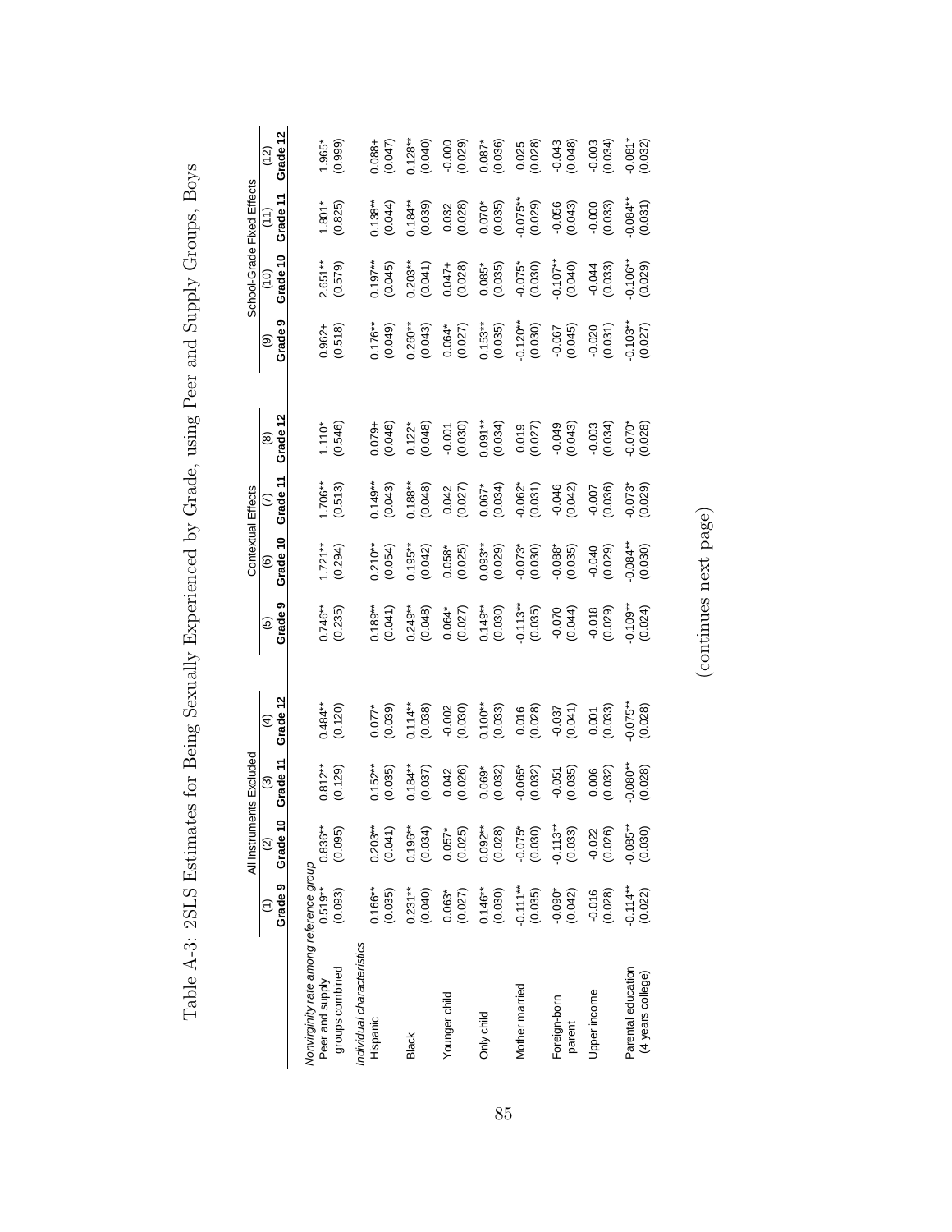# Table A-3: 2SLS Estimates for Being Sexually Experienced by Grade, using Peer and Supply Groups, Boys

| | All Instruments Excluded | | | | Contextual Effects | | | | School-Grade Fixed Effects | | | |
|---|---|---|---|---|---|---|---|---|---|---|---|---|
| | (1) Grade 9 | (2) Grade 10 | (3) Grade 11 | (4) Grade 12 | (5) Grade 9 | (6) Grade 10 | (7) Grade 11 | (8) Grade 12 | (9) Grade 9 | (10) Grade 10 | (11) Grade 11 | (12) Grade 12 |
| *Nonvirginity rate among reference group* | | | | | | | | | | | | |
| Peer and supply groups combined | 0.519** | 0.836** | 0.812** | 0.484** | 0.746** | 1.721** | 1.706** | 1.110* | 0.962+ | 2.651** | 1.801* | 1.965* |
| | (0.093) | (0.095) | (0.129) | (0.120) | (0.235) | (0.294) | (0.513) | (0.546) | (0.518) | (0.579) | (0.825) | (0.999) |
| *Individual characteristics* | | | | | | | | | | | | |
| Hispanic | 0.166** | 0.203** | 0.152** | 0.077* | 0.189** | 0.210** | 0.149** | 0.079+ | 0.176** | 0.197** | 0.138** | 0.088+ |
| | (0.035) | (0.041) | (0.035) | (0.039) | (0.041) | (0.054) | (0.043) | (0.046) | (0.049) | (0.045) | (0.044) | (0.047) |
| Black | 0.231** | 0.196** | 0.184** | 0.114** | 0.249** | 0.195** | 0.188** | 0.122* | 0.260** | 0.203** | 0.184** | 0.128** |
| | (0.040) | (0.034) | (0.037) | (0.038) | (0.048) | (0.042) | (0.048) | (0.048) | (0.043) | (0.041) | (0.039) | (0.040) |
| Younger child | 0.063* | 0.057* | 0.042 | -0.002 | 0.064* | 0.058* | 0.042 | -0.001 | 0.064* | 0.047+ | 0.032 | -0.000 |
| | (0.027) | (0.025) | (0.026) | (0.030) | (0.027) | (0.025) | (0.027) | (0.030) | (0.027) | (0.028) | (0.028) | (0.029) |
| Only child | 0.146** | 0.092** | 0.069* | 0.100** | 0.149** | 0.093** | 0.067* | 0.091** | 0.153** | 0.085* | 0.070* | 0.087* |
| | (0.030) | (0.028) | (0.032) | (0.033) | (0.030) | (0.029) | (0.034) | (0.034) | (0.035) | (0.035) | (0.035) | (0.036) |
| Mother married | -0.111** | -0.075* | -0.065* | 0.016 | -0.113** | -0.073* | -0.062* | 0.019 | -0.120** | -0.075* | -0.075** | 0.025 |
| | (0.035) | (0.030) | (0.032) | (0.028) | (0.035) | (0.030) | (0.031) | (0.027) | (0.030) | (0.030) | (0.029) | (0.028) |
| Foreign-born parent | -0.090* | -0.113** | -0.051 | -0.037 | -0.070 | -0.088* | -0.046 | -0.049 | -0.067 | -0.107** | -0.056 | -0.043 |
| | (0.042) | (0.033) | (0.035) | (0.041) | (0.044) | (0.035) | (0.042) | (0.043) | (0.045) | (0.040) | (0.043) | (0.048) |
| Upper income | -0.016 | -0.022 | 0.006 | 0.001 | -0.018 | -0.040 | -0.007 | -0.003 | -0.020 | -0.044 | -0.000 | -0.003 |
| | (0.028) | (0.026) | (0.032) | (0.033) | (0.029) | (0.029) | (0.036) | (0.034) | (0.031) | (0.033) | (0.033) | (0.034) |
| Parental education (4 years college) | -0.114** | -0.085** | -0.080** | -0.075** | -0.109** | -0.084** | -0.073* | -0.070* | -0.103** | -0.106** | -0.084** | -0.081* |
| | (0.022) | (0.030) | (0.028) | (0.028) | (0.024) | (0.030) | (0.029) | (0.028) | (0.027) | (0.029) | (0.031) | (0.032) |

(continues next page)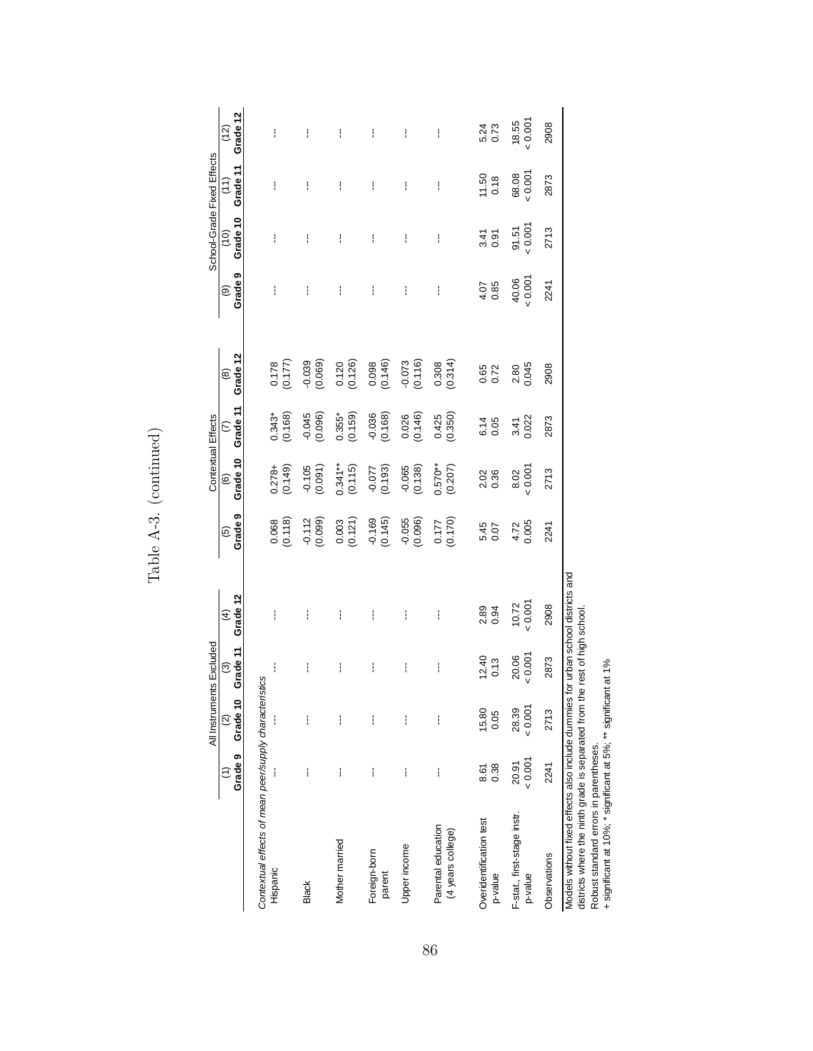# Table A-3. (continued)

| | All Instruments Excluded | | | | Contextual Effects | | | | School-Grade Fixed Effects | | | |
|---|---|---|---|---|---|---|---|---|---|---|---|---|
| | (1) | (2) | (3) | (4) | (5) | (6) | (7) | (8) | (9) | (10) | (11) | (12) |
| | Grade 9 | Grade 10 | Grade 11 | Grade 12 | Grade 9 | Grade 10 | Grade 11 | Grade 12 | Grade 9 | Grade 10 | Grade 11 | Grade 12 |
| *Contextual effects of mean peer/supply characteristics* | | | | | | | | | | | | |
| Hispanic | --- | --- | --- | --- | 0.068 | 0.278+ | 0.343* | 0.178 | --- | --- | --- | --- |
| | | | | | (0.118) | (0.149) | (0.168) | (0.177) | | | | |
| Black | --- | --- | --- | --- | -0.112 | -0.105 | -0.045 | -0.039 | --- | --- | --- | --- |
| | | | | | (0.099) | (0.091) | (0.096) | (0.069) | | | | |
| Mother married | --- | --- | --- | --- | 0.003 | 0.341** | 0.355* | 0.120 | --- | --- | --- | --- |
| | | | | | (0.121) | (0.115) | (0.159) | (0.126) | | | | |
| Foreign-born parent | --- | --- | --- | --- | -0.169 | -0.077 | -0.036 | 0.098 | --- | --- | --- | --- |
| | | | | | (0.145) | (0.193) | (0.168) | (0.146) | | | | |
| Upper income | --- | --- | --- | --- | -0.055 | -0.065 | 0.026 | -0.073 | --- | --- | --- | --- |
| | | | | | (0.096) | (0.138) | (0.146) | (0.116) | | | | |
| Parental education (4 years college) | --- | --- | --- | --- | 0.177 | 0.570** | 0.425 | 0.308 | --- | --- | --- | --- |
| | | | | | (0.170) | (0.207) | (0.350) | (0.314) | | | | |
| Overidentification test | 8.61 | 15.80 | 12.40 | 2.89 | 5.45 | 2.02 | 6.14 | 0.65 | 4.07 | 3.41 | 11.50 | 5.24 |
| p-value | 0.38 | 0.05 | 0.13 | 0.94 | 0.07 | 0.36 | 0.05 | 0.72 | 0.85 | 0.91 | 0.18 | 0.73 |
| F-stat., first-stage instr. | 20.91 | 28.39 | 20.06 | 10.72 | 4.72 | 8.02 | 3.41 | 2.80 | 40.06 | 91.51 | 68.08 | 18.55 |
| p-value | < 0.001 | < 0.001 | < 0.001 | < 0.001 | 0.005 | < 0.001 | 0.022 | 0.045 | < 0.001 | < 0.001 | < 0.001 | < 0.001 |
| Observations | 2241 | 2713 | 2873 | 2908 | 2241 | 2713 | 2873 | 2908 | 2241 | 2713 | 2873 | 2908 |

Models without fixed effects also include dummies for urban school districts and districts where the ninth grade is separated from the rest of high school.
Robust standard errors in parentheses.
+ significant at 10%; * significant at 5%; ** significant at 1%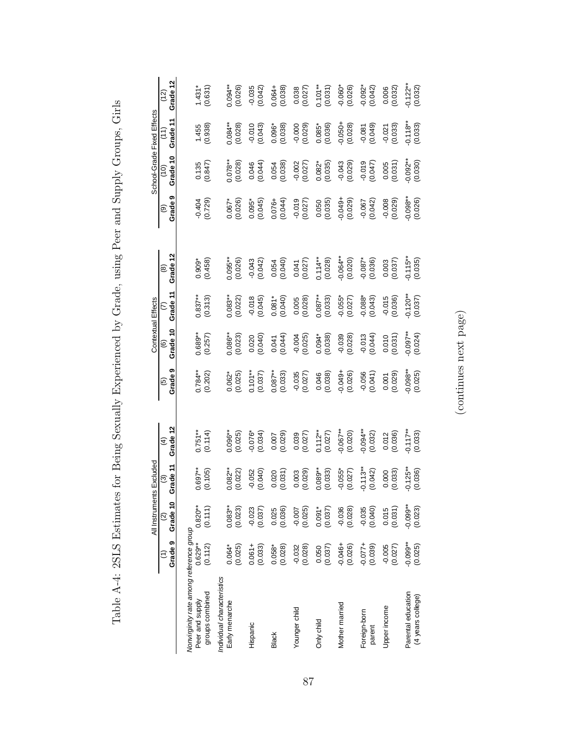Table A-4: 2SLS Estimates for Being Sexually Experienced by Grade, using Peer and Supply Groups, Girls

| | All Instruments Excluded | | | | Contextual Effects | | | | School-Grade Fixed Effects | | | |
|---|---|---|---|---|---|---|---|---|---|---|---|---|
| | (1) Grade 9 | (2) Grade 10 | (3) Grade 11 | (4) Grade 12 | (5) Grade 9 | (6) Grade 10 | (7) Grade 11 | (8) Grade 12 | (9) Grade 9 | (10) Grade 10 | (11) Grade 11 | (12) Grade 12 |
| *Nonvirginity rate among reference group* | | | | | | | | | | | | |
| Peer and supply groups combined | 0.629** | 0.820** | 0.697** | 0.751** | 0.784** | 0.689** | 0.837** | 0.909* | -0.404 | 0.135 | 1.455 | 1.431* |
| | (0.112) | (0.111) | (0.105) | (0.114) | (0.202) | (0.257) | (0.313) | (0.458) | (0.729) | (0.847) | (0.938) | (0.631) |
| *Individual characteristics* | | | | | | | | | | | | |
| Early menarche | 0.064* | 0.083** | 0.082** | 0.096** | 0.062* | 0.086** | 0.083** | 0.095** | 0.067* | 0.078** | 0.084** | 0.094** |
| | (0.025) | (0.023) | (0.022) | (0.025) | (0.025) | (0.023) | (0.022) | (0.026) | (0.026) | (0.028) | (0.028) | (0.026) |
| Hispanic | 0.061+ | -0.023 | -0.052 | -0.076* | 0.101** | 0.020 | -0.018 | -0.043 | 0.095* | 0.046 | -0.010 | -0.035 |
| | (0.033) | (0.037) | (0.040) | (0.034) | (0.037) | (0.040) | (0.045) | (0.042) | (0.045) | (0.044) | (0.043) | (0.042) |
| Black | 0.058* | 0.025 | 0.020 | 0.007 | 0.087** | 0.041 | 0.081* | 0.054 | 0.076+ | 0.054 | 0.096* | 0.064+ |
| | (0.028) | (0.036) | (0.031) | (0.029) | (0.033) | (0.044) | (0.040) | (0.040) | (0.044) | (0.038) | (0.038) | (0.038) |
| Younger child | -0.032 | -0.007 | 0.003 | 0.039 | -0.035 | -0.004 | 0.005 | 0.041 | -0.019 | -0.002 | -0.000 | 0.038 |
| | (0.028) | (0.025) | (0.029) | (0.027) | (0.027) | (0.025) | (0.028) | (0.027) | (0.027) | (0.027) | (0.029) | (0.027) |
| Only child | 0.050 | 0.091* | 0.089** | 0.112** | 0.046 | 0.094* | 0.087** | 0.114** | 0.050 | 0.082* | 0.085* | 0.101** |
| | (0.037) | (0.037) | (0.033) | (0.027) | (0.038) | (0.038) | (0.033) | (0.028) | (0.035) | (0.035) | (0.036) | (0.031) |
| Mother married | -0.046+ | -0.036 | -0.055* | -0.067** | -0.049+ | -0.039 | -0.055* | -0.064** | -0.049+ | -0.043 | -0.050+ | -0.060* |
| | (0.026) | (0.028) | (0.027) | (0.020) | (0.026) | (0.028) | (0.027) | (0.020) | (0.029) | (0.029) | (0.028) | (0.026) |
| Foreign-born parent | -0.077+ | -0.035 | -0.113** | -0.094** | -0.056 | -0.013 | -0.088* | -0.087* | -0.067 | -0.019 | -0.081 | -0.092* |
| | (0.039) | (0.040) | (0.042) | (0.032) | (0.041) | (0.044) | (0.043) | (0.036) | (0.042) | (0.047) | (0.049) | (0.042) |
| Upper income | -0.005 | 0.015 | 0.000 | 0.012 | 0.001 | 0.010 | -0.015 | 0.003 | -0.008 | 0.005 | -0.021 | 0.006 |
| | (0.027) | (0.031) | (0.033) | (0.036) | (0.029) | (0.031) | (0.036) | (0.037) | (0.029) | (0.031) | (0.033) | (0.032) |
| Parental education (4 years college) | -0.099** | -0.099** | -0.125** | -0.117** | -0.098** | -0.097** | -0.120** | -0.115** | -0.098** | -0.092** | -0.118** | -0.122** |
| | (0.025) | (0.023) | (0.036) | (0.033) | (0.025) | (0.024) | (0.037) | (0.035) | (0.026) | (0.030) | (0.033) | (0.032) |

(continues next page)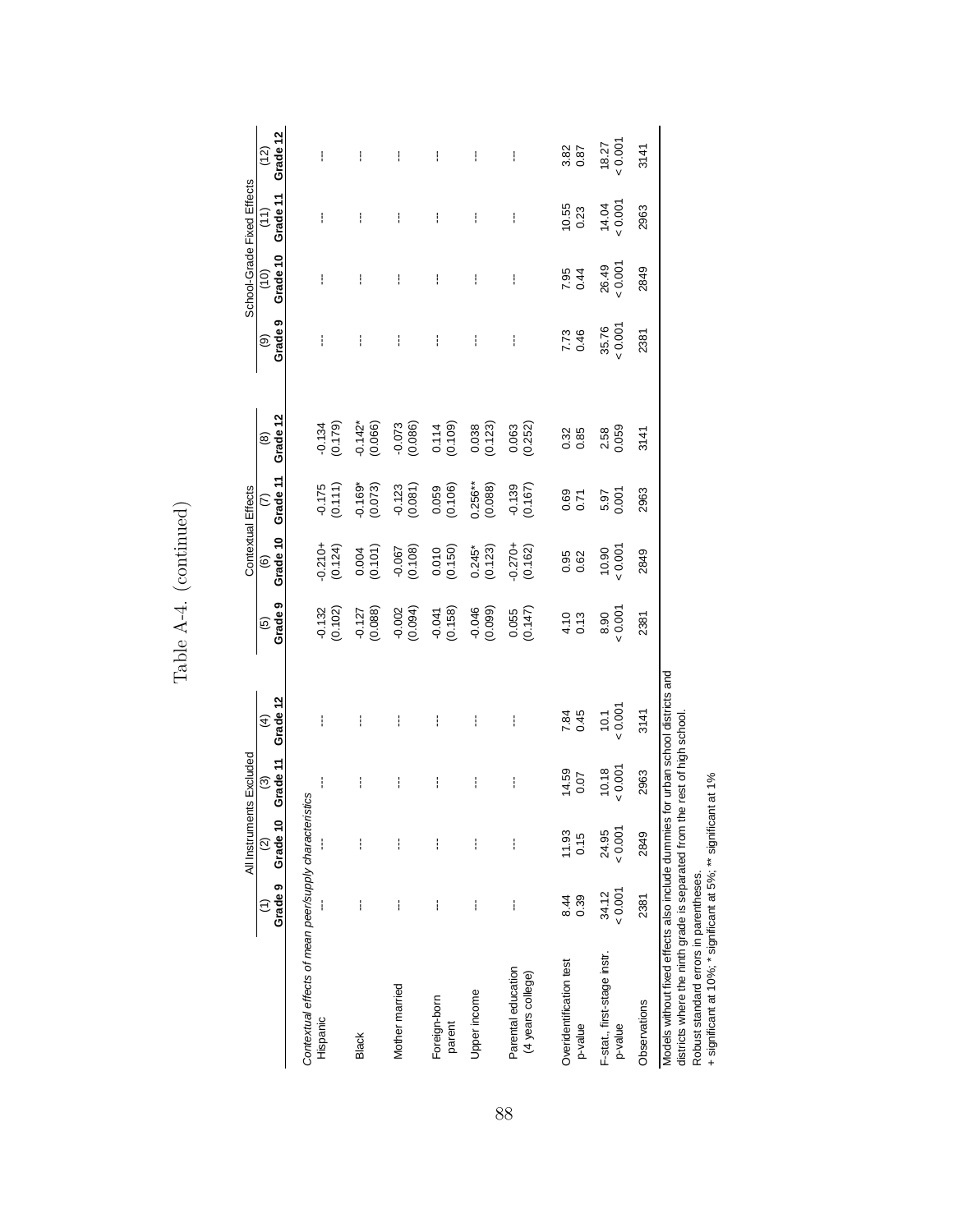# Table A-4. (continued)

| | All Instruments Excluded | | | | Contextual Effects | | | | School-Grade Fixed Effects | | | |
|---|---|---|---|---|---|---|---|---|---|---|---|---|
| | (1) Grade 9 | (2) Grade 10 | (3) Grade 11 | (4) Grade 12 | (5) Grade 9 | (6) Grade 10 | (7) Grade 11 | (8) Grade 12 | (9) Grade 9 | (10) Grade 10 | (11) Grade 11 | (12) Grade 12 |
| *Contextual effects of mean peer/supply characteristics* | | | | | | | | | | | | |
| Hispanic | --- | --- | --- | --- | -0.132 | -0.210+ | -0.175 | -0.134 | --- | --- | --- | --- |
| | | | | | (0.102) | (0.124) | (0.111) | (0.179) | | | | |
| Black | --- | --- | --- | --- | -0.127 | 0.004 | -0.169* | -0.142* | --- | --- | --- | --- |
| | | | | | (0.088) | (0.101) | (0.073) | (0.066) | | | | |
| Mother married | --- | --- | --- | --- | -0.002 | -0.067 | -0.123 | -0.073 | --- | --- | --- | --- |
| | | | | | (0.094) | (0.108) | (0.081) | (0.086) | | | | |
| Foreign-born parent | --- | --- | --- | --- | -0.041 | 0.010 | 0.059 | 0.114 | --- | --- | --- | --- |
| | | | | | (0.158) | (0.150) | (0.106) | (0.109) | | | | |
| Upper income | --- | --- | --- | --- | -0.046 | 0.245* | 0.256** | 0.038 | --- | --- | --- | --- |
| | | | | | (0.099) | (0.123) | (0.088) | (0.123) | | | | |
| Parental education (4 years college) | --- | --- | --- | --- | 0.055 | -0.270+ | -0.139 | 0.063 | --- | --- | --- | --- |
| | | | | | (0.147) | (0.162) | (0.167) | (0.252) | | | | |
| Overidentification test | 8.44 | 11.93 | 14.59 | 7.84 | 4.10 | 0.95 | 0.69 | 0.32 | 7.73 | 7.95 | 10.55 | 3.82 |
| p-value | 0.39 | 0.15 | 0.07 | 0.45 | 0.13 | 0.62 | 0.71 | 0.85 | 0.46 | 0.44 | 0.23 | 0.87 |
| F-stat., first-stage instr. | 34.12 | 24.95 | 10.18 | 10.1 | 8.90 | 10.90 | 5.97 | 2.58 | 35.76 | 26.49 | 14.04 | 18.27 |
| p-value | < 0.001 | < 0.001 | < 0.001 | < 0.001 | < 0.001 | < 0.001 | 0.001 | 0.059 | < 0.001 | < 0.001 | < 0.001 | < 0.001 |
| Observations | 2381 | 2849 | 2963 | 3141 | 2381 | 2849 | 2963 | 3141 | 2381 | 2849 | 2963 | 3141 |

Models without fixed effects also include dummies for urban school districts and districts where the ninth grade is separated from the rest of high school.

Robust standard errors in parentheses.

+ significant at 10%; * significant at 5%; ** significant at 1%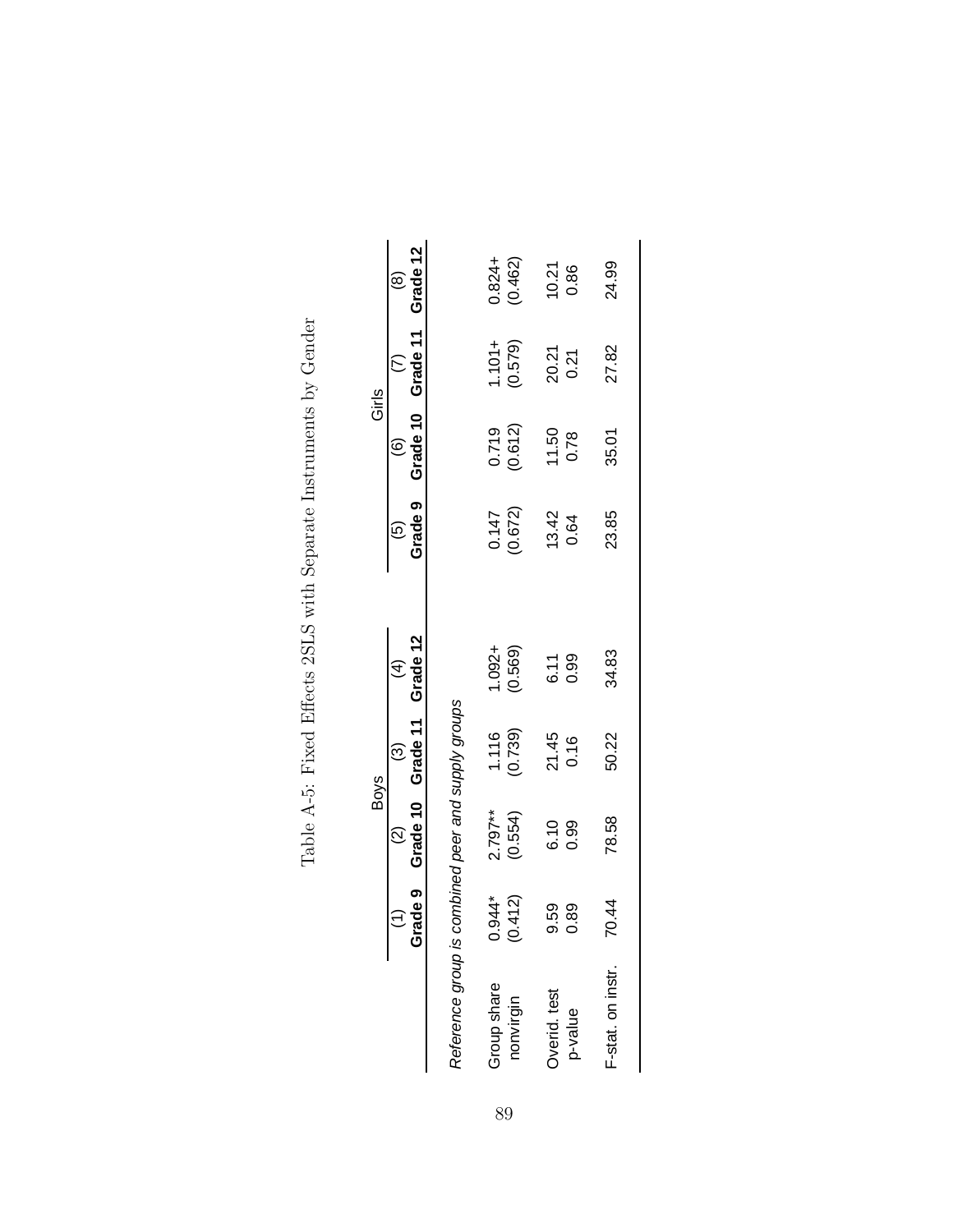Table A-5: Fixed Effects 2SLS with Separate Instruments by Gender

| | Boys | | | | Girls | | | |
|---|---|---|---|---|---|---|---|---|
| | (1) | (2) | (3) | (4) | (5) | (6) | (7) | (8) |
| | **Grade 9** | **Grade 10** | **Grade 11** | **Grade 12** | **Grade 9** | **Grade 10** | **Grade 11** | **Grade 12** |
| *Reference group is combined peer and supply groups* | | | | | | | | |
| Group share | 0.944* | 2.797** | 1.116 | 1.092+ | 0.147 | 0.719 | 1.101+ | 0.824+ |
| nonvirgin | (0.412) | (0.554) | (0.739) | (0.569) | (0.672) | (0.612) | (0.579) | (0.462) |
| Overid. test | 9.59 | 6.10 | 21.45 | 6.11 | 13.42 | 11.50 | 20.21 | 10.21 |
| p-value | 0.89 | 0.99 | 0.16 | 0.99 | 0.64 | 0.78 | 0.21 | 0.86 |
| F-stat. on instr. | 70.44 | 78.58 | 50.22 | 34.83 | 23.85 | 35.01 | 27.82 | 24.99 |